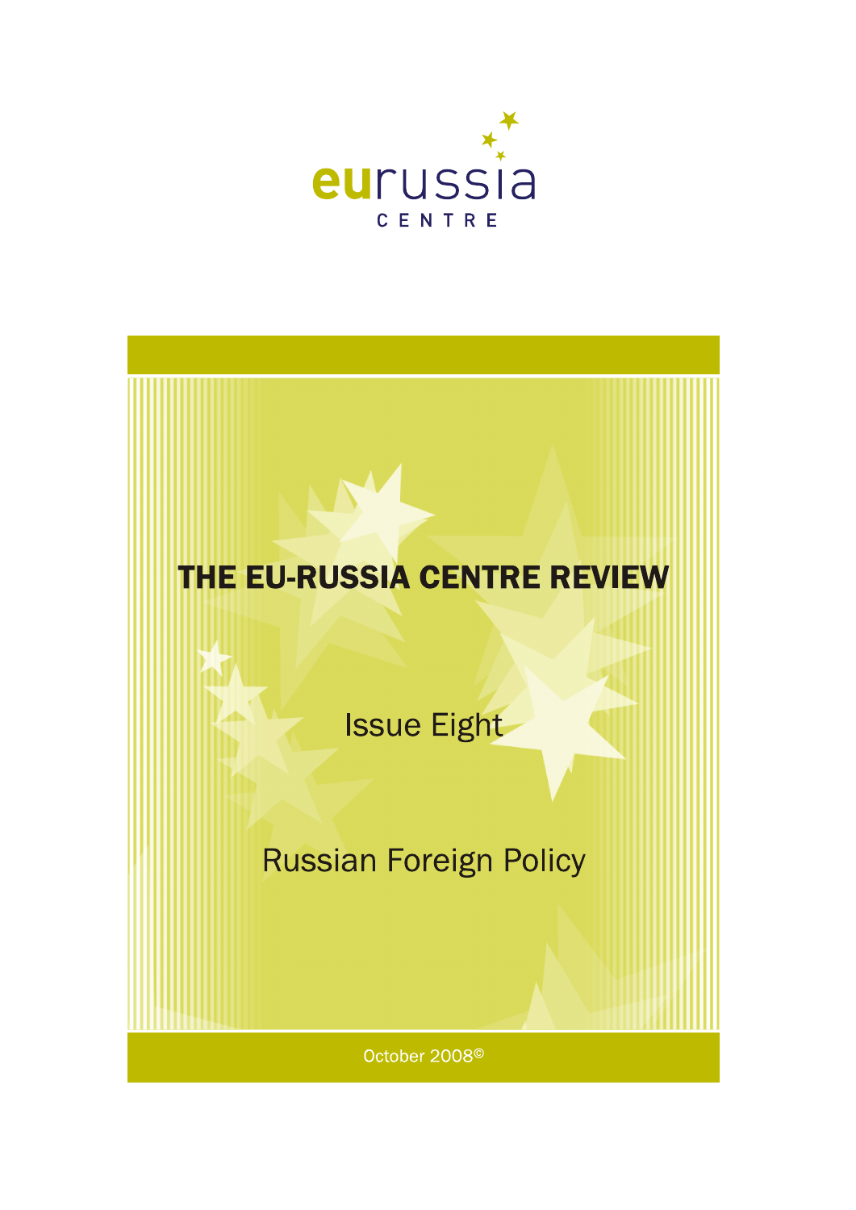eurussia

CENTRE

# THE EU-RUSSIA CENTRE REVIEW

## Issue Eight

## Russian Foreign Policy

October 2008©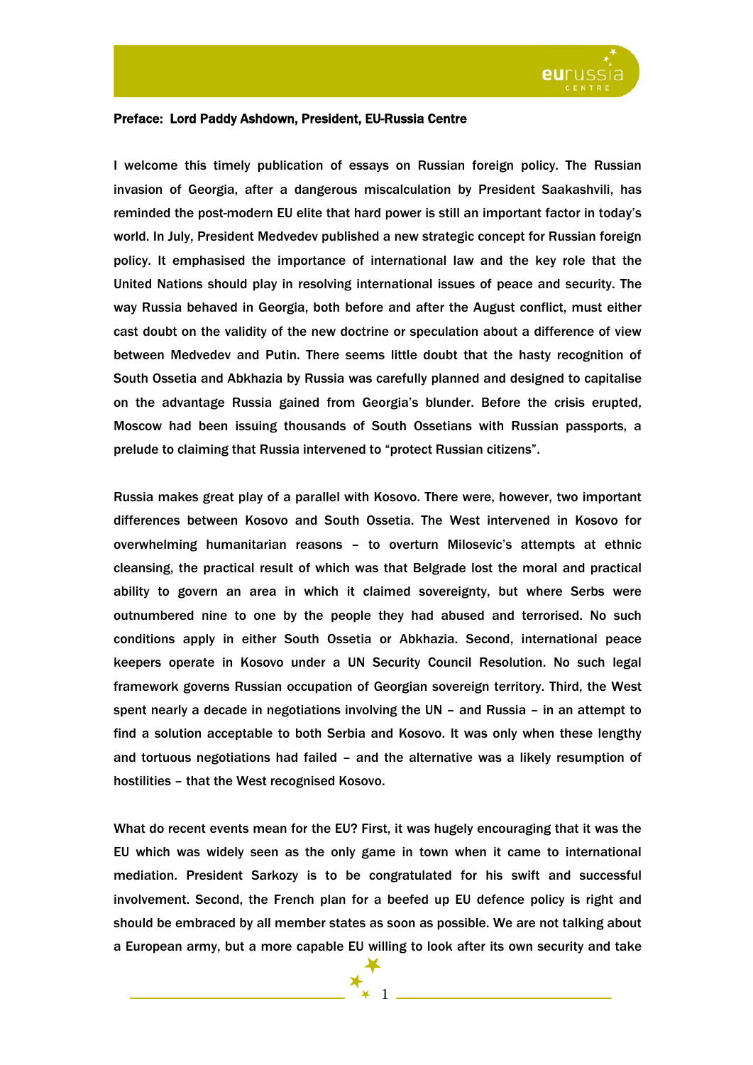**Preface: Lord Paddy Ashdown, President, EU-Russia Centre**

I welcome this timely publication of essays on Russian foreign policy. The Russian invasion of Georgia, after a dangerous miscalculation by President Saakashvili, has reminded the post-modern EU elite that hard power is still an important factor in today's world. In July, President Medvedev published a new strategic concept for Russian foreign policy. It emphasised the importance of international law and the key role that the United Nations should play in resolving international issues of peace and security. The way Russia behaved in Georgia, both before and after the August conflict, must either cast doubt on the validity of the new doctrine or speculation about a difference of view between Medvedev and Putin. There seems little doubt that the hasty recognition of South Ossetia and Abkhazia by Russia was carefully planned and designed to capitalise on the advantage Russia gained from Georgia's blunder. Before the crisis erupted, Moscow had been issuing thousands of South Ossetians with Russian passports, a prelude to claiming that Russia intervened to "protect Russian citizens".

Russia makes great play of a parallel with Kosovo. There were, however, two important differences between Kosovo and South Ossetia. The West intervened in Kosovo for overwhelming humanitarian reasons – to overturn Milosevic's attempts at ethnic cleansing, the practical result of which was that Belgrade lost the moral and practical ability to govern an area in which it claimed sovereignty, but where Serbs were outnumbered nine to one by the people they had abused and terrorised. No such conditions apply in either South Ossetia or Abkhazia. Second, international peace keepers operate in Kosovo under a UN Security Council Resolution. No such legal framework governs Russian occupation of Georgian sovereign territory. Third, the West spent nearly a decade in negotiations involving the UN – and Russia – in an attempt to find a solution acceptable to both Serbia and Kosovo. It was only when these lengthy and tortuous negotiations had failed – and the alternative was a likely resumption of hostilities – that the West recognised Kosovo.

What do recent events mean for the EU? First, it was hugely encouraging that it was the EU which was widely seen as the only game in town when it came to international mediation. President Sarkozy is to be congratulated for his swift and successful involvement. Second, the French plan for a beefed up EU defence policy is right and should be embraced by all member states as soon as possible. We are not talking about a European army, but a more capable EU willing to look after its own security and take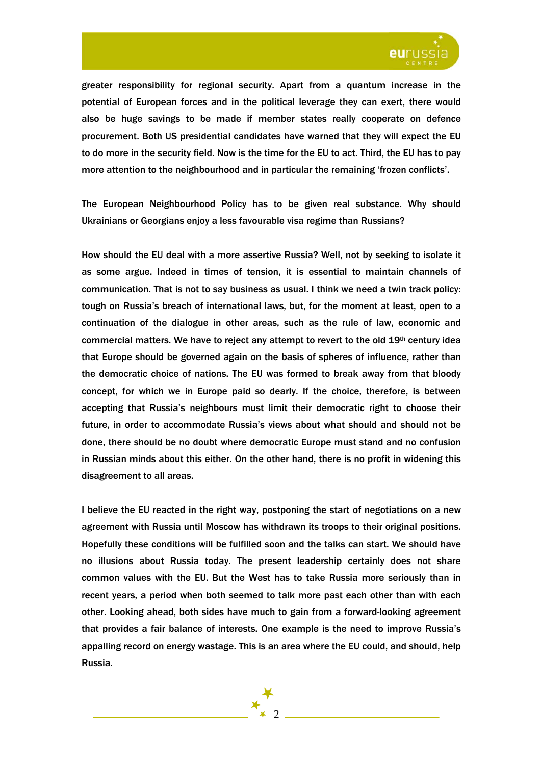greater responsibility for regional security. Apart from a quantum increase in the potential of European forces and in the political leverage they can exert, there would also be huge savings to be made if member states really cooperate on defence procurement. Both US presidential candidates have warned that they will expect the EU to do more in the security field. Now is the time for the EU to act. Third, the EU has to pay more attention to the neighbourhood and in particular the remaining 'frozen conflicts'.

The European Neighbourhood Policy has to be given real substance. Why should Ukrainians or Georgians enjoy a less favourable visa regime than Russians?

How should the EU deal with a more assertive Russia? Well, not by seeking to isolate it as some argue. Indeed in times of tension, it is essential to maintain channels of communication. That is not to say business as usual. I think we need a twin track policy: tough on Russia's breach of international laws, but, for the moment at least, open to a continuation of the dialogue in other areas, such as the rule of law, economic and commercial matters. We have to reject any attempt to revert to the old 19th century idea that Europe should be governed again on the basis of spheres of influence, rather than the democratic choice of nations. The EU was formed to break away from that bloody concept, for which we in Europe paid so dearly. If the choice, therefore, is between accepting that Russia's neighbours must limit their democratic right to choose their future, in order to accommodate Russia's views about what should and should not be done, there should be no doubt where democratic Europe must stand and no confusion in Russian minds about this either. On the other hand, there is no profit in widening this disagreement to all areas.

I believe the EU reacted in the right way, postponing the start of negotiations on a new agreement with Russia until Moscow has withdrawn its troops to their original positions. Hopefully these conditions will be fulfilled soon and the talks can start. We should have no illusions about Russia today. The present leadership certainly does not share common values with the EU. But the West has to take Russia more seriously than in recent years, a period when both seemed to talk more past each other than with each other. Looking ahead, both sides have much to gain from a forward-looking agreement that provides a fair balance of interests. One example is the need to improve Russia's appalling record on energy wastage. This is an area where the EU could, and should, help Russia.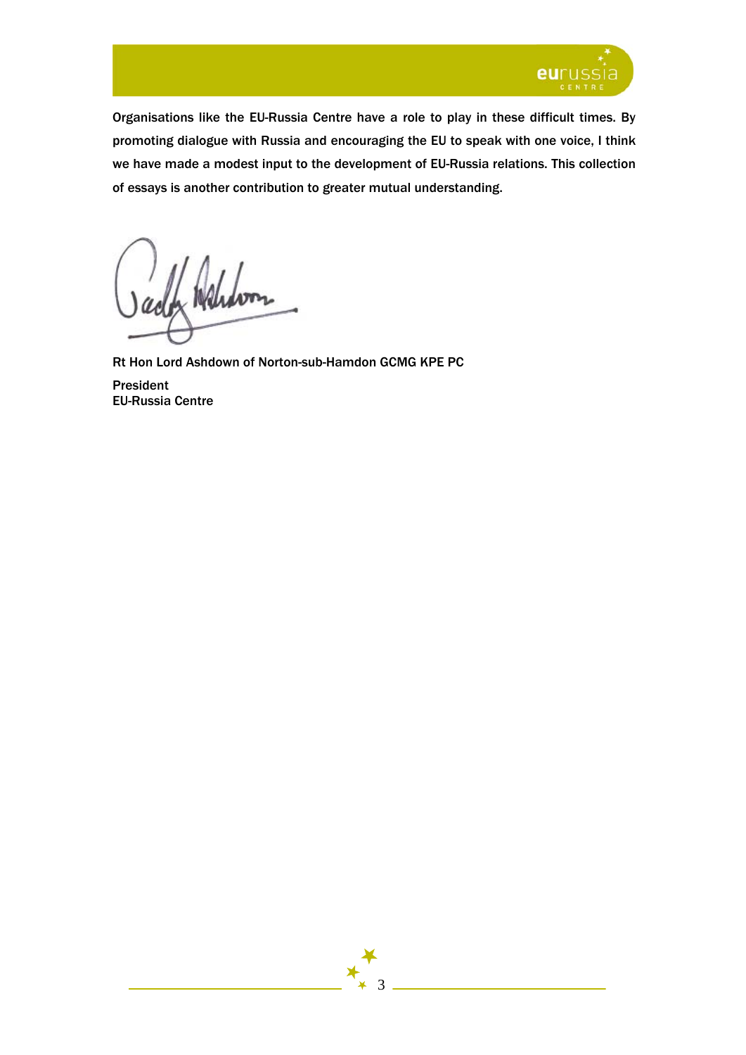Organisations like the EU-Russia Centre have a role to play in these difficult times. By promoting dialogue with Russia and encouraging the EU to speak with one voice, I think we have made a modest input to the development of EU-Russia relations. This collection of essays is another contribution to greater mutual understanding.

Rt Hon Lord Ashdown of Norton-sub-Hamdon GCMG KPE PC

President
EU-Russia Centre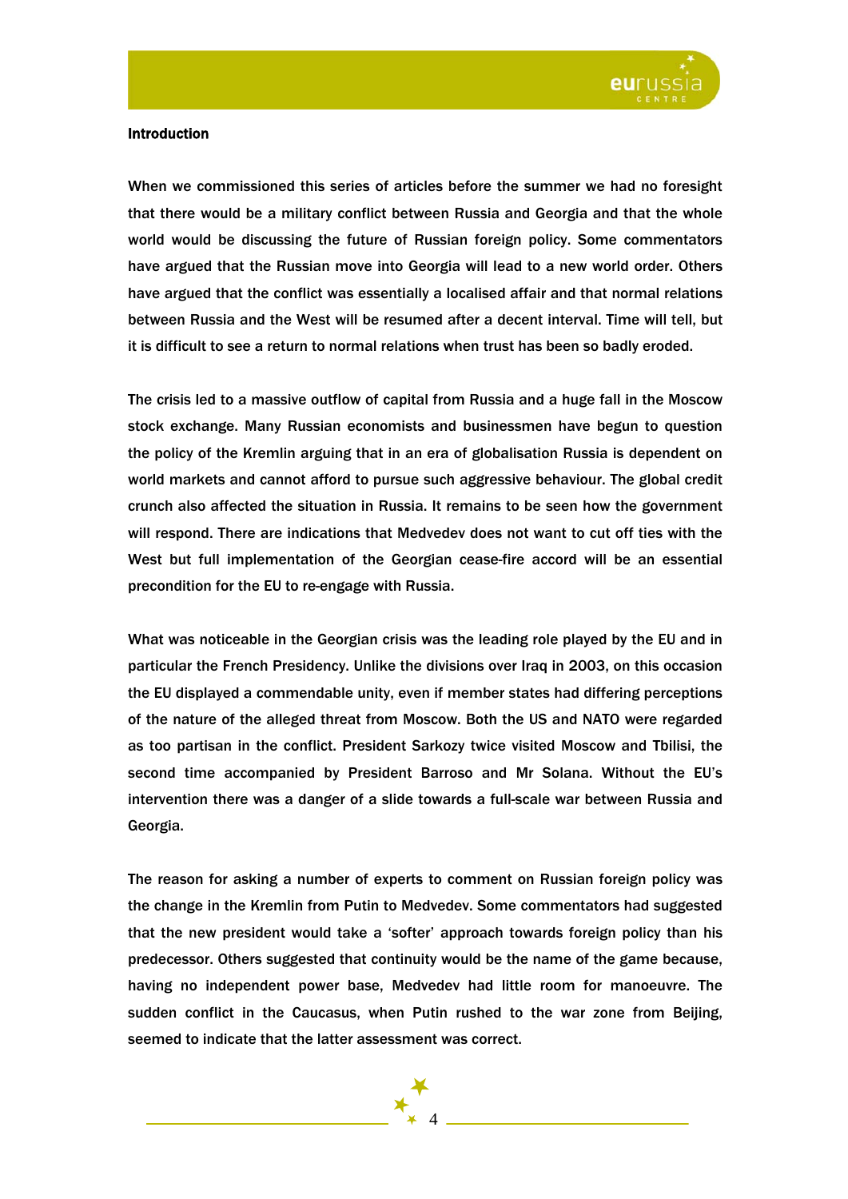## Introduction

When we commissioned this series of articles before the summer we had no foresight that there would be a military conflict between Russia and Georgia and that the whole world would be discussing the future of Russian foreign policy. Some commentators have argued that the Russian move into Georgia will lead to a new world order. Others have argued that the conflict was essentially a localised affair and that normal relations between Russia and the West will be resumed after a decent interval. Time will tell, but it is difficult to see a return to normal relations when trust has been so badly eroded.

The crisis led to a massive outflow of capital from Russia and a huge fall in the Moscow stock exchange. Many Russian economists and businessmen have begun to question the policy of the Kremlin arguing that in an era of globalisation Russia is dependent on world markets and cannot afford to pursue such aggressive behaviour. The global credit crunch also affected the situation in Russia. It remains to be seen how the government will respond. There are indications that Medvedev does not want to cut off ties with the West but full implementation of the Georgian cease-fire accord will be an essential precondition for the EU to re-engage with Russia.

What was noticeable in the Georgian crisis was the leading role played by the EU and in particular the French Presidency. Unlike the divisions over Iraq in 2003, on this occasion the EU displayed a commendable unity, even if member states had differing perceptions of the nature of the alleged threat from Moscow. Both the US and NATO were regarded as too partisan in the conflict. President Sarkozy twice visited Moscow and Tbilisi, the second time accompanied by President Barroso and Mr Solana. Without the EU's intervention there was a danger of a slide towards a full-scale war between Russia and Georgia.

The reason for asking a number of experts to comment on Russian foreign policy was the change in the Kremlin from Putin to Medvedev. Some commentators had suggested that the new president would take a 'softer' approach towards foreign policy than his predecessor. Others suggested that continuity would be the name of the game because, having no independent power base, Medvedev had little room for manoeuvre. The sudden conflict in the Caucasus, when Putin rushed to the war zone from Beijing, seemed to indicate that the latter assessment was correct.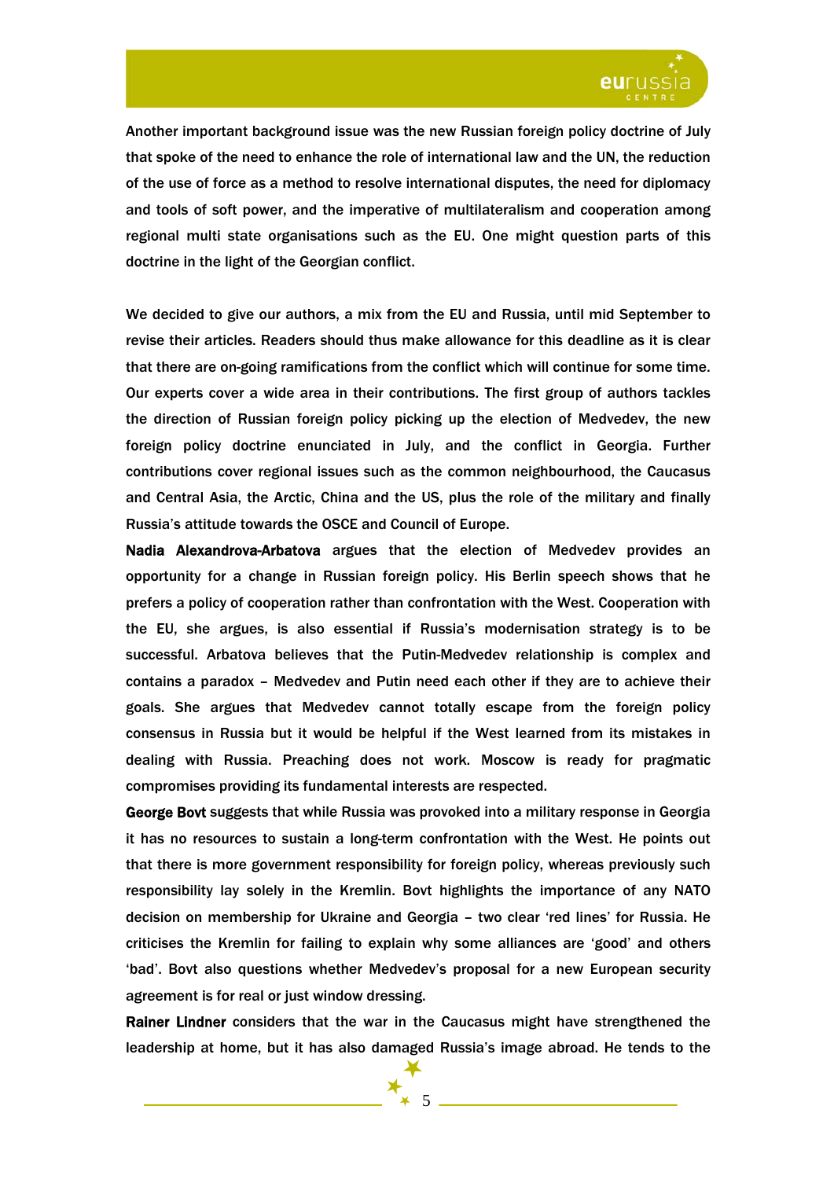Another important background issue was the new Russian foreign policy doctrine of July that spoke of the need to enhance the role of international law and the UN, the reduction of the use of force as a method to resolve international disputes, the need for diplomacy and tools of soft power, and the imperative of multilateralism and cooperation among regional multi state organisations such as the EU. One might question parts of this doctrine in the light of the Georgian conflict.

We decided to give our authors, a mix from the EU and Russia, until mid September to revise their articles. Readers should thus make allowance for this deadline as it is clear that there are on-going ramifications from the conflict which will continue for some time. Our experts cover a wide area in their contributions. The first group of authors tackles the direction of Russian foreign policy picking up the election of Medvedev, the new foreign policy doctrine enunciated in July, and the conflict in Georgia. Further contributions cover regional issues such as the common neighbourhood, the Caucasus and Central Asia, the Arctic, China and the US, plus the role of the military and finally Russia's attitude towards the OSCE and Council of Europe.

**Nadia Alexandrova-Arbatova** argues that the election of Medvedev provides an opportunity for a change in Russian foreign policy. His Berlin speech shows that he prefers a policy of cooperation rather than confrontation with the West. Cooperation with the EU, she argues, is also essential if Russia's modernisation strategy is to be successful. Arbatova believes that the Putin-Medvedev relationship is complex and contains a paradox – Medvedev and Putin need each other if they are to achieve their goals. She argues that Medvedev cannot totally escape from the foreign policy consensus in Russia but it would be helpful if the West learned from its mistakes in dealing with Russia. Preaching does not work. Moscow is ready for pragmatic compromises providing its fundamental interests are respected.

**George Bovt** suggests that while Russia was provoked into a military response in Georgia it has no resources to sustain a long-term confrontation with the West. He points out that there is more government responsibility for foreign policy, whereas previously such responsibility lay solely in the Kremlin. Bovt highlights the importance of any NATO decision on membership for Ukraine and Georgia – two clear 'red lines' for Russia. He criticises the Kremlin for failing to explain why some alliances are 'good' and others 'bad'. Bovt also questions whether Medvedev's proposal for a new European security agreement is for real or just window dressing.

**Rainer Lindner** considers that the war in the Caucasus might have strengthened the leadership at home, but it has also damaged Russia's image abroad. He tends to the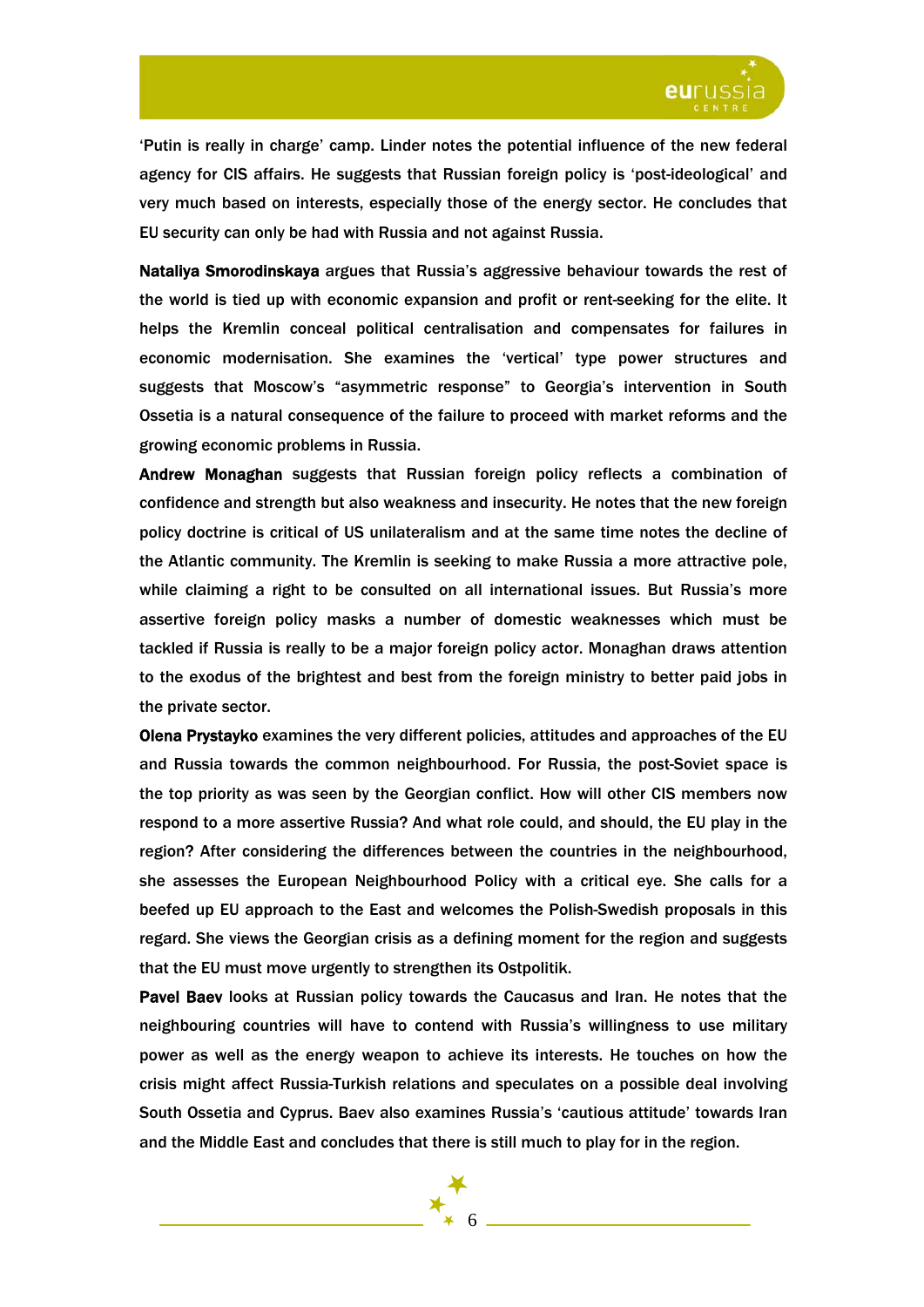'Putin is really in charge' camp. Linder notes the potential influence of the new federal agency for CIS affairs. He suggests that Russian foreign policy is 'post-ideological' and very much based on interests, especially those of the energy sector. He concludes that EU security can only be had with Russia and not against Russia.

**Nataliya Smorodinskaya** argues that Russia's aggressive behaviour towards the rest of the world is tied up with economic expansion and profit or rent-seeking for the elite. It helps the Kremlin conceal political centralisation and compensates for failures in economic modernisation. She examines the 'vertical' type power structures and suggests that Moscow's "asymmetric response" to Georgia's intervention in South Ossetia is a natural consequence of the failure to proceed with market reforms and the growing economic problems in Russia.

**Andrew Monaghan** suggests that Russian foreign policy reflects a combination of confidence and strength but also weakness and insecurity. He notes that the new foreign policy doctrine is critical of US unilateralism and at the same time notes the decline of the Atlantic community. The Kremlin is seeking to make Russia a more attractive pole, while claiming a right to be consulted on all international issues. But Russia's more assertive foreign policy masks a number of domestic weaknesses which must be tackled if Russia is really to be a major foreign policy actor. Monaghan draws attention to the exodus of the brightest and best from the foreign ministry to better paid jobs in the private sector.

**Olena Prystayko** examines the very different policies, attitudes and approaches of the EU and Russia towards the common neighbourhood. For Russia, the post-Soviet space is the top priority as was seen by the Georgian conflict. How will other CIS members now respond to a more assertive Russia? And what role could, and should, the EU play in the region? After considering the differences between the countries in the neighbourhood, she assesses the European Neighbourhood Policy with a critical eye. She calls for a beefed up EU approach to the East and welcomes the Polish-Swedish proposals in this regard. She views the Georgian crisis as a defining moment for the region and suggests that the EU must move urgently to strengthen its Ostpolitik.

**Pavel Baev** looks at Russian policy towards the Caucasus and Iran. He notes that the neighbouring countries will have to contend with Russia's willingness to use military power as well as the energy weapon to achieve its interests. He touches on how the crisis might affect Russia-Turkish relations and speculates on a possible deal involving South Ossetia and Cyprus. Baev also examines Russia's 'cautious attitude' towards Iran and the Middle East and concludes that there is still much to play for in the region.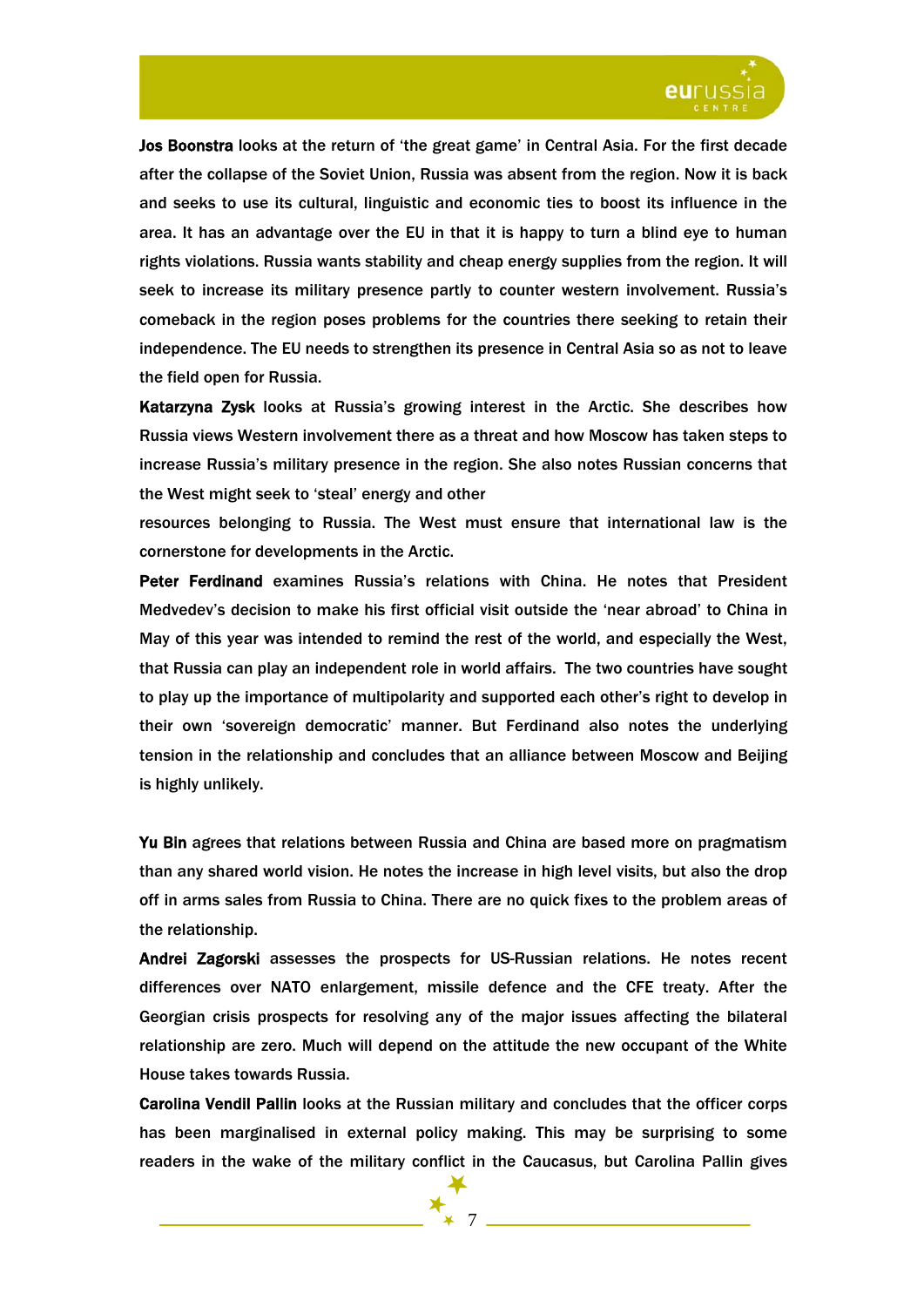**Jos Boonstra** looks at the return of 'the great game' in Central Asia. For the first decade after the collapse of the Soviet Union, Russia was absent from the region. Now it is back and seeks to use its cultural, linguistic and economic ties to boost its influence in the area. It has an advantage over the EU in that it is happy to turn a blind eye to human rights violations. Russia wants stability and cheap energy supplies from the region. It will seek to increase its military presence partly to counter western involvement. Russia's comeback in the region poses problems for the countries there seeking to retain their independence. The EU needs to strengthen its presence in Central Asia so as not to leave the field open for Russia.

**Katarzyna Zysk** looks at Russia's growing interest in the Arctic. She describes how Russia views Western involvement there as a threat and how Moscow has taken steps to increase Russia's military presence in the region. She also notes Russian concerns that the West might seek to 'steal' energy and other resources belonging to Russia. The West must ensure that international law is the cornerstone for developments in the Arctic.

**Peter Ferdinand** examines Russia's relations with China. He notes that President Medvedev's decision to make his first official visit outside the 'near abroad' to China in May of this year was intended to remind the rest of the world, and especially the West, that Russia can play an independent role in world affairs. The two countries have sought to play up the importance of multipolarity and supported each other's right to develop in their own 'sovereign democratic' manner. But Ferdinand also notes the underlying tension in the relationship and concludes that an alliance between Moscow and Beijing is highly unlikely.

**Yu Bin** agrees that relations between Russia and China are based more on pragmatism than any shared world vision. He notes the increase in high level visits, but also the drop off in arms sales from Russia to China. There are no quick fixes to the problem areas of the relationship.

**Andrei Zagorski** assesses the prospects for US-Russian relations. He notes recent differences over NATO enlargement, missile defence and the CFE treaty. After the Georgian crisis prospects for resolving any of the major issues affecting the bilateral relationship are zero. Much will depend on the attitude the new occupant of the White House takes towards Russia.

**Carolina Vendil Pallin** looks at the Russian military and concludes that the officer corps has been marginalised in external policy making. This may be surprising to some readers in the wake of the military conflict in the Caucasus, but Carolina Pallin gives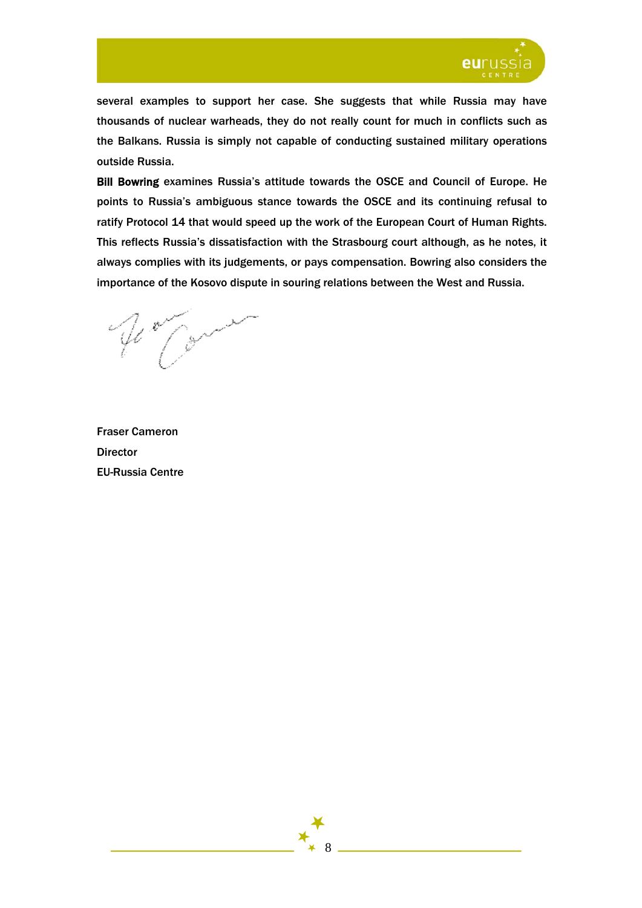several examples to support her case. She suggests that while Russia may have thousands of nuclear warheads, they do not really count for much in conflicts such as the Balkans. Russia is simply not capable of conducting sustained military operations outside Russia.

**Bill Bowring** examines Russia's attitude towards the OSCE and Council of Europe. He points to Russia's ambiguous stance towards the OSCE and its continuing refusal to ratify Protocol 14 that would speed up the work of the European Court of Human Rights. This reflects Russia's dissatisfaction with the Strasbourg court although, as he notes, it always complies with its judgements, or pays compensation. Bowring also considers the importance of the Kosovo dispute in souring relations between the West and Russia.

Fraser Cameron
Director
EU-Russia Centre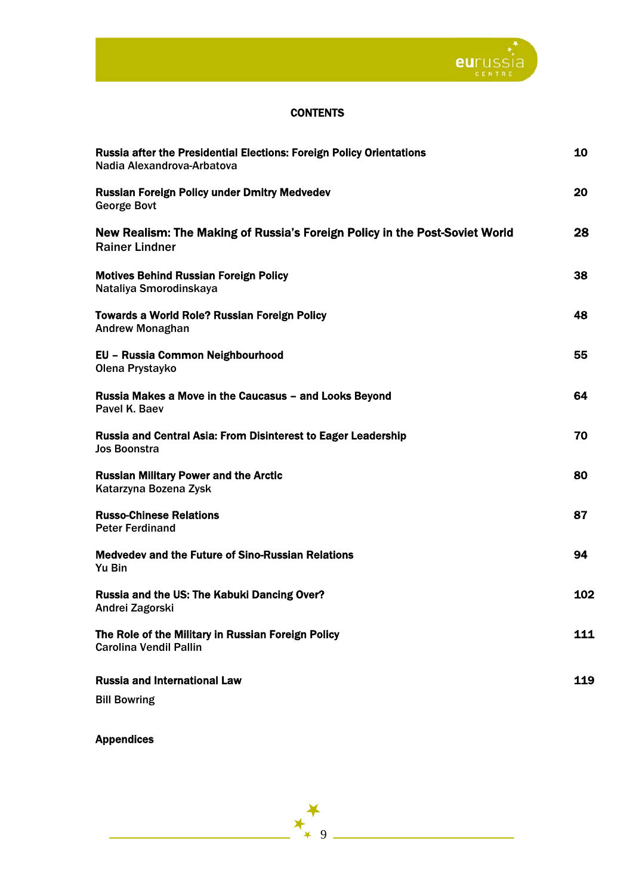## CONTENTS

| | |
|---|---|
| **Russia after the Presidential Elections: Foreign Policy Orientations**<br>Nadia Alexandrova-Arbatova | 10 |
| **Russian Foreign Policy under Dmitry Medvedev**<br>George Bovt | 20 |
| **New Realism: The Making of Russia's Foreign Policy in the Post-Soviet World**<br>Rainer Lindner | 28 |
| **Motives Behind Russian Foreign Policy**<br>Nataliya Smorodinskaya | 38 |
| **Towards a World Role? Russian Foreign Policy**<br>Andrew Monaghan | 48 |
| **EU – Russia Common Neighbourhood**<br>Olena Prystayko | 55 |
| **Russia Makes a Move in the Caucasus – and Looks Beyond**<br>Pavel K. Baev | 64 |
| **Russia and Central Asia: From Disinterest to Eager Leadership**<br>Jos Boonstra | 70 |
| **Russian Military Power and the Arctic**<br>Katarzyna Bozena Zysk | 80 |
| **Russo-Chinese Relations**<br>Peter Ferdinand | 87 |
| **Medvedev and the Future of Sino-Russian Relations**<br>Yu Bin | 94 |
| **Russia and the US: The Kabuki Dancing Over?**<br>Andrei Zagorski | 102 |
| **The Role of the Military in Russian Foreign Policy**<br>Carolina Vendil Pallin | 111 |
| **Russia and International Law**<br>Bill Bowring | 119 |

**Appendices**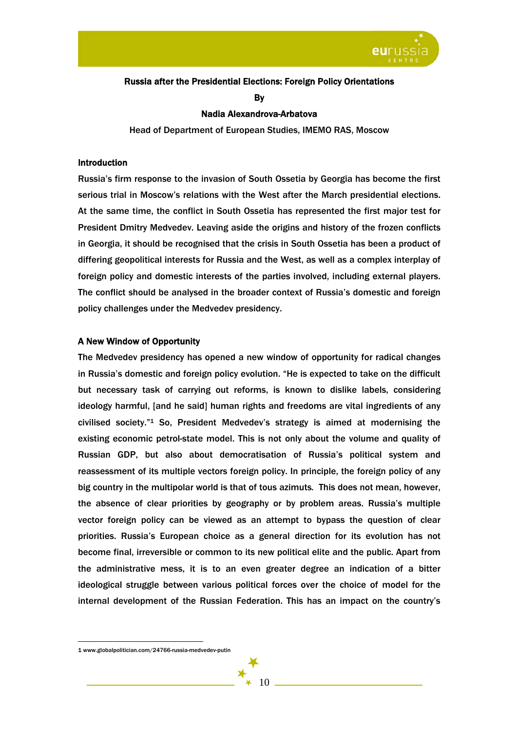## Russia after the Presidential Elections: Foreign Policy Orientations

**By**

**Nadia Alexandrova-Arbatova**

Head of Department of European Studies, IMEMO RAS, Moscow

### Introduction

Russia's firm response to the invasion of South Ossetia by Georgia has become the first serious trial in Moscow's relations with the West after the March presidential elections. At the same time, the conflict in South Ossetia has represented the first major test for President Dmitry Medvedev. Leaving aside the origins and history of the frozen conflicts in Georgia, it should be recognised that the crisis in South Ossetia has been a product of differing geopolitical interests for Russia and the West, as well as a complex interplay of foreign policy and domestic interests of the parties involved, including external players. The conflict should be analysed in the broader context of Russia's domestic and foreign policy challenges under the Medvedev presidency.

### A New Window of Opportunity

The Medvedev presidency has opened a new window of opportunity for radical changes in Russia's domestic and foreign policy evolution. "He is expected to take on the difficult but necessary task of carrying out reforms, is known to dislike labels, considering ideology harmful, [and he said] human rights and freedoms are vital ingredients of any civilised society."[1] So, President Medvedev's strategy is aimed at modernising the existing economic petrol-state model. This is not only about the volume and quality of Russian GDP, but also about democratisation of Russia's political system and reassessment of its multiple vectors foreign policy. In principle, the foreign policy of any big country in the multipolar world is that of *tous azimuts.* This does not mean, however, the absence of clear priorities by geography or by problem areas. Russia's multiple vector foreign policy can be viewed as an attempt to bypass the question of clear priorities. Russia's European choice as a general direction for its evolution has not become final, irreversible or common to its new political elite and the public. Apart from the administrative mess, it is to an even greater degree an indication of a bitter ideological struggle between various political forces over the choice of model for the internal development of the Russian Federation. This has an impact on the country's

---

1 www.globalpolitician.com/24766-russia-medvedev-putin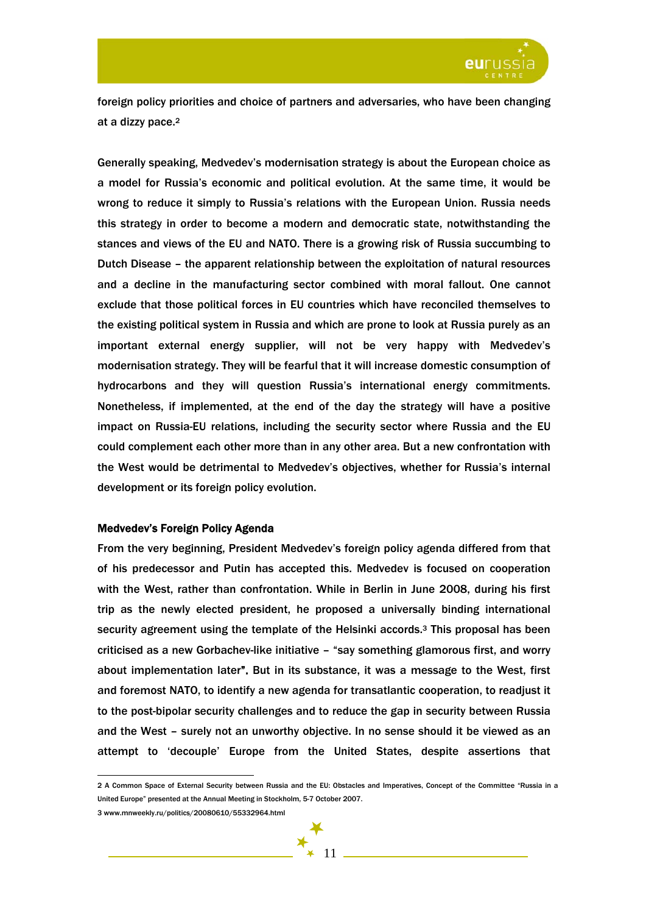foreign policy priorities and choice of partners and adversaries, who have been changing at a dizzy pace.[2]

Generally speaking, Medvedev's modernisation strategy is about the European choice as a model for Russia's economic and political evolution. At the same time, it would be wrong to reduce it simply to Russia's relations with the European Union. Russia needs this strategy in order to become a modern and democratic state, notwithstanding the stances and views of the EU and NATO. There is a growing risk of Russia succumbing to Dutch Disease – the apparent relationship between the exploitation of natural resources and a decline in the manufacturing sector combined with moral fallout. One cannot exclude that those political forces in EU countries which have reconciled themselves to the existing political system in Russia and which are prone to look at Russia purely as an important external energy supplier, will not be very happy with Medvedev's modernisation strategy. They will be fearful that it will increase domestic consumption of hydrocarbons and they will question Russia's international energy commitments. Nonetheless, if implemented, at the end of the day the strategy will have a positive impact on Russia-EU relations, including the security sector where Russia and the EU could complement each other more than in any other area. But a new confrontation with the West would be detrimental to Medvedev's objectives, whether for Russia's internal development or its foreign policy evolution.

### Medvedev's Foreign Policy Agenda

From the very beginning, President Medvedev's foreign policy agenda differed from that of his predecessor and Putin has accepted this. Medvedev is focused on cooperation with the West, rather than confrontation. While in Berlin in June 2008, during his first trip as the newly elected president, he proposed a universally binding international security agreement using the template of the Helsinki accords.[3] This proposal has been criticised as a new Gorbachev-like initiative – "say something glamorous first, and worry about implementation later". But in its substance, it was a message to the West, first and foremost NATO, to identify a new agenda for transatlantic cooperation, to readjust it to the post-bipolar security challenges and to reduce the gap in security between Russia and the West – surely not an unworthy objective. In no sense should it be viewed as an attempt to 'decouple' Europe from the United States, despite assertions that

---

2 A Common Space of External Security between Russia and the EU: Obstacles and Imperatives, Concept of the Committee "Russia in a United Europe" presented at the Annual Meeting in Stockholm, 5-7 October 2007.

3 www.mnweekly.ru/politics/20080610/55332964.html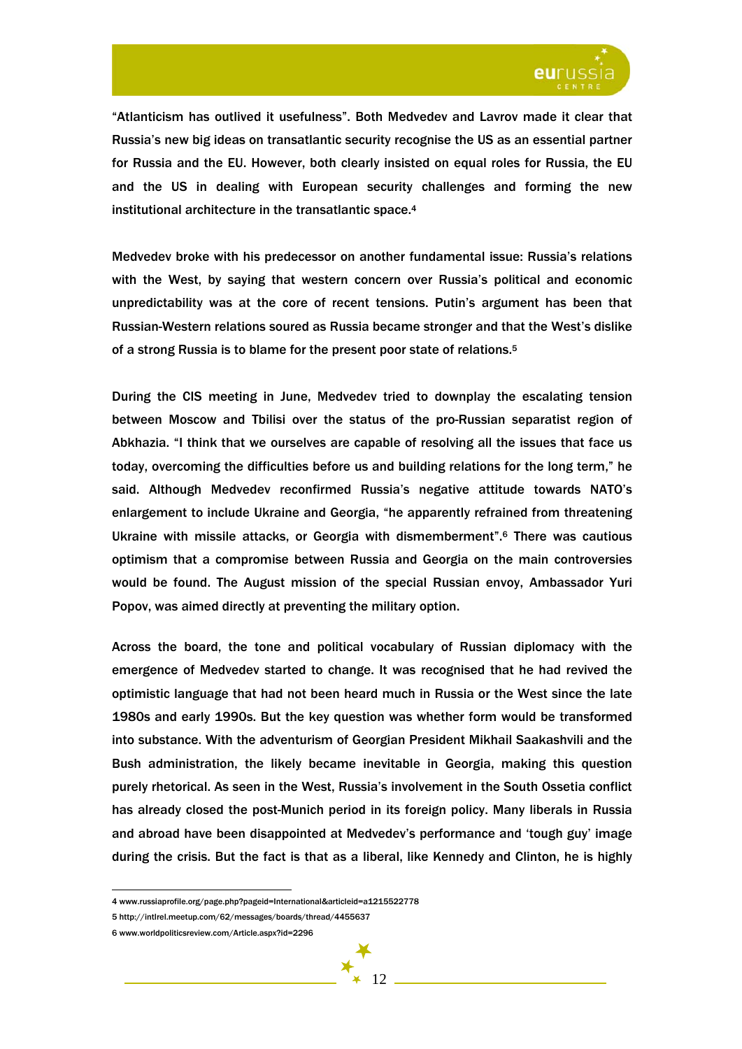"Atlanticism has outlived it usefulness". Both Medvedev and Lavrov made it clear that Russia's new big ideas on transatlantic security recognise the US as an essential partner for Russia and the EU. However, both clearly insisted on equal roles for Russia, the EU and the US in dealing with European security challenges and forming the new institutional architecture in the transatlantic space.[4]

Medvedev broke with his predecessor on another fundamental issue: Russia's relations with the West, by saying that western concern over Russia's political and economic unpredictability was at the core of recent tensions. Putin's argument has been that Russian-Western relations soured as Russia became stronger and that the West's dislike of a strong Russia is to blame for the present poor state of relations.[5]

During the CIS meeting in June, Medvedev tried to downplay the escalating tension between Moscow and Tbilisi over the status of the pro-Russian separatist region of Abkhazia. "I think that we ourselves are capable of resolving all the issues that face us today, overcoming the difficulties before us and building relations for the long term," he said. Although Medvedev reconfirmed Russia's negative attitude towards NATO's enlargement to include Ukraine and Georgia, "he apparently refrained from threatening Ukraine with missile attacks, or Georgia with dismemberment".[6] There was cautious optimism that a compromise between Russia and Georgia on the main controversies would be found. The August mission of the special Russian envoy, Ambassador Yuri Popov, was aimed directly at preventing the military option.

Across the board, the tone and political vocabulary of Russian diplomacy with the emergence of Medvedev started to change. It was recognised that he had revived the optimistic language that had not been heard much in Russia or the West since the late 1980s and early 1990s. But the key question was whether form would be transformed into substance. With the adventurism of Georgian President Mikhail Saakashvili and the Bush administration, the likely became inevitable in Georgia, making this question purely rhetorical. As seen in the West, Russia's involvement in the South Ossetia conflict has already closed the post-Munich period in its foreign policy. Many liberals in Russia and abroad have been disappointed at Medvedev's performance and 'tough guy' image during the crisis. But the fact is that as a liberal, like Kennedy and Clinton, he is highly

---

4 www.russiaprofile.org/page.php?pageid=International&articleid=a1215522778

5 http://intlrel.meetup.com/62/messages/boards/thread/4455637

6 www.worldpoliticsreview.com/Article.aspx?id=2296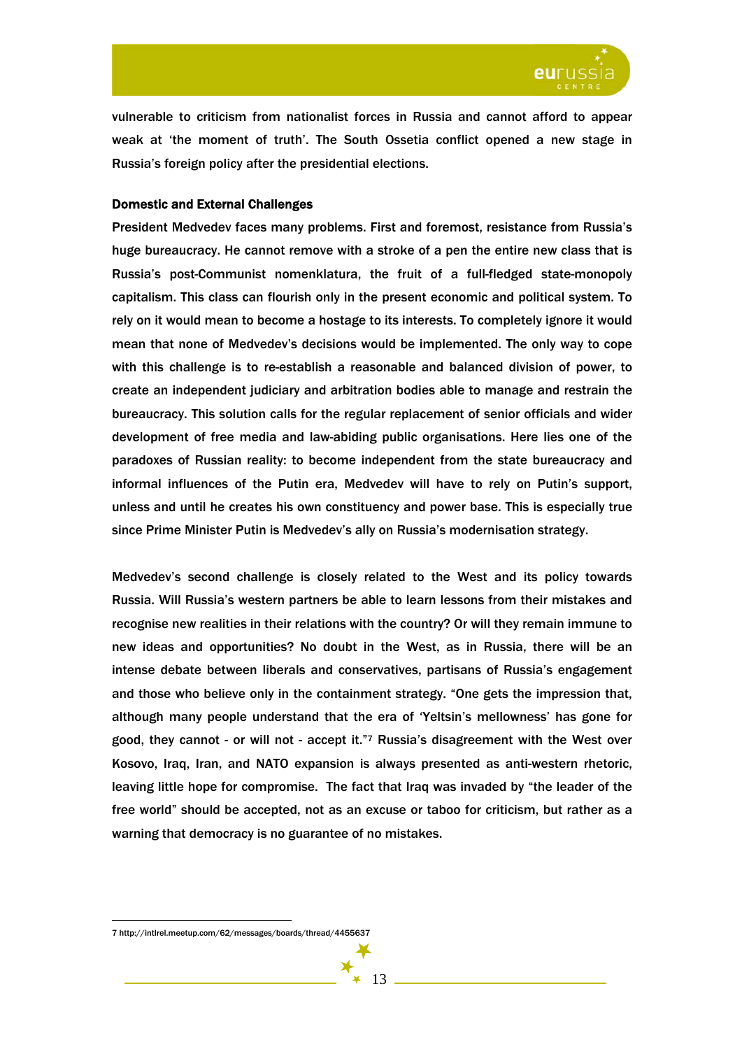vulnerable to criticism from nationalist forces in Russia and cannot afford to appear weak at 'the moment of truth'. The South Ossetia conflict opened a new stage in Russia's foreign policy after the presidential elections.

### Domestic and External Challenges

President Medvedev faces many problems. First and foremost, resistance from Russia's huge bureaucracy. He cannot remove with a stroke of a pen the entire new class that is Russia's post-Communist nomenklatura, the fruit of a full-fledged state-monopoly capitalism. This class can flourish only in the present economic and political system. To rely on it would mean to become a hostage to its interests. To completely ignore it would mean that none of Medvedev's decisions would be implemented. The only way to cope with this challenge is to re-establish a reasonable and balanced division of power, to create an independent judiciary and arbitration bodies able to manage and restrain the bureaucracy. This solution calls for the regular replacement of senior officials and wider development of free media and law-abiding public organisations. Here lies one of the paradoxes of Russian reality: to become independent from the state bureaucracy and informal influences of the Putin era, Medvedev will have to rely on Putin's support, unless and until he creates his own constituency and power base. This is especially true since Prime Minister Putin is Medvedev's ally on Russia's modernisation strategy.

Medvedev's second challenge is closely related to the West and its policy towards Russia. Will Russia's western partners be able to learn lessons from their mistakes and recognise new realities in their relations with the country? Or will they remain immune to new ideas and opportunities? No doubt in the West, as in Russia, there will be an intense debate between liberals and conservatives, partisans of Russia's engagement and those who believe only in the containment strategy. "One gets the impression that, although many people understand that the era of 'Yeltsin's mellowness' has gone for good, they cannot - or will not - accept it."[7] Russia's disagreement with the West over Kosovo, Iraq, Iran, and NATO expansion is always presented as anti-western rhetoric, leaving little hope for compromise. The fact that Iraq was invaded by "the leader of the free world" should be accepted, not as an excuse or taboo for criticism, but rather as a warning that democracy is no guarantee of no mistakes.

---

7 http://intlrel.meetup.com/62/messages/boards/thread/4455637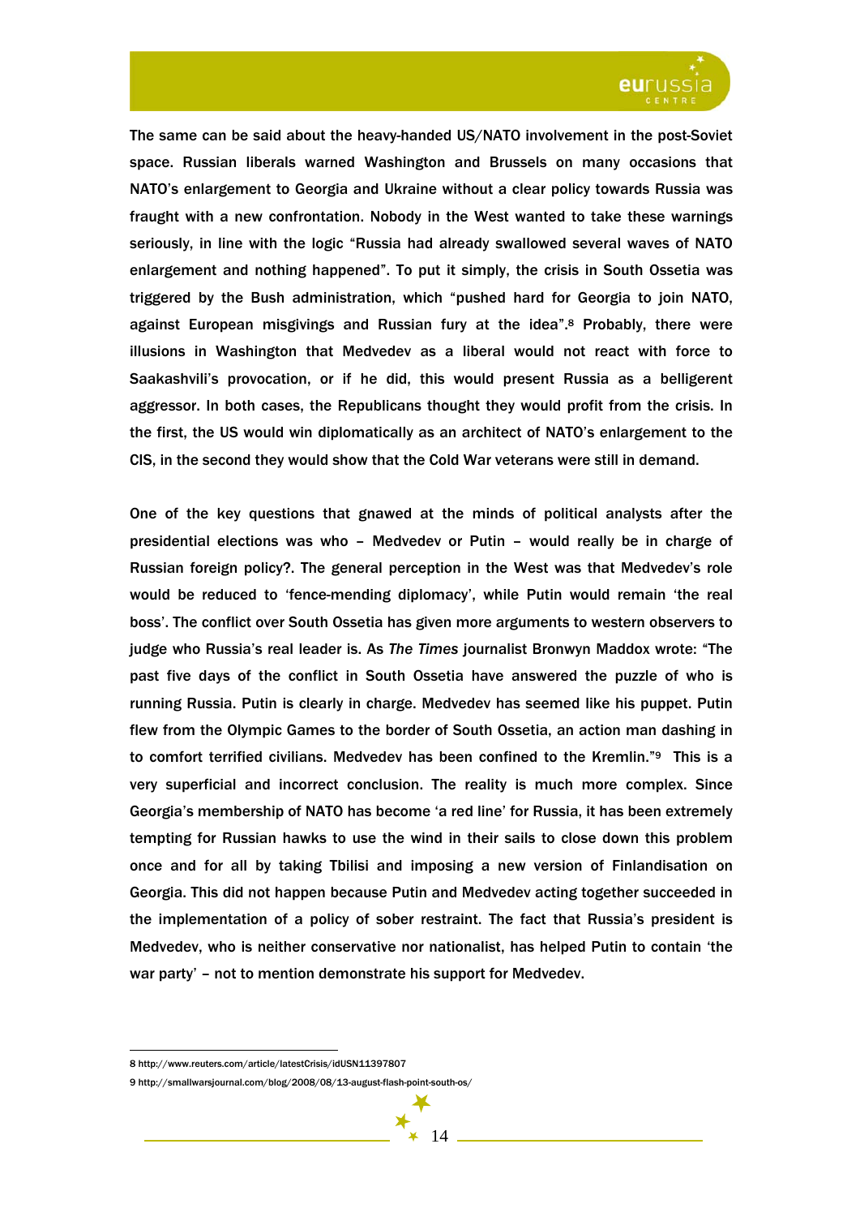The same can be said about the heavy-handed US/NATO involvement in the post-Soviet space. Russian liberals warned Washington and Brussels on many occasions that NATO's enlargement to Georgia and Ukraine without a clear policy towards Russia was fraught with a new confrontation. Nobody in the West wanted to take these warnings seriously, in line with the logic "Russia had already swallowed several waves of NATO enlargement and nothing happened". To put it simply, the crisis in South Ossetia was triggered by the Bush administration, which "pushed hard for Georgia to join NATO, against European misgivings and Russian fury at the idea".[8] Probably, there were illusions in Washington that Medvedev as a liberal would not react with force to Saakashvili's provocation, or if he did, this would present Russia as a belligerent aggressor. In both cases, the Republicans thought they would profit from the crisis. In the first, the US would win diplomatically as an architect of NATO's enlargement to the CIS, in the second they would show that the Cold War veterans were still in demand.

One of the key questions that gnawed at the minds of political analysts after the presidential elections was who – Medvedev or Putin – would really be in charge of Russian foreign policy?. The general perception in the West was that Medvedev's role would be reduced to 'fence-mending diplomacy', while Putin would remain 'the real boss'. The conflict over South Ossetia has given more arguments to western observers to judge who Russia's real leader is. As *The Times* journalist Bronwyn Maddox wrote: "The past five days of the conflict in South Ossetia have answered the puzzle of who is running Russia. Putin is clearly in charge. Medvedev has seemed like his puppet. Putin flew from the Olympic Games to the border of South Ossetia, an action man dashing in to comfort terrified civilians. Medvedev has been confined to the Kremlin."[9] This is a very superficial and incorrect conclusion. The reality is much more complex. Since Georgia's membership of NATO has become 'a red line' for Russia, it has been extremely tempting for Russian hawks to use the wind in their sails to close down this problem once and for all by taking Tbilisi and imposing a new version of Finlandisation on Georgia. This did not happen because Putin and Medvedev acting together succeeded in the implementation of a policy of sober restraint. The fact that Russia's president is Medvedev, who is neither conservative nor nationalist, has helped Putin to contain 'the war party' – not to mention demonstrate his support for Medvedev.

---

8 http://www.reuters.com/article/latestCrisis/idUSN11397807

9 http://smallwarsjournal.com/blog/2008/08/13-august-flash-point-south-os/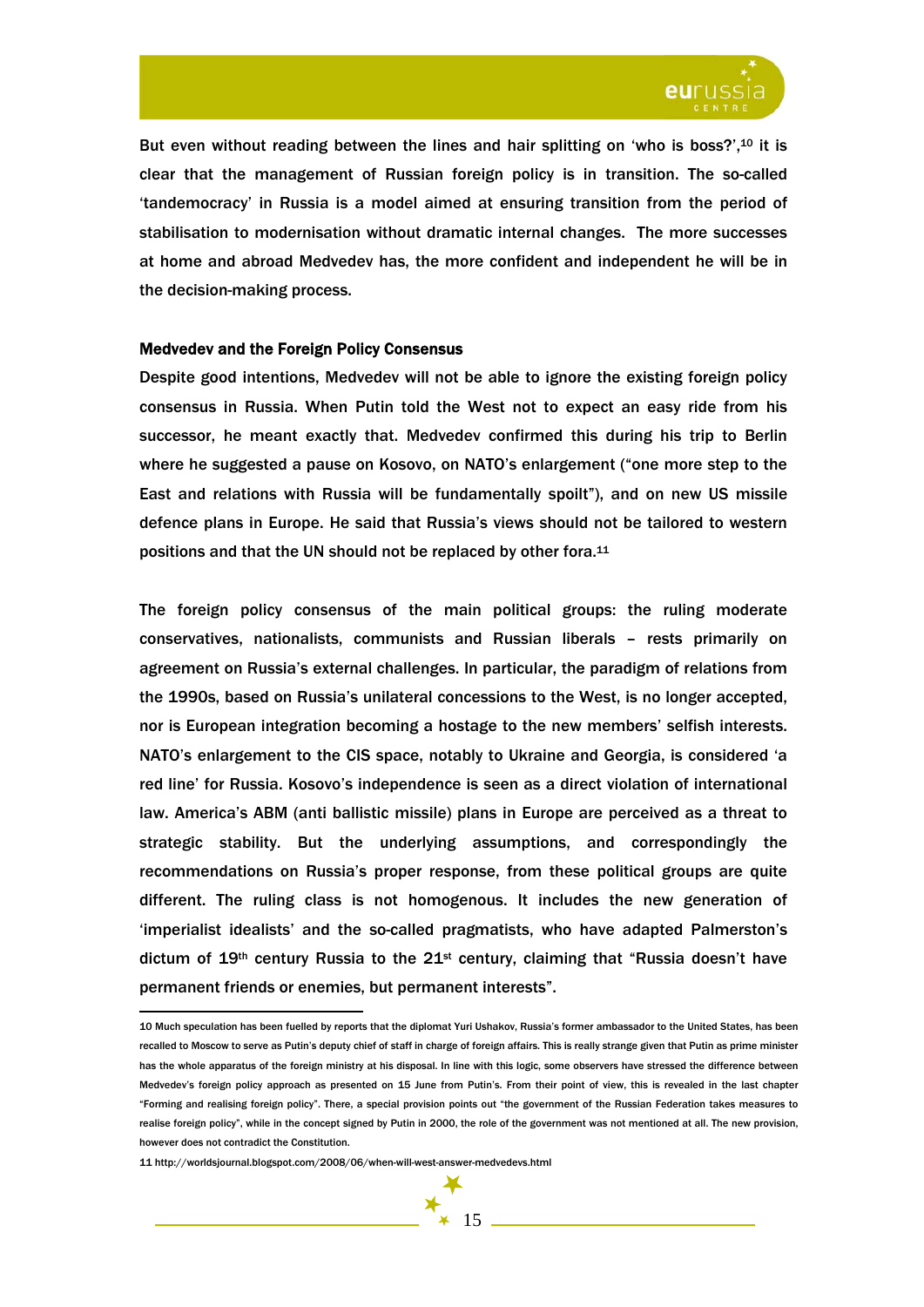But even without reading between the lines and hair splitting on 'who is boss?',[10] it is clear that the management of Russian foreign policy is in transition. The so-called 'tandemocracy' in Russia is a model aimed at ensuring transition from the period of stabilisation to modernisation without dramatic internal changes. The more successes at home and abroad Medvedev has, the more confident and independent he will be in the decision-making process.

### Medvedev and the Foreign Policy Consensus

Despite good intentions, Medvedev will not be able to ignore the existing foreign policy consensus in Russia. When Putin told the West not to expect an easy ride from his successor, he meant exactly that. Medvedev confirmed this during his trip to Berlin where he suggested a pause on Kosovo, on NATO's enlargement ("one more step to the East and relations with Russia will be fundamentally spoilt"), and on new US missile defence plans in Europe. He said that Russia's views should not be tailored to western positions and that the UN should not be replaced by other fora.[11]

The foreign policy consensus of the main political groups: the ruling moderate conservatives, nationalists, communists and Russian liberals – rests primarily on agreement on Russia's external challenges. In particular, the paradigm of relations from the 1990s, based on Russia's unilateral concessions to the West, is no longer accepted, nor is European integration becoming a hostage to the new members' selfish interests. NATO's enlargement to the CIS space, notably to Ukraine and Georgia, is considered 'a red line' for Russia. Kosovo's independence is seen as a direct violation of international law. America's ABM (anti ballistic missile) plans in Europe are perceived as a threat to strategic stability. But the underlying assumptions, and correspondingly the recommendations on Russia's proper response, from these political groups are quite different. The ruling class is not homogenous. It includes the new generation of 'imperialist idealists' and the so-called pragmatists, who have adapted Palmerston's dictum of 19th century Russia to the 21st century, claiming that "Russia doesn't have permanent friends or enemies, but permanent interests".

---

10 Much speculation has been fuelled by reports that the diplomat Yuri Ushakov, Russia's former ambassador to the United States, has been recalled to Moscow to serve as Putin's deputy chief of staff in charge of foreign affairs. This is really strange given that Putin as prime minister has the whole apparatus of the foreign ministry at his disposal. In line with this logic, some observers have stressed the difference between Medvedev's foreign policy approach as presented on 15 June from Putin's. From their point of view, this is revealed in the last chapter "Forming and realising foreign policy". There, a special provision points out "the government of the Russian Federation takes measures to realise foreign policy", while in the concept signed by Putin in 2000, the role of the government was not mentioned at all. The new provision, however does not contradict the Constitution.

11 http://worldsjournal.blogspot.com/2008/06/when-will-west-answer-medvedevs.html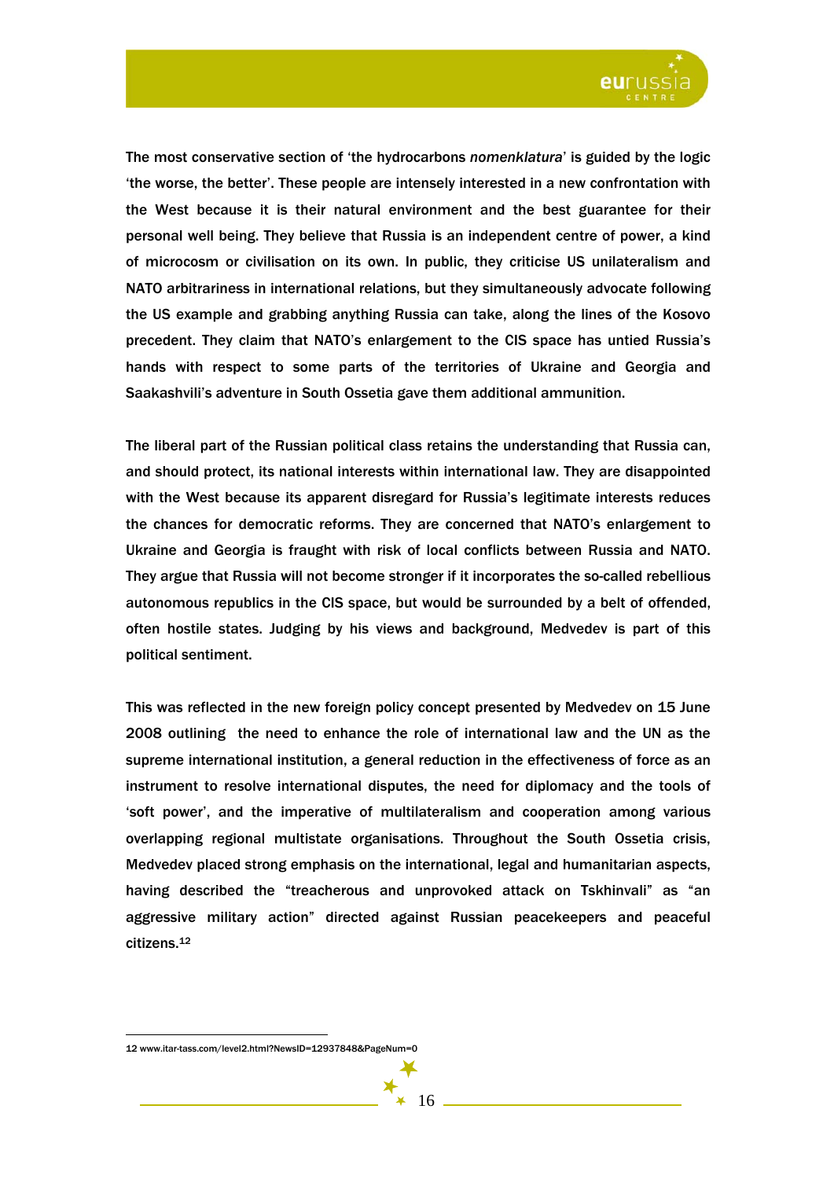The most conservative section of 'the hydrocarbons *nomenklatura*' is guided by the logic 'the worse, the better'. These people are intensely interested in a new confrontation with the West because it is their natural environment and the best guarantee for their personal well being. They believe that Russia is an independent centre of power, a kind of microcosm or civilisation on its own. In public, they criticise US unilateralism and NATO arbitrariness in international relations, but they simultaneously advocate following the US example and grabbing anything Russia can take, along the lines of the Kosovo precedent. They claim that NATO's enlargement to the CIS space has untied Russia's hands with respect to some parts of the territories of Ukraine and Georgia and Saakashvili's adventure in South Ossetia gave them additional ammunition.

The liberal part of the Russian political class retains the understanding that Russia can, and should protect, its national interests within international law. They are disappointed with the West because its apparent disregard for Russia's legitimate interests reduces the chances for democratic reforms. They are concerned that NATO's enlargement to Ukraine and Georgia is fraught with risk of local conflicts between Russia and NATO. They argue that Russia will not become stronger if it incorporates the so-called rebellious autonomous republics in the CIS space, but would be surrounded by a belt of offended, often hostile states. Judging by his views and background, Medvedev is part of this political sentiment.

This was reflected in the new foreign policy concept presented by Medvedev on 15 June 2008 outlining the need to enhance the role of international law and the UN as the supreme international institution, a general reduction in the effectiveness of force as an instrument to resolve international disputes, the need for diplomacy and the tools of 'soft power', and the imperative of multilateralism and cooperation among various overlapping regional multistate organisations. Throughout the South Ossetia crisis, Medvedev placed strong emphasis on the international, legal and humanitarian aspects, having described the "treacherous and unprovoked attack on Tskhinvali" as "an aggressive military action" directed against Russian peacekeepers and peaceful citizens.[12]

---

12 www.itar-tass.com/level2.html?NewsID=12937848&PageNum=0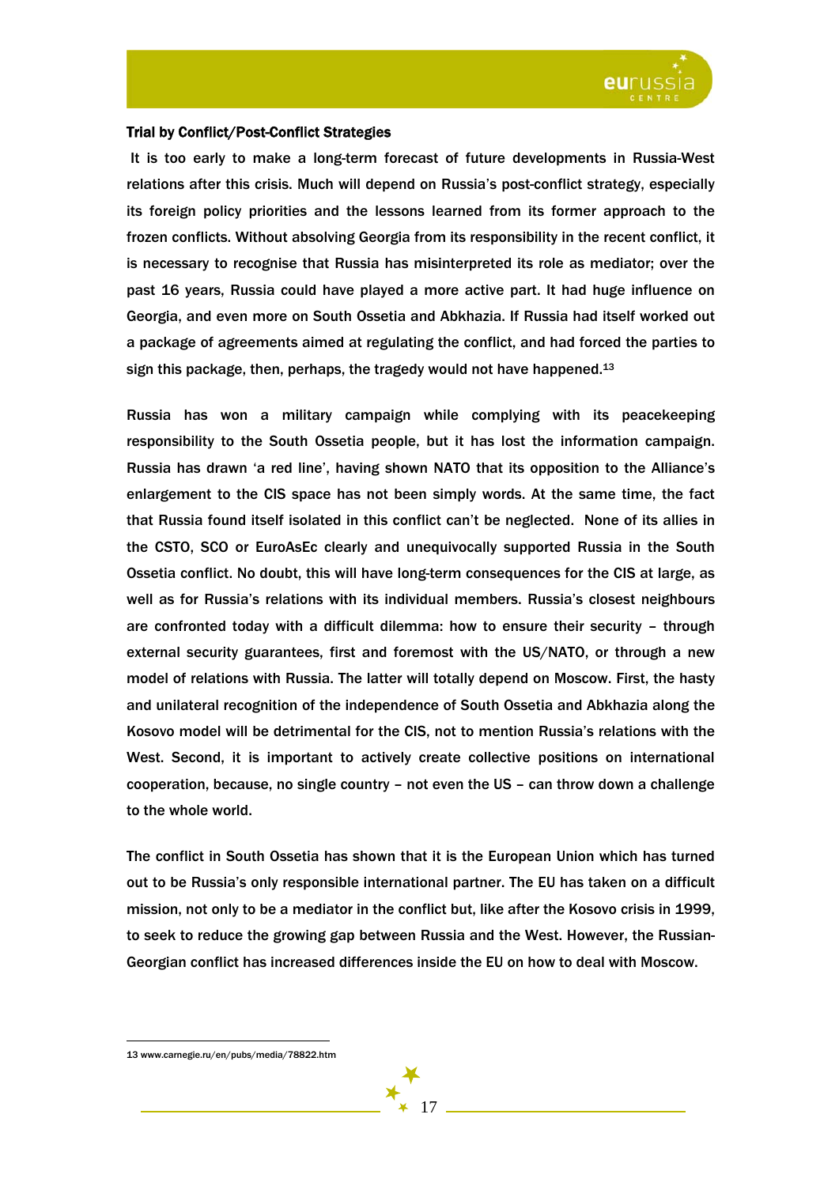### Trial by Conflict/Post-Conflict Strategies

It is too early to make a long-term forecast of future developments in Russia-West relations after this crisis. Much will depend on Russia's post-conflict strategy, especially its foreign policy priorities and the lessons learned from its former approach to the frozen conflicts. Without absolving Georgia from its responsibility in the recent conflict, it is necessary to recognise that Russia has misinterpreted its role as mediator; over the past 16 years, Russia could have played a more active part. It had huge influence on Georgia, and even more on South Ossetia and Abkhazia. If Russia had itself worked out a package of agreements aimed at regulating the conflict, and had forced the parties to sign this package, then, perhaps, the tragedy would not have happened.[13]

Russia has won a military campaign while complying with its peacekeeping responsibility to the South Ossetia people, but it has lost the information campaign. Russia has drawn 'a red line', having shown NATO that its opposition to the Alliance's enlargement to the CIS space has not been simply words. At the same time, the fact that Russia found itself isolated in this conflict can't be neglected. None of its allies in the CSTO, SCO or EuroAsEc clearly and unequivocally supported Russia in the South Ossetia conflict. No doubt, this will have long-term consequences for the CIS at large, as well as for Russia's relations with its individual members. Russia's closest neighbours are confronted today with a difficult dilemma: how to ensure their security – through external security guarantees, first and foremost with the US/NATO, or through a new model of relations with Russia. The latter will totally depend on Moscow. First, the hasty and unilateral recognition of the independence of South Ossetia and Abkhazia along the Kosovo model will be detrimental for the CIS, not to mention Russia's relations with the West. Second, it is important to actively create collective positions on international cooperation, because, no single country – not even the US – can throw down a challenge to the whole world.

The conflict in South Ossetia has shown that it is the European Union which has turned out to be Russia's only responsible international partner. The EU has taken on a difficult mission, not only to be a mediator in the conflict but, like after the Kosovo crisis in 1999, to seek to reduce the growing gap between Russia and the West. However, the Russian-Georgian conflict has increased differences inside the EU on how to deal with Moscow.

---

13 www.carnegie.ru/en/pubs/media/78822.htm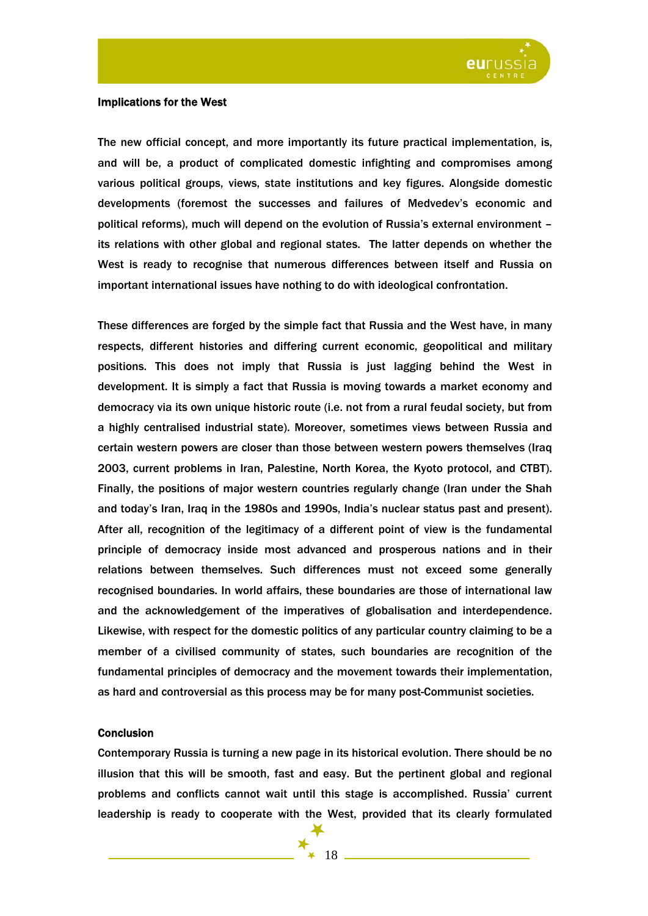## Implications for the West

The new official concept, and more importantly its future practical implementation, is, and will be, a product of complicated domestic infighting and compromises among various political groups, views, state institutions and key figures. Alongside domestic developments (foremost the successes and failures of Medvedev's economic and political reforms), much will depend on the evolution of Russia's external environment – its relations with other global and regional states. The latter depends on whether the West is ready to recognise that numerous differences between itself and Russia on important international issues have nothing to do with ideological confrontation.

These differences are forged by the simple fact that Russia and the West have, in many respects, different histories and differing current economic, geopolitical and military positions. This does not imply that Russia is just lagging behind the West in development. It is simply a fact that Russia is moving towards a market economy and democracy via its own unique historic route (i.e. not from a rural feudal society, but from a highly centralised industrial state). Moreover, sometimes views between Russia and certain western powers are closer than those between western powers themselves (Iraq 2003, current problems in Iran, Palestine, North Korea, the Kyoto protocol, and CTBT). Finally, the positions of major western countries regularly change (Iran under the Shah and today's Iran, Iraq in the 1980s and 1990s, India's nuclear status past and present). After all, recognition of the legitimacy of a different point of view is the fundamental principle of democracy inside most advanced and prosperous nations and in their relations between themselves. Such differences must not exceed some generally recognised boundaries. In world affairs, these boundaries are those of international law and the acknowledgement of the imperatives of globalisation and interdependence. Likewise, with respect for the domestic politics of any particular country claiming to be a member of a civilised community of states, such boundaries are recognition of the fundamental principles of democracy and the movement towards their implementation, as hard and controversial as this process may be for many post-Communist societies.

## Conclusion

Contemporary Russia is turning a new page in its historical evolution. There should be no illusion that this will be smooth, fast and easy. But the pertinent global and regional problems and conflicts cannot wait until this stage is accomplished. Russia' current leadership is ready to cooperate with the West, provided that its clearly formulated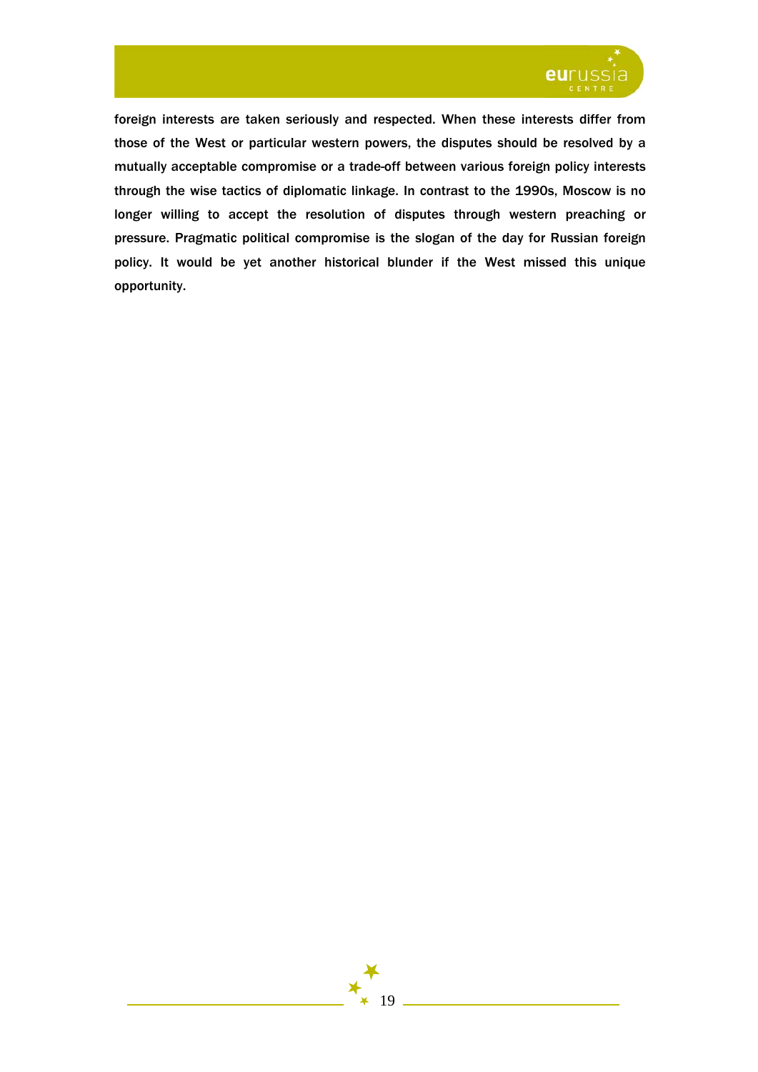foreign interests are taken seriously and respected. When these interests differ from those of the West or particular western powers, the disputes should be resolved by a mutually acceptable compromise or a trade-off between various foreign policy interests through the wise tactics of diplomatic linkage. In contrast to the 1990s, Moscow is no longer willing to accept the resolution of disputes through western preaching or pressure. Pragmatic political compromise is the slogan of the day for Russian foreign policy. It would be yet another historical blunder if the West missed this unique opportunity.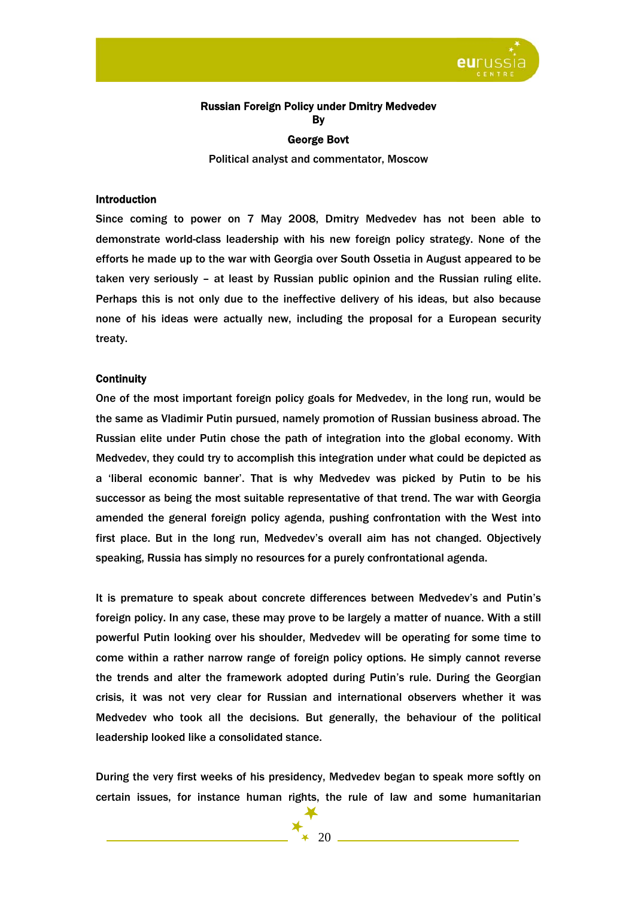# Russian Foreign Policy under Dmitry Medvedev

By

**George Bovt**

Political analyst and commentator, Moscow

## Introduction

Since coming to power on 7 May 2008, Dmitry Medvedev has not been able to demonstrate world-class leadership with his new foreign policy strategy. None of the efforts he made up to the war with Georgia over South Ossetia in August appeared to be taken very seriously – at least by Russian public opinion and the Russian ruling elite. Perhaps this is not only due to the ineffective delivery of his ideas, but also because none of his ideas were actually new, including the proposal for a European security treaty.

## Continuity

One of the most important foreign policy goals for Medvedev, in the long run, would be the same as Vladimir Putin pursued, namely promotion of Russian business abroad. The Russian elite under Putin chose the path of integration into the global economy. With Medvedev, they could try to accomplish this integration under what could be depicted as a 'liberal economic banner'. That is why Medvedev was picked by Putin to be his successor as being the most suitable representative of that trend. The war with Georgia amended the general foreign policy agenda, pushing confrontation with the West into first place. But in the long run, Medvedev's overall aim has not changed. Objectively speaking, Russia has simply no resources for a purely confrontational agenda.

It is premature to speak about concrete differences between Medvedev's and Putin's foreign policy. In any case, these may prove to be largely a matter of nuance. With a still powerful Putin looking over his shoulder, Medvedev will be operating for some time to come within a rather narrow range of foreign policy options. He simply cannot reverse the trends and alter the framework adopted during Putin's rule. During the Georgian crisis, it was not very clear for Russian and international observers whether it was Medvedev who took all the decisions. But generally, the behaviour of the political leadership looked like a consolidated stance.

During the very first weeks of his presidency, Medvedev began to speak more softly on certain issues, for instance human rights, the rule of law and some humanitarian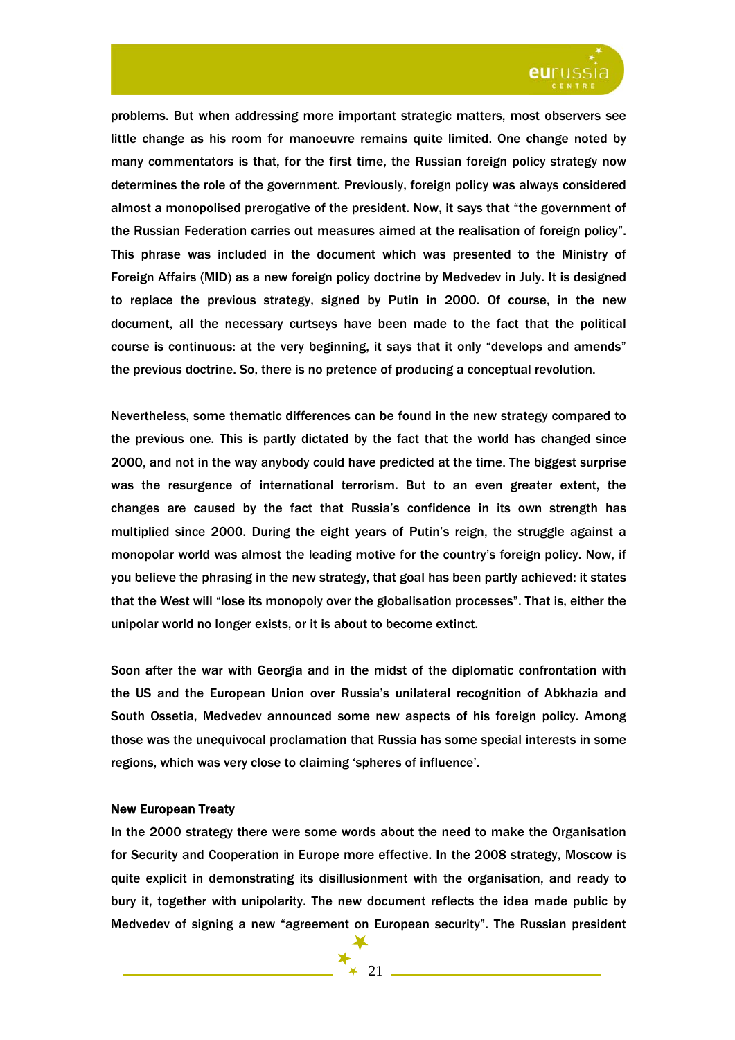problems. But when addressing more important strategic matters, most observers see little change as his room for manoeuvre remains quite limited. One change noted by many commentators is that, for the first time, the Russian foreign policy strategy now determines the role of the government. Previously, foreign policy was always considered almost a monopolised prerogative of the president. Now, it says that “the government of the Russian Federation carries out measures aimed at the realisation of foreign policy”. This phrase was included in the document which was presented to the Ministry of Foreign Affairs (MID) as a new foreign policy doctrine by Medvedev in July. It is designed to replace the previous strategy, signed by Putin in 2000. Of course, in the new document, all the necessary curtseys have been made to the fact that the political course is continuous: at the very beginning, it says that it only “develops and amends” the previous doctrine. So, there is no pretence of producing a conceptual revolution.

Nevertheless, some thematic differences can be found in the new strategy compared to the previous one. This is partly dictated by the fact that the world has changed since 2000, and not in the way anybody could have predicted at the time. The biggest surprise was the resurgence of international terrorism. But to an even greater extent, the changes are caused by the fact that Russia’s confidence in its own strength has multiplied since 2000. During the eight years of Putin’s reign, the struggle against a monopolar world was almost the leading motive for the country’s foreign policy. Now, if you believe the phrasing in the new strategy, that goal has been partly achieved: it states that the West will “lose its monopoly over the globalisation processes”. That is, either the unipolar world no longer exists, or it is about to become extinct.

Soon after the war with Georgia and in the midst of the diplomatic confrontation with the US and the European Union over Russia’s unilateral recognition of Abkhazia and South Ossetia, Medvedev announced some new aspects of his foreign policy. Among those was the unequivocal proclamation that Russia has some special interests in some regions, which was very close to claiming ‘spheres of influence’.

**New European Treaty**

In the 2000 strategy there were some words about the need to make the Organisation for Security and Cooperation in Europe more effective. In the 2008 strategy, Moscow is quite explicit in demonstrating its disillusionment with the organisation, and ready to bury it, together with unipolarity. The new document reflects the idea made public by Medvedev of signing a new “agreement on European security”. The Russian president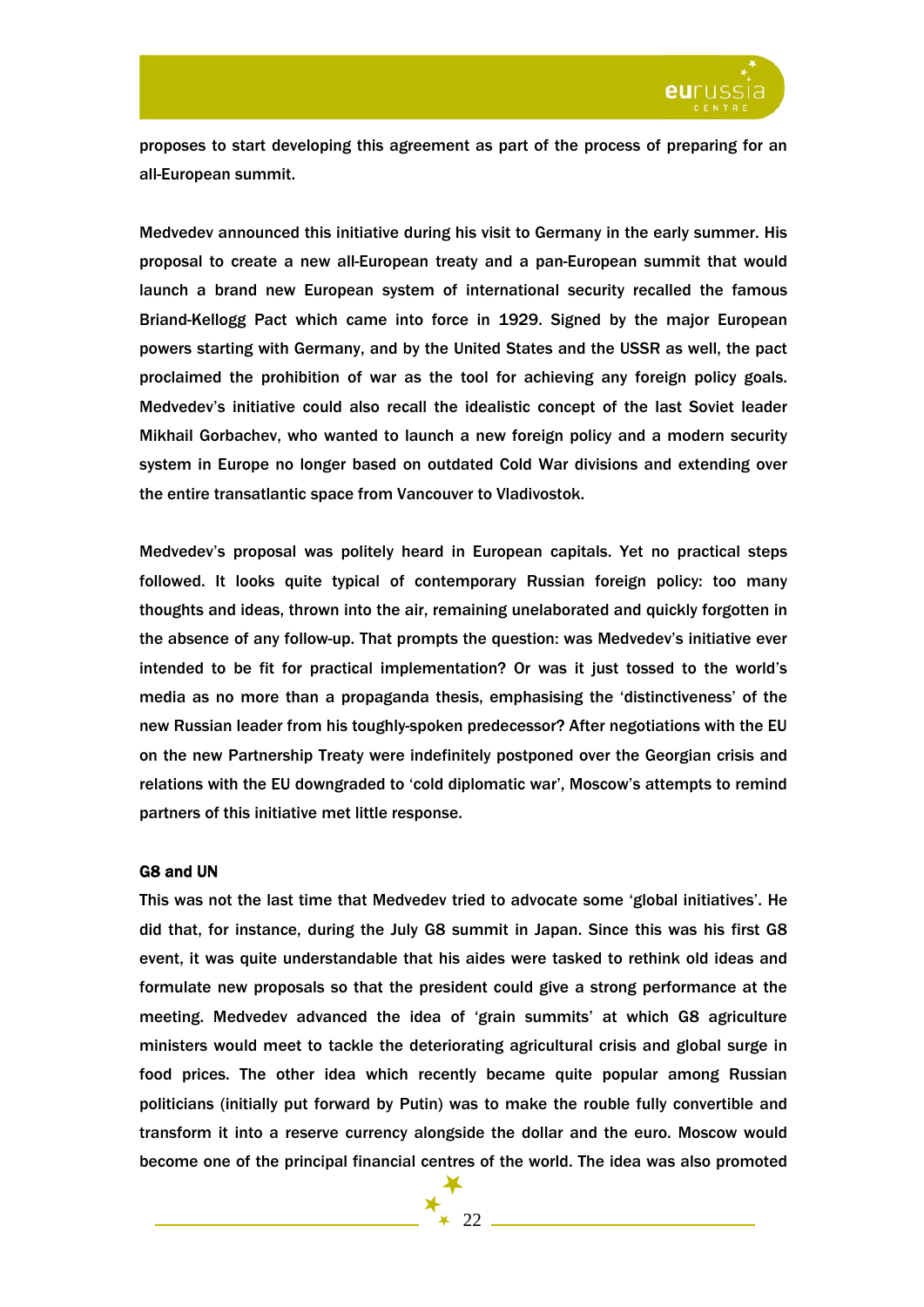proposes to start developing this agreement as part of the process of preparing for an all-European summit.

Medvedev announced this initiative during his visit to Germany in the early summer. His proposal to create a new all-European treaty and a pan-European summit that would launch a brand new European system of international security recalled the famous Briand-Kellogg Pact which came into force in 1929. Signed by the major European powers starting with Germany, and by the United States and the USSR as well, the pact proclaimed the prohibition of war as the tool for achieving any foreign policy goals. Medvedev's initiative could also recall the idealistic concept of the last Soviet leader Mikhail Gorbachev, who wanted to launch a new foreign policy and a modern security system in Europe no longer based on outdated Cold War divisions and extending over the entire transatlantic space from Vancouver to Vladivostok.

Medvedev's proposal was politely heard in European capitals. Yet no practical steps followed. It looks quite typical of contemporary Russian foreign policy: too many thoughts and ideas, thrown into the air, remaining unelaborated and quickly forgotten in the absence of any follow-up. That prompts the question: was Medvedev's initiative ever intended to be fit for practical implementation? Or was it just tossed to the world's media as no more than a propaganda thesis, emphasising the 'distinctiveness' of the new Russian leader from his toughly-spoken predecessor? After negotiations with the EU on the new Partnership Treaty were indefinitely postponed over the Georgian crisis and relations with the EU downgraded to 'cold diplomatic war', Moscow's attempts to remind partners of this initiative met little response.

**G8 and UN**

This was not the last time that Medvedev tried to advocate some 'global initiatives'. He did that, for instance, during the July G8 summit in Japan. Since this was his first G8 event, it was quite understandable that his aides were tasked to rethink old ideas and formulate new proposals so that the president could give a strong performance at the meeting. Medvedev advanced the idea of 'grain summits' at which G8 agriculture ministers would meet to tackle the deteriorating agricultural crisis and global surge in food prices. The other idea which recently became quite popular among Russian politicians (initially put forward by Putin) was to make the rouble fully convertible and transform it into a reserve currency alongside the dollar and the euro. Moscow would become one of the principal financial centres of the world. The idea was also promoted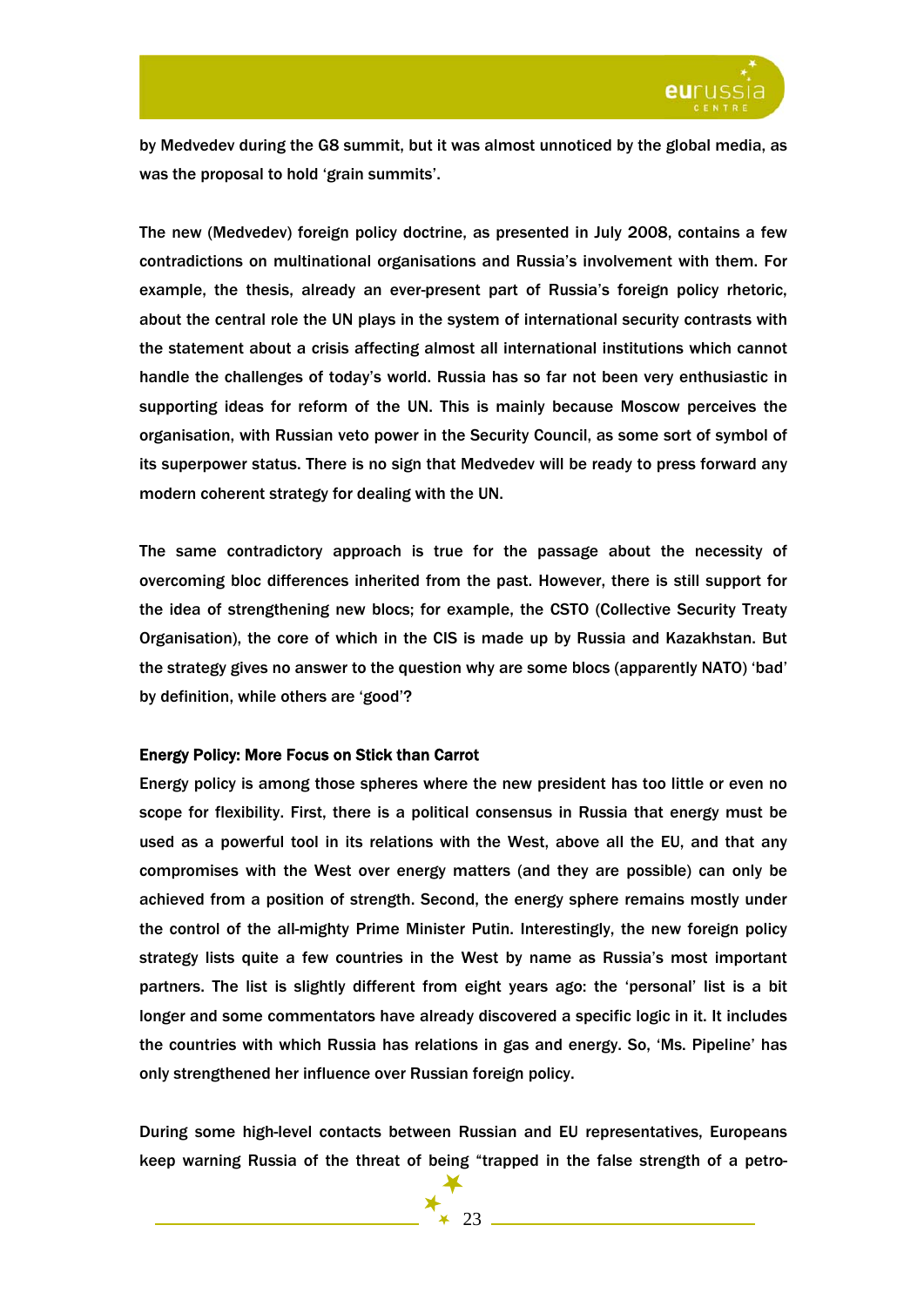by Medvedev during the G8 summit, but it was almost unnoticed by the global media, as was the proposal to hold 'grain summits'.

The new (Medvedev) foreign policy doctrine, as presented in July 2008, contains a few contradictions on multinational organisations and Russia's involvement with them. For example, the thesis, already an ever-present part of Russia's foreign policy rhetoric, about the central role the UN plays in the system of international security contrasts with the statement about a crisis affecting almost all international institutions which cannot handle the challenges of today's world. Russia has so far not been very enthusiastic in supporting ideas for reform of the UN. This is mainly because Moscow perceives the organisation, with Russian veto power in the Security Council, as some sort of symbol of its superpower status. There is no sign that Medvedev will be ready to press forward any modern coherent strategy for dealing with the UN.

The same contradictory approach is true for the passage about the necessity of overcoming bloc differences inherited from the past. However, there is still support for the idea of strengthening new blocs; for example, the CSTO (Collective Security Treaty Organisation), the core of which in the CIS is made up by Russia and Kazakhstan. But the strategy gives no answer to the question why are some blocs (apparently NATO) 'bad' by definition, while others are 'good'?

**Energy Policy: More Focus on Stick than Carrot**

Energy policy is among those spheres where the new president has too little or even no scope for flexibility. First, there is a political consensus in Russia that energy must be used as a powerful tool in its relations with the West, above all the EU, and that any compromises with the West over energy matters (and they are possible) can only be achieved from a position of strength. Second, the energy sphere remains mostly under the control of the all-mighty Prime Minister Putin. Interestingly, the new foreign policy strategy lists quite a few countries in the West by name as Russia's most important partners. The list is slightly different from eight years ago: the 'personal' list is a bit longer and some commentators have already discovered a specific logic in it. It includes the countries with which Russia has relations in gas and energy. So, 'Ms. Pipeline' has only strengthened her influence over Russian foreign policy.

During some high-level contacts between Russian and EU representatives, Europeans keep warning Russia of the threat of being "trapped in the false strength of a petro-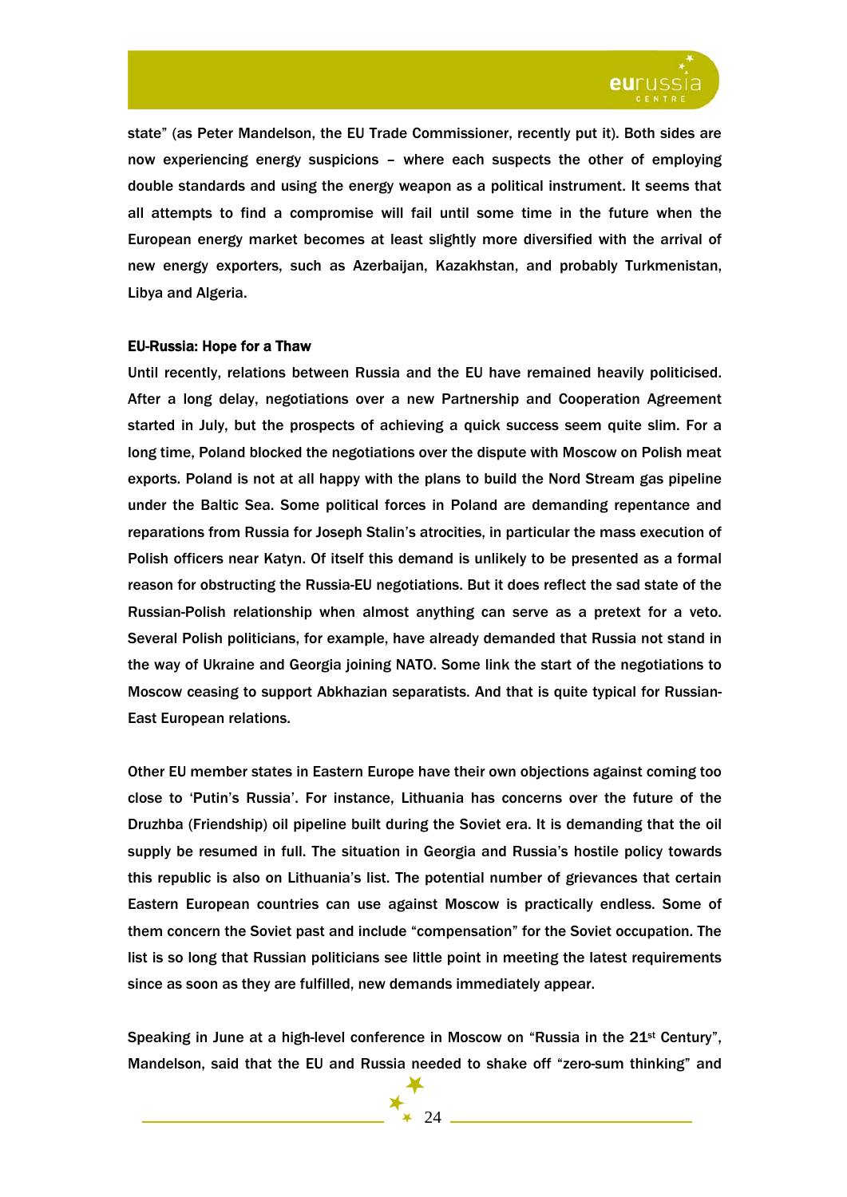state" (as Peter Mandelson, the EU Trade Commissioner, recently put it). Both sides are now experiencing energy suspicions – where each suspects the other of employing double standards and using the energy weapon as a political instrument. It seems that all attempts to find a compromise will fail until some time in the future when the European energy market becomes at least slightly more diversified with the arrival of new energy exporters, such as Azerbaijan, Kazakhstan, and probably Turkmenistan, Libya and Algeria.

## EU-Russia: Hope for a Thaw

Until recently, relations between Russia and the EU have remained heavily politicised. After a long delay, negotiations over a new Partnership and Cooperation Agreement started in July, but the prospects of achieving a quick success seem quite slim. For a long time, Poland blocked the negotiations over the dispute with Moscow on Polish meat exports. Poland is not at all happy with the plans to build the Nord Stream gas pipeline under the Baltic Sea. Some political forces in Poland are demanding repentance and reparations from Russia for Joseph Stalin's atrocities, in particular the mass execution of Polish officers near Katyn. Of itself this demand is unlikely to be presented as a formal reason for obstructing the Russia-EU negotiations. But it does reflect the sad state of the Russian-Polish relationship when almost anything can serve as a pretext for a veto. Several Polish politicians, for example, have already demanded that Russia not stand in the way of Ukraine and Georgia joining NATO. Some link the start of the negotiations to Moscow ceasing to support Abkhazian separatists. And that is quite typical for Russian-East European relations.

Other EU member states in Eastern Europe have their own objections against coming too close to 'Putin's Russia'. For instance, Lithuania has concerns over the future of the Druzhba (Friendship) oil pipeline built during the Soviet era. It is demanding that the oil supply be resumed in full. The situation in Georgia and Russia's hostile policy towards this republic is also on Lithuania's list. The potential number of grievances that certain Eastern European countries can use against Moscow is practically endless. Some of them concern the Soviet past and include "compensation" for the Soviet occupation. The list is so long that Russian politicians see little point in meeting the latest requirements since as soon as they are fulfilled, new demands immediately appear.

Speaking in June at a high-level conference in Moscow on "Russia in the 21st Century", Mandelson, said that the EU and Russia needed to shake off "zero-sum thinking" and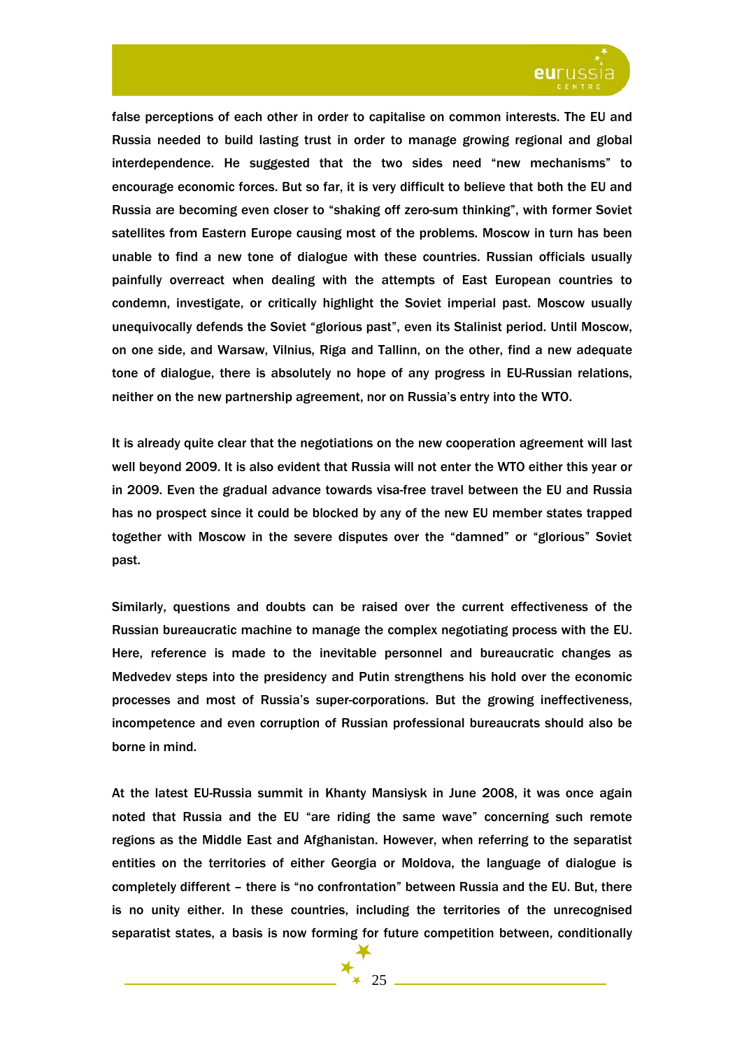false perceptions of each other in order to capitalise on common interests. The EU and Russia needed to build lasting trust in order to manage growing regional and global interdependence. He suggested that the two sides need “new mechanisms” to encourage economic forces. But so far, it is very difficult to believe that both the EU and Russia are becoming even closer to “shaking off zero-sum thinking”, with former Soviet satellites from Eastern Europe causing most of the problems. Moscow in turn has been unable to find a new tone of dialogue with these countries. Russian officials usually painfully overreact when dealing with the attempts of East European countries to condemn, investigate, or critically highlight the Soviet imperial past. Moscow usually unequivocally defends the Soviet “glorious past”, even its Stalinist period. Until Moscow, on one side, and Warsaw, Vilnius, Riga and Tallinn, on the other, find a new adequate tone of dialogue, there is absolutely no hope of any progress in EU-Russian relations, neither on the new partnership agreement, nor on Russia’s entry into the WTO.

It is already quite clear that the negotiations on the new cooperation agreement will last well beyond 2009. It is also evident that Russia will not enter the WTO either this year or in 2009. Even the gradual advance towards visa-free travel between the EU and Russia has no prospect since it could be blocked by any of the new EU member states trapped together with Moscow in the severe disputes over the “damned” or “glorious” Soviet past.

Similarly, questions and doubts can be raised over the current effectiveness of the Russian bureaucratic machine to manage the complex negotiating process with the EU. Here, reference is made to the inevitable personnel and bureaucratic changes as Medvedev steps into the presidency and Putin strengthens his hold over the economic processes and most of Russia’s super-corporations. But the growing ineffectiveness, incompetence and even corruption of Russian professional bureaucrats should also be borne in mind.

At the latest EU-Russia summit in Khanty Mansiysk in June 2008, it was once again noted that Russia and the EU “are riding the same wave” concerning such remote regions as the Middle East and Afghanistan. However, when referring to the separatist entities on the territories of either Georgia or Moldova, the language of dialogue is completely different – there is “no confrontation” between Russia and the EU. But, there is no unity either. In these countries, including the territories of the unrecognised separatist states, a basis is now forming for future competition between, conditionally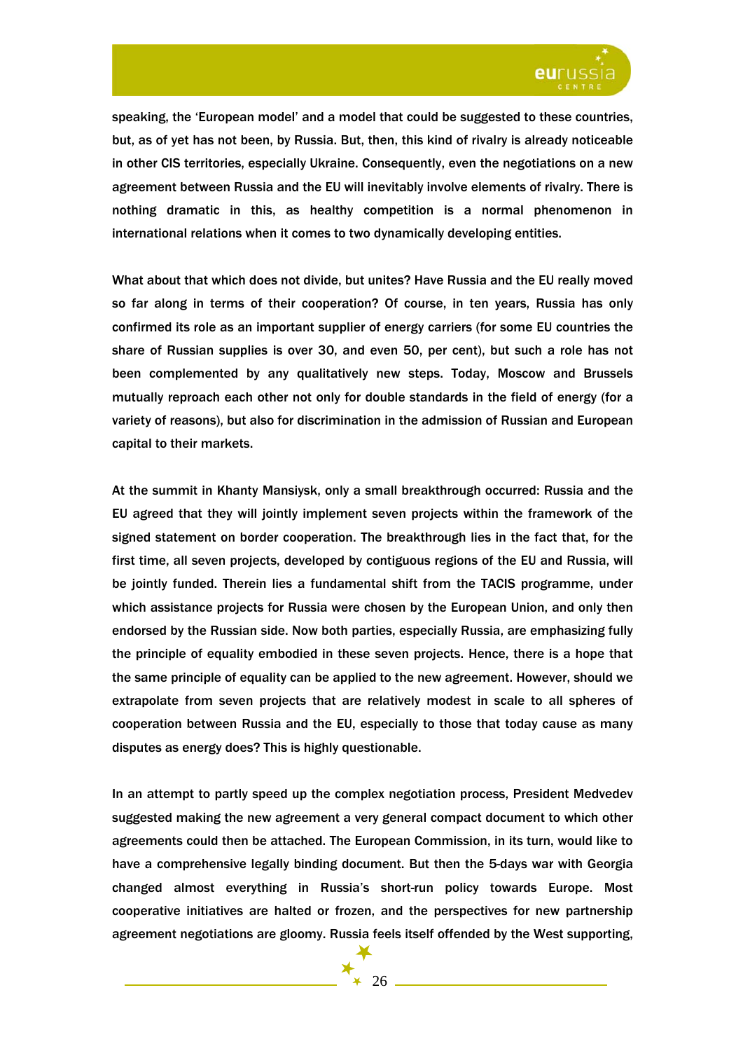speaking, the 'European model' and a model that could be suggested to these countries, but, as of yet has not been, by Russia. But, then, this kind of rivalry is already noticeable in other CIS territories, especially Ukraine. Consequently, even the negotiations on a new agreement between Russia and the EU will inevitably involve elements of rivalry. There is nothing dramatic in this, as healthy competition is a normal phenomenon in international relations when it comes to two dynamically developing entities.

What about that which does not divide, but unites? Have Russia and the EU really moved so far along in terms of their cooperation? Of course, in ten years, Russia has only confirmed its role as an important supplier of energy carriers (for some EU countries the share of Russian supplies is over 30, and even 50, per cent), but such a role has not been complemented by any qualitatively new steps. Today, Moscow and Brussels mutually reproach each other not only for double standards in the field of energy (for a variety of reasons), but also for discrimination in the admission of Russian and European capital to their markets.

At the summit in Khanty Mansiysk, only a small breakthrough occurred: Russia and the EU agreed that they will jointly implement seven projects within the framework of the signed statement on border cooperation. The breakthrough lies in the fact that, for the first time, all seven projects, developed by contiguous regions of the EU and Russia, will be jointly funded. Therein lies a fundamental shift from the TACIS programme, under which assistance projects for Russia were chosen by the European Union, and only then endorsed by the Russian side. Now both parties, especially Russia, are emphasizing fully the principle of equality embodied in these seven projects. Hence, there is a hope that the same principle of equality can be applied to the new agreement. However, should we extrapolate from seven projects that are relatively modest in scale to all spheres of cooperation between Russia and the EU, especially to those that today cause as many disputes as energy does? This is highly questionable.

In an attempt to partly speed up the complex negotiation process, President Medvedev suggested making the new agreement a very general compact document to which other agreements could then be attached. The European Commission, in its turn, would like to have a comprehensive legally binding document. But then the 5-days war with Georgia changed almost everything in Russia's short-run policy towards Europe. Most cooperative initiatives are halted or frozen, and the perspectives for new partnership agreement negotiations are gloomy. Russia feels itself offended by the West supporting,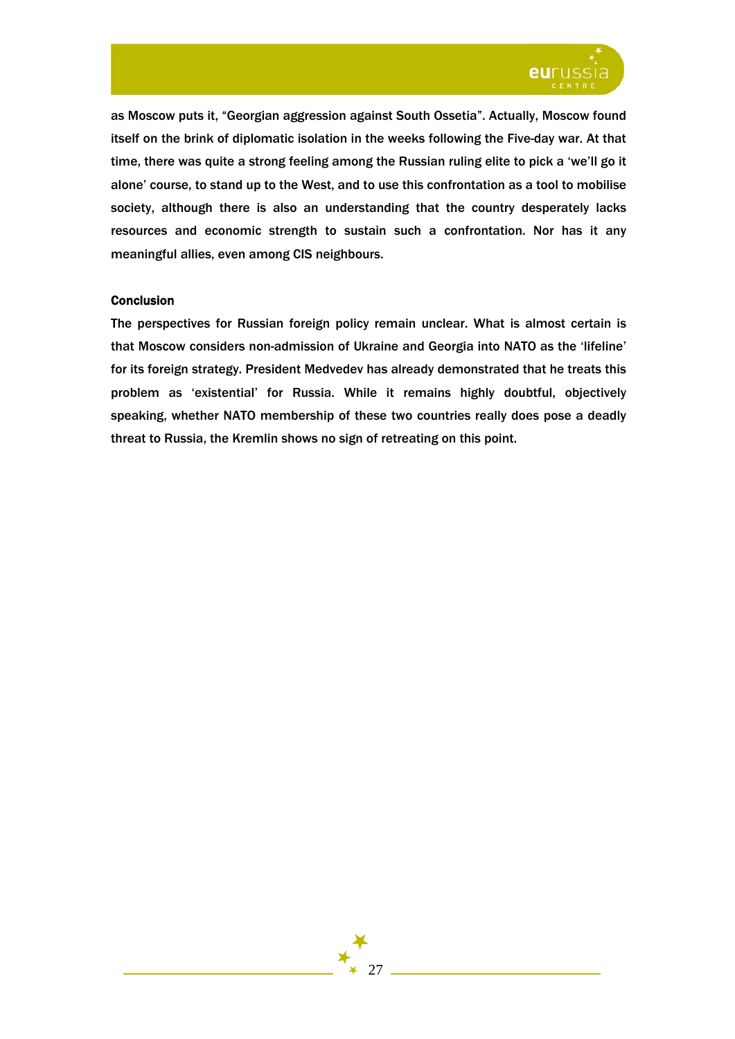as Moscow puts it, "Georgian aggression against South Ossetia". Actually, Moscow found itself on the brink of diplomatic isolation in the weeks following the Five-day war. At that time, there was quite a strong feeling among the Russian ruling elite to pick a 'we'll go it alone' course, to stand up to the West, and to use this confrontation as a tool to mobilise society, although there is also an understanding that the country desperately lacks resources and economic strength to sustain such a confrontation. Nor has it any meaningful allies, even among CIS neighbours.

**Conclusion**

The perspectives for Russian foreign policy remain unclear. What is almost certain is that Moscow considers non-admission of Ukraine and Georgia into NATO as the 'lifeline' for its foreign strategy. President Medvedev has already demonstrated that he treats this problem as 'existential' for Russia. While it remains highly doubtful, objectively speaking, whether NATO membership of these two countries really does pose a deadly threat to Russia, the Kremlin shows no sign of retreating on this point.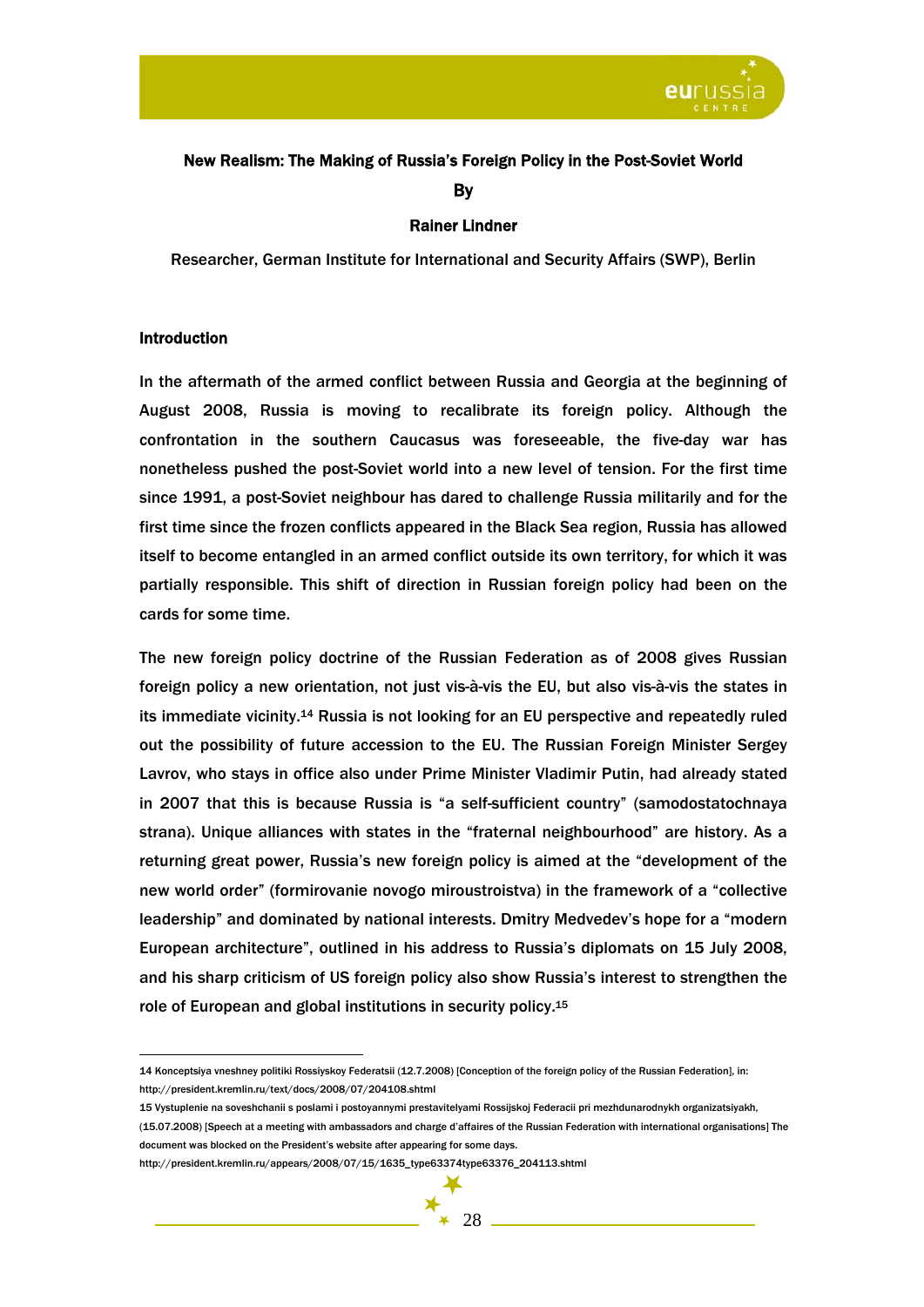## New Realism: The Making of Russia's Foreign Policy in the Post-Soviet World

**By**

**Rainer Lindner**

Researcher, German Institute for International and Security Affairs (SWP), Berlin

### Introduction

In the aftermath of the armed conflict between Russia and Georgia at the beginning of August 2008, Russia is moving to recalibrate its foreign policy. Although the confrontation in the southern Caucasus was foreseeable, the five-day war has nonetheless pushed the post-Soviet world into a new level of tension. For the first time since 1991, a post-Soviet neighbour has dared to challenge Russia militarily and for the first time since the frozen conflicts appeared in the Black Sea region, Russia has allowed itself to become entangled in an armed conflict outside its own territory, for which it was partially responsible. This shift of direction in Russian foreign policy had been on the cards for some time.

The new foreign policy doctrine of the Russian Federation as of 2008 gives Russian foreign policy a new orientation, not just vis-à-vis the EU, but also vis-à-vis the states in its immediate vicinity.[14] Russia is not looking for an EU perspective and repeatedly ruled out the possibility of future accession to the EU. The Russian Foreign Minister Sergey Lavrov, who stays in office also under Prime Minister Vladimir Putin, had already stated in 2007 that this is because Russia is "a self-sufficient country" (samodostatochnaya strana). Unique alliances with states in the "fraternal neighbourhood" are history. As a returning great power, Russia's new foreign policy is aimed at the "development of the new world order" (formirovanie novogo miroustroistva) in the framework of a "collective leadership" and dominated by national interests. Dmitry Medvedev's hope for a "modern European architecture", outlined in his address to Russia's diplomats on 15 July 2008, and his sharp criticism of US foreign policy also show Russia's interest to strengthen the role of European and global institutions in security policy.[15]

---

14 Konceptsiya vneshney politiki Rossiyskoy Federatsii (12.7.2008) [Conception of the foreign policy of the Russian Federation], in: http://president.kremlin.ru/text/docs/2008/07/204108.shtml

15 Vystuplenie na soveshchanii s poslami i postoyannymi prestavitelyami Rossijskoj Federacii pri mezhdunarodnykh organizatsiyakh, (15.07.2008) [Speech at a meeting with ambassadors and charge d'affaires of the Russian Federation with international organisations] The document was blocked on the President's website after appearing for some days. http://president.kremlin.ru/appears/2008/07/15/1635_type63374type63376_204113.shtml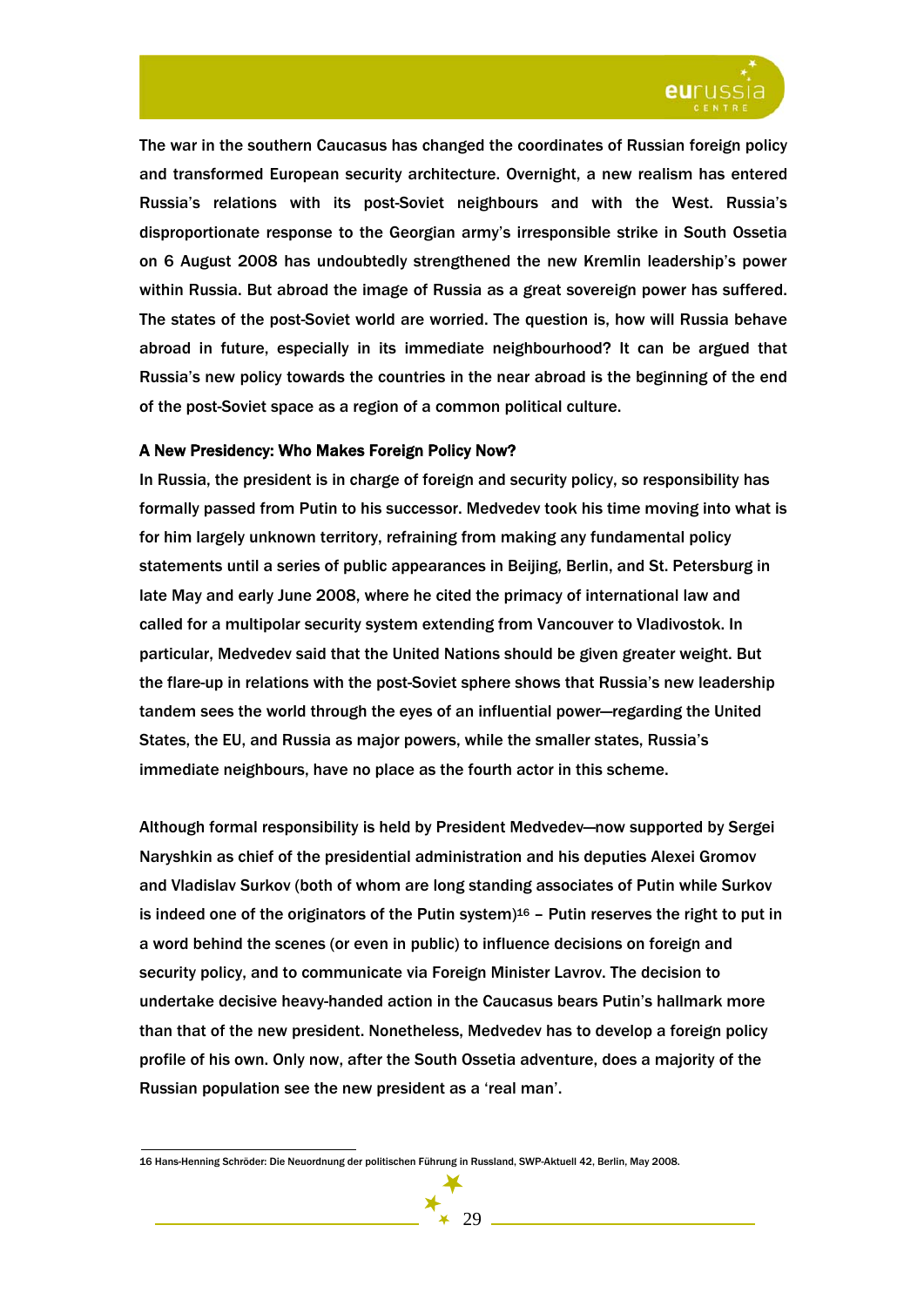The war in the southern Caucasus has changed the coordinates of Russian foreign policy and transformed European security architecture. Overnight, a new realism has entered Russia's relations with its post-Soviet neighbours and with the West. Russia's disproportionate response to the Georgian army's irresponsible strike in South Ossetia on 6 August 2008 has undoubtedly strengthened the new Kremlin leadership's power within Russia. But abroad the image of Russia as a great sovereign power has suffered. The states of the post-Soviet world are worried. The question is, how will Russia behave abroad in future, especially in its immediate neighbourhood? It can be argued that Russia's new policy towards the countries in the near abroad is the beginning of the end of the post-Soviet space as a region of a common political culture.

### A New Presidency: Who Makes Foreign Policy Now?

In Russia, the president is in charge of foreign and security policy, so responsibility has formally passed from Putin to his successor. Medvedev took his time moving into what is for him largely unknown territory, refraining from making any fundamental policy statements until a series of public appearances in Beijing, Berlin, and St. Petersburg in late May and early June 2008, where he cited the primacy of international law and called for a multipolar security system extending from Vancouver to Vladivostok. In particular, Medvedev said that the United Nations should be given greater weight. But the flare-up in relations with the post-Soviet sphere shows that Russia's new leadership tandem sees the world through the eyes of an influential power—regarding the United States, the EU, and Russia as major powers, while the smaller states, Russia's immediate neighbours, have no place as the fourth actor in this scheme.

Although formal responsibility is held by President Medvedev—now supported by Sergei Naryshkin as chief of the presidential administration and his deputies Alexei Gromov and Vladislav Surkov (both of whom are long standing associates of Putin while Surkov is indeed one of the originators of the Putin system)[16] – Putin reserves the right to put in a word behind the scenes (or even in public) to influence decisions on foreign and security policy, and to communicate via Foreign Minister Lavrov. The decision to undertake decisive heavy-handed action in the Caucasus bears Putin's hallmark more than that of the new president. Nonetheless, Medvedev has to develop a foreign policy profile of his own. Only now, after the South Ossetia adventure, does a majority of the Russian population see the new president as a 'real man'.

---

16 Hans-Henning Schröder: Die Neuordnung der politischen Führung in Russland, SWP-Aktuell 42, Berlin, May 2008.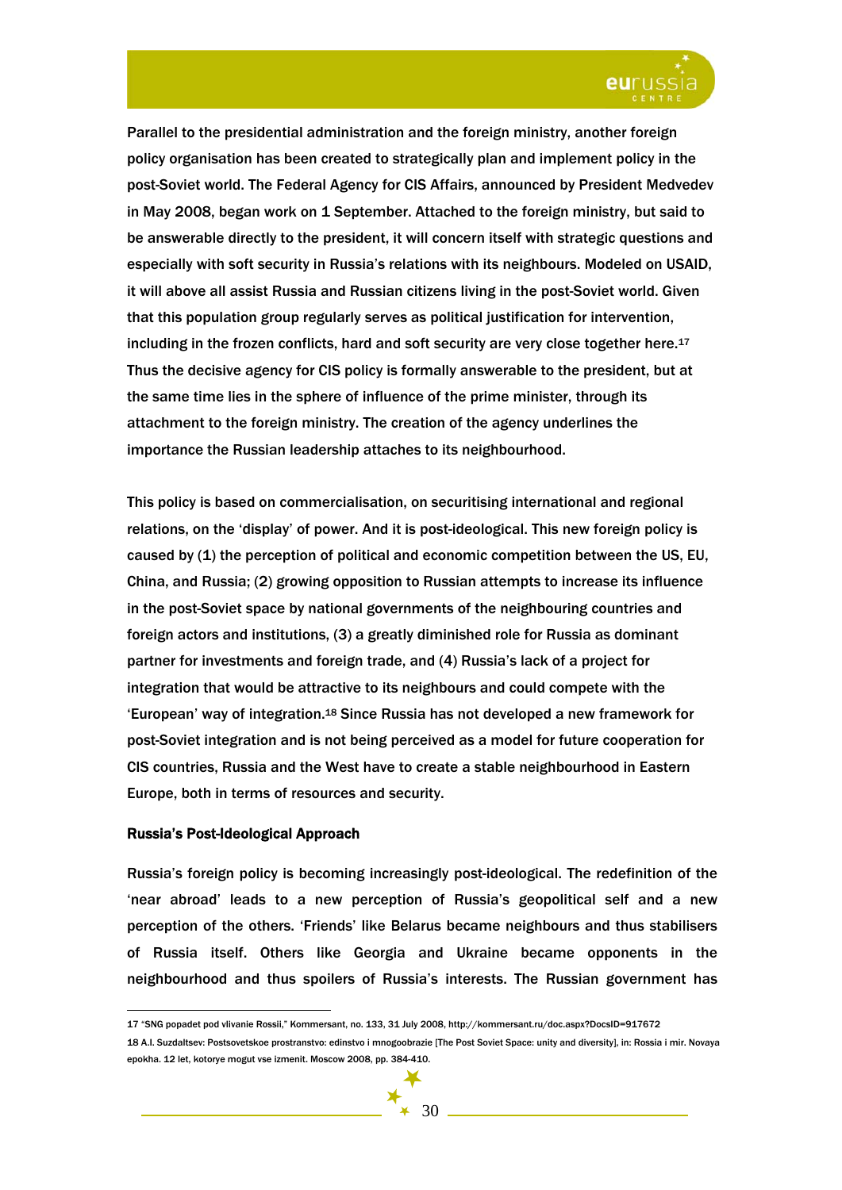Parallel to the presidential administration and the foreign ministry, another foreign policy organisation has been created to strategically plan and implement policy in the post-Soviet world. The Federal Agency for CIS Affairs, announced by President Medvedev in May 2008, began work on 1 September. Attached to the foreign ministry, but said to be answerable directly to the president, it will concern itself with strategic questions and especially with soft security in Russia's relations with its neighbours. Modeled on USAID, it will above all assist Russia and Russian citizens living in the post-Soviet world. Given that this population group regularly serves as political justification for intervention, including in the frozen conflicts, hard and soft security are very close together here.[17] Thus the decisive agency for CIS policy is formally answerable to the president, but at the same time lies in the sphere of influence of the prime minister, through its attachment to the foreign ministry. The creation of the agency underlines the importance the Russian leadership attaches to its neighbourhood.

This policy is based on commercialisation, on securitising international and regional relations, on the 'display' of power. And it is post-ideological. This new foreign policy is caused by (1) the perception of political and economic competition between the US, EU, China, and Russia; (2) growing opposition to Russian attempts to increase its influence in the post-Soviet space by national governments of the neighbouring countries and foreign actors and institutions, (3) a greatly diminished role for Russia as dominant partner for investments and foreign trade, and (4) Russia's lack of a project for integration that would be attractive to its neighbours and could compete with the 'European' way of integration.[18] Since Russia has not developed a new framework for post-Soviet integration and is not being perceived as a model for future cooperation for CIS countries, Russia and the West have to create a stable neighbourhood in Eastern Europe, both in terms of resources and security.

### Russia's Post-Ideological Approach

Russia's foreign policy is becoming increasingly post-ideological. The redefinition of the 'near abroad' leads to a new perception of Russia's geopolitical self and a new perception of the others. 'Friends' like Belarus became neighbours and thus stabilisers of Russia itself. Others like Georgia and Ukraine became opponents in the neighbourhood and thus spoilers of Russia's interests. The Russian government has

---

17 "SNG popadet pod vlivanie Rossii," Kommersant, no. 133, 31 July 2008, http://kommersant.ru/doc.aspx?DocsID=917672

18 A.I. Suzdaltsev: Postsovetskoe prostranstvo: edinstvo i mnogoobrazie [The Post Soviet Space: unity and diversity], in: Rossia i mir. Novaya epokha. 12 let, kotorye mogut vse izmenit. Moscow 2008, pp. 384-410.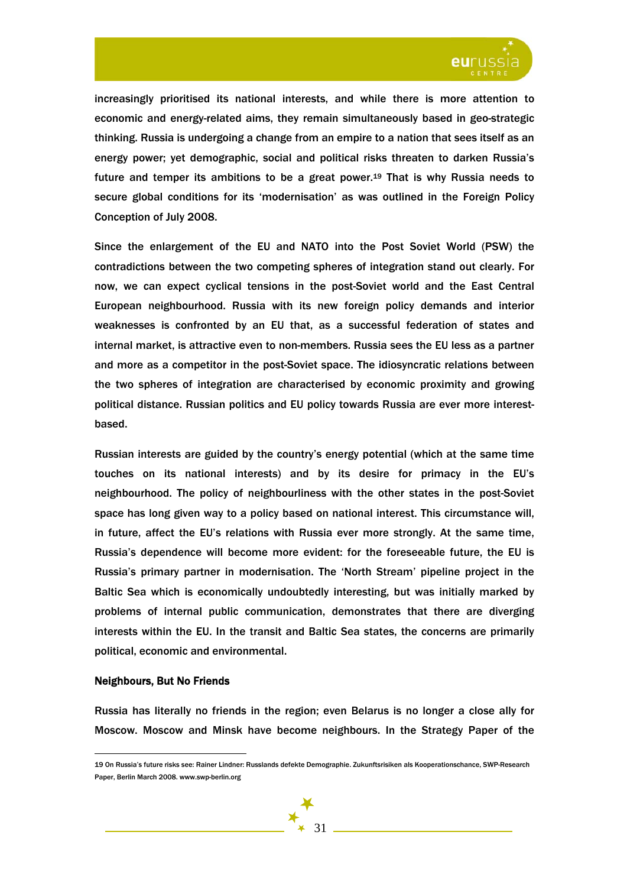increasingly prioritised its national interests, and while there is more attention to economic and energy-related aims, they remain simultaneously based in geo-strategic thinking. Russia is undergoing a change from an empire to a nation that sees itself as an energy power; yet demographic, social and political risks threaten to darken Russia's future and temper its ambitions to be a great power.[19] That is why Russia needs to secure global conditions for its 'modernisation' as was outlined in the Foreign Policy Conception of July 2008.

Since the enlargement of the EU and NATO into the Post Soviet World (PSW) the contradictions between the two competing spheres of integration stand out clearly. For now, we can expect cyclical tensions in the post-Soviet world and the East Central European neighbourhood. Russia with its new foreign policy demands and interior weaknesses is confronted by an EU that, as a successful federation of states and internal market, is attractive even to non-members. Russia sees the EU less as a partner and more as a competitor in the post-Soviet space. The idiosyncratic relations between the two spheres of integration are characterised by economic proximity and growing political distance. Russian politics and EU policy towards Russia are ever more interest-based.

Russian interests are guided by the country's energy potential (which at the same time touches on its national interests) and by its desire for primacy in the EU's neighbourhood. The policy of neighbourliness with the other states in the post-Soviet space has long given way to a policy based on national interest. This circumstance will, in future, affect the EU's relations with Russia ever more strongly. At the same time, Russia's dependence will become more evident: for the foreseeable future, the EU is Russia's primary partner in modernisation. The 'North Stream' pipeline project in the Baltic Sea which is economically undoubtedly interesting, but was initially marked by problems of internal public communication, demonstrates that there are diverging interests within the EU. In the transit and Baltic Sea states, the concerns are primarily political, economic and environmental.

**Neighbours, But No Friends**

Russia has literally no friends in the region; even Belarus is no longer a close ally for Moscow. Moscow and Minsk have become neighbours. In the Strategy Paper of the

---

19 On Russia's future risks see: Rainer Lindner: Russlands defekte Demographie. Zukunftsrisiken als Kooperationschance, SWP-Research Paper, Berlin March 2008. www.swp-berlin.org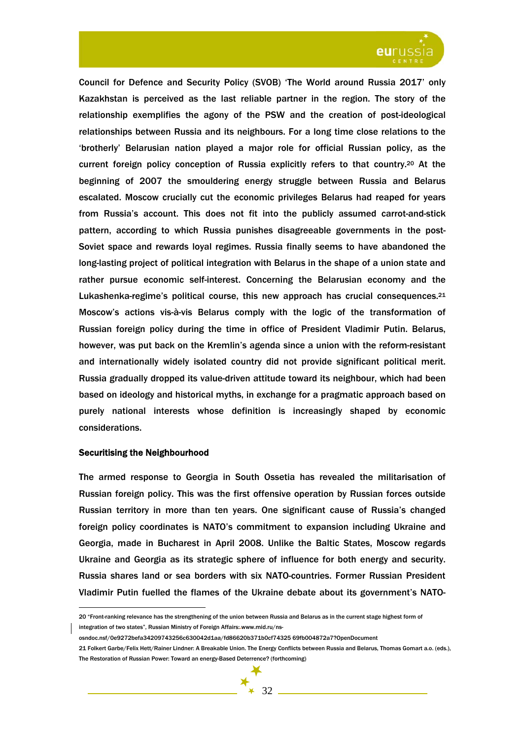Council for Defence and Security Policy (SVOB) 'The World around Russia 2017' only Kazakhstan is perceived as the last reliable partner in the region. The story of the relationship exemplifies the agony of the PSW and the creation of post-ideological relationships between Russia and its neighbours. For a long time close relations to the 'brotherly' Belarusian nation played a major role for official Russian policy, as the current foreign policy conception of Russia explicitly refers to that country.[20] At the beginning of 2007 the smouldering energy struggle between Russia and Belarus escalated. Moscow crucially cut the economic privileges Belarus had reaped for years from Russia's account. This does not fit into the publicly assumed carrot-and-stick pattern, according to which Russia punishes disagreeable governments in the post-Soviet space and rewards loyal regimes. Russia finally seems to have abandoned the long-lasting project of political integration with Belarus in the shape of a union state and rather pursue economic self-interest. Concerning the Belarusian economy and the Lukashenka-regime's political course, this new approach has crucial consequences.[21] Moscow's actions vis-à-vis Belarus comply with the logic of the transformation of Russian foreign policy during the time in office of President Vladimir Putin. Belarus, however, was put back on the Kremlin's agenda since a union with the reform-resistant and internationally widely isolated country did not provide significant political merit. Russia gradually dropped its value-driven attitude toward its neighbour, which had been based on ideology and historical myths, in exchange for a pragmatic approach based on purely national interests whose definition is increasingly shaped by economic considerations.

**Securitising the Neighbourhood**

The armed response to Georgia in South Ossetia has revealed the militarisation of Russian foreign policy. This was the first offensive operation by Russian forces outside Russian territory in more than ten years. One significant cause of Russia's changed foreign policy coordinates is NATO's commitment to expansion including Ukraine and Georgia, made in Bucharest in April 2008. Unlike the Baltic States, Moscow regards Ukraine and Georgia as its strategic sphere of influence for both energy and security. Russia shares land or sea borders with six NATO-countries. Former Russian President Vladimir Putin fuelled the flames of the Ukraine debate about its government's NATO-

---

20 "Front-ranking relevance has the strengthening of the union between Russia and Belarus as in the current stage highest form of integration of two states", Russian Ministry of Foreign Affairs: www.mid.ru/ns-osndoc.nsf/0e9272befa34209743256c630042d1aa/fd86620b371b0cf74325 69fb004872a7?OpenDocument

21 Folkert Garbe/Felix Hett/Rainer Lindner: A Breakable Union. The Energy Conflicts between Russia and Belarus, Thomas Gomart a.o. (eds.), The Restoration of Russian Power: Toward an energy-Based Deterrence? (forthcoming)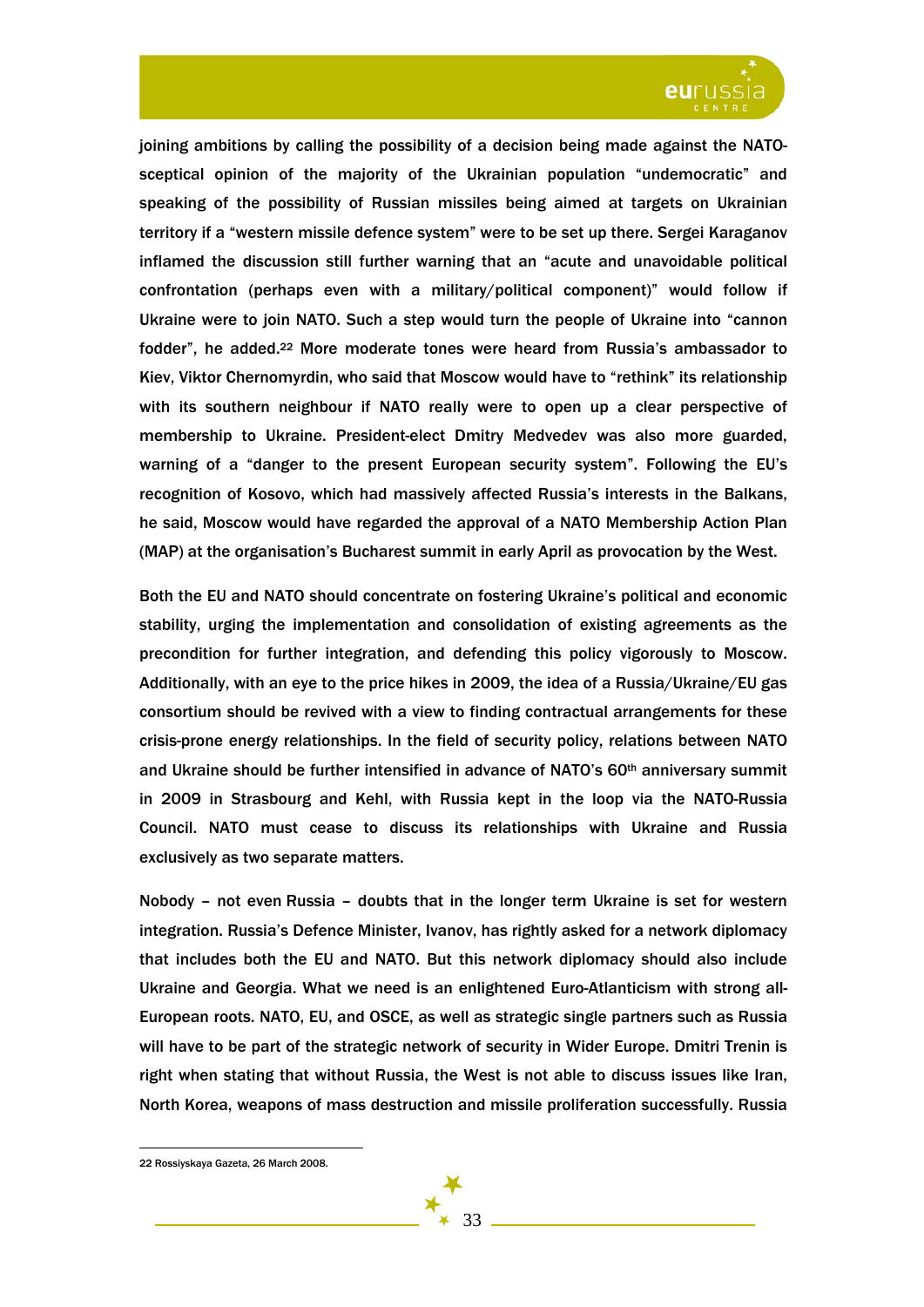joining ambitions by calling the possibility of a decision being made against the NATO-sceptical opinion of the majority of the Ukrainian population "undemocratic" and speaking of the possibility of Russian missiles being aimed at targets on Ukrainian territory if a "western missile defence system" were to be set up there. Sergei Karaganov inflamed the discussion still further warning that an "acute and unavoidable political confrontation (perhaps even with a military/political component)" would follow if Ukraine were to join NATO. Such a step would turn the people of Ukraine into "cannon fodder", he added.[22] More moderate tones were heard from Russia's ambassador to Kiev, Viktor Chernomyrdin, who said that Moscow would have to "rethink" its relationship with its southern neighbour if NATO really were to open up a clear perspective of membership to Ukraine. President-elect Dmitry Medvedev was also more guarded, warning of a "danger to the present European security system". Following the EU's recognition of Kosovo, which had massively affected Russia's interests in the Balkans, he said, Moscow would have regarded the approval of a NATO Membership Action Plan (MAP) at the organisation's Bucharest summit in early April as provocation by the West.

Both the EU and NATO should concentrate on fostering Ukraine's political and economic stability, urging the implementation and consolidation of existing agreements as the precondition for further integration, and defending this policy vigorously to Moscow. Additionally, with an eye to the price hikes in 2009, the idea of a Russia/Ukraine/EU gas consortium should be revived with a view to finding contractual arrangements for these crisis-prone energy relationships. In the field of security policy, relations between NATO and Ukraine should be further intensified in advance of NATO's 60th anniversary summit in 2009 in Strasbourg and Kehl, with Russia kept in the loop via the NATO-Russia Council. NATO must cease to discuss its relationships with Ukraine and Russia exclusively as two separate matters.

Nobody – not even Russia – doubts that in the longer term Ukraine is set for western integration. Russia's Defence Minister, Ivanov, has rightly asked for a network diplomacy that includes both the EU and NATO. But this network diplomacy should also include Ukraine and Georgia. What we need is an enlightened Euro-Atlanticism with strong all-European roots. NATO, EU, and OSCE, as well as strategic single partners such as Russia will have to be part of the strategic network of security in Wider Europe. Dmitri Trenin is right when stating that without Russia, the West is not able to discuss issues like Iran, North Korea, weapons of mass destruction and missile proliferation successfully. Russia

---

[22] Rossiyskaya Gazeta, 26 March 2008.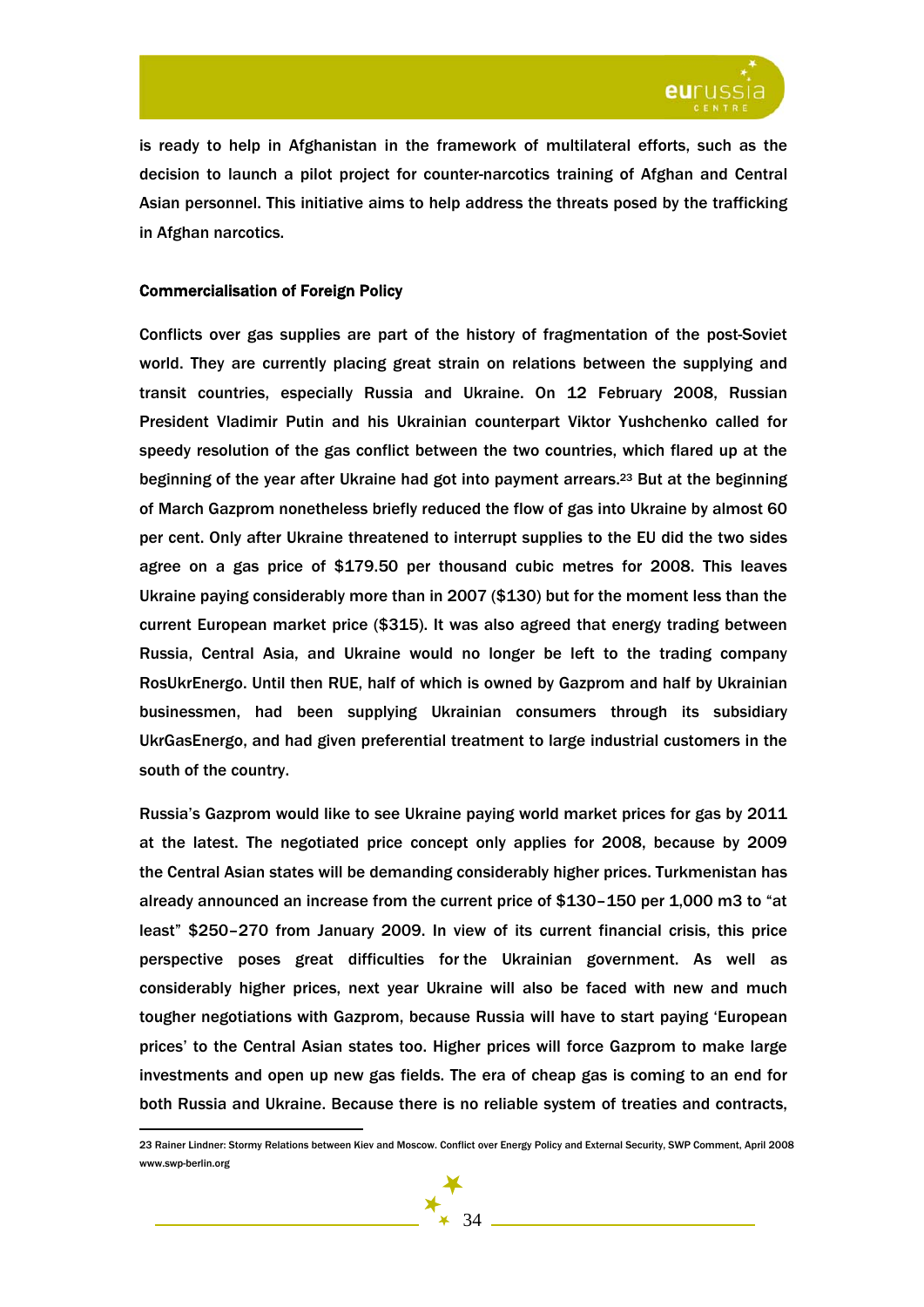is ready to help in Afghanistan in the framework of multilateral efforts, such as the decision to launch a pilot project for counter-narcotics training of Afghan and Central Asian personnel. This initiative aims to help address the threats posed by the trafficking in Afghan narcotics.

**Commercialisation of Foreign Policy**

Conflicts over gas supplies are part of the history of fragmentation of the post-Soviet world. They are currently placing great strain on relations between the supplying and transit countries, especially Russia and Ukraine. On 12 February 2008, Russian President Vladimir Putin and his Ukrainian counterpart Viktor Yushchenko called for speedy resolution of the gas conflict between the two countries, which flared up at the beginning of the year after Ukraine had got into payment arrears.[23] But at the beginning of March Gazprom nonetheless briefly reduced the flow of gas into Ukraine by almost 60 per cent. Only after Ukraine threatened to interrupt supplies to the EU did the two sides agree on a gas price of $179.50 per thousand cubic metres for 2008. This leaves Ukraine paying considerably more than in 2007 ($130) but for the moment less than the current European market price ($315). It was also agreed that energy trading between Russia, Central Asia, and Ukraine would no longer be left to the trading company RosUkrEnergo. Until then RUE, half of which is owned by Gazprom and half by Ukrainian businessmen, had been supplying Ukrainian consumers through its subsidiary UkrGasEnergo, and had given preferential treatment to large industrial customers in the south of the country.

Russia's Gazprom would like to see Ukraine paying world market prices for gas by 2011 at the latest. The negotiated price concept only applies for 2008, because by 2009 the Central Asian states will be demanding considerably higher prices. Turkmenistan has already announced an increase from the current price of $130–150 per 1,000 m3 to "at least" $250–270 from January 2009. In view of its current financial crisis, this price perspective poses great difficulties for the Ukrainian government. As well as considerably higher prices, next year Ukraine will also be faced with new and much tougher negotiations with Gazprom, because Russia will have to start paying 'European prices' to the Central Asian states too. Higher prices will force Gazprom to make large investments and open up new gas fields. The era of cheap gas is coming to an end for both Russia and Ukraine. Because there is no reliable system of treaties and contracts,

---

[23] Rainer Lindner: Stormy Relations between Kiev and Moscow. Conflict over Energy Policy and External Security, SWP Comment, April 2008 www.swp-berlin.org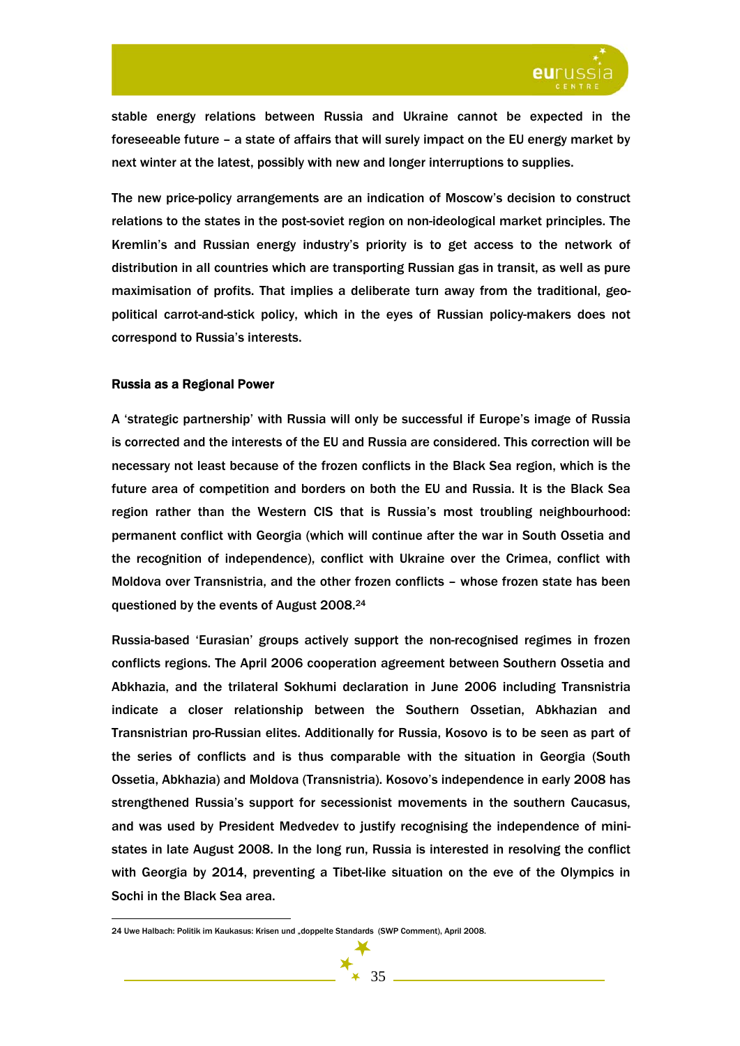stable energy relations between Russia and Ukraine cannot be expected in the foreseeable future – a state of affairs that will surely impact on the EU energy market by next winter at the latest, possibly with new and longer interruptions to supplies.

The new price-policy arrangements are an indication of Moscow's decision to construct relations to the states in the post-soviet region on non-ideological market principles. The Kremlin's and Russian energy industry's priority is to get access to the network of distribution in all countries which are transporting Russian gas in transit, as well as pure maximisation of profits. That implies a deliberate turn away from the traditional, geo-political carrot-and-stick policy, which in the eyes of Russian policy-makers does not correspond to Russia's interests.

## Russia as a Regional Power

A 'strategic partnership' with Russia will only be successful if Europe's image of Russia is corrected and the interests of the EU and Russia are considered. This correction will be necessary not least because of the frozen conflicts in the Black Sea region, which is the future area of competition and borders on both the EU and Russia. It is the Black Sea region rather than the Western CIS that is Russia's most troubling neighbourhood: permanent conflict with Georgia (which will continue after the war in South Ossetia and the recognition of independence), conflict with Ukraine over the Crimea, conflict with Moldova over Transnistria, and the other frozen conflicts – whose frozen state has been questioned by the events of August 2008.[24]

Russia-based 'Eurasian' groups actively support the non-recognised regimes in frozen conflicts regions. The April 2006 cooperation agreement between Southern Ossetia and Abkhazia, and the trilateral Sokhumi declaration in June 2006 including Transnistria indicate a closer relationship between the Southern Ossetian, Abkhazian and Transnistrian pro-Russian elites. Additionally for Russia, Kosovo is to be seen as part of the series of conflicts and is thus comparable with the situation in Georgia (South Ossetia, Abkhazia) and Moldova (Transnistria). Kosovo's independence in early 2008 has strengthened Russia's support for secessionist movements in the southern Caucasus, and was used by President Medvedev to justify recognising the independence of mini-states in late August 2008. In the long run, Russia is interested in resolving the conflict with Georgia by 2014, preventing a Tibet-like situation on the eve of the Olympics in Sochi in the Black Sea area.

---

24 Uwe Halbach: Politik im Kaukasus: Krisen und „doppelte Standards (SWP Comment), April 2008.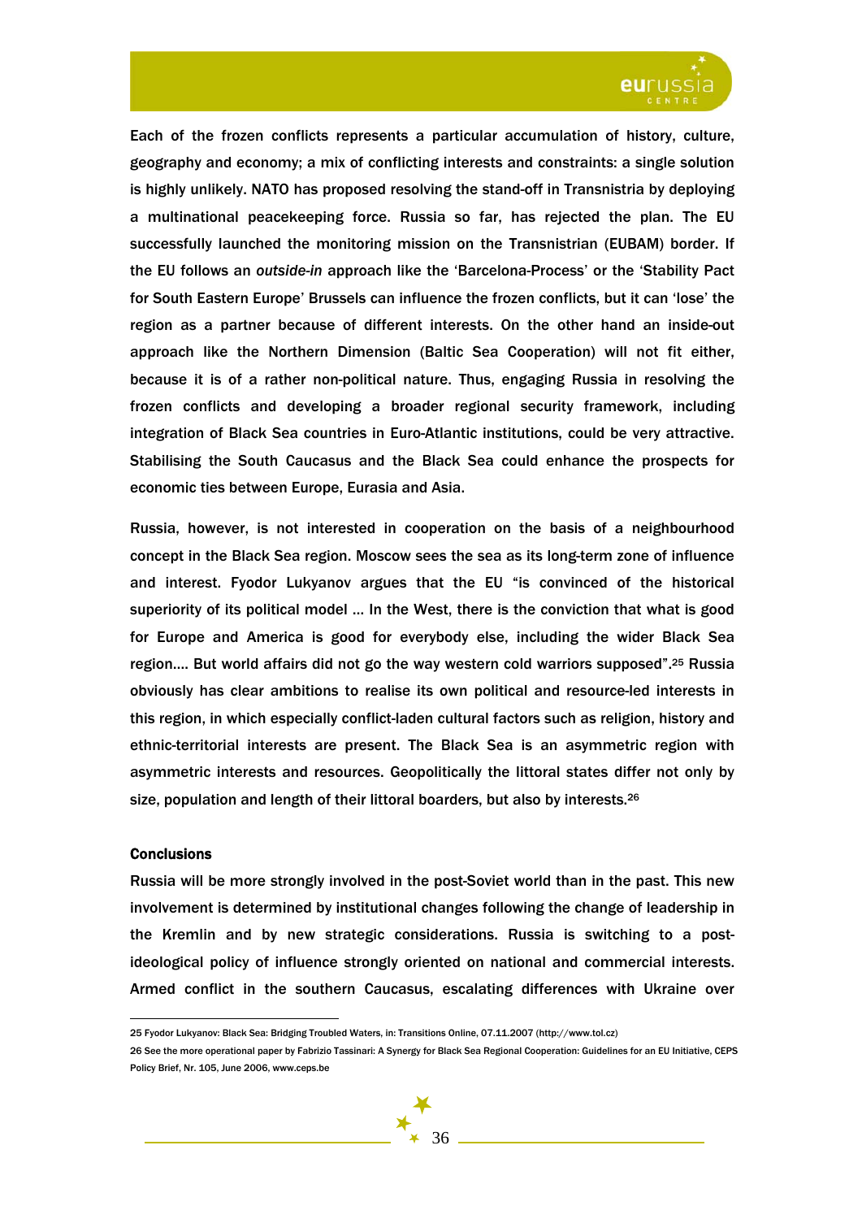Each of the frozen conflicts represents a particular accumulation of history, culture, geography and economy; a mix of conflicting interests and constraints: a single solution is highly unlikely. NATO has proposed resolving the stand-off in Transnistria by deploying a multinational peacekeeping force. Russia so far, has rejected the plan. The EU successfully launched the monitoring mission on the Transnistrian (EUBAM) border. If the EU follows an *outside-in* approach like the 'Barcelona-Process' or the 'Stability Pact for South Eastern Europe' Brussels can influence the frozen conflicts, but it can 'lose' the region as a partner because of different interests. On the other hand an inside-out approach like the Northern Dimension (Baltic Sea Cooperation) will not fit either, because it is of a rather non-political nature. Thus, engaging Russia in resolving the frozen conflicts and developing a broader regional security framework, including integration of Black Sea countries in Euro-Atlantic institutions, could be very attractive. Stabilising the South Caucasus and the Black Sea could enhance the prospects for economic ties between Europe, Eurasia and Asia.

Russia, however, is not interested in cooperation on the basis of a neighbourhood concept in the Black Sea region. Moscow sees the sea as its long-term zone of influence and interest. Fyodor Lukyanov argues that the EU "is convinced of the historical superiority of its political model … In the West, there is the conviction that what is good for Europe and America is good for everybody else, including the wider Black Sea region…. But world affairs did not go the way western cold warriors supposed".[25] Russia obviously has clear ambitions to realise its own political and resource-led interests in this region, in which especially conflict-laden cultural factors such as religion, history and ethnic-territorial interests are present. The Black Sea is an asymmetric region with asymmetric interests and resources. Geopolitically the littoral states differ not only by size, population and length of their littoral boarders, but also by interests.[26]

#### Conclusions

Russia will be more strongly involved in the post-Soviet world than in the past. This new involvement is determined by institutional changes following the change of leadership in the Kremlin and by new strategic considerations. Russia is switching to a post-ideological policy of influence strongly oriented on national and commercial interests. Armed conflict in the southern Caucasus, escalating differences with Ukraine over

---

25 Fyodor Lukyanov: Black Sea: Bridging Troubled Waters, in: Transitions Online, 07.11.2007 (http://www.tol.cz)

26 See the more operational paper by Fabrizio Tassinari: A Synergy for Black Sea Regional Cooperation: Guidelines for an EU Initiative, CEPS Policy Brief, Nr. 105, June 2006, www.ceps.be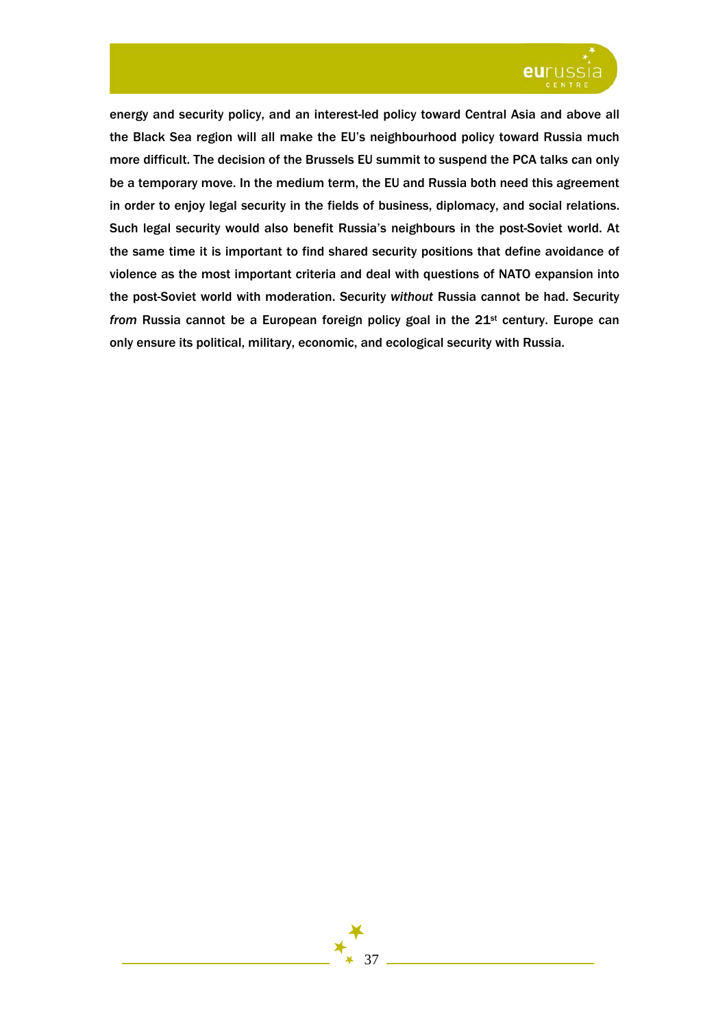energy and security policy, and an interest-led policy toward Central Asia and above all the Black Sea region will all make the EU's neighbourhood policy toward Russia much more difficult. The decision of the Brussels EU summit to suspend the PCA talks can only be a temporary move. In the medium term, the EU and Russia both need this agreement in order to enjoy legal security in the fields of business, diplomacy, and social relations. Such legal security would also benefit Russia's neighbours in the post-Soviet world. At the same time it is important to find shared security positions that define avoidance of violence as the most important criteria and deal with questions of NATO expansion into the post-Soviet world with moderation. Security *without* Russia cannot be had. Security *from* Russia cannot be a European foreign policy goal in the 21st century. Europe can only ensure its political, military, economic, and ecological security with Russia.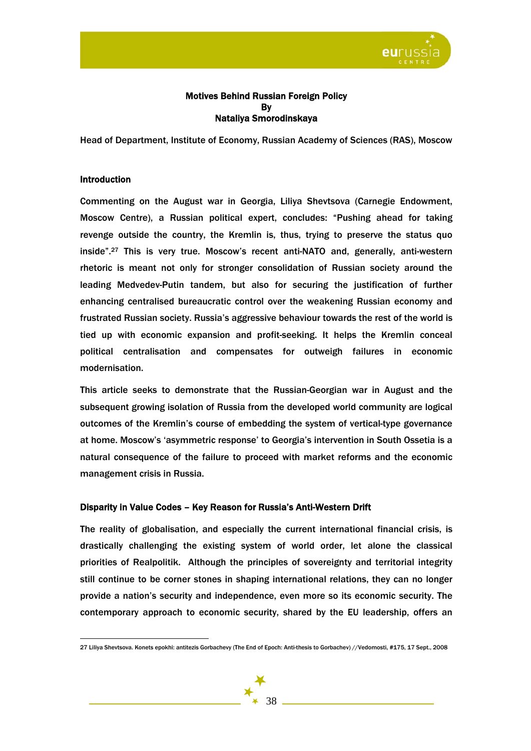## Motives Behind Russian Foreign Policy

**By**

**Nataliya Smorodinskaya**

Head of Department, Institute of Economy, Russian Academy of Sciences (RAS), Moscow

### Introduction

Commenting on the August war in Georgia, Liliya Shevtsova (Carnegie Endowment, Moscow Centre), a Russian political expert, concludes: "Pushing ahead for taking revenge outside the country, the Kremlin is, thus, trying to preserve the status quo inside".[27] This is very true. Moscow's recent anti-NATO and, generally, anti-western rhetoric is meant not only for stronger consolidation of Russian society around the leading Medvedev-Putin tandem, but also for securing the justification of further enhancing centralised bureaucratic control over the weakening Russian economy and frustrated Russian society. Russia's aggressive behaviour towards the rest of the world is tied up with economic expansion and profit-seeking. It helps the Kremlin conceal political centralisation and compensates for outweigh failures in economic modernisation.

This article seeks to demonstrate that the Russian-Georgian war in August and the subsequent growing isolation of Russia from the developed world community are logical outcomes of the Kremlin's course of embedding the system of vertical-type governance at home. Moscow's 'asymmetric response' to Georgia's intervention in South Ossetia is a natural consequence of the failure to proceed with market reforms and the economic management crisis in Russia.

### Disparity in Value Codes – Key Reason for Russia's Anti-Western Drift

The reality of globalisation, and especially the current international financial crisis, is drastically challenging the existing system of world order, let alone the classical priorities of Realpolitik. Although the principles of sovereignty and territorial integrity still continue to be corner stones in shaping international relations, they can no longer provide a nation's security and independence, even more so its economic security. The contemporary approach to economic security, shared by the EU leadership, offers an

---

27 Liliya Shevtsova. Konets epokhi: antitezis Gorbachevy (The End of Epoch: Anti-thesis to Gorbachev) //Vedomosti, #175, 17 Sept., 2008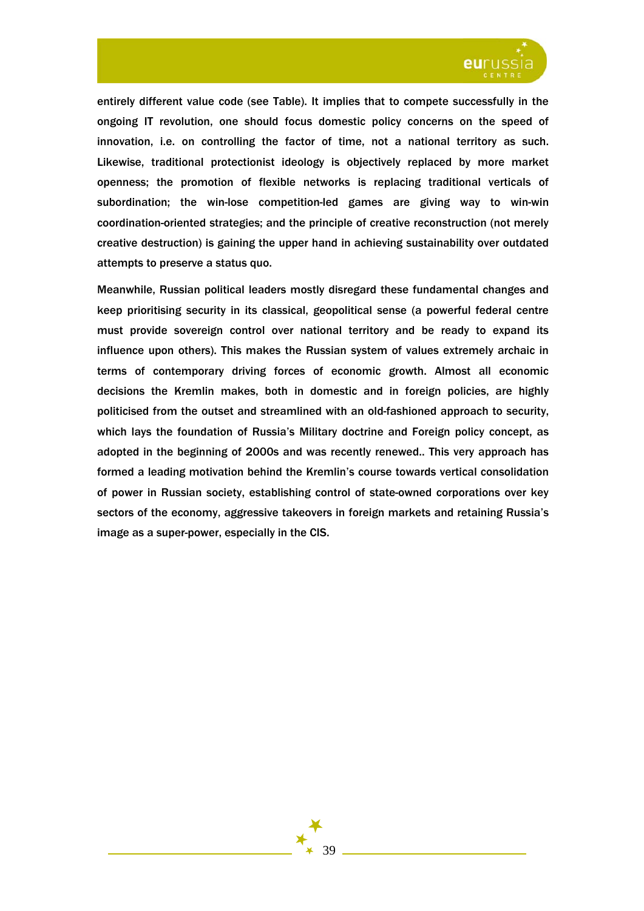entirely different value code (see Table). It implies that to compete successfully in the ongoing IT revolution, one should focus domestic policy concerns on the speed of innovation, i.e. on controlling the factor of time, not a national territory as such. Likewise, traditional protectionist ideology is objectively replaced by more market openness; the promotion of flexible networks is replacing traditional verticals of subordination; the win-lose competition-led games are giving way to win-win coordination-oriented strategies; and the principle of creative reconstruction (not merely creative destruction) is gaining the upper hand in achieving sustainability over outdated attempts to preserve a status quo.

Meanwhile, Russian political leaders mostly disregard these fundamental changes and keep prioritising security in its classical, geopolitical sense (a powerful federal centre must provide sovereign control over national territory and be ready to expand its influence upon others). This makes the Russian system of values extremely archaic in terms of contemporary driving forces of economic growth. Almost all economic decisions the Kremlin makes, both in domestic and in foreign policies, are highly politicised from the outset and streamlined with an old-fashioned approach to security, which lays the foundation of Russia's Military doctrine and Foreign policy concept, as adopted in the beginning of 2000s and was recently renewed.. This very approach has formed a leading motivation behind the Kremlin's course towards vertical consolidation of power in Russian society, establishing control of state-owned corporations over key sectors of the economy, aggressive takeovers in foreign markets and retaining Russia's image as a super-power, especially in the CIS.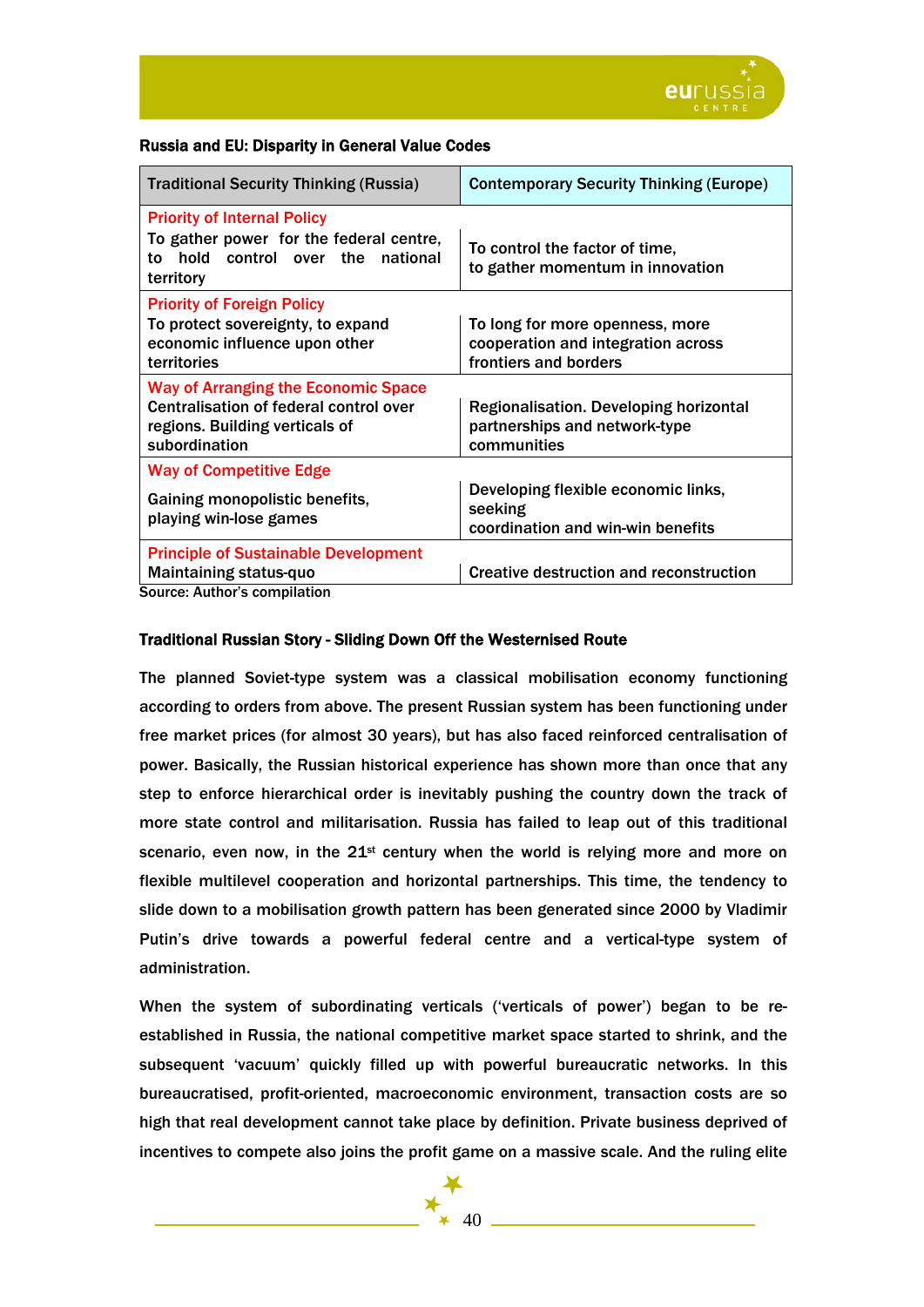**Russia and EU: Disparity in General Value Codes**

| Traditional Security Thinking (Russia) | Contemporary Security Thinking (Europe) |
|---|---|
| **Priority of Internal Policy** To gather power for the federal centre, to hold control over the national territory | To control the factor of time, to gather momentum in innovation |
| **Priority of Foreign Policy** To protect sovereignty, to expand economic influence upon other territories | To long for more openness, more cooperation and integration across frontiers and borders |
| **Way of Arranging the Economic Space** Centralisation of federal control over regions. Building verticals of subordination | Regionalisation. Developing horizontal partnerships and network-type communities |
| **Way of Competitive Edge** Gaining monopolistic benefits, playing win-lose games | Developing flexible economic links, seeking coordination and win-win benefits |
| **Principle of Sustainable Development** Maintaining status-quo | Creative destruction and reconstruction |

Source: Author's compilation

**Traditional Russian Story - Sliding Down Off the Westernised Route**

The planned Soviet-type system was a classical mobilisation economy functioning according to orders from above. The present Russian system has been functioning under free market prices (for almost 30 years), but has also faced reinforced centralisation of power. Basically, the Russian historical experience has shown more than once that any step to enforce hierarchical order is inevitably pushing the country down the track of more state control and militarisation. Russia has failed to leap out of this traditional scenario, even now, in the 21st century when the world is relying more and more on flexible multilevel cooperation and horizontal partnerships. This time, the tendency to slide down to a mobilisation growth pattern has been generated since 2000 by Vladimir Putin's drive towards a powerful federal centre and a vertical-type system of administration.

When the system of subordinating verticals ('verticals of power') began to be re-established in Russia, the national competitive market space started to shrink, and the subsequent 'vacuum' quickly filled up with powerful bureaucratic networks. In this bureaucratised, profit-oriented, macroeconomic environment, transaction costs are so high that real development cannot take place by definition. Private business deprived of incentives to compete also joins the profit game on a massive scale. And the ruling elite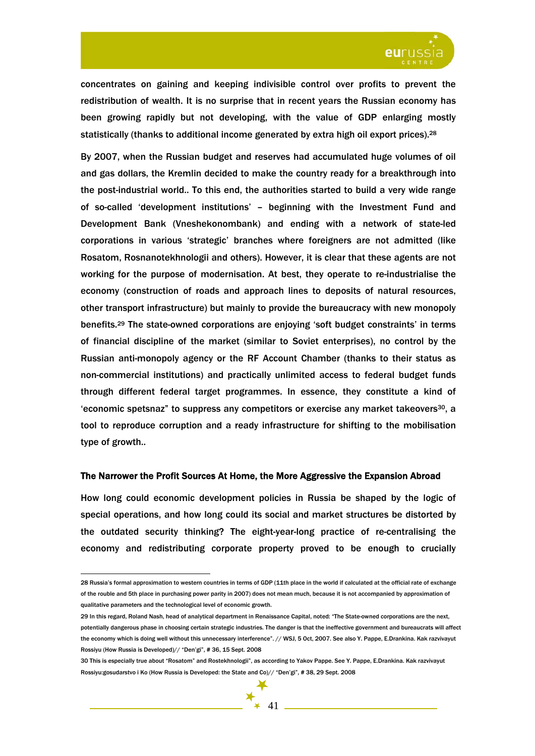concentrates on gaining and keeping indivisible control over profits to prevent the redistribution of wealth. It is no surprise that in recent years the Russian economy has been growing rapidly but not developing, with the value of GDP enlarging mostly statistically (thanks to additional income generated by extra high oil export prices).[28]

By 2007, when the Russian budget and reserves had accumulated huge volumes of oil and gas dollars, the Kremlin decided to make the country ready for a breakthrough into the post-industrial world.. To this end, the authorities started to build a very wide range of so-called 'development institutions' – beginning with the Investment Fund and Development Bank (Vneshekonombank) and ending with a network of state-led corporations in various 'strategic' branches where foreigners are not admitted (like Rosatom, Rosnanotekhnologii and others). However, it is clear that these agents are not working for the purpose of modernisation. At best, they operate to re-industrialise the economy (construction of roads and approach lines to deposits of natural resources, other transport infrastructure) but mainly to provide the bureaucracy with new monopoly benefits.[29] The state-owned corporations are enjoying 'soft budget constraints' in terms of financial discipline of the market (similar to Soviet enterprises), no control by the Russian anti-monopoly agency or the RF Account Chamber (thanks to their status as non-commercial institutions) and practically unlimited access to federal budget funds through different federal target programmes. In essence, they constitute a kind of 'economic spetsnaz" to suppress any competitors or exercise any market takeovers[30], a tool to reproduce corruption and a ready infrastructure for shifting to the mobilisation type of growth..

#### The Narrower the Profit Sources At Home, the More Aggressive the Expansion Abroad

How long could economic development policies in Russia be shaped by the logic of special operations, and how long could its social and market structures be distorted by the outdated security thinking? The eight-year-long practice of re-centralising the economy and redistributing corporate property proved to be enough to crucially

---

28 Russia's formal approximation to western countries in terms of GDP (11th place in the world if calculated at the official rate of exchange of the rouble and 5th place in purchasing power parity in 2007) does not mean much, because it is not accompanied by approximation of qualitative parameters and the technological level of economic growth.

29 In this regard, Roland Nash, head of analytical department in Renaissance Capital, noted: "The State-owned corporations are the next, potentially dangerous phase in choosing certain strategic industries. The danger is that the ineffective government and bureaucrats will affect the economy which is doing well without this unnecessary interference". // WSJ, 5 Oct, 2007. See also Y. Pappe, E.Drankina. Kak razvivayut Rossiyu (How Russia is Developed)// "Den'gi", # 36, 15 Sept. 2008

30 This is especially true about "Rosatom" and Rostekhnologii", as according to Yakov Pappe. See Y. Pappe, E.Drankina. Kak razvivayut Rossiyu:gosudarstvo i Ko (How Russia is Developed: the State and Co)// "Den'gi", # 38, 29 Sept. 2008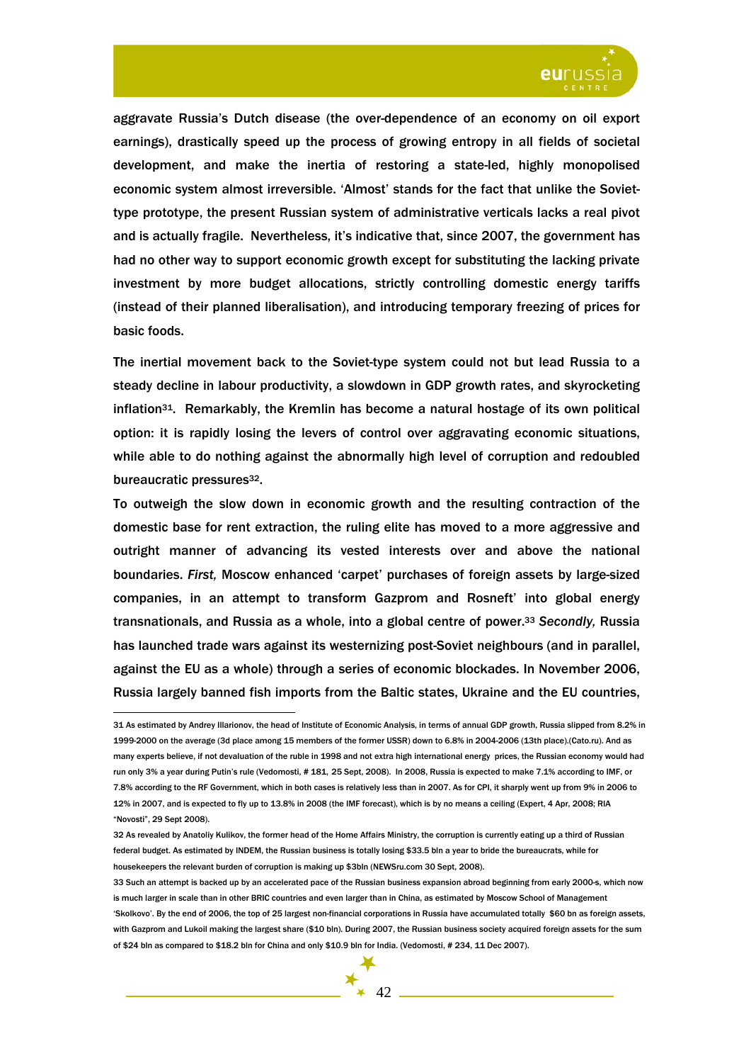aggravate Russia's Dutch disease (the over-dependence of an economy on oil export earnings), drastically speed up the process of growing entropy in all fields of societal development, and make the inertia of restoring a state-led, highly monopolised economic system almost irreversible. 'Almost' stands for the fact that unlike the Soviet-type prototype, the present Russian system of administrative verticals lacks a real pivot and is actually fragile. Nevertheless, it's indicative that, since 2007, the government has had no other way to support economic growth except for substituting the lacking private investment by more budget allocations, strictly controlling domestic energy tariffs (instead of their planned liberalisation), and introducing temporary freezing of prices for basic foods.

The inertial movement back to the Soviet-type system could not but lead Russia to a steady decline in labour productivity, a slowdown in GDP growth rates, and skyrocketing inflation[31]. Remarkably, the Kremlin has become a natural hostage of its own political option: it is rapidly losing the levers of control over aggravating economic situations, while able to do nothing against the abnormally high level of corruption and redoubled bureaucratic pressures[32].

To outweigh the slow down in economic growth and the resulting contraction of the domestic base for rent extraction, the ruling elite has moved to a more aggressive and outright manner of advancing its vested interests over and above the national boundaries. *First,* Moscow enhanced 'carpet' purchases of foreign assets by large-sized companies, in an attempt to transform Gazprom and Rosneft' into global energy transnationals, and Russia as a whole, into a global centre of power.[33] *Secondly,* Russia has launched trade wars against its westernizing post-Soviet neighbours (and in parallel, against the EU as a whole) through a series of economic blockades. In November 2006, Russia largely banned fish imports from the Baltic states, Ukraine and the EU countries,

---

31 As estimated by Andrey Illarionov, the head of Institute of Economic Analysis, in terms of annual GDP growth, Russia slipped from 8.2% in 1999-2000 on the average (3d place among 15 members of the former USSR) down to 6.8% in 2004-2006 (13th place).(Cato.ru). And as many experts believe, if not devaluation of the ruble in 1998 and not extra high international energy prices, the Russian economy would had run only 3% a year during Putin's rule (Vedomosti, # 181, 25 Sept, 2008). In 2008, Russia is expected to make 7.1% according to IMF, or 7.8% according to the RF Government, which in both cases is relatively less than in 2007. As for CPI, it sharply went up from 9% in 2006 to 12% in 2007, and is expected to fly up to 13.8% in 2008 (the IMF forecast), which is by no means a ceiling (Expert, 4 Apr, 2008; RIA "Novosti", 29 Sept 2008).

32 As revealed by Anatoliy Kulikov, the former head of the Home Affairs Ministry, the corruption is currently eating up a third of Russian federal budget. As estimated by INDEM, the Russian business is totally losing $33.5 bln a year to bride the bureaucrats, while for housekeepers the relevant burden of corruption is making up $3bln (NEWSru.com 30 Sept, 2008).

33 Such an attempt is backed up by an accelerated pace of the Russian business expansion abroad beginning from early 2000-s, which now is much larger in scale than in other BRIC countries and even larger than in China, as estimated by Moscow School of Management 'Skolkovo'. By the end of 2006, the top of 25 largest non-financial corporations in Russia have accumulated totally $60 bn as foreign assets, with Gazprom and Lukoil making the largest share ($10 bln). During 2007, the Russian business society acquired foreign assets for the sum of $24 bln as compared to $18.2 bln for China and only $10.9 bln for India. (Vedomosti, # 234, 11 Dec 2007).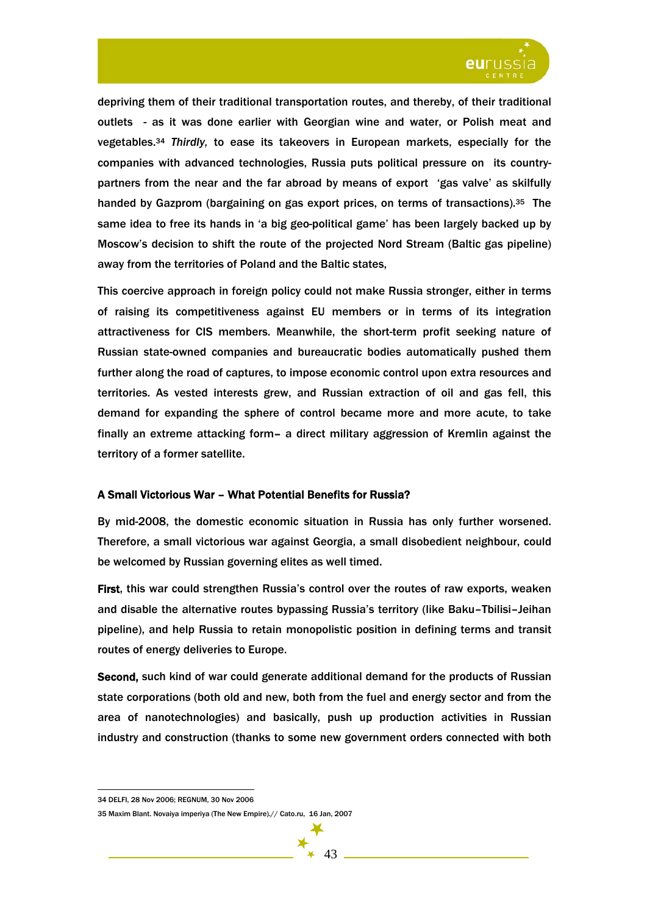depriving them of their traditional transportation routes, and thereby, of their traditional outlets - as it was done earlier with Georgian wine and water, or Polish meat and vegetables.[34] *Thirdly,* to ease its takeovers in European markets, especially for the companies with advanced technologies, Russia puts political pressure on its country-partners from the near and the far abroad by means of export 'gas valve' as skilfully handed by Gazprom (bargaining on gas export prices, on terms of transactions).[35] The same idea to free its hands in 'a big geo-political game' has been largely backed up by Moscow's decision to shift the route of the projected Nord Stream (Baltic gas pipeline) away from the territories of Poland and the Baltic states,

This coercive approach in foreign policy could not make Russia stronger, either in terms of raising its competitiveness against EU members or in terms of its integration attractiveness for CIS members. Meanwhile, the short-term profit seeking nature of Russian state-owned companies and bureaucratic bodies automatically pushed them further along the road of captures, to impose economic control upon extra resources and territories. As vested interests grew, and Russian extraction of oil and gas fell, this demand for expanding the sphere of control became more and more acute, to take finally an extreme attacking form– a direct military aggression of Kremlin against the territory of a former satellite.

### A Small Victorious War – What Potential Benefits for Russia?

By mid-2008, the domestic economic situation in Russia has only further worsened. Therefore, a small victorious war against Georgia, a small disobedient neighbour, could be welcomed by Russian governing elites as well timed.

**First**, this war could strengthen Russia's control over the routes of raw exports, weaken and disable the alternative routes bypassing Russia's territory (like Baku–Tbilisi–Jeihan pipeline), and help Russia to retain monopolistic position in defining terms and transit routes of energy deliveries to Europe.

**Second,** such kind of war could generate additional demand for the products of Russian state corporations (both old and new, both from the fuel and energy sector and from the area of nanotechnologies) and basically, push up production activities in Russian industry and construction (thanks to some new government orders connected with both

---

34 DELFI, 28 Nov 2006; REGNUM, 30 Nov 2006

35 Maxim Blant. Novaiya imperiya (The New Empire).// Cato.ru, 16 Jan, 2007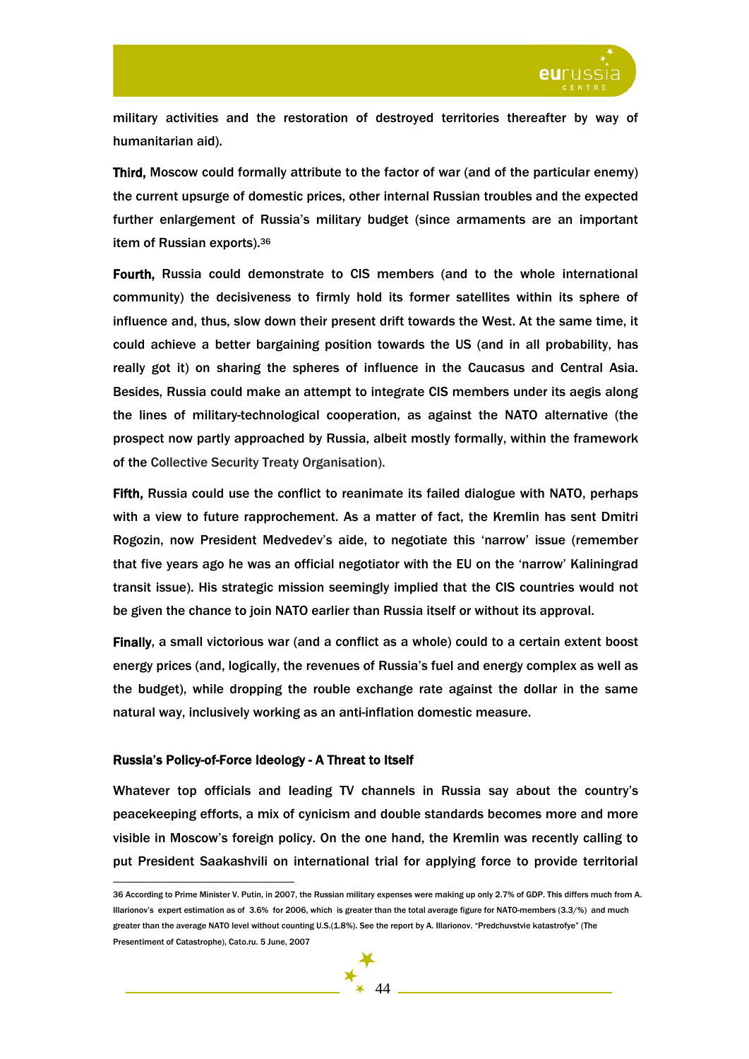military activities and the restoration of destroyed territories thereafter by way of humanitarian aid).

**Third,** Moscow could formally attribute to the factor of war (and of the particular enemy) the current upsurge of domestic prices, other internal Russian troubles and the expected further enlargement of Russia's military budget (since armaments are an important item of Russian exports).[36]

**Fourth,** Russia could demonstrate to CIS members (and to the whole international community) the decisiveness to firmly hold its former satellites within its sphere of influence and, thus, slow down their present drift towards the West. At the same time, it could achieve a better bargaining position towards the US (and in all probability, has really got it) on sharing the spheres of influence in the Caucasus and Central Asia. Besides, Russia could make an attempt to integrate CIS members under its aegis along the lines of military-technological cooperation, as against the NATO alternative (the prospect now partly approached by Russia, albeit mostly formally, within the framework of the Collective Security Treaty Organisation).

**Fifth,** Russia could use the conflict to reanimate its failed dialogue with NATO, perhaps with a view to future rapprochement. As a matter of fact, the Kremlin has sent Dmitri Rogozin, now President Medvedev's aide, to negotiate this 'narrow' issue (remember that five years ago he was an official negotiator with the EU on the 'narrow' Kaliningrad transit issue). His strategic mission seemingly implied that the CIS countries would not be given the chance to join NATO earlier than Russia itself or without its approval.

**Finally**, a small victorious war (and a conflict as a whole) could to a certain extent boost energy prices (and, logically, the revenues of Russia's fuel and energy complex as well as the budget), while dropping the rouble exchange rate against the dollar in the same natural way, inclusively working as an anti-inflation domestic measure.

#### Russia's Policy-of-Force Ideology - A Threat to Itself

Whatever top officials and leading TV channels in Russia say about the country's peacekeeping efforts, a mix of cynicism and double standards becomes more and more visible in Moscow's foreign policy. On the one hand, the Kremlin was recently calling to put President Saakashvili on international trial for applying force to provide territorial

---

36 According to Prime Minister V. Putin, in 2007, the Russian military expenses were making up only 2.7% of GDP. This differs much from A. Illarionov's expert estimation as of 3.6% for 2006, which is greater than the total average figure for NATO-members (3.3/%) and much greater than the average NATO level without counting U.S.(1.8%). See the report by A. Illarionov. "Predchuvstvie katastrofye" (The Presentiment of Catastrophe), Cato.ru. 5 June, 2007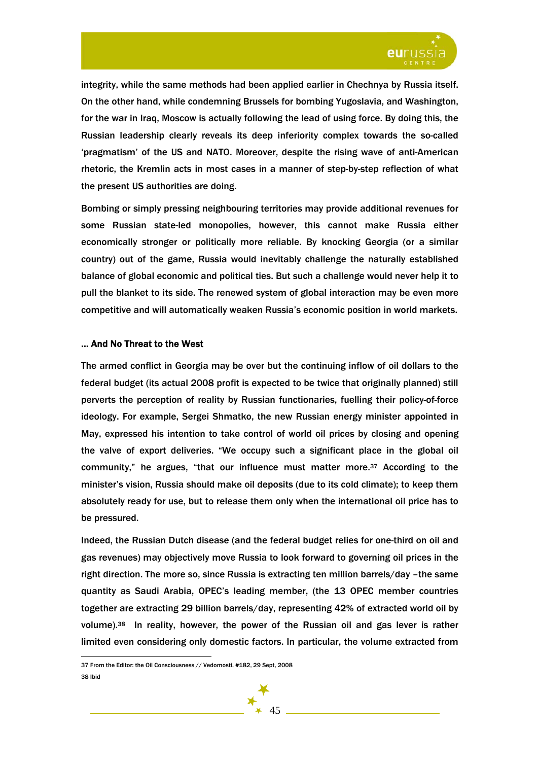integrity, while the same methods had been applied earlier in Chechnya by Russia itself. On the other hand, while condemning Brussels for bombing Yugoslavia, and Washington, for the war in Iraq, Moscow is actually following the lead of using force. By doing this, the Russian leadership clearly reveals its deep inferiority complex towards the so-called 'pragmatism' of the US and NATO. Moreover, despite the rising wave of anti-American rhetoric, the Kremlin acts in most cases in a manner of step-by-step reflection of what the present US authorities are doing.

Bombing or simply pressing neighbouring territories may provide additional revenues for some Russian state-led monopolies, however, this cannot make Russia either economically stronger or politically more reliable. By knocking Georgia (or a similar country) out of the game, Russia would inevitably challenge the naturally established balance of global economic and political ties. But such a challenge would never help it to pull the blanket to its side. The renewed system of global interaction may be even more competitive and will automatically weaken Russia's economic position in world markets.

### ... And No Threat to the West

The armed conflict in Georgia may be over but the continuing inflow of oil dollars to the federal budget (its actual 2008 profit is expected to be twice that originally planned) still perverts the perception of reality by Russian functionaries, fuelling their policy-of-force ideology. For example, Sergei Shmatko, the new Russian energy minister appointed in May, expressed his intention to take control of world oil prices by closing and opening the valve of export deliveries. "We occupy such a significant place in the global oil community," he argues, "that our influence must matter more.[37] According to the minister's vision, Russia should make oil deposits (due to its cold climate); to keep them absolutely ready for use, but to release them only when the international oil price has to be pressured.

Indeed, the Russian Dutch disease (and the federal budget relies for one-third on oil and gas revenues) may objectively move Russia to look forward to governing oil prices in the right direction. The more so, since Russia is extracting ten million barrels/day –the same quantity as Saudi Arabia, OPEC's leading member, (the 13 OPEC member countries together are extracting 29 billion barrels/day, representing 42% of extracted world oil by volume).[38] In reality, however, the power of the Russian oil and gas lever is rather limited even considering only domestic factors. In particular, the volume extracted from

---

37 From the Editor: the Oil Consciousness // Vedomosti, #182, 29 Sept, 2008

38 Ibid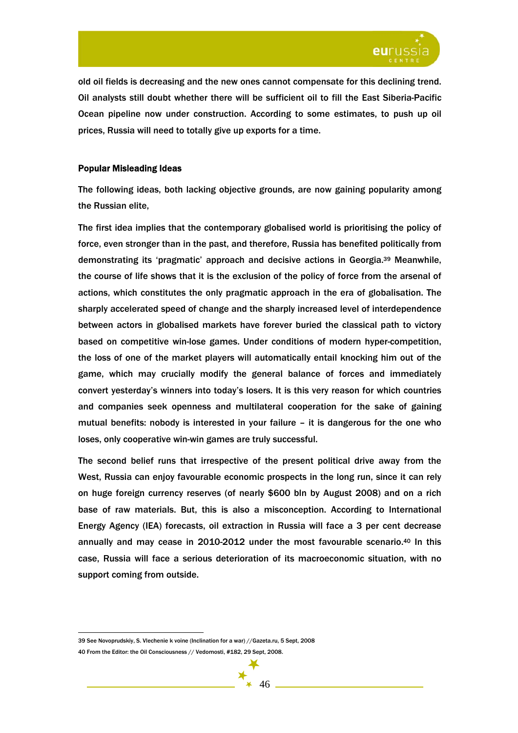old oil fields is decreasing and the new ones cannot compensate for this declining trend. Oil analysts still doubt whether there will be sufficient oil to fill the East Siberia-Pacific Ocean pipeline now under construction. According to some estimates, to push up oil prices, Russia will need to totally give up exports for a time.

### Popular Misleading Ideas

The following ideas, both lacking objective grounds, are now gaining popularity among the Russian elite,

The first idea implies that the contemporary globalised world is prioritising the policy of force, even stronger than in the past, and therefore, Russia has benefited politically from demonstrating its 'pragmatic' approach and decisive actions in Georgia.[39] Meanwhile, the course of life shows that it is the exclusion of the policy of force from the arsenal of actions, which constitutes the only pragmatic approach in the era of globalisation. The sharply accelerated speed of change and the sharply increased level of interdependence between actors in globalised markets have forever buried the classical path to victory based on competitive win-lose games. Under conditions of modern hyper-competition, the loss of one of the market players will automatically entail knocking him out of the game, which may crucially modify the general balance of forces and immediately convert yesterday's winners into today's losers. It is this very reason for which countries and companies seek openness and multilateral cooperation for the sake of gaining mutual benefits: nobody is interested in your failure – it is dangerous for the one who loses, only cooperative win-win games are truly successful.

The second belief runs that irrespective of the present political drive away from the West, Russia can enjoy favourable economic prospects in the long run, since it can rely on huge foreign currency reserves (of nearly $600 bln by August 2008) and on a rich base of raw materials. But, this is also a misconception. According to International Energy Agency (IEA) forecasts, oil extraction in Russia will face a 3 per cent decrease annually and may cease in 2010-2012 under the most favourable scenario.[40] In this case, Russia will face a serious deterioration of its macroeconomic situation, with no support coming from outside.

---

39 See Novoprudskiy, S. Vlechenie k voine (Inclination for a war) //Gazeta.ru, 5 Sept, 2008

40 From the Editor: the Oil Consciousness // Vedomosti, #182, 29 Sept, 2008.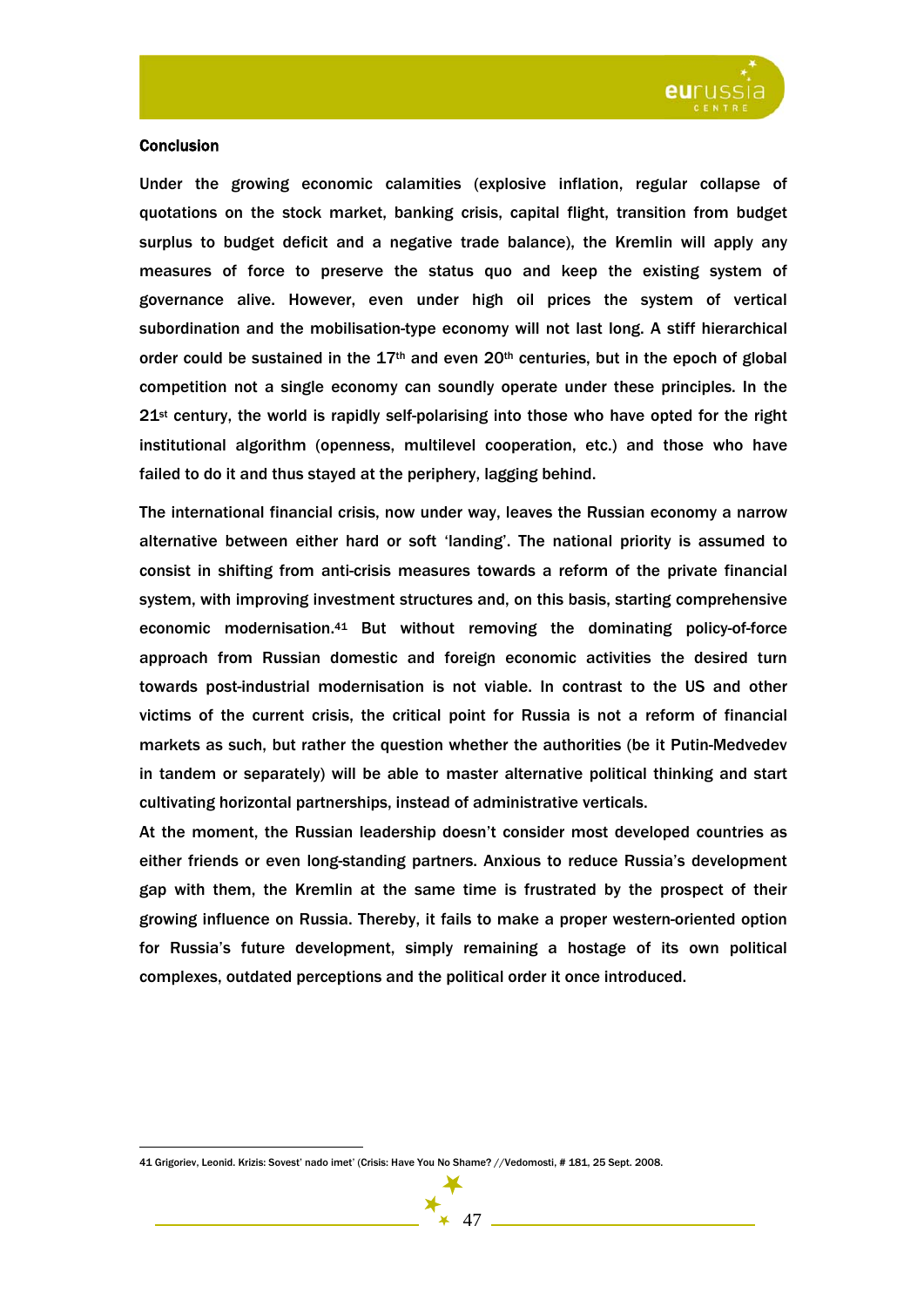## Conclusion

Under the growing economic calamities (explosive inflation, regular collapse of quotations on the stock market, banking crisis, capital flight, transition from budget surplus to budget deficit and a negative trade balance), the Kremlin will apply any measures of force to preserve the status quo and keep the existing system of governance alive. However, even under high oil prices the system of vertical subordination and the mobilisation-type economy will not last long. A stiff hierarchical order could be sustained in the 17th and even 20th centuries, but in the epoch of global competition not a single economy can soundly operate under these principles. In the 21st century, the world is rapidly self-polarising into those who have opted for the right institutional algorithm (openness, multilevel cooperation, etc.) and those who have failed to do it and thus stayed at the periphery, lagging behind.

The international financial crisis, now under way, leaves the Russian economy a narrow alternative between either hard or soft 'landing'. The national priority is assumed to consist in shifting from anti-crisis measures towards a reform of the private financial system, with improving investment structures and, on this basis, starting comprehensive economic modernisation.[41] But without removing the dominating policy-of-force approach from Russian domestic and foreign economic activities the desired turn towards post-industrial modernisation is not viable. In contrast to the US and other victims of the current crisis, the critical point for Russia is not a reform of financial markets as such, but rather the question whether the authorities (be it Putin-Medvedev in tandem or separately) will be able to master alternative political thinking and start cultivating horizontal partnerships, instead of administrative verticals.

At the moment, the Russian leadership doesn't consider most developed countries as either friends or even long-standing partners. Anxious to reduce Russia's development gap with them, the Kremlin at the same time is frustrated by the prospect of their growing influence on Russia. Thereby, it fails to make a proper western-oriented option for Russia's future development, simply remaining a hostage of its own political complexes, outdated perceptions and the political order it once introduced.

---

41 Grigoriev, Leonid. Krizis: Sovest' nado imet' (Crisis: Have You No Shame? //Vedomosti, # 181, 25 Sept. 2008.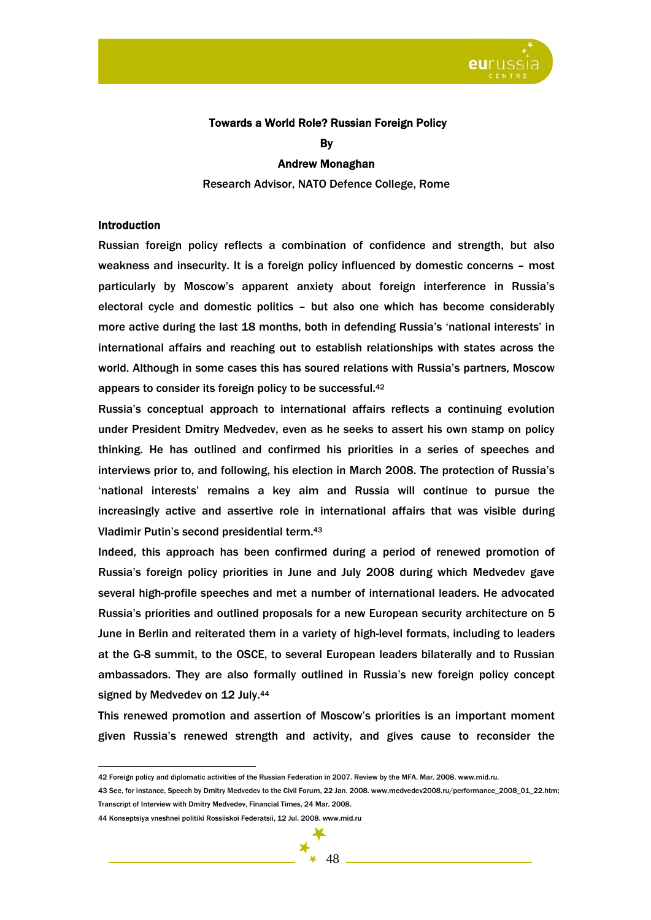# Towards a World Role? Russian Foreign Policy

**By**

**Andrew Monaghan**

Research Advisor, NATO Defence College, Rome

## Introduction

Russian foreign policy reflects a combination of confidence and strength, but also weakness and insecurity. It is a foreign policy influenced by domestic concerns – most particularly by Moscow's apparent anxiety about foreign interference in Russia's electoral cycle and domestic politics – but also one which has become considerably more active during the last 18 months, both in defending Russia's 'national interests' in international affairs and reaching out to establish relationships with states across the world. Although in some cases this has soured relations with Russia's partners, Moscow appears to consider its foreign policy to be successful.[42]

Russia's conceptual approach to international affairs reflects a continuing evolution under President Dmitry Medvedev, even as he seeks to assert his own stamp on policy thinking. He has outlined and confirmed his priorities in a series of speeches and interviews prior to, and following, his election in March 2008. The protection of Russia's 'national interests' remains a key aim and Russia will continue to pursue the increasingly active and assertive role in international affairs that was visible during Vladimir Putin's second presidential term.[43]

Indeed, this approach has been confirmed during a period of renewed promotion of Russia's foreign policy priorities in June and July 2008 during which Medvedev gave several high-profile speeches and met a number of international leaders. He advocated Russia's priorities and outlined proposals for a new European security architecture on 5 June in Berlin and reiterated them in a variety of high-level formats, including to leaders at the G-8 summit, to the OSCE, to several European leaders bilaterally and to Russian ambassadors. They are also formally outlined in Russia's new foreign policy concept signed by Medvedev on 12 July.[44]

This renewed promotion and assertion of Moscow's priorities is an important moment given Russia's renewed strength and activity, and gives cause to reconsider the

---

42 Foreign policy and diplomatic activities of the Russian Federation in 2007. Review by the MFA. Mar. 2008. www.mid.ru.

43 See, for instance, Speech by Dmitry Medvedev to the Civil Forum, 22 Jan. 2008. www.medvedev2008.ru/performance_2008_01_22.htm; Transcript of Interview with Dmitry Medvedev, Financial Times, 24 Mar. 2008.

44 Konseptsiya vneshnei politiki Rossiiskoi Federatsii, 12 Jul. 2008. www.mid.ru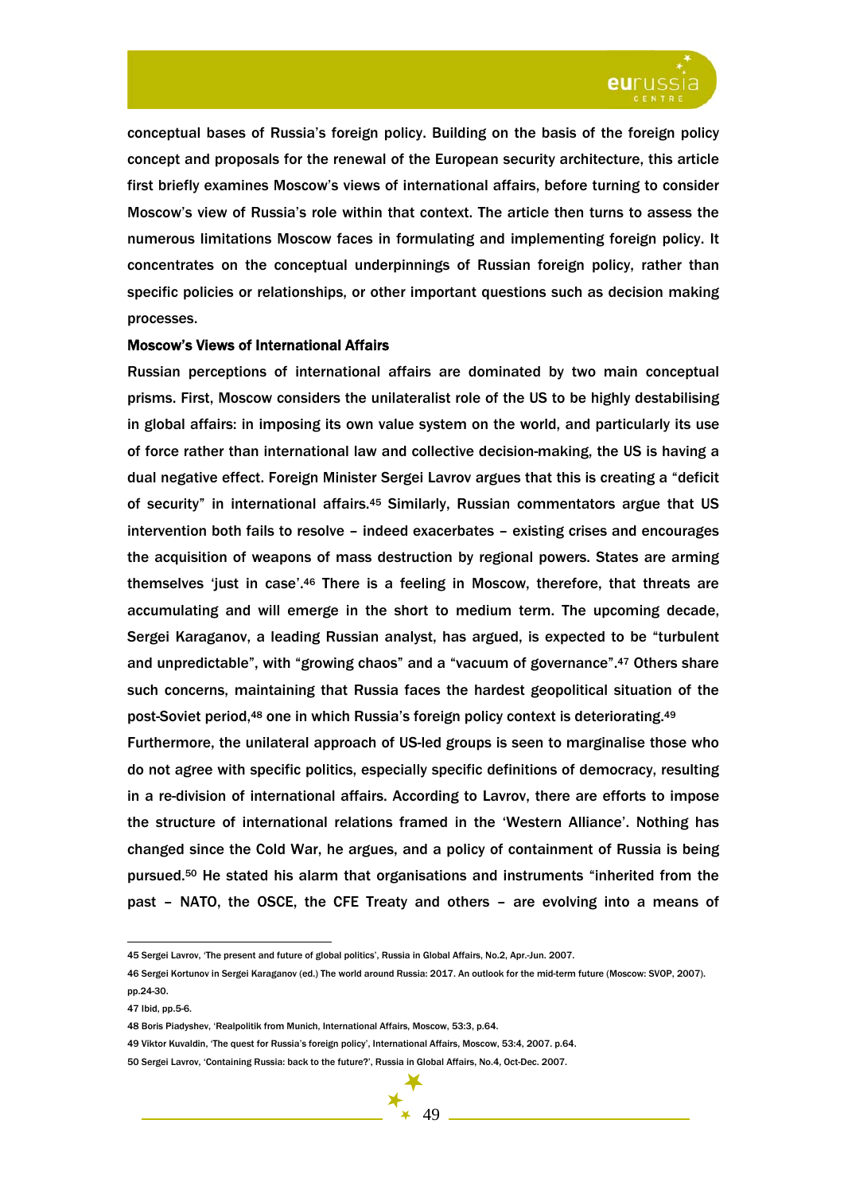conceptual bases of Russia's foreign policy. Building on the basis of the foreign policy concept and proposals for the renewal of the European security architecture, this article first briefly examines Moscow's views of international affairs, before turning to consider Moscow's view of Russia's role within that context. The article then turns to assess the numerous limitations Moscow faces in formulating and implementing foreign policy. It concentrates on the conceptual underpinnings of Russian foreign policy, rather than specific policies or relationships, or other important questions such as decision making processes.

**Moscow's Views of International Affairs**

Russian perceptions of international affairs are dominated by two main conceptual prisms. First, Moscow considers the unilateralist role of the US to be highly destabilising in global affairs: in imposing its own value system on the world, and particularly its use of force rather than international law and collective decision-making, the US is having a dual negative effect. Foreign Minister Sergei Lavrov argues that this is creating a "deficit of security" in international affairs.[45] Similarly, Russian commentators argue that US intervention both fails to resolve – indeed exacerbates – existing crises and encourages the acquisition of weapons of mass destruction by regional powers. States are arming themselves 'just in case'.[46] There is a feeling in Moscow, therefore, that threats are accumulating and will emerge in the short to medium term. The upcoming decade, Sergei Karaganov, a leading Russian analyst, has argued, is expected to be "turbulent and unpredictable", with "growing chaos" and a "vacuum of governance".[47] Others share such concerns, maintaining that Russia faces the hardest geopolitical situation of the post-Soviet period,[48] one in which Russia's foreign policy context is deteriorating.[49]

Furthermore, the unilateral approach of US-led groups is seen to marginalise those who do not agree with specific politics, especially specific definitions of democracy, resulting in a re-division of international affairs. According to Lavrov, there are efforts to impose the structure of international relations framed in the 'Western Alliance'. Nothing has changed since the Cold War, he argues, and a policy of containment of Russia is being pursued.[50] He stated his alarm that organisations and instruments "inherited from the past – NATO, the OSCE, the CFE Treaty and others – are evolving into a means of

---

45 Sergei Lavrov, 'The present and future of global politics', Russia in Global Affairs, No.2, Apr.-Jun. 2007.

46 Sergei Kortunov in Sergei Karaganov (ed.) The world around Russia: 2017. An outlook for the mid-term future (Moscow: SVOP, 2007). pp.24-30.

47 Ibid, pp.5-6.

48 Boris Piadyshev, 'Realpolitik from Munich, International Affairs, Moscow, 53:3, p.64.

49 Viktor Kuvaldin, 'The quest for Russia's foreign policy', International Affairs, Moscow, 53:4, 2007. p.64.

50 Sergei Lavrov, 'Containing Russia: back to the future?', Russia in Global Affairs, No.4, Oct-Dec. 2007.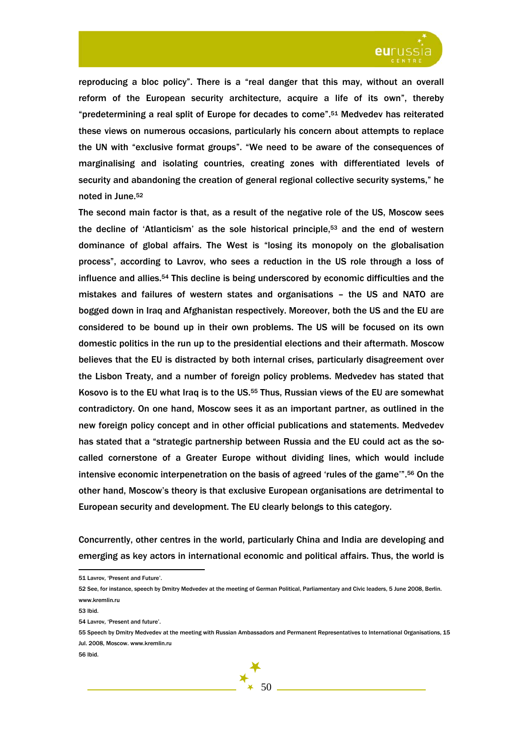reproducing a bloc policy". There is a "real danger that this may, without an overall reform of the European security architecture, acquire a life of its own", thereby "predetermining a real split of Europe for decades to come".[51] Medvedev has reiterated these views on numerous occasions, particularly his concern about attempts to replace the UN with "exclusive format groups". "We need to be aware of the consequences of marginalising and isolating countries, creating zones with differentiated levels of security and abandoning the creation of general regional collective security systems," he noted in June.[52]

The second main factor is that, as a result of the negative role of the US, Moscow sees the decline of 'Atlanticism' as the sole historical principle,[53] and the end of western dominance of global affairs. The West is "losing its monopoly on the globalisation process", according to Lavrov, who sees a reduction in the US role through a loss of influence and allies.[54] This decline is being underscored by economic difficulties and the mistakes and failures of western states and organisations – the US and NATO are bogged down in Iraq and Afghanistan respectively. Moreover, both the US and the EU are considered to be bound up in their own problems. The US will be focused on its own domestic politics in the run up to the presidential elections and their aftermath. Moscow believes that the EU is distracted by both internal crises, particularly disagreement over the Lisbon Treaty, and a number of foreign policy problems. Medvedev has stated that Kosovo is to the EU what Iraq is to the US.[55] Thus, Russian views of the EU are somewhat contradictory. On one hand, Moscow sees it as an important partner, as outlined in the new foreign policy concept and in other official publications and statements. Medvedev has stated that a "strategic partnership between Russia and the EU could act as the so-called cornerstone of a Greater Europe without dividing lines, which would include intensive economic interpenetration on the basis of agreed 'rules of the game'".[56] On the other hand, Moscow's theory is that exclusive European organisations are detrimental to European security and development. The EU clearly belongs to this category.

Concurrently, other centres in the world, particularly China and India are developing and emerging as key actors in international economic and political affairs. Thus, the world is

---

51 Lavrov, 'Present and Future'.

52 See, for instance, speech by Dmitry Medvedev at the meeting of German Political, Parliamentary and Civic leaders, 5 June 2008, Berlin. www.kremlin.ru

53 Ibid.

54 Lavrov, 'Present and future'.

55 Speech by Dmitry Medvedev at the meeting with Russian Ambassadors and Permanent Representatives to International Organisations, 15 Jul. 2008, Moscow. www.kremlin.ru

56 Ibid.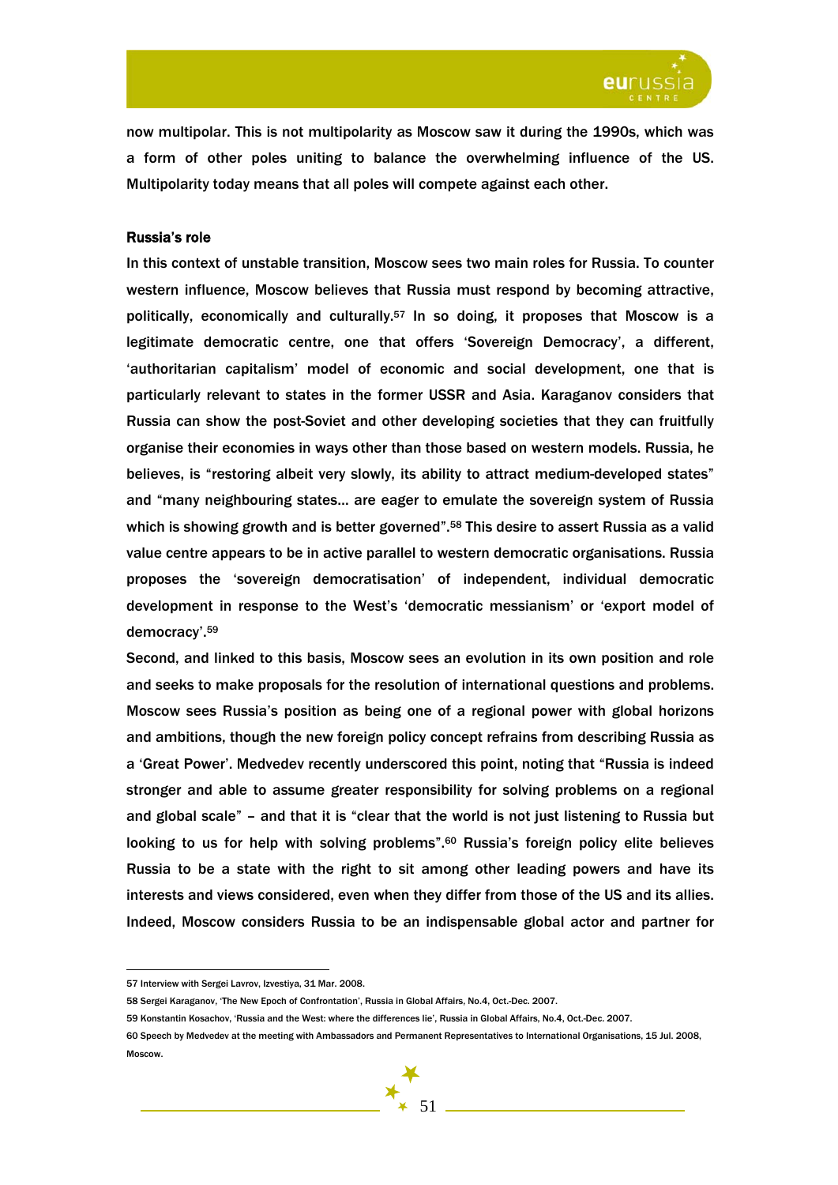now multipolar. This is not multipolarity as Moscow saw it during the 1990s, which was a form of other poles uniting to balance the overwhelming influence of the US. Multipolarity today means that all poles will compete against each other.

### Russia's role

In this context of unstable transition, Moscow sees two main roles for Russia. To counter western influence, Moscow believes that Russia must respond by becoming attractive, politically, economically and culturally.[57] In so doing, it proposes that Moscow is a legitimate democratic centre, one that offers 'Sovereign Democracy', a different, 'authoritarian capitalism' model of economic and social development, one that is particularly relevant to states in the former USSR and Asia. Karaganov considers that Russia can show the post-Soviet and other developing societies that they can fruitfully organise their economies in ways other than those based on western models. Russia, he believes, is "restoring albeit very slowly, its ability to attract medium-developed states" and "many neighbouring states… are eager to emulate the sovereign system of Russia which is showing growth and is better governed".[58] This desire to assert Russia as a valid value centre appears to be in active parallel to western democratic organisations. Russia proposes the 'sovereign democratisation' of independent, individual democratic development in response to the West's 'democratic messianism' or 'export model of democracy'.[59]

Second, and linked to this basis, Moscow sees an evolution in its own position and role and seeks to make proposals for the resolution of international questions and problems. Moscow sees Russia's position as being one of a regional power with global horizons and ambitions, though the new foreign policy concept refrains from describing Russia as a 'Great Power'. Medvedev recently underscored this point, noting that "Russia is indeed stronger and able to assume greater responsibility for solving problems on a regional and global scale" – and that it is "clear that the world is not just listening to Russia but looking to us for help with solving problems".[60] Russia's foreign policy elite believes Russia to be a state with the right to sit among other leading powers and have its interests and views considered, even when they differ from those of the US and its allies. Indeed, Moscow considers Russia to be an indispensable global actor and partner for

---

57 Interview with Sergei Lavrov, Izvestiya, 31 Mar. 2008.

58 Sergei Karaganov, 'The New Epoch of Confrontation', Russia in Global Affairs, No.4, Oct.-Dec. 2007.

59 Konstantin Kosachov, 'Russia and the West: where the differences lie', Russia in Global Affairs, No.4, Oct.-Dec. 2007.

60 Speech by Medvedev at the meeting with Ambassadors and Permanent Representatives to International Organisations, 15 Jul. 2008, Moscow.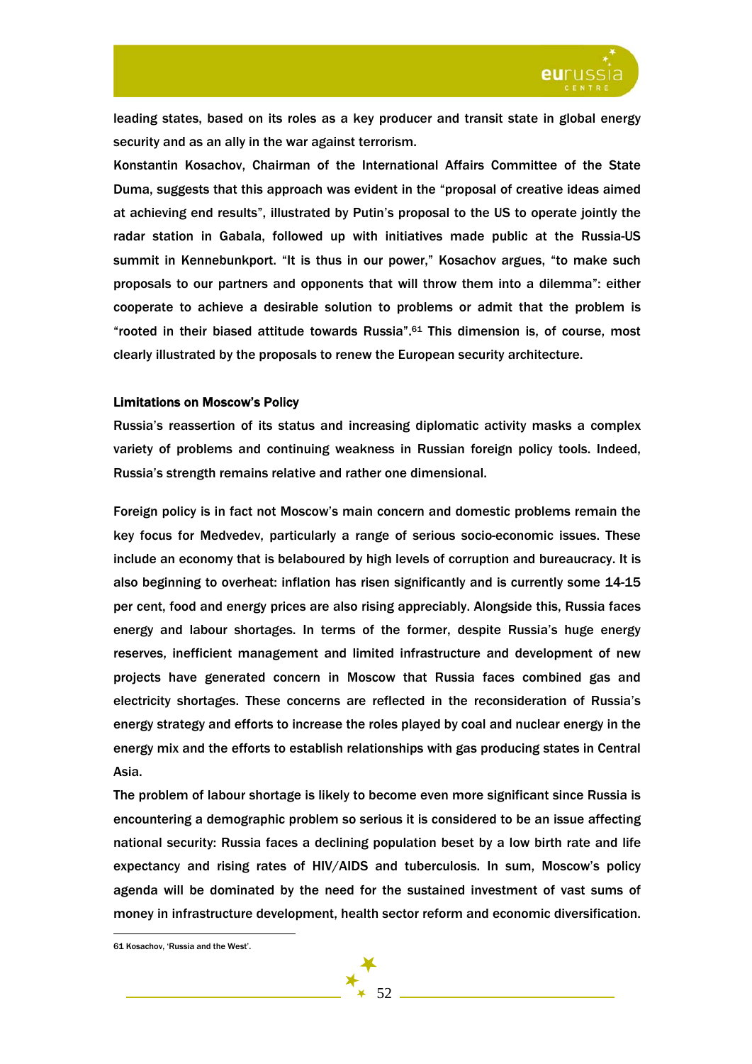leading states, based on its roles as a key producer and transit state in global energy security and as an ally in the war against terrorism.

Konstantin Kosachov, Chairman of the International Affairs Committee of the State Duma, suggests that this approach was evident in the "proposal of creative ideas aimed at achieving end results", illustrated by Putin's proposal to the US to operate jointly the radar station in Gabala, followed up with initiatives made public at the Russia-US summit in Kennebunkport. "It is thus in our power," Kosachov argues, "to make such proposals to our partners and opponents that will throw them into a dilemma": either cooperate to achieve a desirable solution to problems or admit that the problem is "rooted in their biased attitude towards Russia".[61] This dimension is, of course, most clearly illustrated by the proposals to renew the European security architecture.

#### Limitations on Moscow's Policy

Russia's reassertion of its status and increasing diplomatic activity masks a complex variety of problems and continuing weakness in Russian foreign policy tools. Indeed, Russia's strength remains relative and rather one dimensional.

Foreign policy is in fact not Moscow's main concern and domestic problems remain the key focus for Medvedev, particularly a range of serious socio-economic issues. These include an economy that is belaboured by high levels of corruption and bureaucracy. It is also beginning to overheat: inflation has risen significantly and is currently some 14-15 per cent, food and energy prices are also rising appreciably. Alongside this, Russia faces energy and labour shortages. In terms of the former, despite Russia's huge energy reserves, inefficient management and limited infrastructure and development of new projects have generated concern in Moscow that Russia faces combined gas and electricity shortages. These concerns are reflected in the reconsideration of Russia's energy strategy and efforts to increase the roles played by coal and nuclear energy in the energy mix and the efforts to establish relationships with gas producing states in Central Asia.

The problem of labour shortage is likely to become even more significant since Russia is encountering a demographic problem so serious it is considered to be an issue affecting national security: Russia faces a declining population beset by a low birth rate and life expectancy and rising rates of HIV/AIDS and tuberculosis. In sum, Moscow's policy agenda will be dominated by the need for the sustained investment of vast sums of money in infrastructure development, health sector reform and economic diversification.

61 Kosachov, 'Russia and the West'.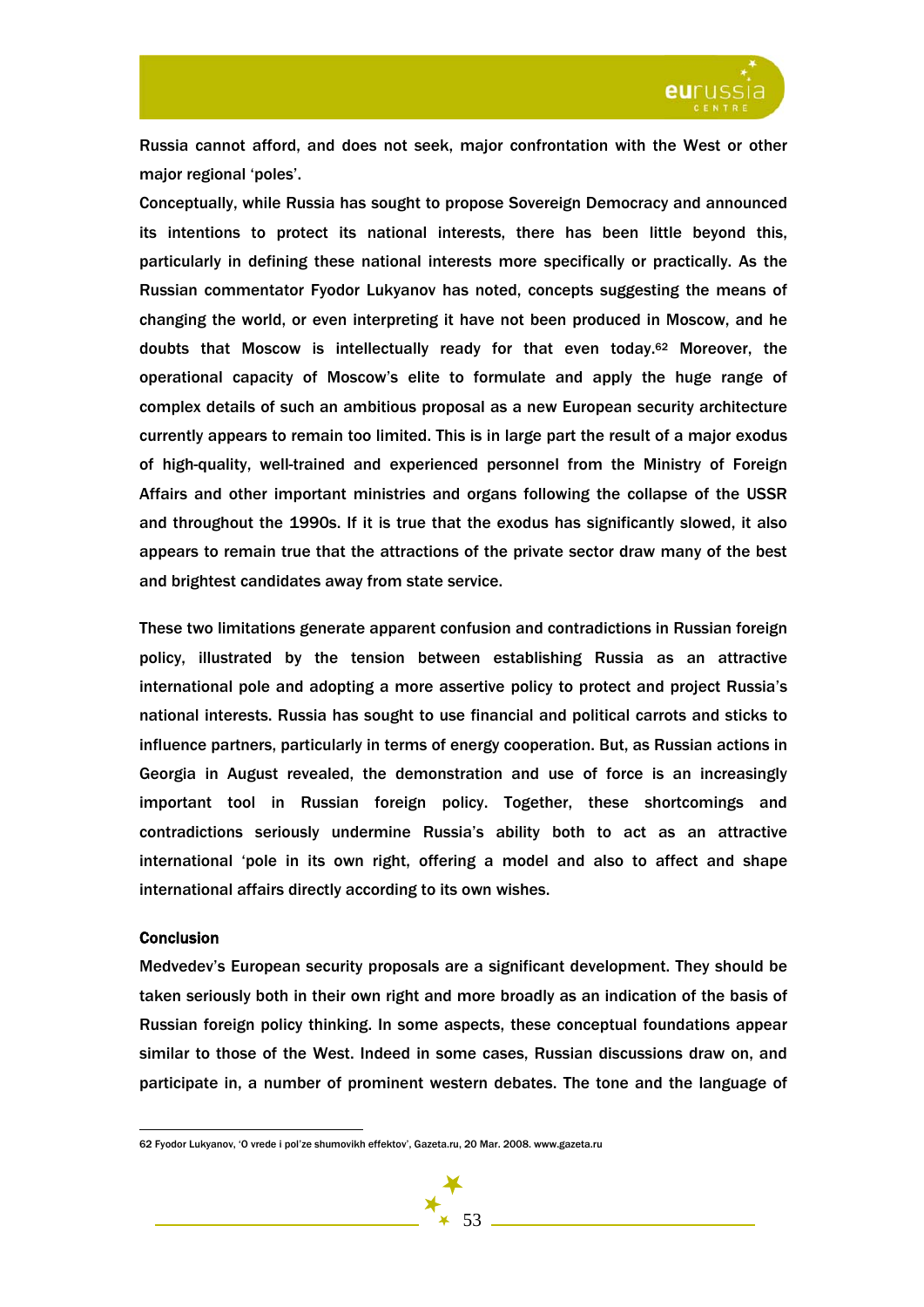Russia cannot afford, and does not seek, major confrontation with the West or other major regional 'poles'.

Conceptually, while Russia has sought to propose Sovereign Democracy and announced its intentions to protect its national interests, there has been little beyond this, particularly in defining these national interests more specifically or practically. As the Russian commentator Fyodor Lukyanov has noted, concepts suggesting the means of changing the world, or even interpreting it have not been produced in Moscow, and he doubts that Moscow is intellectually ready for that even today.[62] Moreover, the operational capacity of Moscow's elite to formulate and apply the huge range of complex details of such an ambitious proposal as a new European security architecture currently appears to remain too limited. This is in large part the result of a major exodus of high-quality, well-trained and experienced personnel from the Ministry of Foreign Affairs and other important ministries and organs following the collapse of the USSR and throughout the 1990s. If it is true that the exodus has significantly slowed, it also appears to remain true that the attractions of the private sector draw many of the best and brightest candidates away from state service.

These two limitations generate apparent confusion and contradictions in Russian foreign policy, illustrated by the tension between establishing Russia as an attractive international pole and adopting a more assertive policy to protect and project Russia's national interests. Russia has sought to use financial and political carrots and sticks to influence partners, particularly in terms of energy cooperation. But, as Russian actions in Georgia in August revealed, the demonstration and use of force is an increasingly important tool in Russian foreign policy. Together, these shortcomings and contradictions seriously undermine Russia's ability both to act as an attractive international 'pole in its own right, offering a model and also to affect and shape international affairs directly according to its own wishes.

#### Conclusion

Medvedev's European security proposals are a significant development. They should be taken seriously both in their own right and more broadly as an indication of the basis of Russian foreign policy thinking. In some aspects, these conceptual foundations appear similar to those of the West. Indeed in some cases, Russian discussions draw on, and participate in, a number of prominent western debates. The tone and the language of

---

62 Fyodor Lukyanov, 'O vrede i pol'ze shumovikh effektov', Gazeta.ru, 20 Mar. 2008. www.gazeta.ru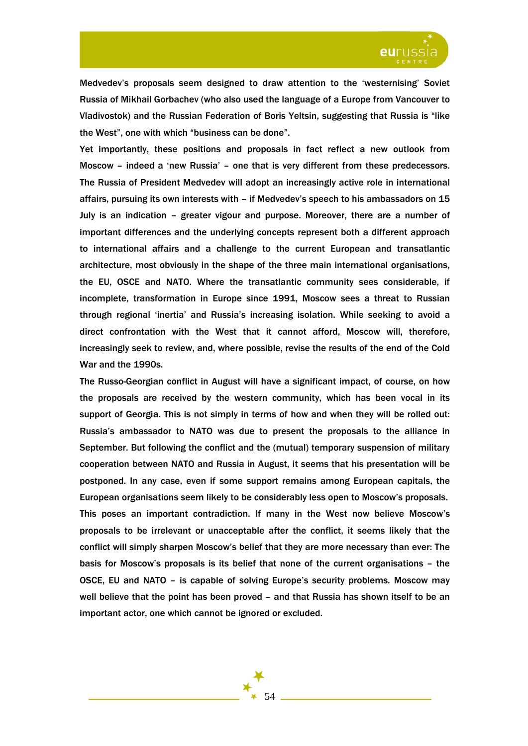Medvedev's proposals seem designed to draw attention to the 'westernising' Soviet Russia of Mikhail Gorbachev (who also used the language of a Europe from Vancouver to Vladivostok) and the Russian Federation of Boris Yeltsin, suggesting that Russia is "like the West", one with which "business can be done".

Yet importantly, these positions and proposals in fact reflect a new outlook from Moscow – indeed a 'new Russia' – one that is very different from these predecessors. The Russia of President Medvedev will adopt an increasingly active role in international affairs, pursuing its own interests with – if Medvedev's speech to his ambassadors on 15 July is an indication – greater vigour and purpose. Moreover, there are a number of important differences and the underlying concepts represent both a different approach to international affairs and a challenge to the current European and transatlantic architecture, most obviously in the shape of the three main international organisations, the EU, OSCE and NATO. Where the transatlantic community sees considerable, if incomplete, transformation in Europe since 1991, Moscow sees a threat to Russian through regional 'inertia' and Russia's increasing isolation. While seeking to avoid a direct confrontation with the West that it cannot afford, Moscow will, therefore, increasingly seek to review, and, where possible, revise the results of the end of the Cold War and the 1990s.

The Russo-Georgian conflict in August will have a significant impact, of course, on how the proposals are received by the western community, which has been vocal in its support of Georgia. This is not simply in terms of how and when they will be rolled out: Russia's ambassador to NATO was due to present the proposals to the alliance in September. But following the conflict and the (mutual) temporary suspension of military cooperation between NATO and Russia in August, it seems that his presentation will be postponed. In any case, even if some support remains among European capitals, the European organisations seem likely to be considerably less open to Moscow's proposals.

This poses an important contradiction. If many in the West now believe Moscow's proposals to be irrelevant or unacceptable after the conflict, it seems likely that the conflict will simply sharpen Moscow's belief that they are more necessary than ever: The basis for Moscow's proposals is its belief that none of the current organisations – the OSCE, EU and NATO – is capable of solving Europe's security problems. Moscow may well believe that the point has been proved – and that Russia has shown itself to be an important actor, one which cannot be ignored or excluded.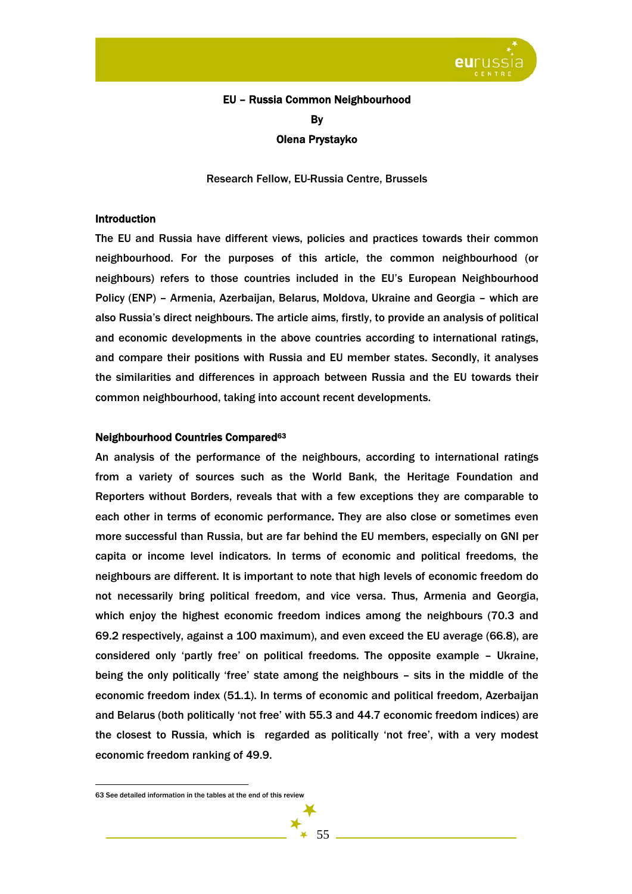## EU – Russia Common Neighbourhood

**By**

**Olena Prystayko**

Research Fellow, EU-Russia Centre, Brussels

### Introduction

The EU and Russia have different views, policies and practices towards their common neighbourhood. For the purposes of this article, the common neighbourhood (or neighbours) refers to those countries included in the EU's European Neighbourhood Policy (ENP) – Armenia, Azerbaijan, Belarus, Moldova, Ukraine and Georgia – which are also Russia's direct neighbours. The article aims, firstly, to provide an analysis of political and economic developments in the above countries according to international ratings, and compare their positions with Russia and EU member states. Secondly, it analyses the similarities and differences in approach between Russia and the EU towards their common neighbourhood, taking into account recent developments.

### Neighbourhood Countries Compared[63]

An analysis of the performance of the neighbours, according to international ratings from a variety of sources such as the World Bank, the Heritage Foundation and Reporters without Borders, reveals that with a few exceptions they are comparable to each other in terms of economic performance. They are also close or sometimes even more successful than Russia, but are far behind the EU members, especially on GNI per capita or income level indicators. In terms of economic and political freedoms, the neighbours are different. It is important to note that high levels of economic freedom do not necessarily bring political freedom, and vice versa. Thus, Armenia and Georgia, which enjoy the highest economic freedom indices among the neighbours (70.3 and 69.2 respectively, against a 100 maximum), and even exceed the EU average (66.8), are considered only 'partly free' on political freedoms. The opposite example – Ukraine, being the only politically 'free' state among the neighbours – sits in the middle of the economic freedom index (51.1). In terms of economic and political freedom, Azerbaijan and Belarus (both politically 'not free' with 55.3 and 44.7 economic freedom indices) are the closest to Russia, which is regarded as politically 'not free', with a very modest economic freedom ranking of 49.9.

[63] See detailed information in the tables at the end of this review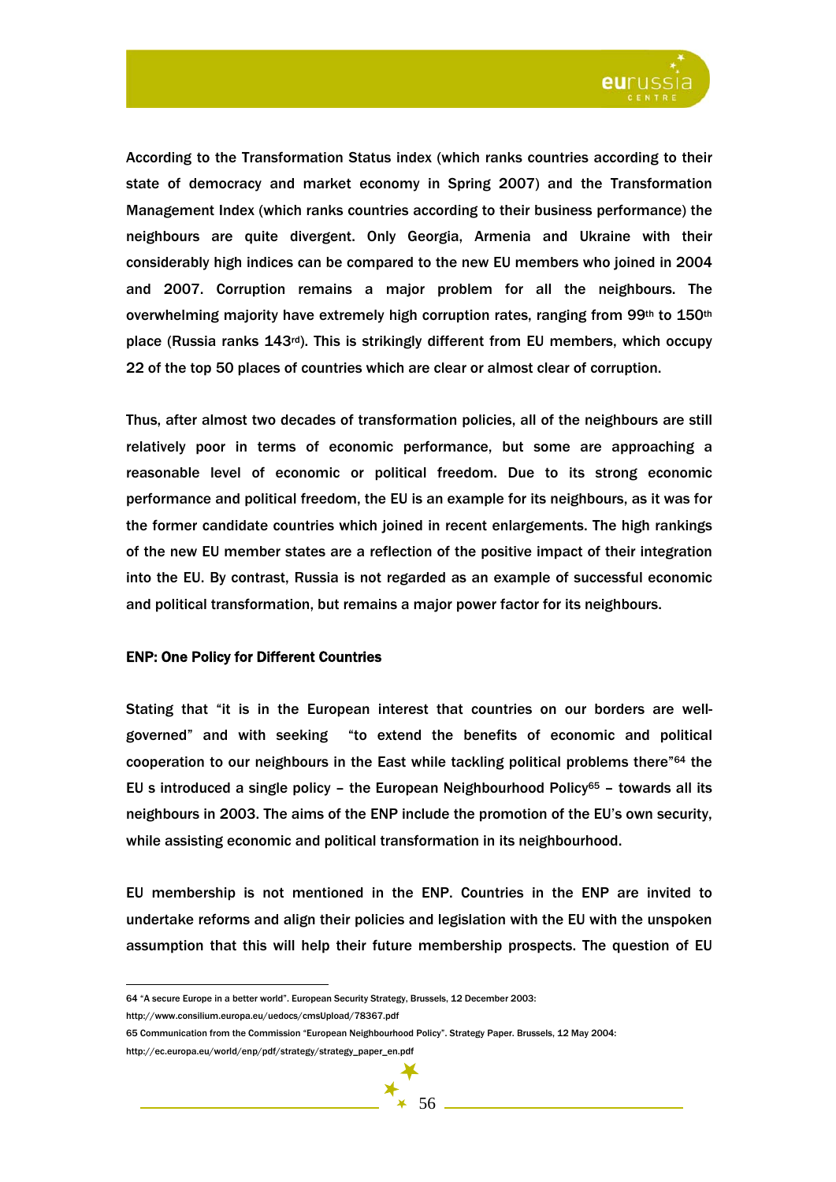According to the Transformation Status index (which ranks countries according to their state of democracy and market economy in Spring 2007) and the Transformation Management Index (which ranks countries according to their business performance) the neighbours are quite divergent. Only Georgia, Armenia and Ukraine with their considerably high indices can be compared to the new EU members who joined in 2004 and 2007. Corruption remains a major problem for all the neighbours. The overwhelming majority have extremely high corruption rates, ranging from 99th to 150th place (Russia ranks 143rd). This is strikingly different from EU members, which occupy 22 of the top 50 places of countries which are clear or almost clear of corruption.

Thus, after almost two decades of transformation policies, all of the neighbours are still relatively poor in terms of economic performance, but some are approaching a reasonable level of economic or political freedom. Due to its strong economic performance and political freedom, the EU is an example for its neighbours, as it was for the former candidate countries which joined in recent enlargements. The high rankings of the new EU member states are a reflection of the positive impact of their integration into the EU. By contrast, Russia is not regarded as an example of successful economic and political transformation, but remains a major power factor for its neighbours.

**ENP: One Policy for Different Countries**

Stating that "it is in the European interest that countries on our borders are well-governed" and with seeking "to extend the benefits of economic and political cooperation to our neighbours in the East while tackling political problems there"[64] the EU s introduced a single policy – the European Neighbourhood Policy[65] – towards all its neighbours in 2003. The aims of the ENP include the promotion of the EU's own security, while assisting economic and political transformation in its neighbourhood.

EU membership is not mentioned in the ENP. Countries in the ENP are invited to undertake reforms and align their policies and legislation with the EU with the unspoken assumption that this will help their future membership prospects. The question of EU

---

64 "A secure Europe in a better world". European Security Strategy, Brussels, 12 December 2003: http://www.consilium.europa.eu/uedocs/cmsUpload/78367.pdf

65 Communication from the Commission "European Neighbourhood Policy". Strategy Paper. Brussels, 12 May 2004: http://ec.europa.eu/world/enp/pdf/strategy/strategy_paper_en.pdf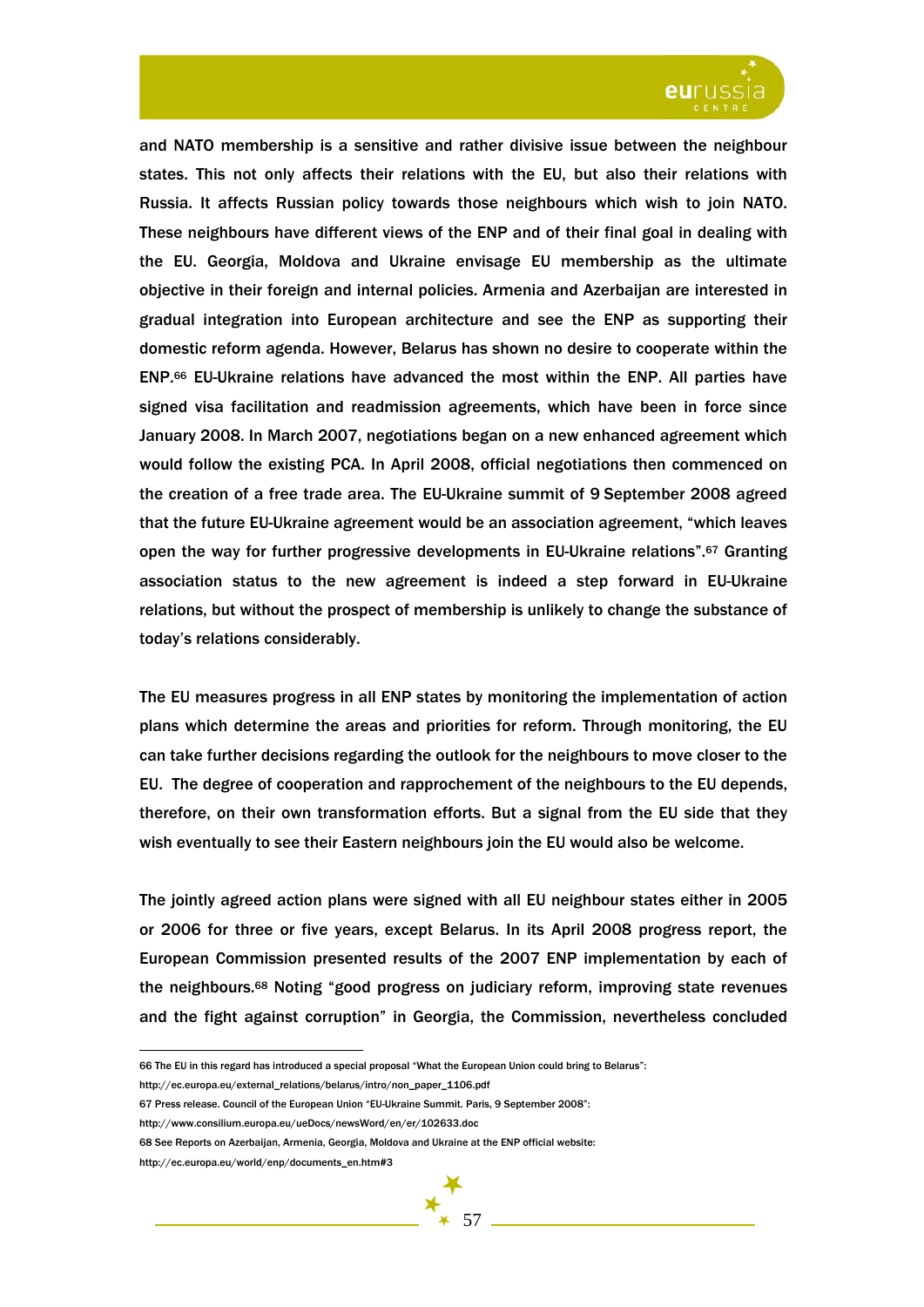and NATO membership is a sensitive and rather divisive issue between the neighbour states. This not only affects their relations with the EU, but also their relations with Russia. It affects Russian policy towards those neighbours which wish to join NATO. These neighbours have different views of the ENP and of their final goal in dealing with the EU. Georgia, Moldova and Ukraine envisage EU membership as the ultimate objective in their foreign and internal policies. Armenia and Azerbaijan are interested in gradual integration into European architecture and see the ENP as supporting their domestic reform agenda. However, Belarus has shown no desire to cooperate within the ENP.[66] EU-Ukraine relations have advanced the most within the ENP. All parties have signed visa facilitation and readmission agreements, which have been in force since January 2008. In March 2007, negotiations began on a new enhanced agreement which would follow the existing PCA. In April 2008, official negotiations then commenced on the creation of a free trade area. The EU-Ukraine summit of 9 September 2008 agreed that the future EU-Ukraine agreement would be an association agreement, "which leaves open the way for further progressive developments in EU-Ukraine relations".[67] Granting association status to the new agreement is indeed a step forward in EU-Ukraine relations, but without the prospect of membership is unlikely to change the substance of today's relations considerably.

The EU measures progress in all ENP states by monitoring the implementation of action plans which determine the areas and priorities for reform. Through monitoring, the EU can take further decisions regarding the outlook for the neighbours to move closer to the EU. The degree of cooperation and rapprochement of the neighbours to the EU depends, therefore, on their own transformation efforts. But a signal from the EU side that they wish eventually to see their Eastern neighbours join the EU would also be welcome.

The jointly agreed action plans were signed with all EU neighbour states either in 2005 or 2006 for three or five years, except Belarus. In its April 2008 progress report, the European Commission presented results of the 2007 ENP implementation by each of the neighbours.[68] Noting "good progress on judiciary reform, improving state revenues and the fight against corruption" in Georgia, the Commission, nevertheless concluded

---

66 The EU in this regard has introduced a special proposal "What the European Union could bring to Belarus": http://ec.europa.eu/external_relations/belarus/intro/non_paper_1106.pdf

67 Press release. Council of the European Union "EU-Ukraine Summit. Paris, 9 September 2008": http://www.consilium.europa.eu/ueDocs/newsWord/en/er/102633.doc

68 See Reports on Azerbaijan, Armenia, Georgia, Moldova and Ukraine at the ENP official website: http://ec.europa.eu/world/enp/documents_en.htm#3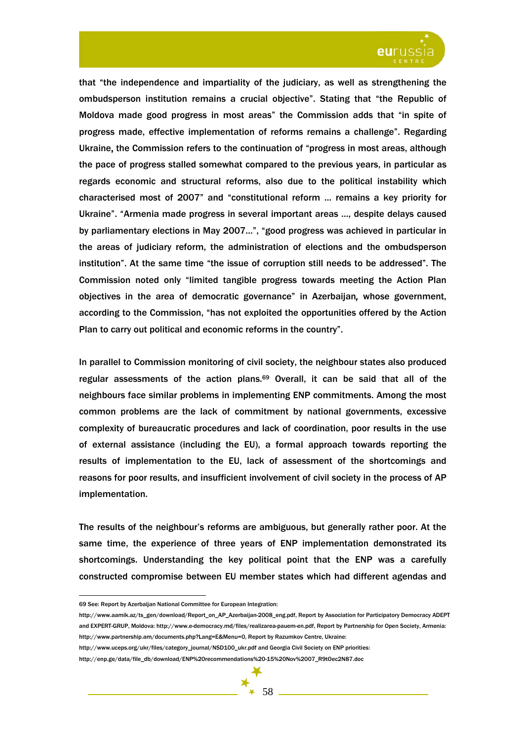that "the independence and impartiality of the judiciary, as well as strengthening the ombudsperson institution remains a crucial objective". Stating that "the Republic of Moldova made good progress in most areas" the Commission adds that "in spite of progress made, effective implementation of reforms remains a challenge". Regarding Ukraine, the Commission refers to the continuation of "progress in most areas, although the pace of progress stalled somewhat compared to the previous years, in particular as regards economic and structural reforms, also due to the political instability which characterised most of 2007" and "constitutional reform … remains a key priority for Ukraine". "Armenia made progress in several important areas …, despite delays caused by parliamentary elections in May 2007…", "good progress was achieved in particular in the areas of judiciary reform, the administration of elections and the ombudsperson institution". At the same time "the issue of corruption still needs to be addressed". The Commission noted only "limited tangible progress towards meeting the Action Plan objectives in the area of democratic governance" in Azerbaijan, whose government, according to the Commission, "has not exploited the opportunities offered by the Action Plan to carry out political and economic reforms in the country".

In parallel to Commission monitoring of civil society, the neighbour states also produced regular assessments of the action plans.[69] Overall, it can be said that all of the neighbours face similar problems in implementing ENP commitments. Among the most common problems are the lack of commitment by national governments, excessive complexity of bureaucratic procedures and lack of coordination, poor results in the use of external assistance (including the EU), a formal approach towards reporting the results of implementation to the EU, lack of assessment of the shortcomings and reasons for poor results, and insufficient involvement of civil society in the process of AP implementation.

The results of the neighbour's reforms are ambiguous, but generally rather poor. At the same time, the experience of three years of ENP implementation demonstrated its shortcomings. Understanding the key political point that the ENP was a carefully constructed compromise between EU member states which had different agendas and

---

69 See: Report by Azerbaijan National Committee for European Integration: http://www.aamik.az/ts_gen/download/Report_on_AP_Azerbaijan-2008_eng.pdf, Report by Association for Participatory Democracy ADEPT and EXPERT-GRUP, Moldova: http://www.e-democracy.md/files/realizarea-pauem-en.pdf, Report by Partnership for Open Society, Armenia: http://www.partnership.am/documents.php?Lang=E&Menu=0, Report by Razumkov Centre, Ukraine: http://www.uceps.org/ukr/files/category_journal/NSD100_ukr.pdf and Georgia Civil Society on ENP priorities: http://enp.ge/data/file_db/download/ENP%20recommendations%20-15%20Nov%2007_R9t0ec2N87.doc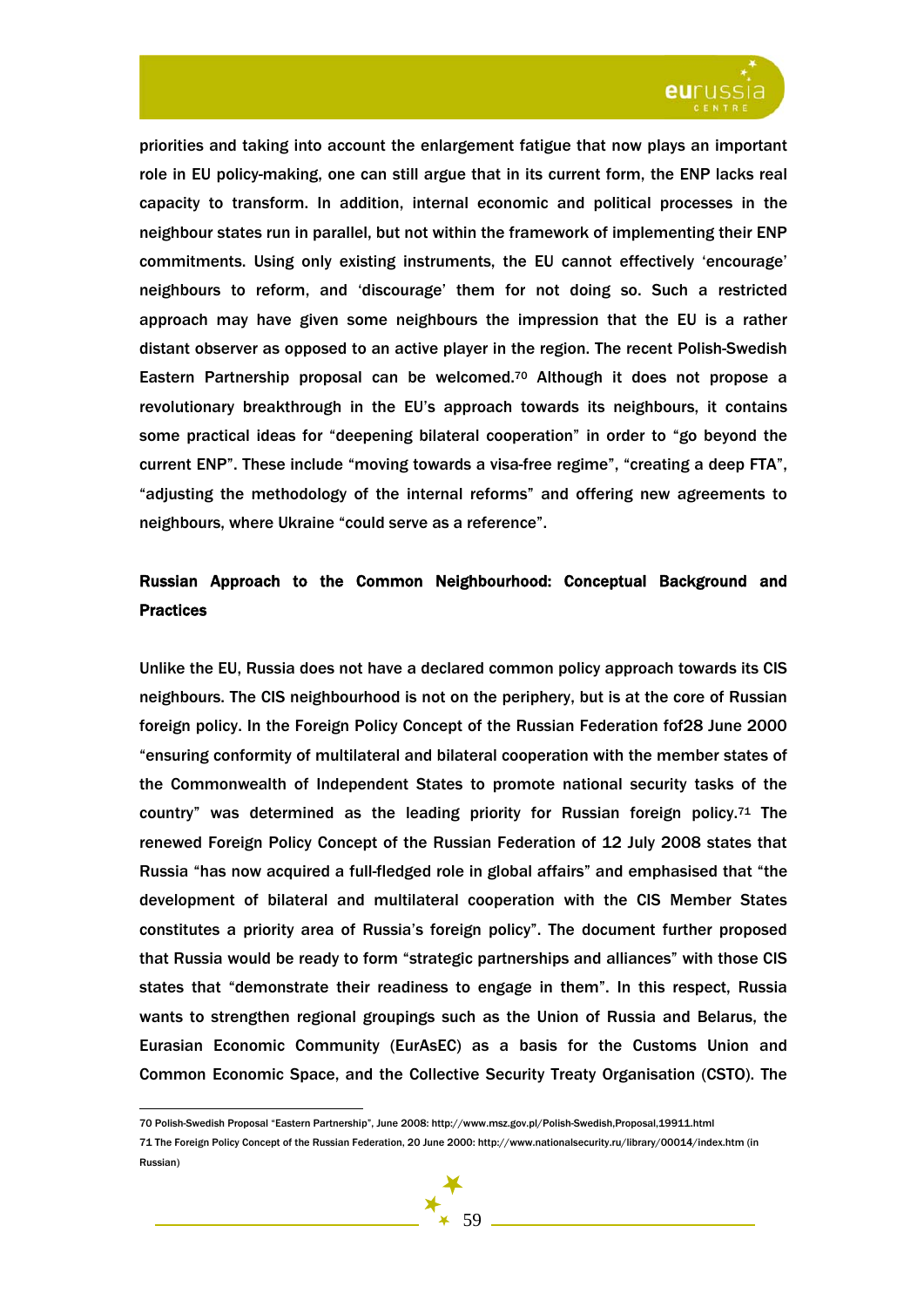priorities and taking into account the enlargement fatigue that now plays an important role in EU policy-making, one can still argue that in its current form, the ENP lacks real capacity to transform. In addition, internal economic and political processes in the neighbour states run in parallel, but not within the framework of implementing their ENP commitments. Using only existing instruments, the EU cannot effectively 'encourage' neighbours to reform, and 'discourage' them for not doing so. Such a restricted approach may have given some neighbours the impression that the EU is a rather distant observer as opposed to an active player in the region. The recent Polish-Swedish Eastern Partnership proposal can be welcomed.[70] Although it does not propose a revolutionary breakthrough in the EU's approach towards its neighbours, it contains some practical ideas for "deepening bilateral cooperation" in order to "go beyond the current ENP". These include "moving towards a visa-free regime", "creating a deep FTA", "adjusting the methodology of the internal reforms" and offering new agreements to neighbours, where Ukraine "could serve as a reference".

## Russian Approach to the Common Neighbourhood: Conceptual Background and Practices

Unlike the EU, Russia does not have a declared common policy approach towards its CIS neighbours. The CIS neighbourhood is not on the periphery, but is at the core of Russian foreign policy. In the Foreign Policy Concept of the Russian Federation fof28 June 2000 "ensuring conformity of multilateral and bilateral cooperation with the member states of the Commonwealth of Independent States to promote national security tasks of the country" was determined as the leading priority for Russian foreign policy.[71] The renewed Foreign Policy Concept of the Russian Federation of 12 July 2008 states that Russia "has now acquired a full-fledged role in global affairs" and emphasised that "the development of bilateral and multilateral cooperation with the CIS Member States constitutes a priority area of Russia's foreign policy". The document further proposed that Russia would be ready to form "strategic partnerships and alliances" with those CIS states that "demonstrate their readiness to engage in them". In this respect, Russia wants to strengthen regional groupings such as the Union of Russia and Belarus, the Eurasian Economic Community (EurAsEC) as a basis for the Customs Union and Common Economic Space, and the Collective Security Treaty Organisation (CSTO). The

---

70 Polish-Swedish Proposal "Eastern Partnership", June 2008: http://www.msz.gov.pl/Polish-Swedish,Proposal,19911.html

71 The Foreign Policy Concept of the Russian Federation, 20 June 2000: http://www.nationalsecurity.ru/library/00014/index.htm (in Russian)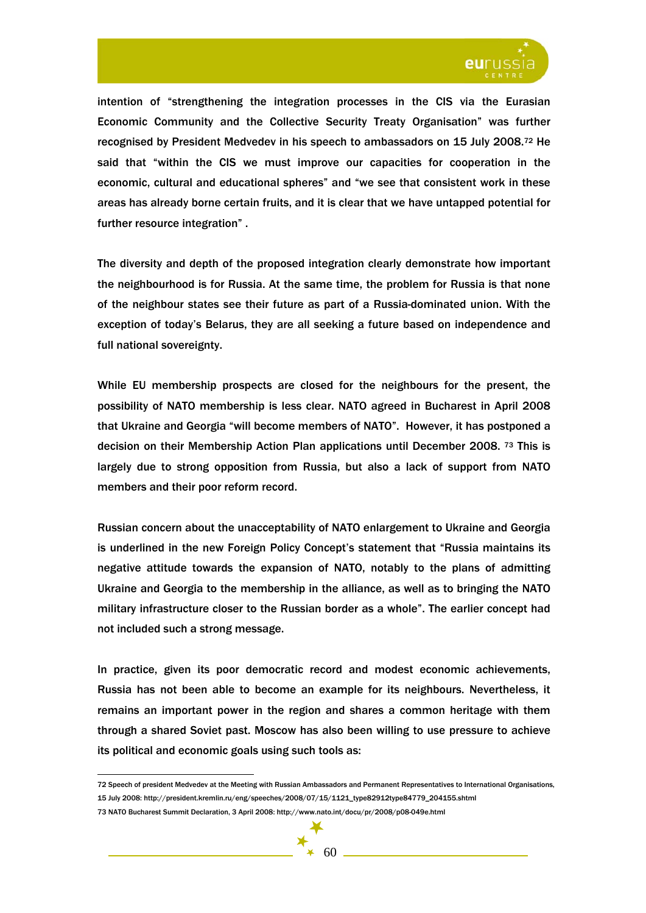intention of "strengthening the integration processes in the CIS via the Eurasian Economic Community and the Collective Security Treaty Organisation" was further recognised by President Medvedev in his speech to ambassadors on 15 July 2008.[72] He said that "within the CIS we must improve our capacities for cooperation in the economic, cultural and educational spheres" and "we see that consistent work in these areas has already borne certain fruits, and it is clear that we have untapped potential for further resource integration" .

The diversity and depth of the proposed integration clearly demonstrate how important the neighbourhood is for Russia. At the same time, the problem for Russia is that none of the neighbour states see their future as part of a Russia-dominated union. With the exception of today's Belarus, they are all seeking a future based on independence and full national sovereignty.

While EU membership prospects are closed for the neighbours for the present, the possibility of NATO membership is less clear. NATO agreed in Bucharest in April 2008 that Ukraine and Georgia "will become members of NATO". However, it has postponed a decision on their Membership Action Plan applications until December 2008. [73] This is largely due to strong opposition from Russia, but also a lack of support from NATO members and their poor reform record.

Russian concern about the unacceptability of NATO enlargement to Ukraine and Georgia is underlined in the new Foreign Policy Concept's statement that "Russia maintains its negative attitude towards the expansion of NATO, notably to the plans of admitting Ukraine and Georgia to the membership in the alliance, as well as to bringing the NATO military infrastructure closer to the Russian border as a whole". The earlier concept had not included such a strong message.

In practice, given its poor democratic record and modest economic achievements, Russia has not been able to become an example for its neighbours. Nevertheless, it remains an important power in the region and shares a common heritage with them through a shared Soviet past. Moscow has also been willing to use pressure to achieve its political and economic goals using such tools as:

---

72 Speech of president Medvedev at the Meeting with Russian Ambassadors and Permanent Representatives to International Organisations, 15 July 2008: http://president.kremlin.ru/eng/speeches/2008/07/15/1121_type82912type84779_204155.shtml

73 NATO Bucharest Summit Declaration, 3 April 2008: http://www.nato.int/docu/pr/2008/p08-049e.html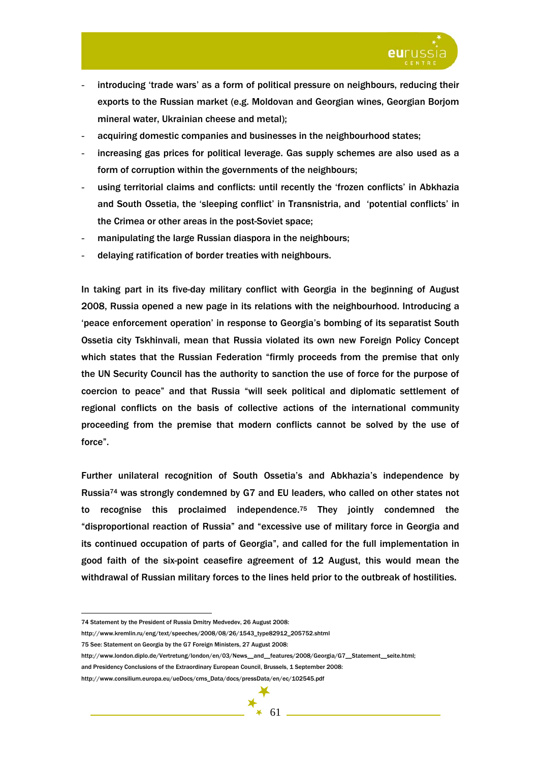- introducing 'trade wars' as a form of political pressure on neighbours, reducing their exports to the Russian market (e.g. Moldovan and Georgian wines, Georgian Borjom mineral water, Ukrainian cheese and metal);
- acquiring domestic companies and businesses in the neighbourhood states;
- increasing gas prices for political leverage. Gas supply schemes are also used as a form of corruption within the governments of the neighbours;
- using territorial claims and conflicts: until recently the 'frozen conflicts' in Abkhazia and South Ossetia, the 'sleeping conflict' in Transnistria, and 'potential conflicts' in the Crimea or other areas in the post-Soviet space;
- manipulating the large Russian diaspora in the neighbours;
- delaying ratification of border treaties with neighbours.

In taking part in its five-day military conflict with Georgia in the beginning of August 2008, Russia opened a new page in its relations with the neighbourhood. Introducing a 'peace enforcement operation' in response to Georgia's bombing of its separatist South Ossetia city Tskhinvali, mean that Russia violated its own new Foreign Policy Concept which states that the Russian Federation "firmly proceeds from the premise that only the UN Security Council has the authority to sanction the use of force for the purpose of coercion to peace" and that Russia "will seek political and diplomatic settlement of regional conflicts on the basis of collective actions of the international community proceeding from the premise that modern conflicts cannot be solved by the use of force".

Further unilateral recognition of South Ossetia's and Abkhazia's independence by Russia[74] was strongly condemned by G7 and EU leaders, who called on other states not to recognise this proclaimed independence.[75] They jointly condemned the "disproportional reaction of Russia" and "excessive use of military force in Georgia and its continued occupation of parts of Georgia", and called for the full implementation in good faith of the six-point ceasefire agreement of 12 August, this would mean the withdrawal of Russian military forces to the lines held prior to the outbreak of hostilities.

---

74 Statement by the President of Russia Dmitry Medvedev, 26 August 2008: http://www.kremlin.ru/eng/text/speeches/2008/08/26/1543_type82912_205752.shtml

75 See: Statement on Georgia by the G7 Foreign Ministers, 27 August 2008: http://www.london.diplo.de/Vertretung/london/en/03/News__and__features/2008/Georgia/G7__Statement__seite.html; and Presidency Conclusions of the Extraordinary European Council, Brussels, 1 September 2008: http://www.consilium.europa.eu/ueDocs/cms_Data/docs/pressData/en/ec/102545.pdf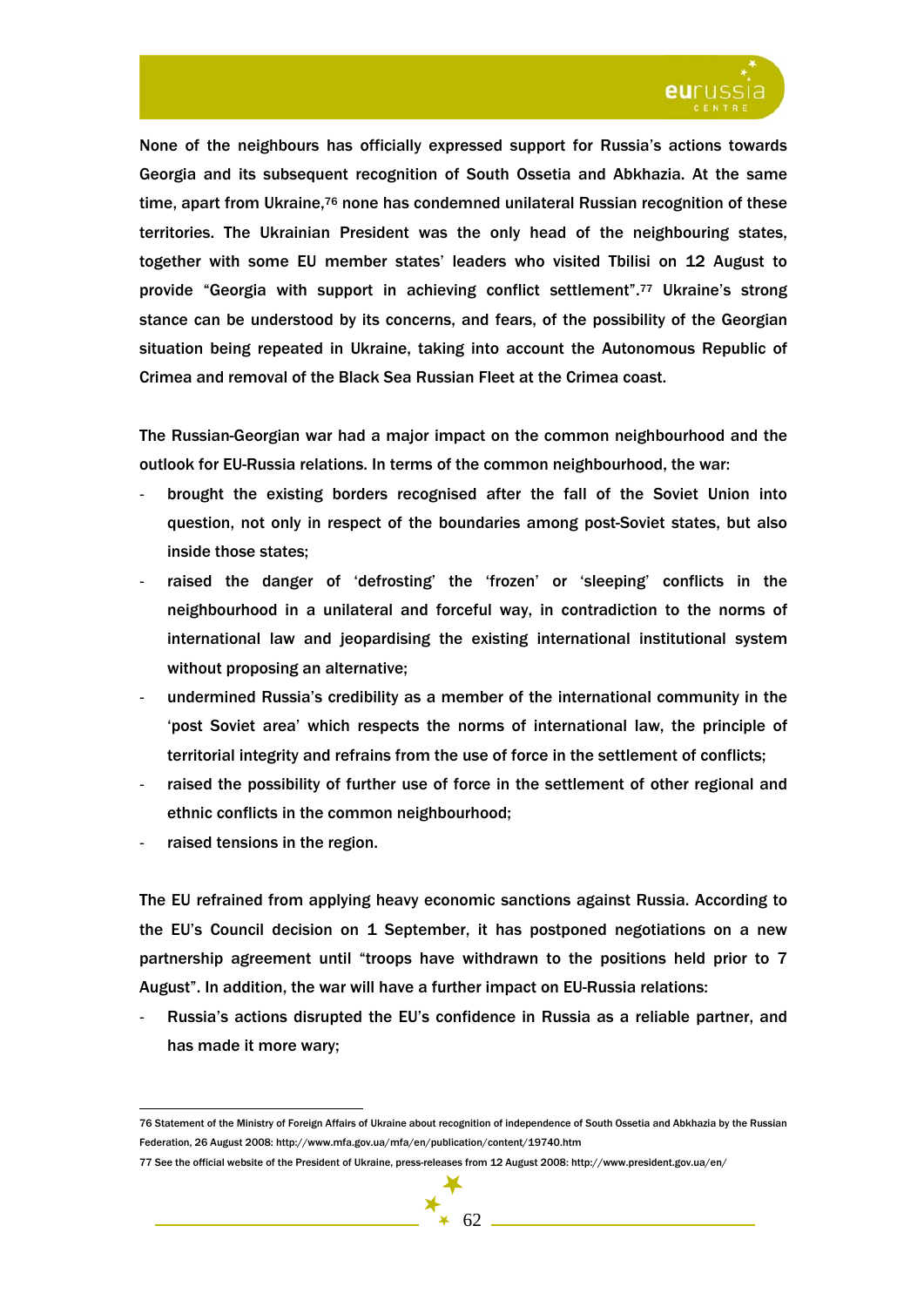None of the neighbours has officially expressed support for Russia's actions towards Georgia and its subsequent recognition of South Ossetia and Abkhazia. At the same time, apart from Ukraine,[76] none has condemned unilateral Russian recognition of these territories. The Ukrainian President was the only head of the neighbouring states, together with some EU member states' leaders who visited Tbilisi on 12 August to provide "Georgia with support in achieving conflict settlement".[77] Ukraine's strong stance can be understood by its concerns, and fears, of the possibility of the Georgian situation being repeated in Ukraine, taking into account the Autonomous Republic of Crimea and removal of the Black Sea Russian Fleet at the Crimea coast.

The Russian-Georgian war had a major impact on the common neighbourhood and the outlook for EU-Russia relations. In terms of the common neighbourhood, the war:

- brought the existing borders recognised after the fall of the Soviet Union into question, not only in respect of the boundaries among post-Soviet states, but also inside those states;
- raised the danger of 'defrosting' the 'frozen' or 'sleeping' conflicts in the neighbourhood in a unilateral and forceful way, in contradiction to the norms of international law and jeopardising the existing international institutional system without proposing an alternative;
- undermined Russia's credibility as a member of the international community in the 'post Soviet area' which respects the norms of international law, the principle of territorial integrity and refrains from the use of force in the settlement of conflicts;
- raised the possibility of further use of force in the settlement of other regional and ethnic conflicts in the common neighbourhood;
- raised tensions in the region.

The EU refrained from applying heavy economic sanctions against Russia. According to the EU's Council decision on 1 September, it has postponed negotiations on a new partnership agreement until "troops have withdrawn to the positions held prior to 7 August". In addition, the war will have a further impact on EU-Russia relations:

- Russia's actions disrupted the EU's confidence in Russia as a reliable partner, and has made it more wary;

---

[76] Statement of the Ministry of Foreign Affairs of Ukraine about recognition of independence of South Ossetia and Abkhazia by the Russian Federation, 26 August 2008: http://www.mfa.gov.ua/mfa/en/publication/content/19740.htm

[77] See the official website of the President of Ukraine, press-releases from 12 August 2008: http://www.president.gov.ua/en/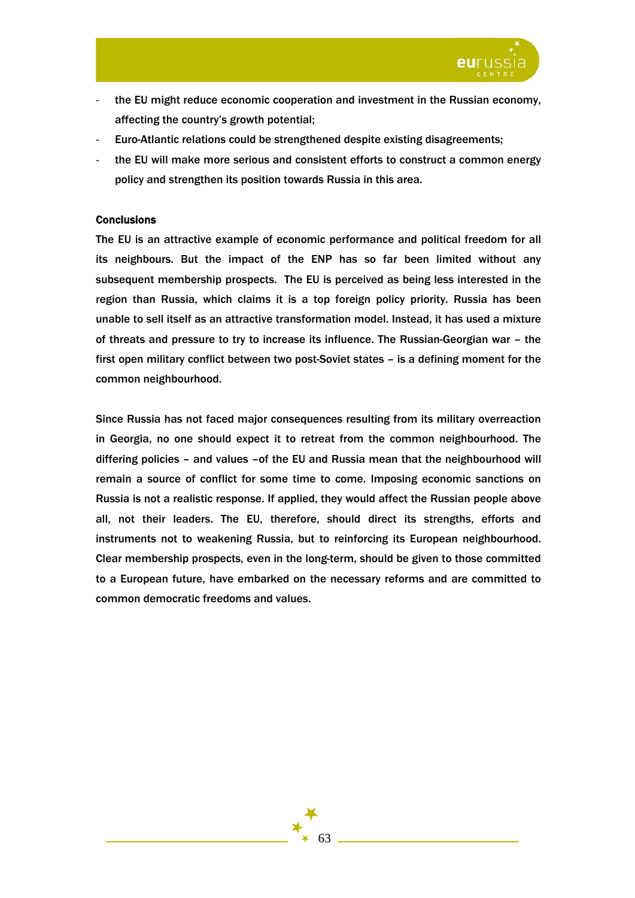- the EU might reduce economic cooperation and investment in the Russian economy, affecting the country's growth potential;
- Euro-Atlantic relations could be strengthened despite existing disagreements;
- the EU will make more serious and consistent efforts to construct a common energy policy and strengthen its position towards Russia in this area.

**Conclusions**

The EU is an attractive example of economic performance and political freedom for all its neighbours. But the impact of the ENP has so far been limited without any subsequent membership prospects. The EU is perceived as being less interested in the region than Russia, which claims it is a top foreign policy priority. Russia has been unable to sell itself as an attractive transformation model. Instead, it has used a mixture of threats and pressure to try to increase its influence. The Russian-Georgian war – the first open military conflict between two post-Soviet states – is a defining moment for the common neighbourhood.

Since Russia has not faced major consequences resulting from its military overreaction in Georgia, no one should expect it to retreat from the common neighbourhood. The differing policies – and values –of the EU and Russia mean that the neighbourhood will remain a source of conflict for some time to come. Imposing economic sanctions on Russia is not a realistic response. If applied, they would affect the Russian people above all, not their leaders. The EU, therefore, should direct its strengths, efforts and instruments not to weakening Russia, but to reinforcing its European neighbourhood. Clear membership prospects, even in the long-term, should be given to those committed to a European future, have embarked on the necessary reforms and are committed to common democratic freedoms and values.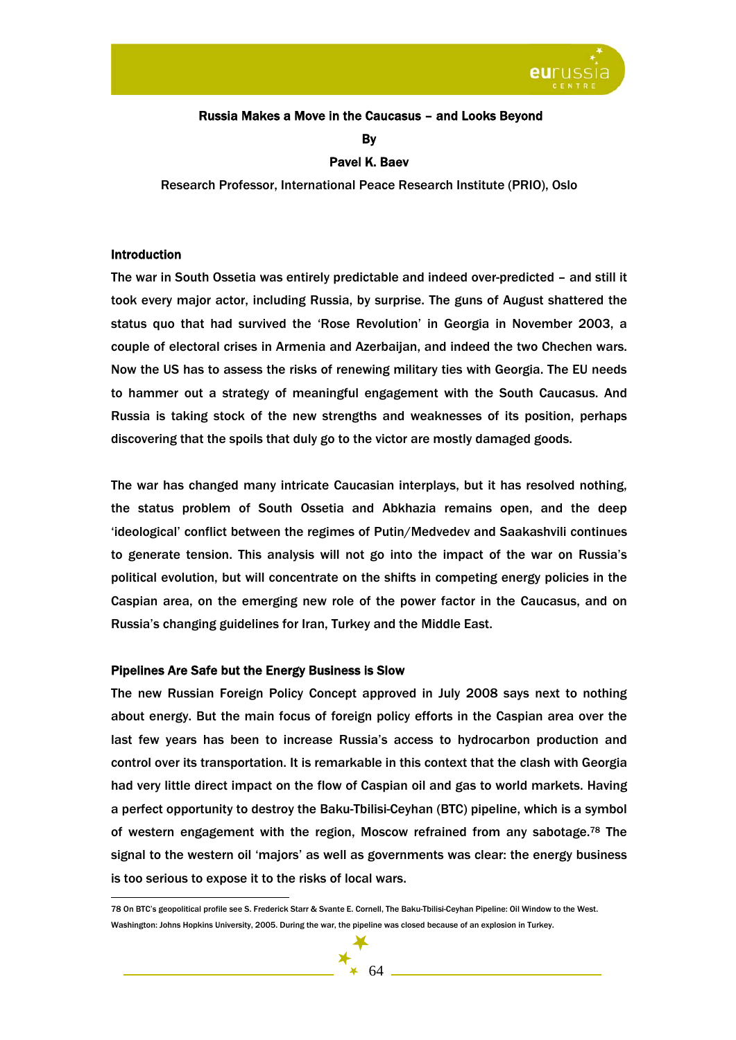# Russia Makes a Move in the Caucasus – and Looks Beyond

**By**

**Pavel K. Baev**

Research Professor, International Peace Research Institute (PRIO), Oslo

## Introduction

The war in South Ossetia was entirely predictable and indeed over-predicted – and still it took every major actor, including Russia, by surprise. The guns of August shattered the status quo that had survived the 'Rose Revolution' in Georgia in November 2003, a couple of electoral crises in Armenia and Azerbaijan, and indeed the two Chechen wars. Now the US has to assess the risks of renewing military ties with Georgia. The EU needs to hammer out a strategy of meaningful engagement with the South Caucasus. And Russia is taking stock of the new strengths and weaknesses of its position, perhaps discovering that the spoils that duly go to the victor are mostly damaged goods.

The war has changed many intricate Caucasian interplays, but it has resolved nothing, the status problem of South Ossetia and Abkhazia remains open, and the deep 'ideological' conflict between the regimes of Putin/Medvedev and Saakashvili continues to generate tension. This analysis will not go into the impact of the war on Russia's political evolution, but will concentrate on the shifts in competing energy policies in the Caspian area, on the emerging new role of the power factor in the Caucasus, and on Russia's changing guidelines for Iran, Turkey and the Middle East.

## Pipelines Are Safe but the Energy Business is Slow

The new Russian Foreign Policy Concept approved in July 2008 says next to nothing about energy. But the main focus of foreign policy efforts in the Caspian area over the last few years has been to increase Russia's access to hydrocarbon production and control over its transportation. It is remarkable in this context that the clash with Georgia had very little direct impact on the flow of Caspian oil and gas to world markets. Having a perfect opportunity to destroy the Baku-Tbilisi-Ceyhan (BTC) pipeline, which is a symbol of western engagement with the region, Moscow refrained from any sabotage.[78] The signal to the western oil 'majors' as well as governments was clear: the energy business is too serious to expose it to the risks of local wars.

---

78 On BTC's geopolitical profile see S. Frederick Starr & Svante E. Cornell, The Baku-Tbilisi-Ceyhan Pipeline: Oil Window to the West. Washington: Johns Hopkins University, 2005. During the war, the pipeline was closed because of an explosion in Turkey.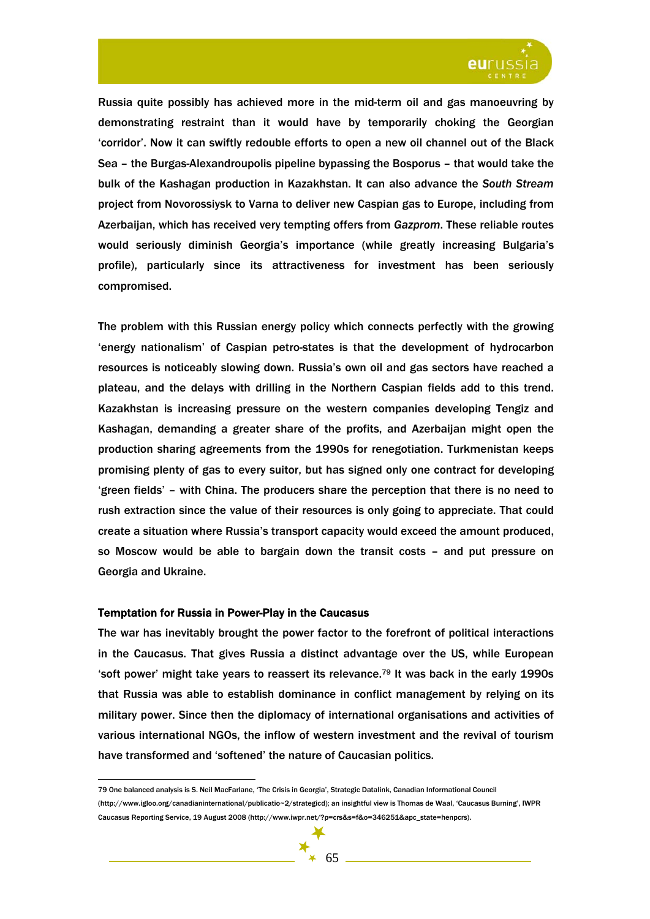Russia quite possibly has achieved more in the mid-term oil and gas manoeuvring by demonstrating restraint than it would have by temporarily choking the Georgian 'corridor'. Now it can swiftly redouble efforts to open a new oil channel out of the Black Sea – the Burgas-Alexandroupolis pipeline bypassing the Bosporus – that would take the bulk of the Kashagan production in Kazakhstan. It can also advance the *South Stream* project from Novorossiysk to Varna to deliver new Caspian gas to Europe, including from Azerbaijan, which has received very tempting offers from *Gazprom*. These reliable routes would seriously diminish Georgia's importance (while greatly increasing Bulgaria's profile), particularly since its attractiveness for investment has been seriously compromised.

The problem with this Russian energy policy which connects perfectly with the growing 'energy nationalism' of Caspian petro-states is that the development of hydrocarbon resources is noticeably slowing down. Russia's own oil and gas sectors have reached a plateau, and the delays with drilling in the Northern Caspian fields add to this trend. Kazakhstan is increasing pressure on the western companies developing Tengiz and Kashagan, demanding a greater share of the profits, and Azerbaijan might open the production sharing agreements from the 1990s for renegotiation. Turkmenistan keeps promising plenty of gas to every suitor, but has signed only one contract for developing 'green fields' – with China. The producers share the perception that there is no need to rush extraction since the value of their resources is only going to appreciate. That could create a situation where Russia's transport capacity would exceed the amount produced, so Moscow would be able to bargain down the transit costs – and put pressure on Georgia and Ukraine.

### Temptation for Russia in Power-Play in the Caucasus

The war has inevitably brought the power factor to the forefront of political interactions in the Caucasus. That gives Russia a distinct advantage over the US, while European 'soft power' might take years to reassert its relevance.[79] It was back in the early 1990s that Russia was able to establish dominance in conflict management by relying on its military power. Since then the diplomacy of international organisations and activities of various international NGOs, the inflow of western investment and the revival of tourism have transformed and 'softened' the nature of Caucasian politics.

---

79 One balanced analysis is S. Neil MacFarlane, 'The Crisis in Georgia', Strategic Datalink, Canadian Informational Council (http://www.igloo.org/canadianinternational/publicatio~2/strategicd); an insightful view is Thomas de Waal, 'Caucasus Burning', IWPR Caucasus Reporting Service, 19 August 2008 (http://www.iwpr.net/?p=crs&s=f&o=346251&apc_state=henpcrs).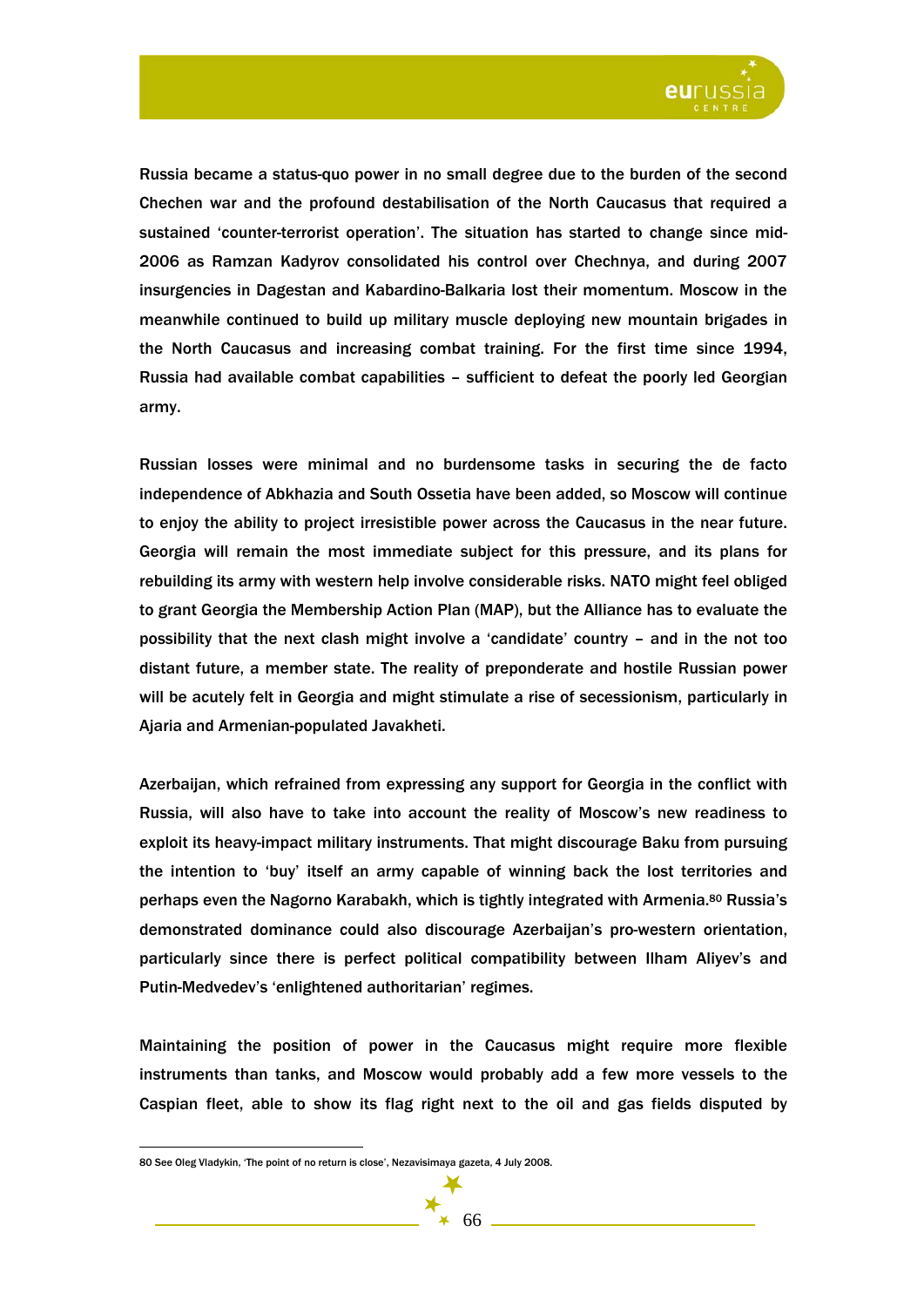Russia became a status-quo power in no small degree due to the burden of the second Chechen war and the profound destabilisation of the North Caucasus that required a sustained 'counter-terrorist operation'. The situation has started to change since mid-2006 as Ramzan Kadyrov consolidated his control over Chechnya, and during 2007 insurgencies in Dagestan and Kabardino-Balkaria lost their momentum. Moscow in the meanwhile continued to build up military muscle deploying new mountain brigades in the North Caucasus and increasing combat training. For the first time since 1994, Russia had available combat capabilities – sufficient to defeat the poorly led Georgian army.

Russian losses were minimal and no burdensome tasks in securing the de facto independence of Abkhazia and South Ossetia have been added, so Moscow will continue to enjoy the ability to project irresistible power across the Caucasus in the near future. Georgia will remain the most immediate subject for this pressure, and its plans for rebuilding its army with western help involve considerable risks. NATO might feel obliged to grant Georgia the Membership Action Plan (MAP), but the Alliance has to evaluate the possibility that the next clash might involve a 'candidate' country – and in the not too distant future, a member state. The reality of preponderate and hostile Russian power will be acutely felt in Georgia and might stimulate a rise of secessionism, particularly in Ajaria and Armenian-populated Javakheti.

Azerbaijan, which refrained from expressing any support for Georgia in the conflict with Russia, will also have to take into account the reality of Moscow's new readiness to exploit its heavy-impact military instruments. That might discourage Baku from pursuing the intention to 'buy' itself an army capable of winning back the lost territories and perhaps even the Nagorno Karabakh, which is tightly integrated with Armenia.[80] Russia's demonstrated dominance could also discourage Azerbaijan's pro-western orientation, particularly since there is perfect political compatibility between Ilham Aliyev's and Putin-Medvedev's 'enlightened authoritarian' regimes.

Maintaining the position of power in the Caucasus might require more flexible instruments than tanks, and Moscow would probably add a few more vessels to the Caspian fleet, able to show its flag right next to the oil and gas fields disputed by

---

80 See Oleg Vladykin, 'The point of no return is close', Nezavisimaya gazeta, 4 July 2008.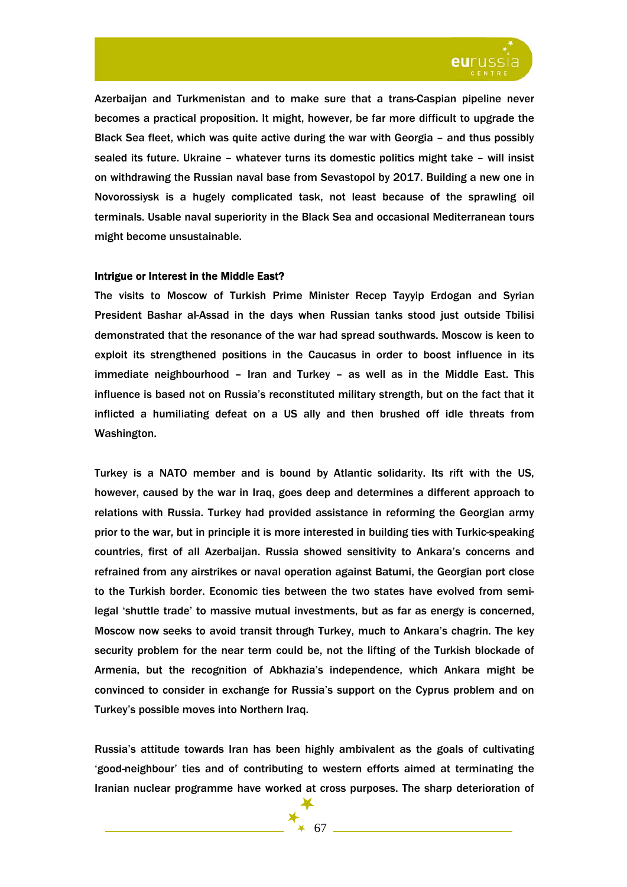Azerbaijan and Turkmenistan and to make sure that a trans-Caspian pipeline never becomes a practical proposition. It might, however, be far more difficult to upgrade the Black Sea fleet, which was quite active during the war with Georgia – and thus possibly sealed its future. Ukraine – whatever turns its domestic politics might take – will insist on withdrawing the Russian naval base from Sevastopol by 2017. Building a new one in Novorossiysk is a hugely complicated task, not least because of the sprawling oil terminals. Usable naval superiority in the Black Sea and occasional Mediterranean tours might become unsustainable.

**Intrigue or Interest in the Middle East?**

The visits to Moscow of Turkish Prime Minister Recep Tayyip Erdogan and Syrian President Bashar al-Assad in the days when Russian tanks stood just outside Tbilisi demonstrated that the resonance of the war had spread southwards. Moscow is keen to exploit its strengthened positions in the Caucasus in order to boost influence in its immediate neighbourhood – Iran and Turkey – as well as in the Middle East. This influence is based not on Russia's reconstituted military strength, but on the fact that it inflicted a humiliating defeat on a US ally and then brushed off idle threats from Washington.

Turkey is a NATO member and is bound by Atlantic solidarity. Its rift with the US, however, caused by the war in Iraq, goes deep and determines a different approach to relations with Russia. Turkey had provided assistance in reforming the Georgian army prior to the war, but in principle it is more interested in building ties with Turkic-speaking countries, first of all Azerbaijan. Russia showed sensitivity to Ankara's concerns and refrained from any airstrikes or naval operation against Batumi, the Georgian port close to the Turkish border. Economic ties between the two states have evolved from semi-legal 'shuttle trade' to massive mutual investments, but as far as energy is concerned, Moscow now seeks to avoid transit through Turkey, much to Ankara's chagrin. The key security problem for the near term could be, not the lifting of the Turkish blockade of Armenia, but the recognition of Abkhazia's independence, which Ankara might be convinced to consider in exchange for Russia's support on the Cyprus problem and on Turkey's possible moves into Northern Iraq.

Russia's attitude towards Iran has been highly ambivalent as the goals of cultivating 'good-neighbour' ties and of contributing to western efforts aimed at terminating the Iranian nuclear programme have worked at cross purposes. The sharp deterioration of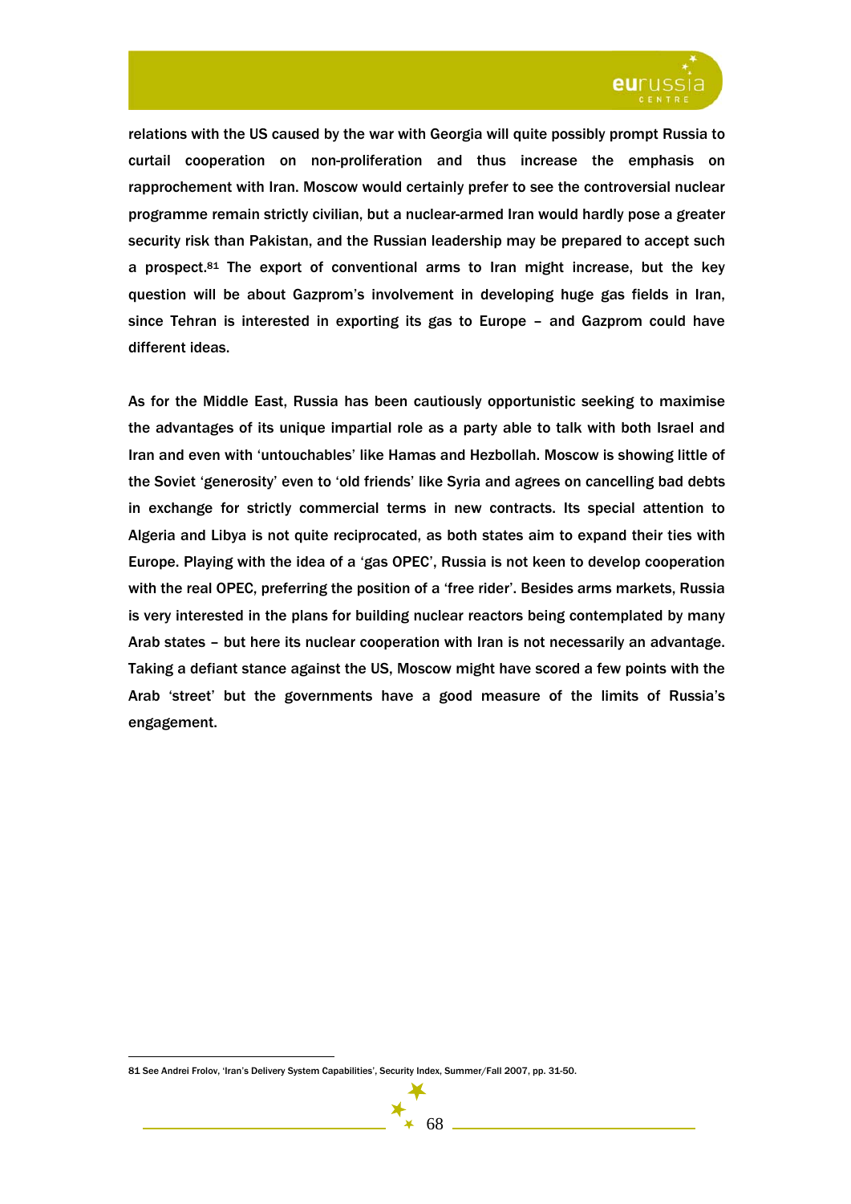relations with the US caused by the war with Georgia will quite possibly prompt Russia to curtail cooperation on non-proliferation and thus increase the emphasis on rapprochement with Iran. Moscow would certainly prefer to see the controversial nuclear programme remain strictly civilian, but a nuclear-armed Iran would hardly pose a greater security risk than Pakistan, and the Russian leadership may be prepared to accept such a prospect.[81] The export of conventional arms to Iran might increase, but the key question will be about Gazprom's involvement in developing huge gas fields in Iran, since Tehran is interested in exporting its gas to Europe – and Gazprom could have different ideas.

As for the Middle East, Russia has been cautiously opportunistic seeking to maximise the advantages of its unique impartial role as a party able to talk with both Israel and Iran and even with 'untouchables' like Hamas and Hezbollah. Moscow is showing little of the Soviet 'generosity' even to 'old friends' like Syria and agrees on cancelling bad debts in exchange for strictly commercial terms in new contracts. Its special attention to Algeria and Libya is not quite reciprocated, as both states aim to expand their ties with Europe. Playing with the idea of a 'gas OPEC', Russia is not keen to develop cooperation with the real OPEC, preferring the position of a 'free rider'. Besides arms markets, Russia is very interested in the plans for building nuclear reactors being contemplated by many Arab states – but here its nuclear cooperation with Iran is not necessarily an advantage. Taking a defiant stance against the US, Moscow might have scored a few points with the Arab 'street' but the governments have a good measure of the limits of Russia's engagement.

---

81 See Andrei Frolov, 'Iran's Delivery System Capabilities', Security Index, Summer/Fall 2007, pp. 31-50.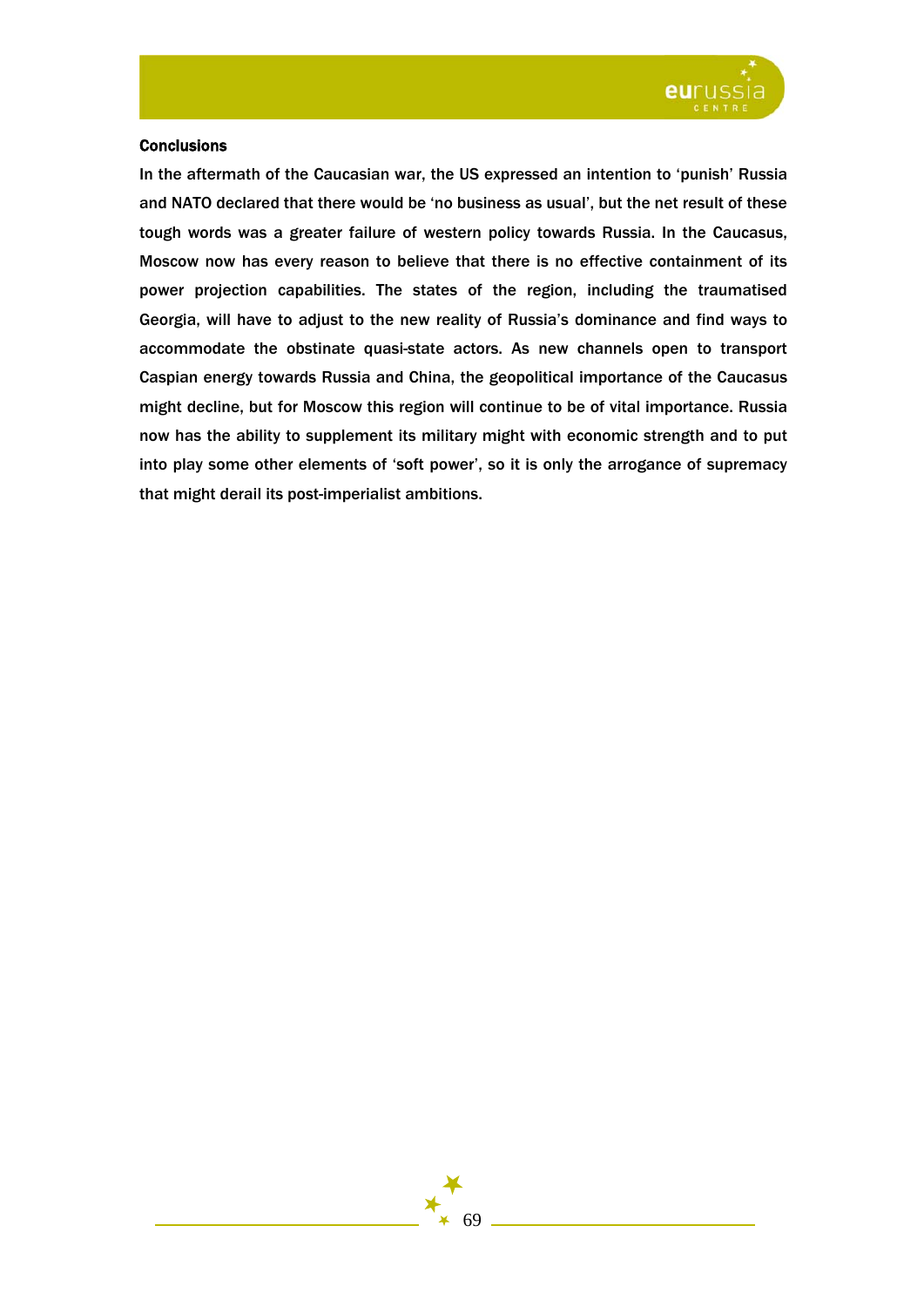## Conclusions

In the aftermath of the Caucasian war, the US expressed an intention to 'punish' Russia and NATO declared that there would be 'no business as usual', but the net result of these tough words was a greater failure of western policy towards Russia. In the Caucasus, Moscow now has every reason to believe that there is no effective containment of its power projection capabilities. The states of the region, including the traumatised Georgia, will have to adjust to the new reality of Russia's dominance and find ways to accommodate the obstinate quasi-state actors. As new channels open to transport Caspian energy towards Russia and China, the geopolitical importance of the Caucasus might decline, but for Moscow this region will continue to be of vital importance. Russia now has the ability to supplement its military might with economic strength and to put into play some other elements of 'soft power', so it is only the arrogance of supremacy that might derail its post-imperialist ambitions.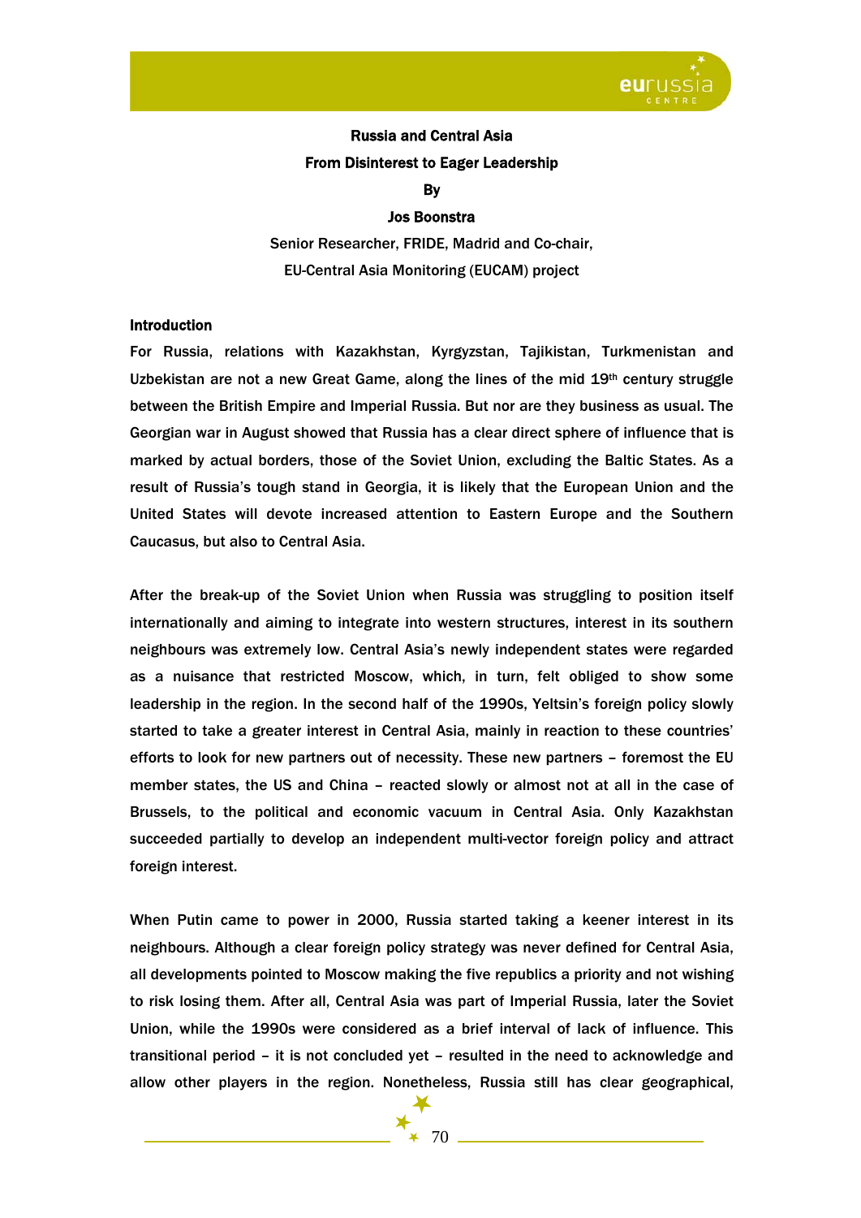**Russia and Central Asia**

**From Disinterest to Eager Leadership**

**By**

**Jos Boonstra**

Senior Researcher, FRIDE, Madrid and Co-chair,

EU-Central Asia Monitoring (EUCAM) project

## Introduction

For Russia, relations with Kazakhstan, Kyrgyzstan, Tajikistan, Turkmenistan and Uzbekistan are not a new Great Game, along the lines of the mid 19th century struggle between the British Empire and Imperial Russia. But nor are they business as usual. The Georgian war in August showed that Russia has a clear direct sphere of influence that is marked by actual borders, those of the Soviet Union, excluding the Baltic States. As a result of Russia's tough stand in Georgia, it is likely that the European Union and the United States will devote increased attention to Eastern Europe and the Southern Caucasus, but also to Central Asia.

After the break-up of the Soviet Union when Russia was struggling to position itself internationally and aiming to integrate into western structures, interest in its southern neighbours was extremely low. Central Asia's newly independent states were regarded as a nuisance that restricted Moscow, which, in turn, felt obliged to show some leadership in the region. In the second half of the 1990s, Yeltsin's foreign policy slowly started to take a greater interest in Central Asia, mainly in reaction to these countries' efforts to look for new partners out of necessity. These new partners – foremost the EU member states, the US and China – reacted slowly or almost not at all in the case of Brussels, to the political and economic vacuum in Central Asia. Only Kazakhstan succeeded partially to develop an independent multi-vector foreign policy and attract foreign interest.

When Putin came to power in 2000, Russia started taking a keener interest in its neighbours. Although a clear foreign policy strategy was never defined for Central Asia, all developments pointed to Moscow making the five republics a priority and not wishing to risk losing them. After all, Central Asia was part of Imperial Russia, later the Soviet Union, while the 1990s were considered as a brief interval of lack of influence. This transitional period – it is not concluded yet – resulted in the need to acknowledge and allow other players in the region. Nonetheless, Russia still has clear geographical,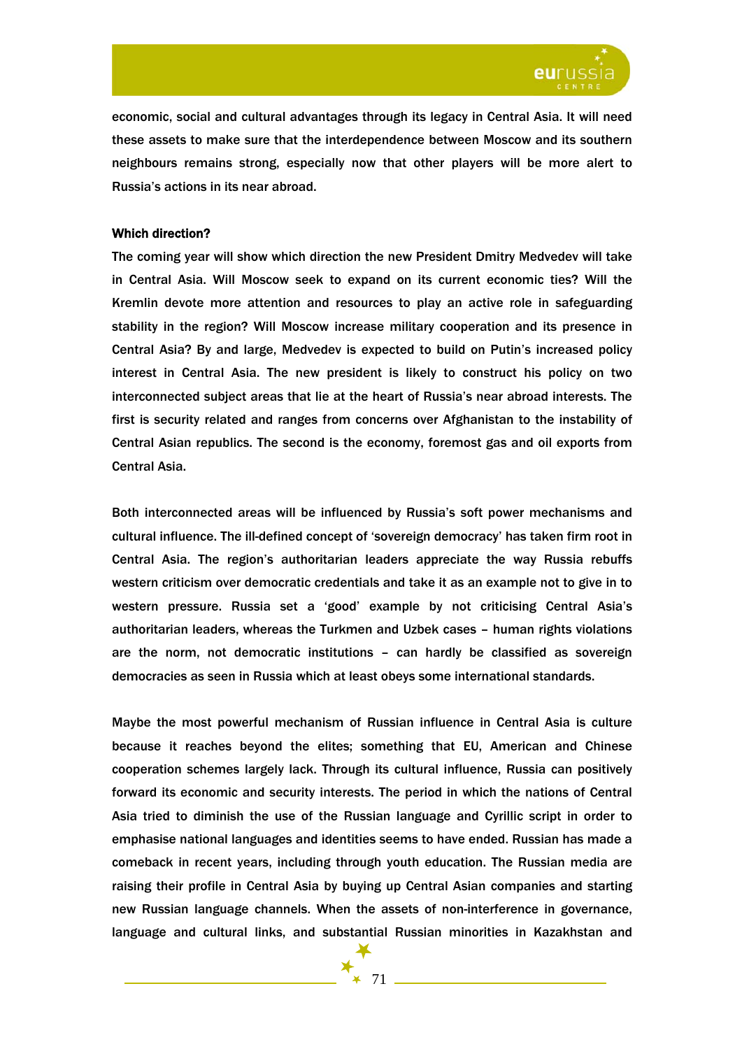economic, social and cultural advantages through its legacy in Central Asia. It will need these assets to make sure that the interdependence between Moscow and its southern neighbours remains strong, especially now that other players will be more alert to Russia's actions in its near abroad.

**Which direction?**

The coming year will show which direction the new President Dmitry Medvedev will take in Central Asia. Will Moscow seek to expand on its current economic ties? Will the Kremlin devote more attention and resources to play an active role in safeguarding stability in the region? Will Moscow increase military cooperation and its presence in Central Asia? By and large, Medvedev is expected to build on Putin's increased policy interest in Central Asia. The new president is likely to construct his policy on two interconnected subject areas that lie at the heart of Russia's near abroad interests. The first is security related and ranges from concerns over Afghanistan to the instability of Central Asian republics. The second is the economy, foremost gas and oil exports from Central Asia.

Both interconnected areas will be influenced by Russia's soft power mechanisms and cultural influence. The ill-defined concept of 'sovereign democracy' has taken firm root in Central Asia. The region's authoritarian leaders appreciate the way Russia rebuffs western criticism over democratic credentials and take it as an example not to give in to western pressure. Russia set a 'good' example by not criticising Central Asia's authoritarian leaders, whereas the Turkmen and Uzbek cases – human rights violations are the norm, not democratic institutions – can hardly be classified as sovereign democracies as seen in Russia which at least obeys some international standards.

Maybe the most powerful mechanism of Russian influence in Central Asia is culture because it reaches beyond the elites; something that EU, American and Chinese cooperation schemes largely lack. Through its cultural influence, Russia can positively forward its economic and security interests. The period in which the nations of Central Asia tried to diminish the use of the Russian language and Cyrillic script in order to emphasise national languages and identities seems to have ended. Russian has made a comeback in recent years, including through youth education. The Russian media are raising their profile in Central Asia by buying up Central Asian companies and starting new Russian language channels. When the assets of non-interference in governance, language and cultural links, and substantial Russian minorities in Kazakhstan and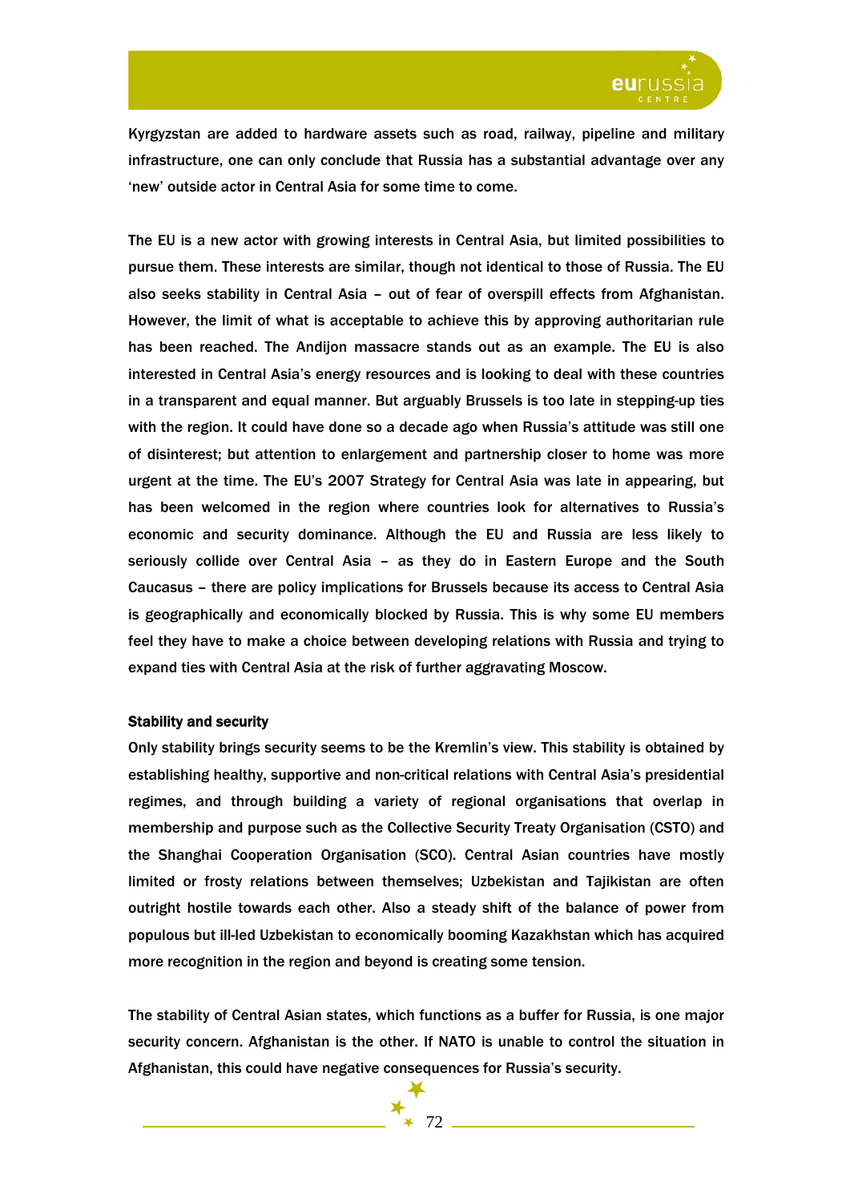Kyrgyzstan are added to hardware assets such as road, railway, pipeline and military infrastructure, one can only conclude that Russia has a substantial advantage over any 'new' outside actor in Central Asia for some time to come.

The EU is a new actor with growing interests in Central Asia, but limited possibilities to pursue them. These interests are similar, though not identical to those of Russia. The EU also seeks stability in Central Asia – out of fear of overspill effects from Afghanistan. However, the limit of what is acceptable to achieve this by approving authoritarian rule has been reached. The Andijon massacre stands out as an example. The EU is also interested in Central Asia's energy resources and is looking to deal with these countries in a transparent and equal manner. But arguably Brussels is too late in stepping-up ties with the region. It could have done so a decade ago when Russia's attitude was still one of disinterest; but attention to enlargement and partnership closer to home was more urgent at the time. The EU's 2007 Strategy for Central Asia was late in appearing, but has been welcomed in the region where countries look for alternatives to Russia's economic and security dominance. Although the EU and Russia are less likely to seriously collide over Central Asia – as they do in Eastern Europe and the South Caucasus – there are policy implications for Brussels because its access to Central Asia is geographically and economically blocked by Russia. This is why some EU members feel they have to make a choice between developing relations with Russia and trying to expand ties with Central Asia at the risk of further aggravating Moscow.

**Stability and security**

Only stability brings security seems to be the Kremlin's view. This stability is obtained by establishing healthy, supportive and non-critical relations with Central Asia's presidential regimes, and through building a variety of regional organisations that overlap in membership and purpose such as the Collective Security Treaty Organisation (CSTO) and the Shanghai Cooperation Organisation (SCO). Central Asian countries have mostly limited or frosty relations between themselves; Uzbekistan and Tajikistan are often outright hostile towards each other. Also a steady shift of the balance of power from populous but ill-led Uzbekistan to economically booming Kazakhstan which has acquired more recognition in the region and beyond is creating some tension.

The stability of Central Asian states, which functions as a buffer for Russia, is one major security concern. Afghanistan is the other. If NATO is unable to control the situation in Afghanistan, this could have negative consequences for Russia's security.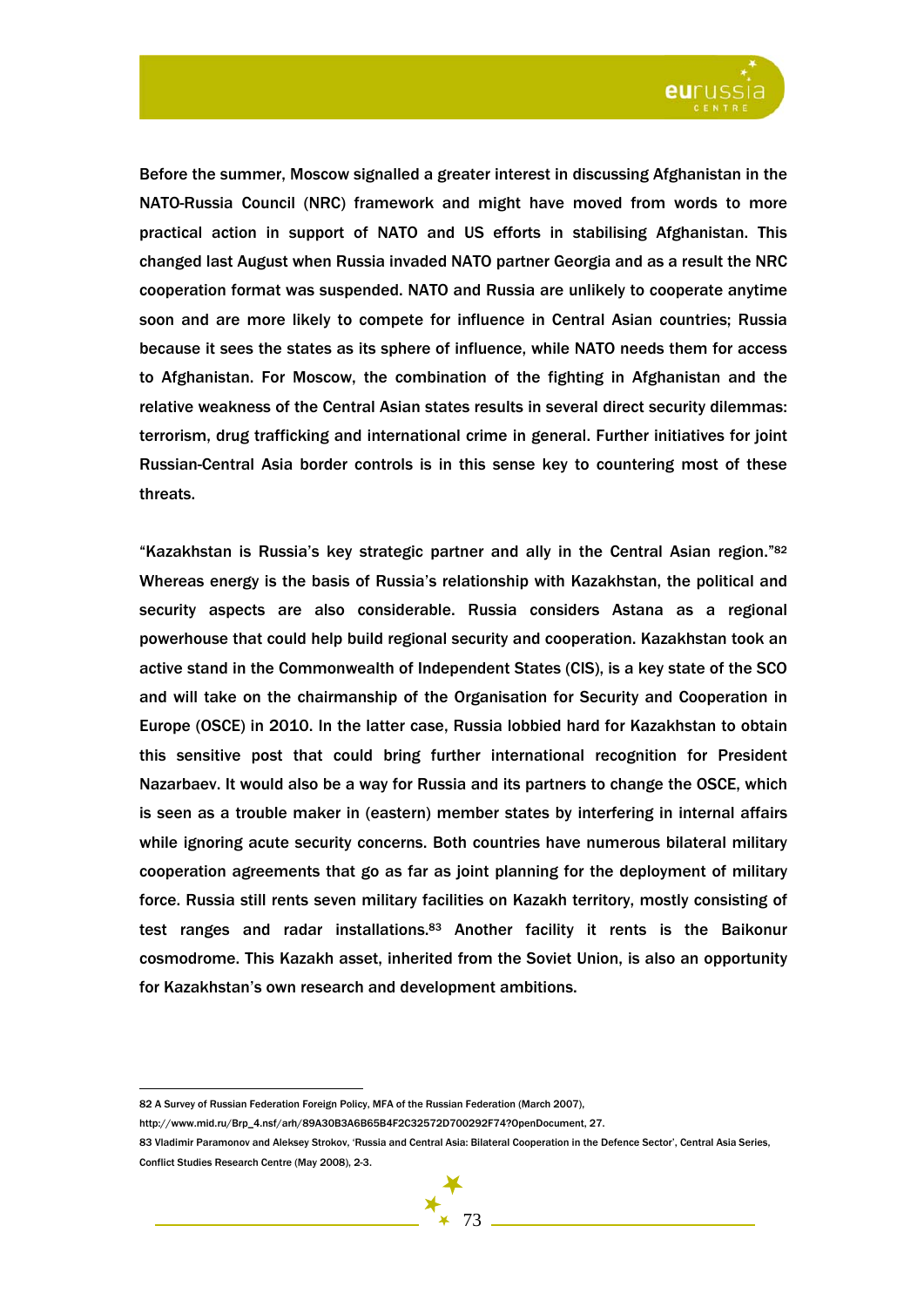Before the summer, Moscow signalled a greater interest in discussing Afghanistan in the NATO-Russia Council (NRC) framework and might have moved from words to more practical action in support of NATO and US efforts in stabilising Afghanistan. This changed last August when Russia invaded NATO partner Georgia and as a result the NRC cooperation format was suspended. NATO and Russia are unlikely to cooperate anytime soon and are more likely to compete for influence in Central Asian countries; Russia because it sees the states as its sphere of influence, while NATO needs them for access to Afghanistan. For Moscow, the combination of the fighting in Afghanistan and the relative weakness of the Central Asian states results in several direct security dilemmas: terrorism, drug trafficking and international crime in general. Further initiatives for joint Russian-Central Asia border controls is in this sense key to countering most of these threats.

"Kazakhstan is Russia's key strategic partner and ally in the Central Asian region."[82] Whereas energy is the basis of Russia's relationship with Kazakhstan, the political and security aspects are also considerable. Russia considers Astana as a regional powerhouse that could help build regional security and cooperation. Kazakhstan took an active stand in the Commonwealth of Independent States (CIS), is a key state of the SCO and will take on the chairmanship of the Organisation for Security and Cooperation in Europe (OSCE) in 2010. In the latter case, Russia lobbied hard for Kazakhstan to obtain this sensitive post that could bring further international recognition for President Nazarbaev. It would also be a way for Russia and its partners to change the OSCE, which is seen as a trouble maker in (eastern) member states by interfering in internal affairs while ignoring acute security concerns. Both countries have numerous bilateral military cooperation agreements that go as far as joint planning for the deployment of military force. Russia still rents seven military facilities on Kazakh territory, mostly consisting of test ranges and radar installations.[83] Another facility it rents is the Baikonur cosmodrome. This Kazakh asset, inherited from the Soviet Union, is also an opportunity for Kazakhstan's own research and development ambitions.

---

82 A Survey of Russian Federation Foreign Policy, MFA of the Russian Federation (March 2007), http://www.mid.ru/Brp_4.nsf/arh/89A30B3A6B65B4F2C32572D700292F74?OpenDocument, 27.

83 Vladimir Paramonov and Aleksey Strokov, 'Russia and Central Asia: Bilateral Cooperation in the Defence Sector', Central Asia Series, Conflict Studies Research Centre (May 2008), 2-3.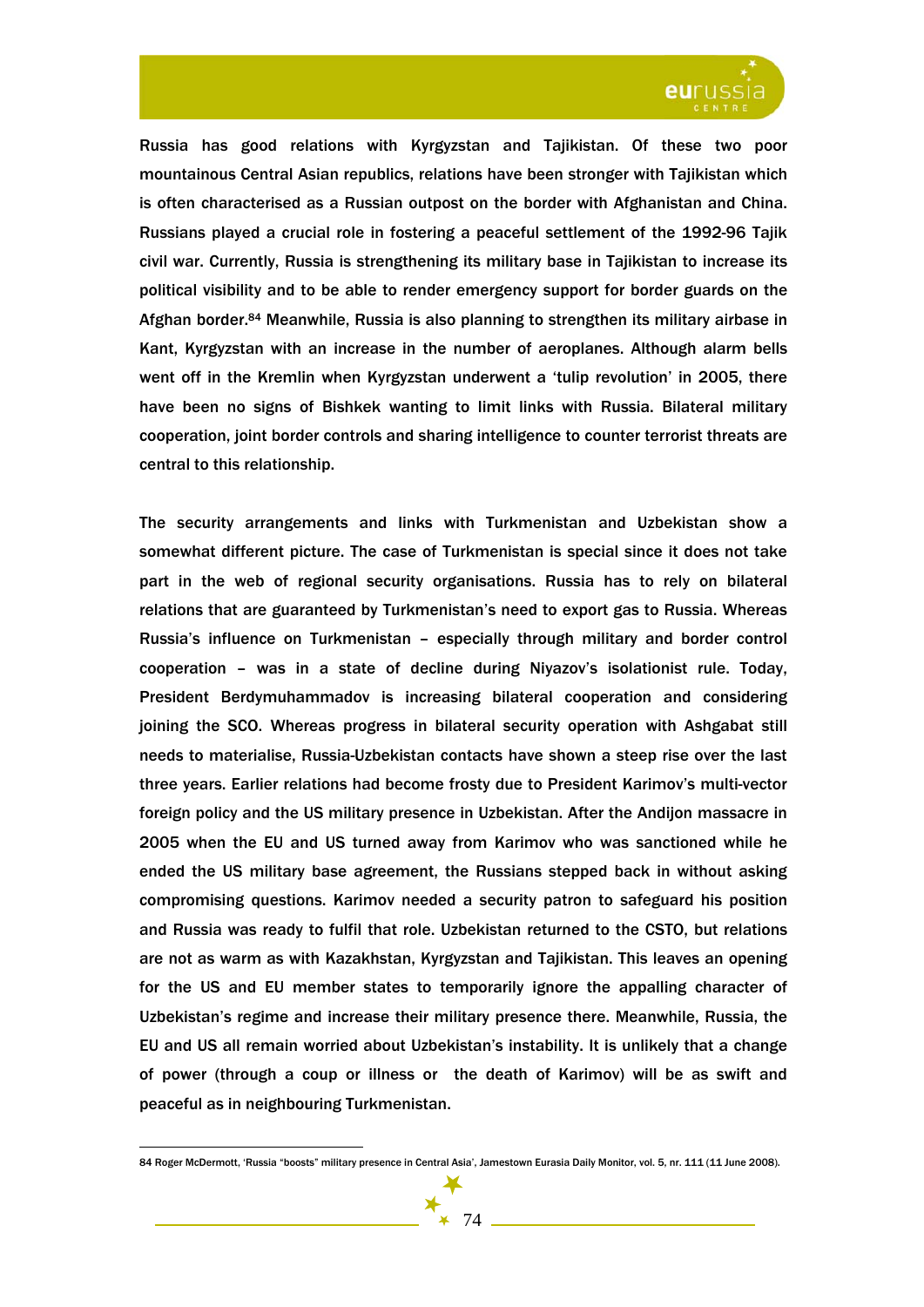Russia has good relations with Kyrgyzstan and Tajikistan. Of these two poor mountainous Central Asian republics, relations have been stronger with Tajikistan which is often characterised as a Russian outpost on the border with Afghanistan and China. Russians played a crucial role in fostering a peaceful settlement of the 1992-96 Tajik civil war. Currently, Russia is strengthening its military base in Tajikistan to increase its political visibility and to be able to render emergency support for border guards on the Afghan border.[84] Meanwhile, Russia is also planning to strengthen its military airbase in Kant, Kyrgyzstan with an increase in the number of aeroplanes. Although alarm bells went off in the Kremlin when Kyrgyzstan underwent a 'tulip revolution' in 2005, there have been no signs of Bishkek wanting to limit links with Russia. Bilateral military cooperation, joint border controls and sharing intelligence to counter terrorist threats are central to this relationship.

The security arrangements and links with Turkmenistan and Uzbekistan show a somewhat different picture. The case of Turkmenistan is special since it does not take part in the web of regional security organisations. Russia has to rely on bilateral relations that are guaranteed by Turkmenistan's need to export gas to Russia. Whereas Russia's influence on Turkmenistan – especially through military and border control cooperation – was in a state of decline during Niyazov's isolationist rule. Today, President Berdymuhammadov is increasing bilateral cooperation and considering joining the SCO. Whereas progress in bilateral security operation with Ashgabat still needs to materialise, Russia-Uzbekistan contacts have shown a steep rise over the last three years. Earlier relations had become frosty due to President Karimov's multi-vector foreign policy and the US military presence in Uzbekistan. After the Andijon massacre in 2005 when the EU and US turned away from Karimov who was sanctioned while he ended the US military base agreement, the Russians stepped back in without asking compromising questions. Karimov needed a security patron to safeguard his position and Russia was ready to fulfil that role. Uzbekistan returned to the CSTO, but relations are not as warm as with Kazakhstan, Kyrgyzstan and Tajikistan. This leaves an opening for the US and EU member states to temporarily ignore the appalling character of Uzbekistan's regime and increase their military presence there. Meanwhile, Russia, the EU and US all remain worried about Uzbekistan's instability. It is unlikely that a change of power (through a coup or illness or the death of Karimov) will be as swift and peaceful as in neighbouring Turkmenistan.

---

84 Roger McDermott, 'Russia "boosts" military presence in Central Asia', Jamestown Eurasia Daily Monitor, vol. 5, nr. 111 (11 June 2008).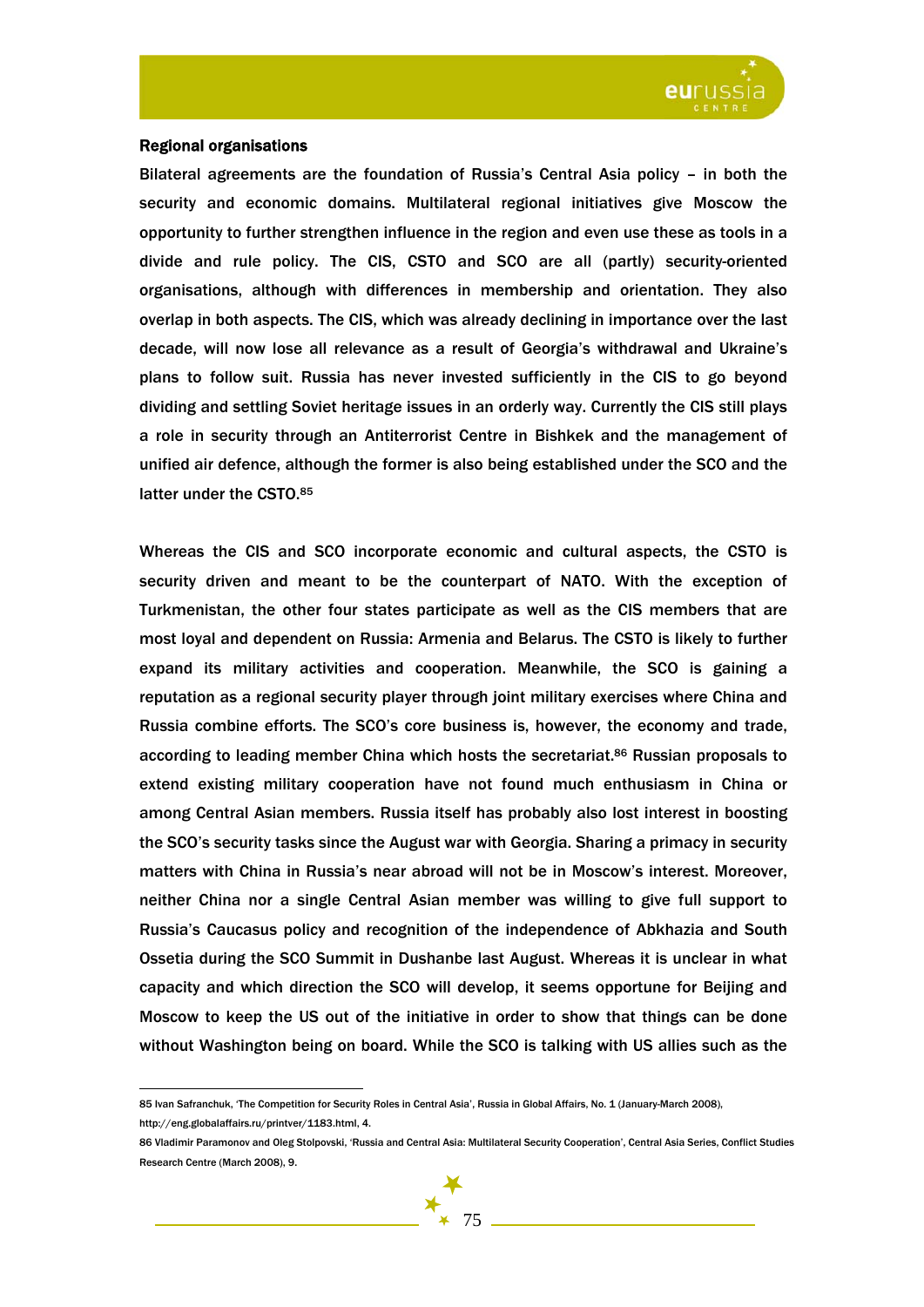**Regional organisations**

Bilateral agreements are the foundation of Russia's Central Asia policy – in both the security and economic domains. Multilateral regional initiatives give Moscow the opportunity to further strengthen influence in the region and even use these as tools in a divide and rule policy. The CIS, CSTO and SCO are all (partly) security-oriented organisations, although with differences in membership and orientation. They also overlap in both aspects. The CIS, which was already declining in importance over the last decade, will now lose all relevance as a result of Georgia's withdrawal and Ukraine's plans to follow suit. Russia has never invested sufficiently in the CIS to go beyond dividing and settling Soviet heritage issues in an orderly way. Currently the CIS still plays a role in security through an Antiterrorist Centre in Bishkek and the management of unified air defence, although the former is also being established under the SCO and the latter under the CSTO.[85]

Whereas the CIS and SCO incorporate economic and cultural aspects, the CSTO is security driven and meant to be the counterpart of NATO. With the exception of Turkmenistan, the other four states participate as well as the CIS members that are most loyal and dependent on Russia: Armenia and Belarus. The CSTO is likely to further expand its military activities and cooperation. Meanwhile, the SCO is gaining a reputation as a regional security player through joint military exercises where China and Russia combine efforts. The SCO's core business is, however, the economy and trade, according to leading member China which hosts the secretariat.[86] Russian proposals to extend existing military cooperation have not found much enthusiasm in China or among Central Asian members. Russia itself has probably also lost interest in boosting the SCO's security tasks since the August war with Georgia. Sharing a primacy in security matters with China in Russia's near abroad will not be in Moscow's interest. Moreover, neither China nor a single Central Asian member was willing to give full support to Russia's Caucasus policy and recognition of the independence of Abkhazia and South Ossetia during the SCO Summit in Dushanbe last August. Whereas it is unclear in what capacity and which direction the SCO will develop, it seems opportune for Beijing and Moscow to keep the US out of the initiative in order to show that things can be done without Washington being on board. While the SCO is talking with US allies such as the

---

85 Ivan Safranchuk, 'The Competition for Security Roles in Central Asia', Russia in Global Affairs, No. 1 (January-March 2008), http://eng.globalaffairs.ru/printver/1183.html, 4.

86 Vladimir Paramonov and Oleg Stolpovski, 'Russia and Central Asia: Multilateral Security Cooperation', Central Asia Series, Conflict Studies Research Centre (March 2008), 9.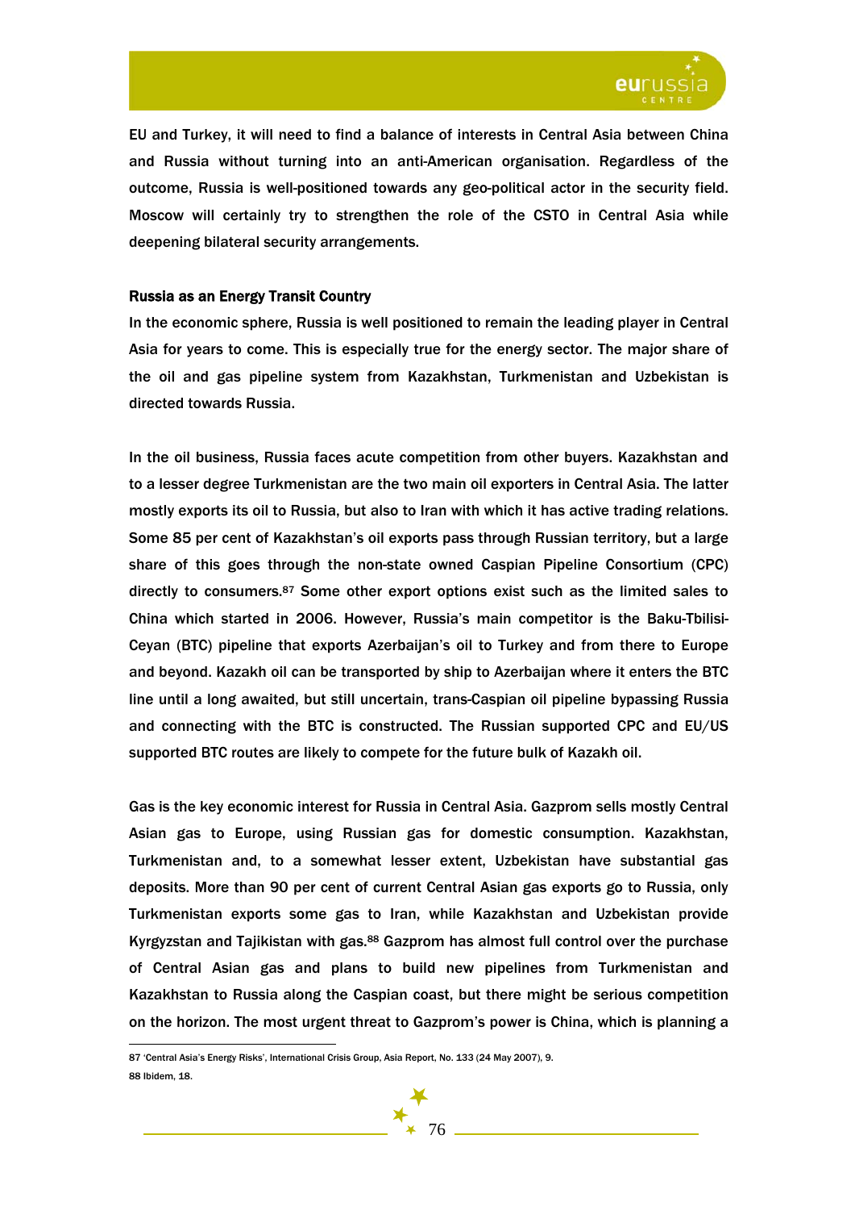EU and Turkey, it will need to find a balance of interests in Central Asia between China and Russia without turning into an anti-American organisation. Regardless of the outcome, Russia is well-positioned towards any geo-political actor in the security field. Moscow will certainly try to strengthen the role of the CSTO in Central Asia while deepening bilateral security arrangements.

### Russia as an Energy Transit Country

In the economic sphere, Russia is well positioned to remain the leading player in Central Asia for years to come. This is especially true for the energy sector. The major share of the oil and gas pipeline system from Kazakhstan, Turkmenistan and Uzbekistan is directed towards Russia.

In the oil business, Russia faces acute competition from other buyers. Kazakhstan and to a lesser degree Turkmenistan are the two main oil exporters in Central Asia. The latter mostly exports its oil to Russia, but also to Iran with which it has active trading relations. Some 85 per cent of Kazakhstan's oil exports pass through Russian territory, but a large share of this goes through the non-state owned Caspian Pipeline Consortium (CPC) directly to consumers.[87] Some other export options exist such as the limited sales to China which started in 2006. However, Russia's main competitor is the Baku-Tbilisi-Ceyan (BTC) pipeline that exports Azerbaijan's oil to Turkey and from there to Europe and beyond. Kazakh oil can be transported by ship to Azerbaijan where it enters the BTC line until a long awaited, but still uncertain, trans-Caspian oil pipeline bypassing Russia and connecting with the BTC is constructed. The Russian supported CPC and EU/US supported BTC routes are likely to compete for the future bulk of Kazakh oil.

Gas is the key economic interest for Russia in Central Asia. Gazprom sells mostly Central Asian gas to Europe, using Russian gas for domestic consumption. Kazakhstan, Turkmenistan and, to a somewhat lesser extent, Uzbekistan have substantial gas deposits. More than 90 per cent of current Central Asian gas exports go to Russia, only Turkmenistan exports some gas to Iran, while Kazakhstan and Uzbekistan provide Kyrgyzstan and Tajikistan with gas.[88] Gazprom has almost full control over the purchase of Central Asian gas and plans to build new pipelines from Turkmenistan and Kazakhstan to Russia along the Caspian coast, but there might be serious competition on the horizon. The most urgent threat to Gazprom's power is China, which is planning a

---

87 'Central Asia's Energy Risks', International Crisis Group, Asia Report, No. 133 (24 May 2007), 9.

88 Ibidem, 18.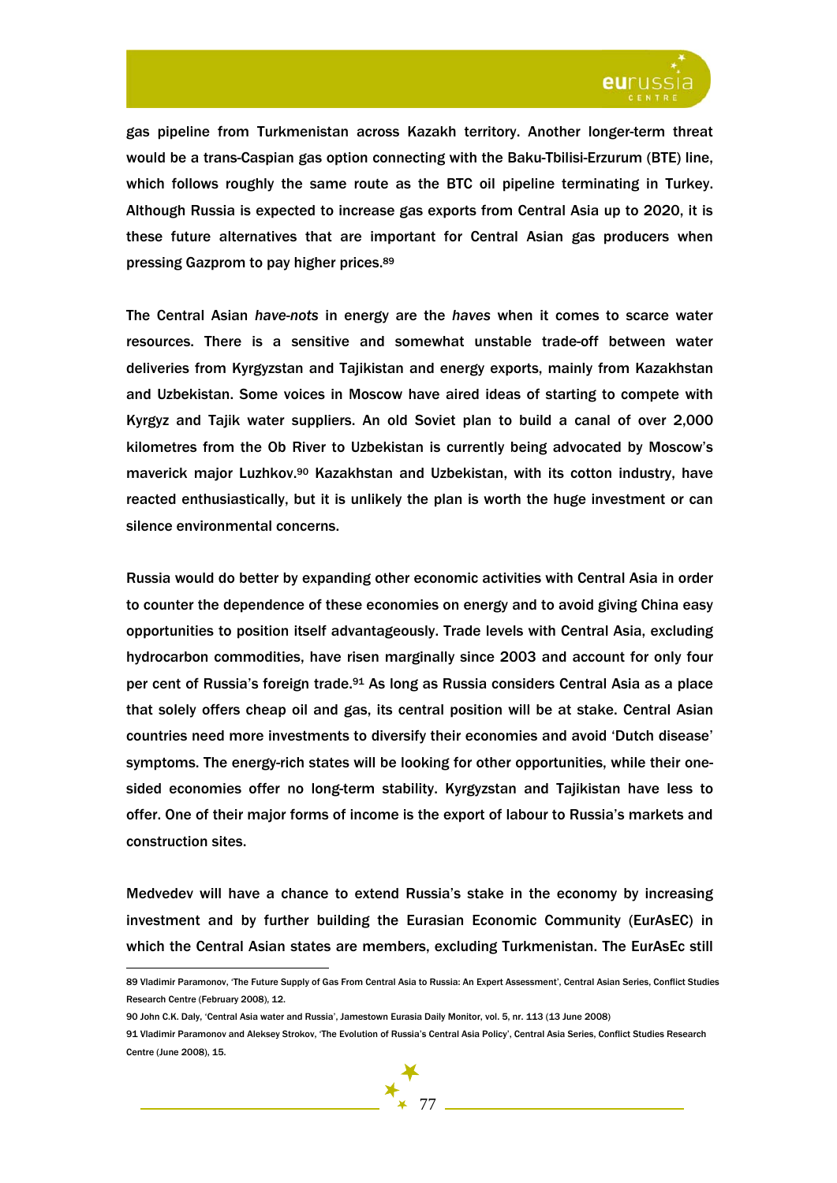gas pipeline from Turkmenistan across Kazakh territory. Another longer-term threat would be a trans-Caspian gas option connecting with the Baku-Tbilisi-Erzurum (BTE) line, which follows roughly the same route as the BTC oil pipeline terminating in Turkey. Although Russia is expected to increase gas exports from Central Asia up to 2020, it is these future alternatives that are important for Central Asian gas producers when pressing Gazprom to pay higher prices.[89]

The Central Asian *have-nots* in energy are the *haves* when it comes to scarce water resources. There is a sensitive and somewhat unstable trade-off between water deliveries from Kyrgyzstan and Tajikistan and energy exports, mainly from Kazakhstan and Uzbekistan. Some voices in Moscow have aired ideas of starting to compete with Kyrgyz and Tajik water suppliers. An old Soviet plan to build a canal of over 2,000 kilometres from the Ob River to Uzbekistan is currently being advocated by Moscow's maverick major Luzhkov.[90] Kazakhstan and Uzbekistan, with its cotton industry, have reacted enthusiastically, but it is unlikely the plan is worth the huge investment or can silence environmental concerns.

Russia would do better by expanding other economic activities with Central Asia in order to counter the dependence of these economies on energy and to avoid giving China easy opportunities to position itself advantageously. Trade levels with Central Asia, excluding hydrocarbon commodities, have risen marginally since 2003 and account for only four per cent of Russia's foreign trade.[91] As long as Russia considers Central Asia as a place that solely offers cheap oil and gas, its central position will be at stake. Central Asian countries need more investments to diversify their economies and avoid 'Dutch disease' symptoms. The energy-rich states will be looking for other opportunities, while their one-sided economies offer no long-term stability. Kyrgyzstan and Tajikistan have less to offer. One of their major forms of income is the export of labour to Russia's markets and construction sites.

Medvedev will have a chance to extend Russia's stake in the economy by increasing investment and by further building the Eurasian Economic Community (EurAsEC) in which the Central Asian states are members, excluding Turkmenistan. The EurAsEc still

---

89 Vladimir Paramonov, 'The Future Supply of Gas From Central Asia to Russia: An Expert Assessment', Central Asian Series, Conflict Studies Research Centre (February 2008), 12.

90 John C.K. Daly, 'Central Asia water and Russia', Jamestown Eurasia Daily Monitor, vol. 5, nr. 113 (13 June 2008)

91 Vladimir Paramonov and Aleksey Strokov, 'The Evolution of Russia's Central Asia Policy', Central Asia Series, Conflict Studies Research Centre (June 2008), 15.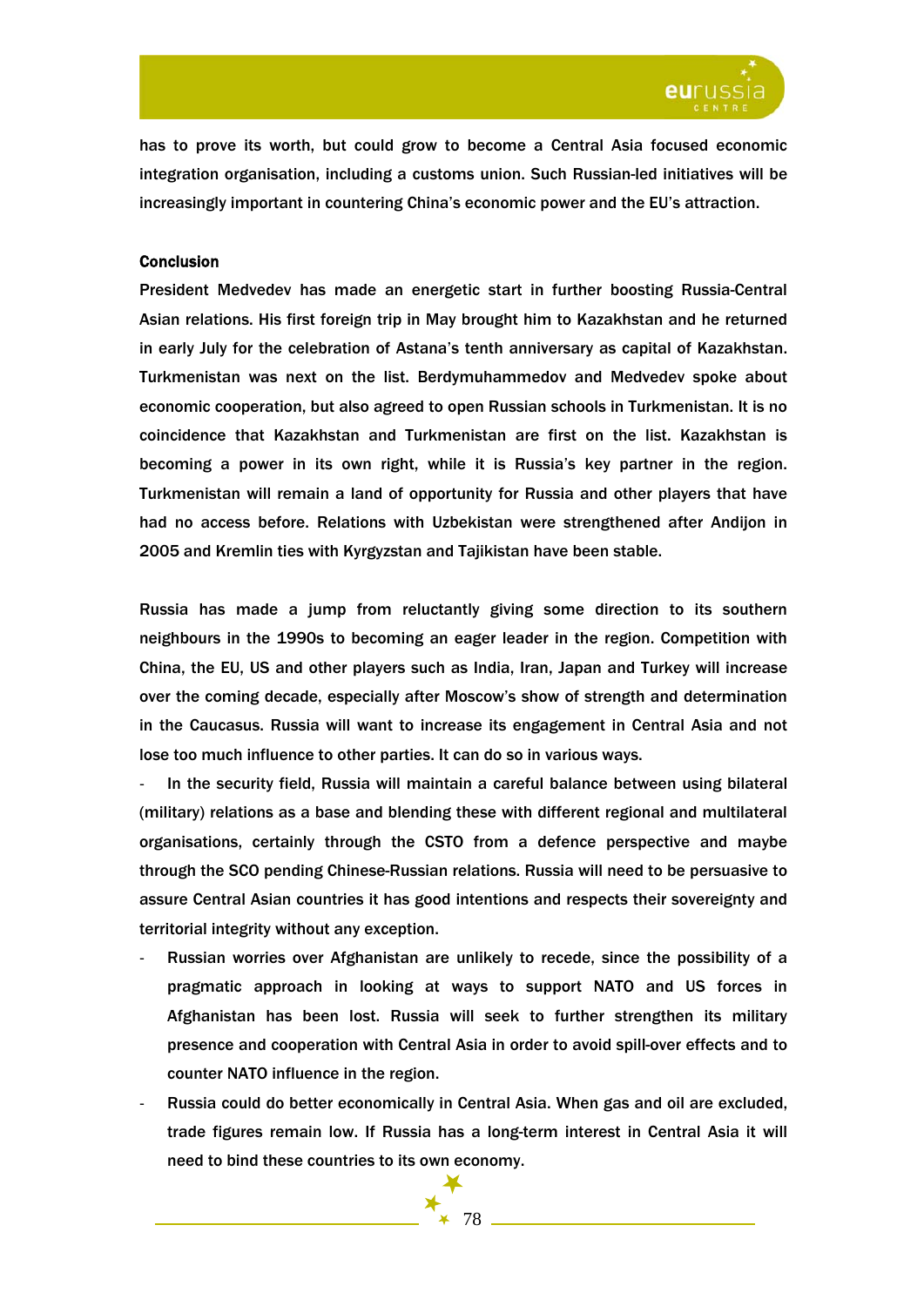has to prove its worth, but could grow to become a Central Asia focused economic integration organisation, including a customs union. Such Russian-led initiatives will be increasingly important in countering China's economic power and the EU's attraction.

**Conclusion**

President Medvedev has made an energetic start in further boosting Russia-Central Asian relations. His first foreign trip in May brought him to Kazakhstan and he returned in early July for the celebration of Astana's tenth anniversary as capital of Kazakhstan. Turkmenistan was next on the list. Berdymuhammedov and Medvedev spoke about economic cooperation, but also agreed to open Russian schools in Turkmenistan. It is no coincidence that Kazakhstan and Turkmenistan are first on the list. Kazakhstan is becoming a power in its own right, while it is Russia's key partner in the region. Turkmenistan will remain a land of opportunity for Russia and other players that have had no access before. Relations with Uzbekistan were strengthened after Andijon in 2005 and Kremlin ties with Kyrgyzstan and Tajikistan have been stable.

Russia has made a jump from reluctantly giving some direction to its southern neighbours in the 1990s to becoming an eager leader in the region. Competition with China, the EU, US and other players such as India, Iran, Japan and Turkey will increase over the coming decade, especially after Moscow's show of strength and determination in the Caucasus. Russia will want to increase its engagement in Central Asia and not lose too much influence to other parties. It can do so in various ways.

- In the security field, Russia will maintain a careful balance between using bilateral (military) relations as a base and blending these with different regional and multilateral organisations, certainly through the CSTO from a defence perspective and maybe through the SCO pending Chinese-Russian relations. Russia will need to be persuasive to assure Central Asian countries it has good intentions and respects their sovereignty and territorial integrity without any exception.
- Russian worries over Afghanistan are unlikely to recede, since the possibility of a pragmatic approach in looking at ways to support NATO and US forces in Afghanistan has been lost. Russia will seek to further strengthen its military presence and cooperation with Central Asia in order to avoid spill-over effects and to counter NATO influence in the region.
- Russia could do better economically in Central Asia. When gas and oil are excluded, trade figures remain low. If Russia has a long-term interest in Central Asia it will need to bind these countries to its own economy.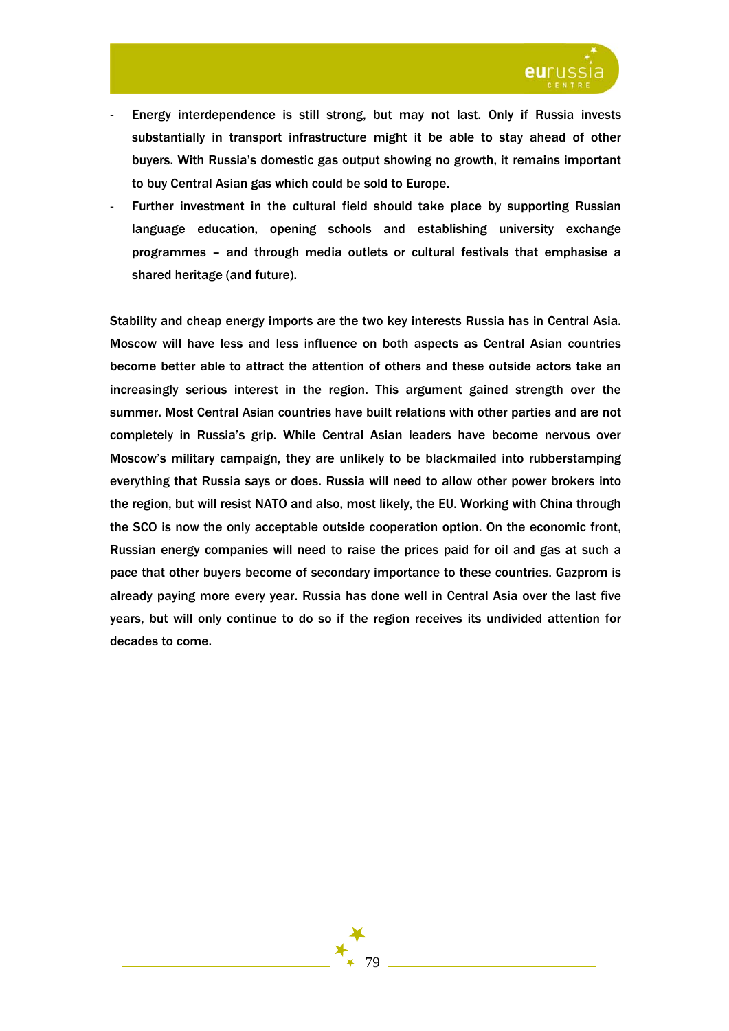- Energy interdependence is still strong, but may not last. Only if Russia invests substantially in transport infrastructure might it be able to stay ahead of other buyers. With Russia's domestic gas output showing no growth, it remains important to buy Central Asian gas which could be sold to Europe.
- Further investment in the cultural field should take place by supporting Russian language education, opening schools and establishing university exchange programmes – and through media outlets or cultural festivals that emphasise a shared heritage (and future).

Stability and cheap energy imports are the two key interests Russia has in Central Asia. Moscow will have less and less influence on both aspects as Central Asian countries become better able to attract the attention of others and these outside actors take an increasingly serious interest in the region. This argument gained strength over the summer. Most Central Asian countries have built relations with other parties and are not completely in Russia's grip. While Central Asian leaders have become nervous over Moscow's military campaign, they are unlikely to be blackmailed into rubberstamping everything that Russia says or does. Russia will need to allow other power brokers into the region, but will resist NATO and also, most likely, the EU. Working with China through the SCO is now the only acceptable outside cooperation option. On the economic front, Russian energy companies will need to raise the prices paid for oil and gas at such a pace that other buyers become of secondary importance to these countries. Gazprom is already paying more every year. Russia has done well in Central Asia over the last five years, but will only continue to do so if the region receives its undivided attention for decades to come.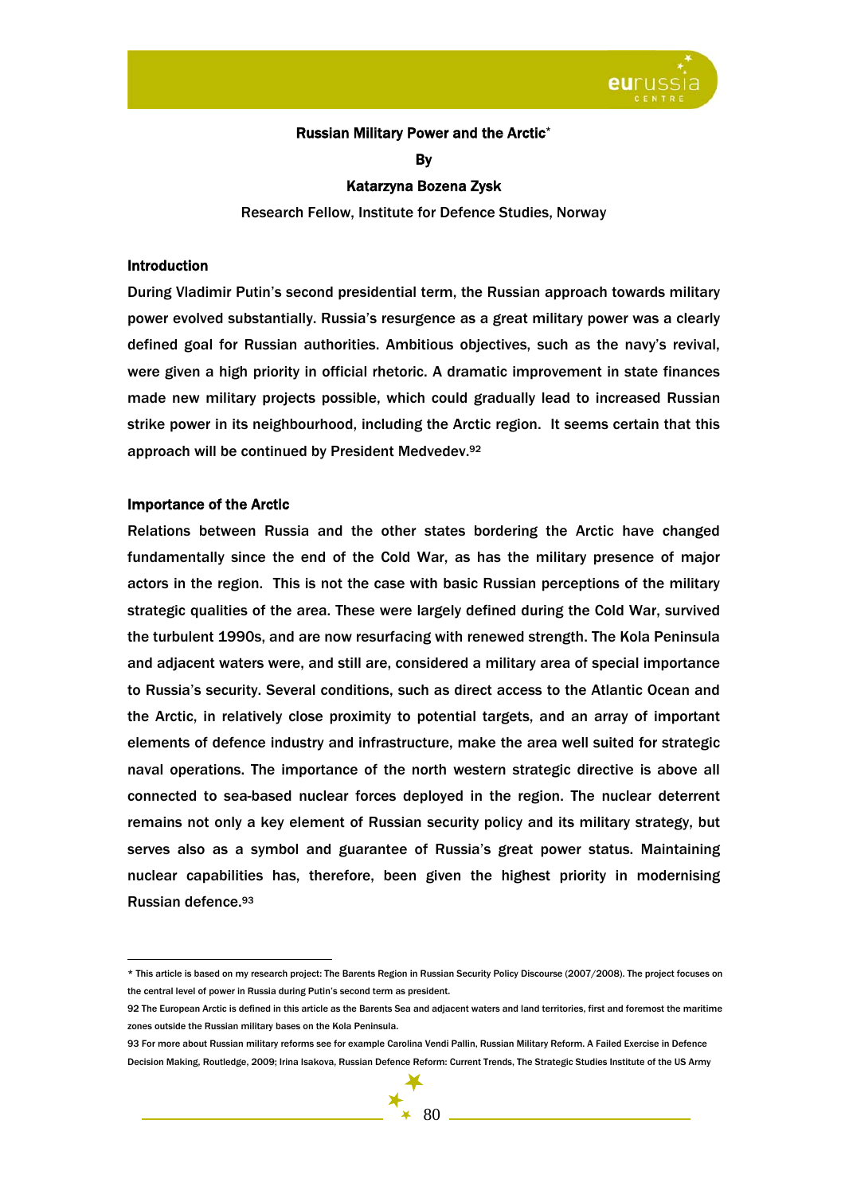## Russian Military Power and the Arctic*

**By**

**Katarzyna Bozena Zysk**

Research Fellow, Institute for Defence Studies, Norway

### Introduction

During Vladimir Putin's second presidential term, the Russian approach towards military power evolved substantially. Russia's resurgence as a great military power was a clearly defined goal for Russian authorities. Ambitious objectives, such as the navy's revival, were given a high priority in official rhetoric. A dramatic improvement in state finances made new military projects possible, which could gradually lead to increased Russian strike power in its neighbourhood, including the Arctic region. It seems certain that this approach will be continued by President Medvedev.[92]

### Importance of the Arctic

Relations between Russia and the other states bordering the Arctic have changed fundamentally since the end of the Cold War, as has the military presence of major actors in the region. This is not the case with basic Russian perceptions of the military strategic qualities of the area. These were largely defined during the Cold War, survived the turbulent 1990s, and are now resurfacing with renewed strength. The Kola Peninsula and adjacent waters were, and still are, considered a military area of special importance to Russia's security. Several conditions, such as direct access to the Atlantic Ocean and the Arctic, in relatively close proximity to potential targets, and an array of important elements of defence industry and infrastructure, make the area well suited for strategic naval operations. The importance of the north western strategic directive is above all connected to sea-based nuclear forces deployed in the region. The nuclear deterrent remains not only a key element of Russian security policy and its military strategy, but serves also as a symbol and guarantee of Russia's great power status. Maintaining nuclear capabilities has, therefore, been given the highest priority in modernising Russian defence.[93]

---

* This article is based on my research project: The Barents Region in Russian Security Policy Discourse (2007/2008). The project focuses on the central level of power in Russia during Putin's second term as president.

92 The European Arctic is defined in this article as the Barents Sea and adjacent waters and land territories, first and foremost the maritime zones outside the Russian military bases on the Kola Peninsula.

93 For more about Russian military reforms see for example Carolina Vendi Pallin, Russian Military Reform. A Failed Exercise in Defence Decision Making, Routledge, 2009; Irina Isakova, Russian Defence Reform: Current Trends, The Strategic Studies Institute of the US Army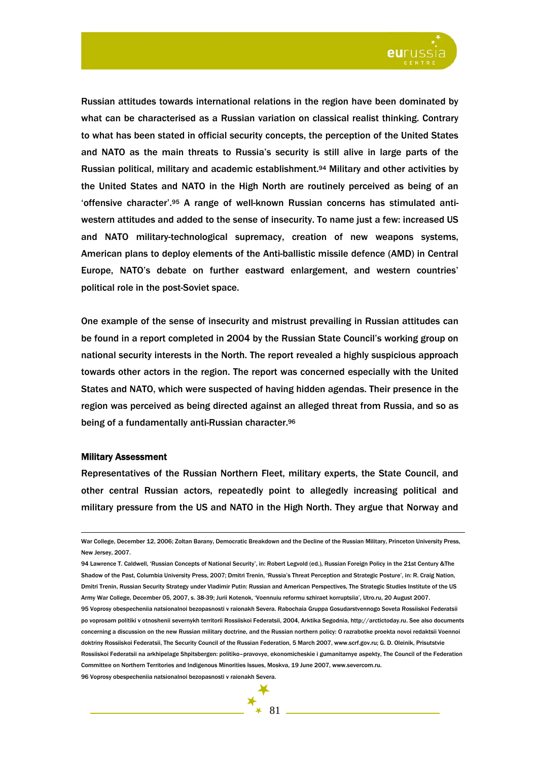Russian attitudes towards international relations in the region have been dominated by what can be characterised as a Russian variation on classical realist thinking. Contrary to what has been stated in official security concepts, the perception of the United States and NATO as the main threats to Russia's security is still alive in large parts of the Russian political, military and academic establishment.[94] Military and other activities by the United States and NATO in the High North are routinely perceived as being of an 'offensive character'.[95] A range of well-known Russian concerns has stimulated anti-western attitudes and added to the sense of insecurity. To name just a few: increased US and NATO military-technological supremacy, creation of new weapons systems, American plans to deploy elements of the Anti-ballistic missile defence (AMD) in Central Europe, NATO's debate on further eastward enlargement, and western countries' political role in the post-Soviet space.

One example of the sense of insecurity and mistrust prevailing in Russian attitudes can be found in a report completed in 2004 by the Russian State Council's working group on national security interests in the North. The report revealed a highly suspicious approach towards other actors in the region. The report was concerned especially with the United States and NATO, which were suspected of having hidden agendas. Their presence in the region was perceived as being directed against an alleged threat from Russia, and so as being of a fundamentally anti-Russian character.[96]

**Military Assessment**

Representatives of the Russian Northern Fleet, military experts, the State Council, and other central Russian actors, repeatedly point to allegedly increasing political and military pressure from the US and NATO in the High North. They argue that Norway and

---

War College, December 12, 2006; Zoltan Barany, Democratic Breakdown and the Decline of the Russian Military, Princeton University Press, New Jersey, 2007.

94 Lawrence T. Caldwell, 'Russian Concepts of National Security', in: Robert Legvold (ed.), Russian Foreign Policy in the 21st Century &The Shadow of the Past, Columbia University Press, 2007; Dmitri Trenin, 'Russia's Threat Perception and Strategic Posture', in: R. Craig Nation, Dmitri Trenin, Russian Security Strategy under Vladimir Putin: Russian and American Perspectives, The Strategic Studies Institute of the US Army War College, December 05, 2007, s. 38-39; Jurii Kotenok, 'Voennuiu reformu szhiraet korruptsiia', Utro.ru, 20 August 2007.

95 Voprosy obespecheniia natsionalnoi bezopasnosti v raionakh Severa. Rabochaia Gruppa Gosudarstvennogo Soveta Rossiiskoi Federatsii po voprosam politiki v otnoshenii severnykh territorii Rossiiskoi Federatsii, 2004, Arktika Segodnia, http://arctictoday.ru. See also documents concerning a discussion on the new Russian military doctrine, and the Russian northern policy: O razrabotke proekta novoi redaktsii Voennoi doktriny Rossiiskoi Federatsii, The Security Council of the Russian Federation, 5 March 2007, www.scrf.gov.ru; G. D. Oleinik, Prisutstvie Rossiiskoi Federatsii na arkhipelage Shpitsbergen: politiko–pravovye, ekonomicheskie i gumanitarnye aspekty, The Council of the Federation Committee on Northern Territories and Indigenous Minorities Issues, Moskva, 19 June 2007, www.severcom.ru.

96 Voprosy obespecheniia natsionalnoi bezopasnosti v raionakh Severa.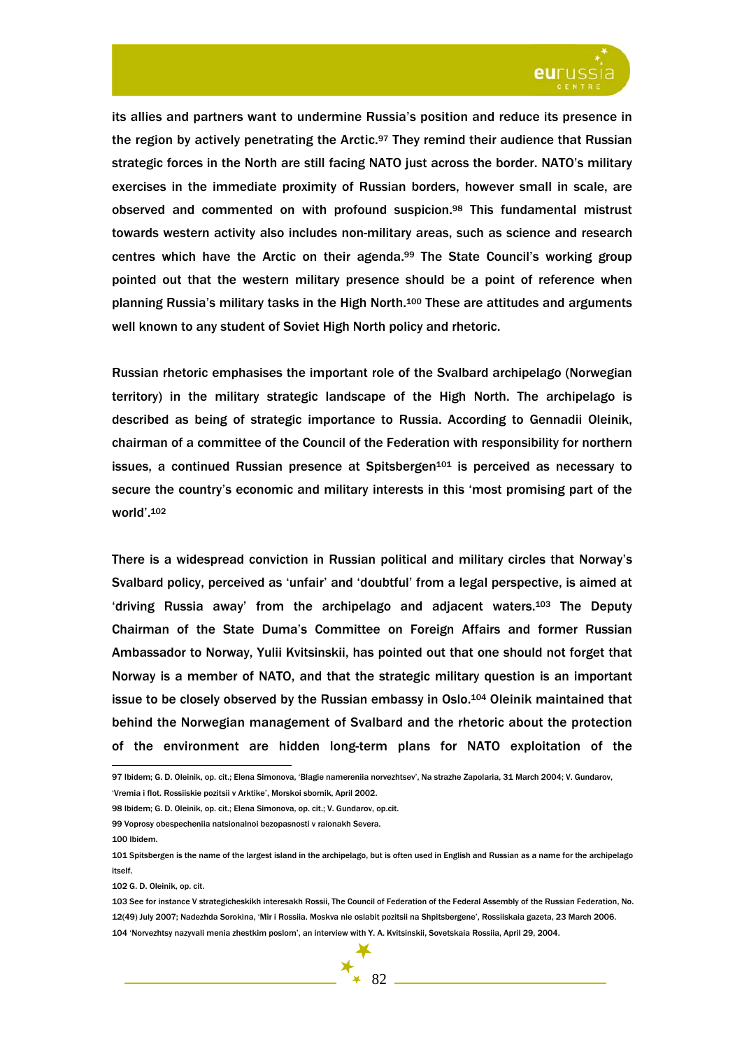its allies and partners want to undermine Russia's position and reduce its presence in the region by actively penetrating the Arctic.[97] They remind their audience that Russian strategic forces in the North are still facing NATO just across the border. NATO's military exercises in the immediate proximity of Russian borders, however small in scale, are observed and commented on with profound suspicion.[98] This fundamental mistrust towards western activity also includes non-military areas, such as science and research centres which have the Arctic on their agenda.[99] The State Council's working group pointed out that the western military presence should be a point of reference when planning Russia's military tasks in the High North.[100] These are attitudes and arguments well known to any student of Soviet High North policy and rhetoric.

Russian rhetoric emphasises the important role of the Svalbard archipelago (Norwegian territory) in the military strategic landscape of the High North. The archipelago is described as being of strategic importance to Russia. According to Gennadii Oleinik, chairman of a committee of the Council of the Federation with responsibility for northern issues, a continued Russian presence at Spitsbergen[101] is perceived as necessary to secure the country's economic and military interests in this 'most promising part of the world'.[102]

There is a widespread conviction in Russian political and military circles that Norway's Svalbard policy, perceived as 'unfair' and 'doubtful' from a legal perspective, is aimed at 'driving Russia away' from the archipelago and adjacent waters.[103] The Deputy Chairman of the State Duma's Committee on Foreign Affairs and former Russian Ambassador to Norway, Yulii Kvitsinskii, has pointed out that one should not forget that Norway is a member of NATO, and that the strategic military question is an important issue to be closely observed by the Russian embassy in Oslo.[104] Oleinik maintained that behind the Norwegian management of Svalbard and the rhetoric about the protection of the environment are hidden long-term plans for NATO exploitation of the

---

97 Ibidem; G. D. Oleinik, op. cit.; Elena Simonova, 'Blagie namereniia norvezhtsev', Na strazhe Zapolaria, 31 March 2004; V. Gundarov, 'Vremia i flot. Rossiiskie pozitsii v Arktike', Morskoi sbornik, April 2002.

98 Ibidem; G. D. Oleinik, op. cit.; Elena Simonova, op. cit.; V. Gundarov, op.cit.

99 Voprosy obespecheniia natsionalnoi bezopasnosti v raionakh Severa.

100 Ibidem.

101 Spitsbergen is the name of the largest island in the archipelago, but is often used in English and Russian as a name for the archipelago itself.

102 G. D. Oleinik, op. cit.

103 See for instance V strategicheskikh interesakh Rossii, The Council of Federation of the Federal Assembly of the Russian Federation, No. 12(49) July 2007; Nadezhda Sorokina, 'Mir i Rossiia. Moskva nie oslabit pozitsii na Shpitsbergene', Rossiiskaia gazeta, 23 March 2006.

104 'Norvezhtsy nazyvali menia zhestkim poslom', an interview with Y. A. Kvitsinskii, Sovetskaia Rossiia, April 29, 2004.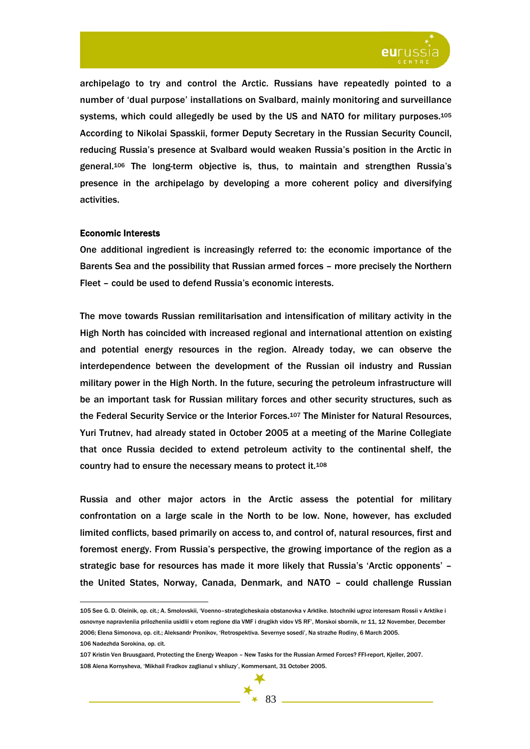archipelago to try and control the Arctic. Russians have repeatedly pointed to a number of 'dual purpose' installations on Svalbard, mainly monitoring and surveillance systems, which could allegedly be used by the US and NATO for military purposes.[105] According to Nikolai Spasskii, former Deputy Secretary in the Russian Security Council, reducing Russia's presence at Svalbard would weaken Russia's position in the Arctic in general.[106] The long-term objective is, thus, to maintain and strengthen Russia's presence in the archipelago by developing a more coherent policy and diversifying activities.

**Economic Interests**

One additional ingredient is increasingly referred to: the economic importance of the Barents Sea and the possibility that Russian armed forces – more precisely the Northern Fleet – could be used to defend Russia's economic interests.

The move towards Russian remilitarisation and intensification of military activity in the High North has coincided with increased regional and international attention on existing and potential energy resources in the region. Already today, we can observe the interdependence between the development of the Russian oil industry and Russian military power in the High North. In the future, securing the petroleum infrastructure will be an important task for Russian military forces and other security structures, such as the Federal Security Service or the Interior Forces.[107] The Minister for Natural Resources, Yuri Trutnev, had already stated in October 2005 at a meeting of the Marine Collegiate that once Russia decided to extend petroleum activity to the continental shelf, the country had to ensure the necessary means to protect it.[108]

Russia and other major actors in the Arctic assess the potential for military confrontation on a large scale in the North to be low. None, however, has excluded limited conflicts, based primarily on access to, and control of, natural resources, first and foremost energy. From Russia's perspective, the growing importance of the region as a strategic base for resources has made it more likely that Russia's 'Arctic opponents' – the United States, Norway, Canada, Denmark, and NATO – could challenge Russian

---

105 See G. D. Oleinik, op. cit.; A. Smolovskii, 'Voenno–strategicheskaia obstanovka v Arktike. Istochniki ugroz interesam Rossii v Arktike i osnovnye napravleniia prilozheniia usidlii v etom regione dla VMF i drugikh vidov VS RF', Morskoi sbornik, nr 11, 12 November, December 2006; Elena Simonova, op. cit.; Aleksandr Pronikov, 'Retrospektiva. Severnye sosedi', Na strazhe Rodiny, 6 March 2005.

106 Nadezhda Sorokina, op. cit.

107 Kristin Ven Bruusgaard, Protecting the Energy Weapon – New Tasks for the Russian Armed Forces? FFI-report, Kjeller, 2007.

108 Alena Kornysheva, 'Mikhail Fradkov zaglianul v shliuzy', Kommersant, 31 October 2005.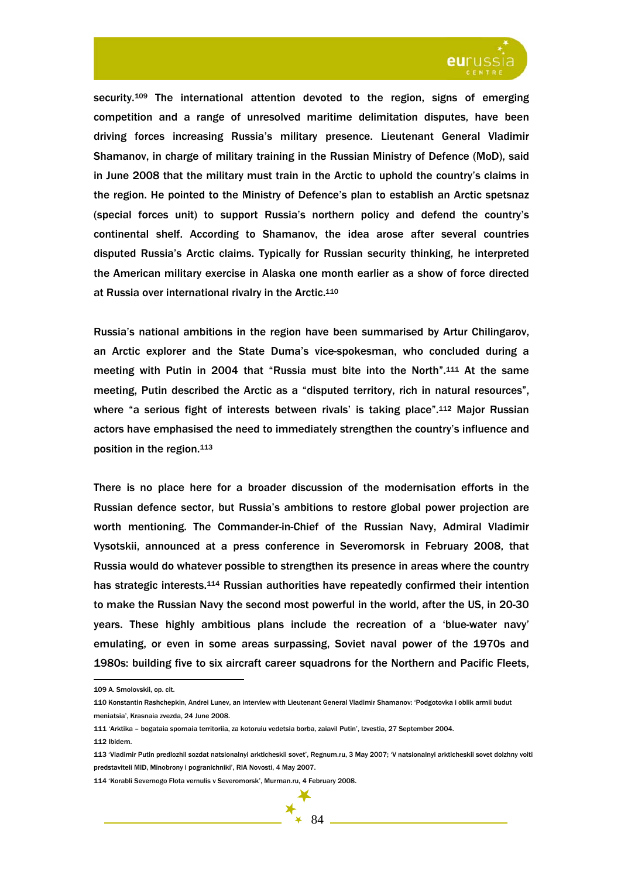security.[109] The international attention devoted to the region, signs of emerging competition and a range of unresolved maritime delimitation disputes, have been driving forces increasing Russia's military presence. Lieutenant General Vladimir Shamanov, in charge of military training in the Russian Ministry of Defence (MoD), said in June 2008 that the military must train in the Arctic to uphold the country's claims in the region. He pointed to the Ministry of Defence's plan to establish an Arctic spetsnaz (special forces unit) to support Russia's northern policy and defend the country's continental shelf. According to Shamanov, the idea arose after several countries disputed Russia's Arctic claims. Typically for Russian security thinking, he interpreted the American military exercise in Alaska one month earlier as a show of force directed at Russia over international rivalry in the Arctic.[110]

Russia's national ambitions in the region have been summarised by Artur Chilingarov, an Arctic explorer and the State Duma's vice-spokesman, who concluded during a meeting with Putin in 2004 that "Russia must bite into the North".[111] At the same meeting, Putin described the Arctic as a "disputed territory, rich in natural resources", where "a serious fight of interests between rivals' is taking place".[112] Major Russian actors have emphasised the need to immediately strengthen the country's influence and position in the region.[113]

There is no place here for a broader discussion of the modernisation efforts in the Russian defence sector, but Russia's ambitions to restore global power projection are worth mentioning. The Commander-in-Chief of the Russian Navy, Admiral Vladimir Vysotskii, announced at a press conference in Severomorsk in February 2008, that Russia would do whatever possible to strengthen its presence in areas where the country has strategic interests.[114] Russian authorities have repeatedly confirmed their intention to make the Russian Navy the second most powerful in the world, after the US, in 20-30 years. These highly ambitious plans include the recreation of a 'blue-water navy' emulating, or even in some areas surpassing, Soviet naval power of the 1970s and 1980s: building five to six aircraft career squadrons for the Northern and Pacific Fleets,

---

109 A. Smolovskii, op. cit.

110 Konstantin Rashchepkin, Andrei Lunev, an interview with Lieutenant General Vladimir Shamanov: 'Podgotovka i oblik armii budut meniatsia', Krasnaia zvezda, 24 June 2008.

111 'Arktika – bogataia spornaia territoriia, za kotoruiu vedetsia borba, zaiavil Putin', Izvestia, 27 September 2004.

112 Ibidem.

113 'Vladimir Putin predlozhil sozdat natsionalnyi arkticheskii sovet', Regnum.ru, 3 May 2007; 'V natsionalnyi arkticheskii sovet dolzhny voiti predstaviteli MID, Minobrony i pogranichniki', RIA Novosti, 4 May 2007.

114 'Korabli Severnogo Flota vernulis v Severomorsk', Murman.ru, 4 February 2008.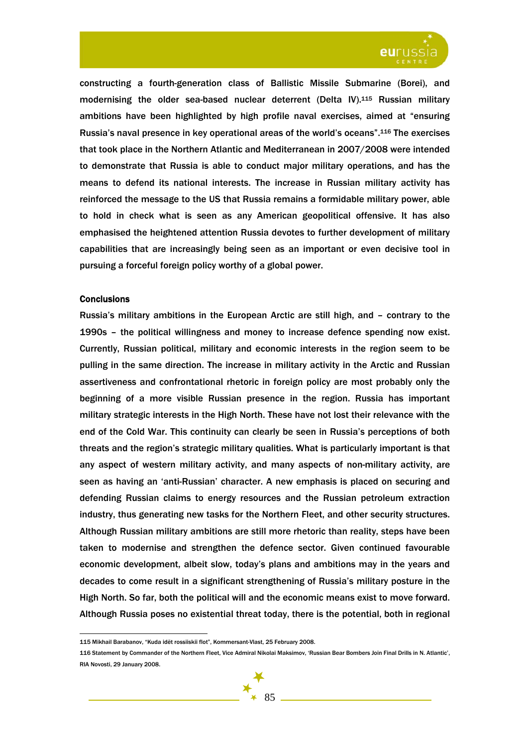constructing a fourth-generation class of Ballistic Missile Submarine (Borei), and modernising the older sea-based nuclear deterrent (Delta IV).[115] Russian military ambitions have been highlighted by high profile naval exercises, aimed at "ensuring Russia's naval presence in key operational areas of the world's oceans".[116] The exercises that took place in the Northern Atlantic and Mediterranean in 2007/2008 were intended to demonstrate that Russia is able to conduct major military operations, and has the means to defend its national interests. The increase in Russian military activity has reinforced the message to the US that Russia remains a formidable military power, able to hold in check what is seen as any American geopolitical offensive. It has also emphasised the heightened attention Russia devotes to further development of military capabilities that are increasingly being seen as an important or even decisive tool in pursuing a forceful foreign policy worthy of a global power.

## Conclusions

Russia's military ambitions in the European Arctic are still high, and – contrary to the 1990s – the political willingness and money to increase defence spending now exist. Currently, Russian political, military and economic interests in the region seem to be pulling in the same direction. The increase in military activity in the Arctic and Russian assertiveness and confrontational rhetoric in foreign policy are most probably only the beginning of a more visible Russian presence in the region. Russia has important military strategic interests in the High North. These have not lost their relevance with the end of the Cold War. This continuity can clearly be seen in Russia's perceptions of both threats and the region's strategic military qualities. What is particularly important is that any aspect of western military activity, and many aspects of non-military activity, are seen as having an 'anti-Russian' character. A new emphasis is placed on securing and defending Russian claims to energy resources and the Russian petroleum extraction industry, thus generating new tasks for the Northern Fleet, and other security structures. Although Russian military ambitions are still more rhetoric than reality, steps have been taken to modernise and strengthen the defence sector. Given continued favourable economic development, albeit slow, today's plans and ambitions may in the years and decades to come result in a significant strengthening of Russia's military posture in the High North. So far, both the political will and the economic means exist to move forward. Although Russia poses no existential threat today, there is the potential, both in regional

---

115 Mikhail Barabanov, "Kuda idët rossiiskii flot", Kommersant-Vlast, 25 February 2008.

116 Statement by Commander of the Northern Fleet, Vice Admiral Nikolai Maksimov, 'Russian Bear Bombers Join Final Drills in N. Atlantic', RIA Novosti, 29 January 2008.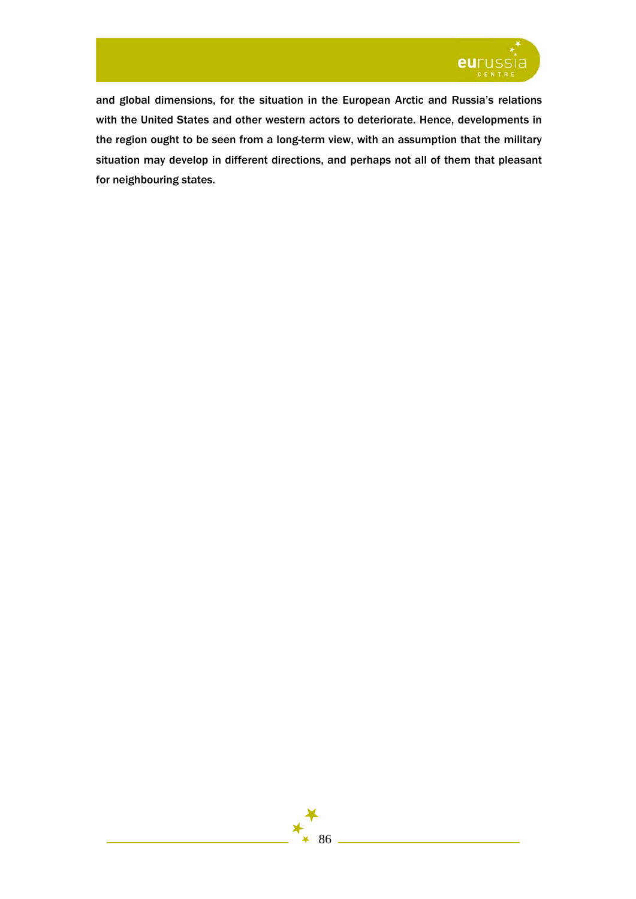and global dimensions, for the situation in the European Arctic and Russia's relations with the United States and other western actors to deteriorate. Hence, developments in the region ought to be seen from a long-term view, with an assumption that the military situation may develop in different directions, and perhaps not all of them that pleasant for neighbouring states.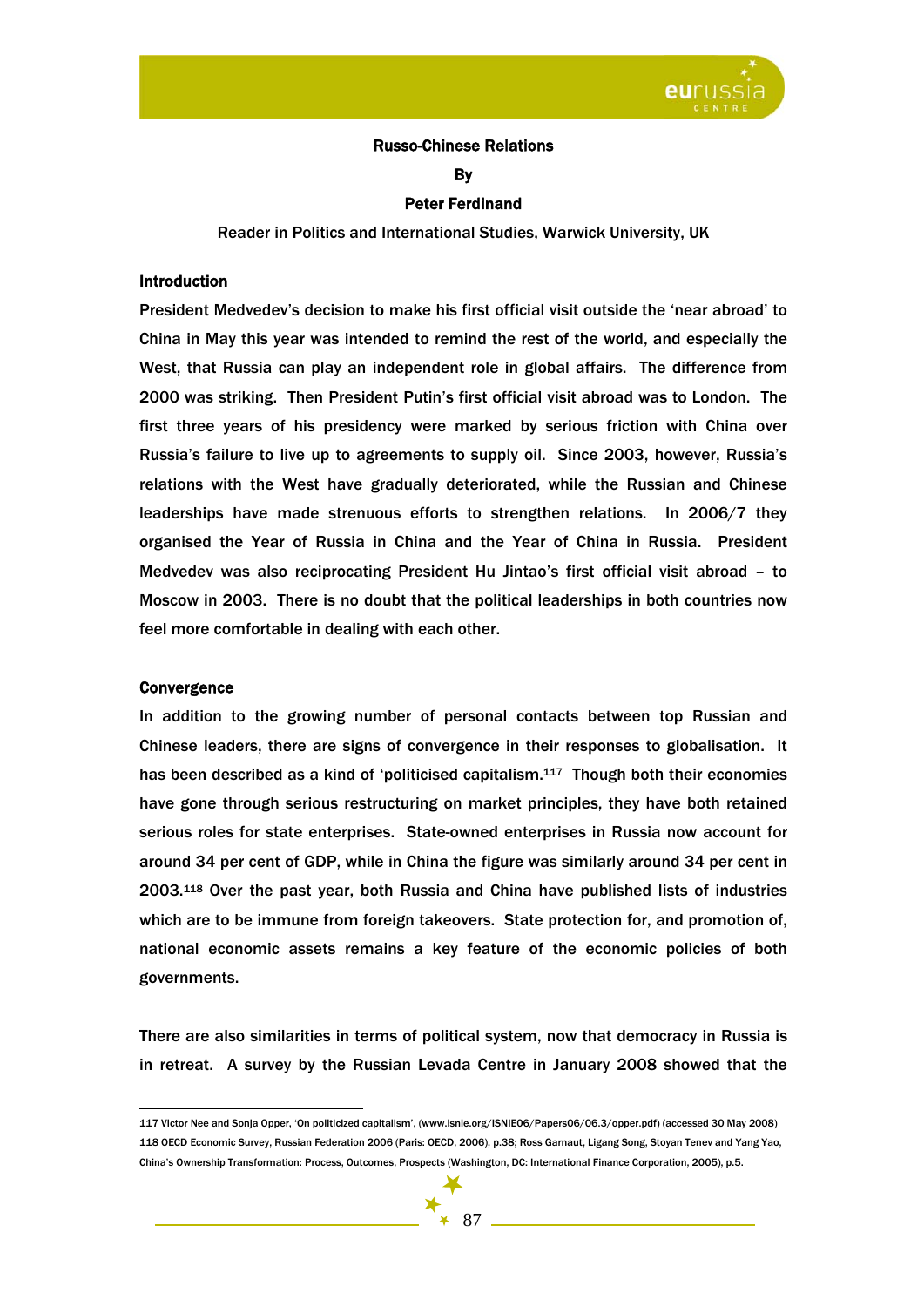# Russo-Chinese Relations

**By**

**Peter Ferdinand**

Reader in Politics and International Studies, Warwick University, UK

## Introduction

President Medvedev's decision to make his first official visit outside the 'near abroad' to China in May this year was intended to remind the rest of the world, and especially the West, that Russia can play an independent role in global affairs. The difference from 2000 was striking. Then President Putin's first official visit abroad was to London. The first three years of his presidency were marked by serious friction with China over Russia's failure to live up to agreements to supply oil. Since 2003, however, Russia's relations with the West have gradually deteriorated, while the Russian and Chinese leaderships have made strenuous efforts to strengthen relations. In 2006/7 they organised the Year of Russia in China and the Year of China in Russia. President Medvedev was also reciprocating President Hu Jintao's first official visit abroad – to Moscow in 2003. There is no doubt that the political leaderships in both countries now feel more comfortable in dealing with each other.

## Convergence

In addition to the growing number of personal contacts between top Russian and Chinese leaders, there are signs of convergence in their responses to globalisation. It has been described as a kind of 'politicised capitalism.[117] Though both their economies have gone through serious restructuring on market principles, they have both retained serious roles for state enterprises. State-owned enterprises in Russia now account for around 34 per cent of GDP, while in China the figure was similarly around 34 per cent in 2003.[118] Over the past year, both Russia and China have published lists of industries which are to be immune from foreign takeovers. State protection for, and promotion of, national economic assets remains a key feature of the economic policies of both governments.

There are also similarities in terms of political system, now that democracy in Russia is in retreat. A survey by the Russian Levada Centre in January 2008 showed that the

---

117 Victor Nee and Sonja Opper, 'On politicized capitalism', (www.isnie.org/ISNIE06/Papers06/06.3/opper.pdf) (accessed 30 May 2008)

118 OECD Economic Survey, Russian Federation 2006 (Paris: OECD, 2006), p.38; Ross Garnaut, Ligang Song, Stoyan Tenev and Yang Yao, China's Ownership Transformation: Process, Outcomes, Prospects (Washington, DC: International Finance Corporation, 2005), p.5.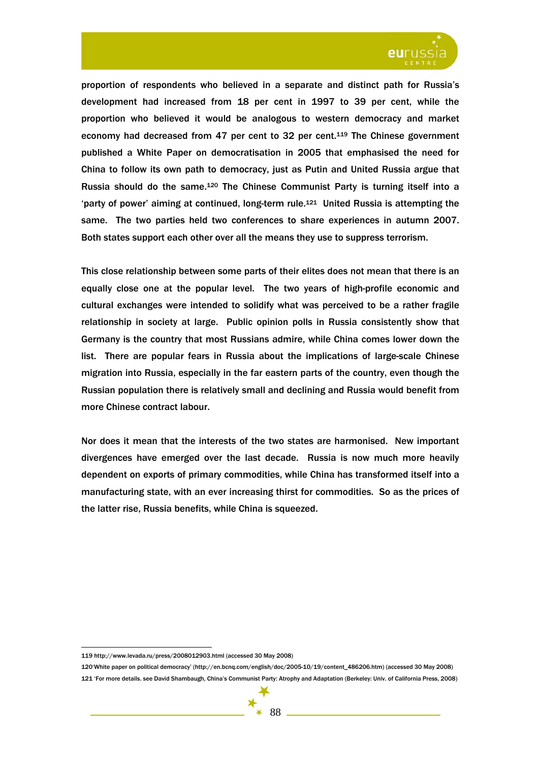proportion of respondents who believed in a separate and distinct path for Russia's development had increased from 18 per cent in 1997 to 39 per cent, while the proportion who believed it would be analogous to western democracy and market economy had decreased from 47 per cent to 32 per cent.[119] The Chinese government published a White Paper on democratisation in 2005 that emphasised the need for China to follow its own path to democracy, just as Putin and United Russia argue that Russia should do the same.[120] The Chinese Communist Party is turning itself into a 'party of power' aiming at continued, long-term rule.[121] United Russia is attempting the same. The two parties held two conferences to share experiences in autumn 2007. Both states support each other over all the means they use to suppress terrorism.

This close relationship between some parts of their elites does not mean that there is an equally close one at the popular level. The two years of high-profile economic and cultural exchanges were intended to solidify what was perceived to be a rather fragile relationship in society at large. Public opinion polls in Russia consistently show that Germany is the country that most Russians admire, while China comes lower down the list. There are popular fears in Russia about the implications of large-scale Chinese migration into Russia, especially in the far eastern parts of the country, even though the Russian population there is relatively small and declining and Russia would benefit from more Chinese contract labour.

Nor does it mean that the interests of the two states are harmonised. New important divergences have emerged over the last decade. Russia is now much more heavily dependent on exports of primary commodities, while China has transformed itself into a manufacturing state, with an ever increasing thirst for commodities. So as the prices of the latter rise, Russia benefits, while China is squeezed.

---

119 http://www.levada.ru/press/2008012903.html (accessed 30 May 2008)

120'White paper on political democracy' (http://en.bcnq.com/english/doc/2005-10/19/content_486206.htm) (accessed 30 May 2008)

121 'For more details. see David Shambaugh, China's Communist Party: Atrophy and Adaptation (Berkeley: Univ. of California Press, 2008)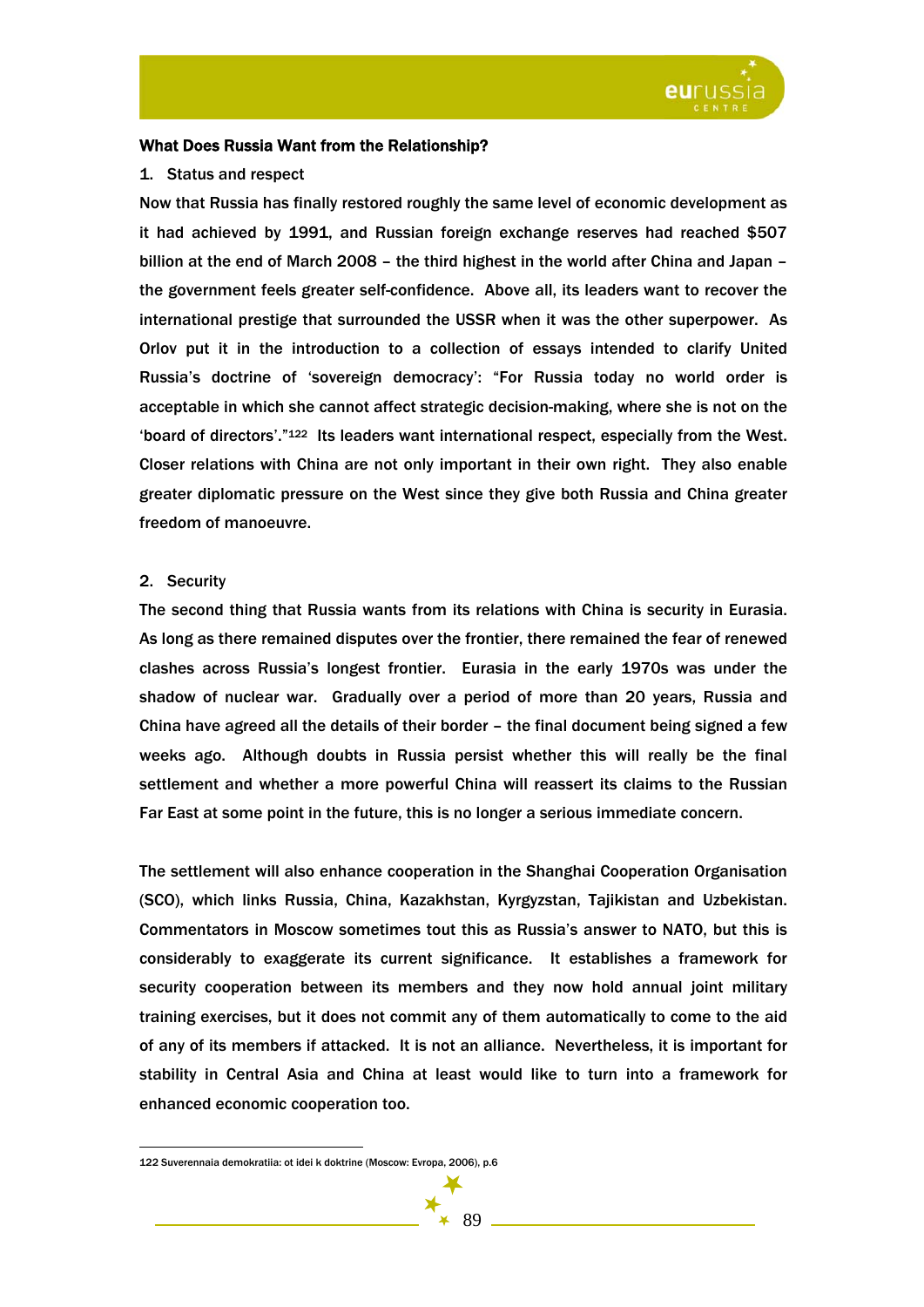**What Does Russia Want from the Relationship?**

1. Status and respect

Now that Russia has finally restored roughly the same level of economic development as it had achieved by 1991, and Russian foreign exchange reserves had reached $507 billion at the end of March 2008 – the third highest in the world after China and Japan – the government feels greater self-confidence. Above all, its leaders want to recover the international prestige that surrounded the USSR when it was the other superpower. As Orlov put it in the introduction to a collection of essays intended to clarify United Russia's doctrine of 'sovereign democracy': "For Russia today no world order is acceptable in which she cannot affect strategic decision-making, where she is not on the 'board of directors'."[122] Its leaders want international respect, especially from the West. Closer relations with China are not only important in their own right. They also enable greater diplomatic pressure on the West since they give both Russia and China greater freedom of manoeuvre.

2. Security

The second thing that Russia wants from its relations with China is security in Eurasia. As long as there remained disputes over the frontier, there remained the fear of renewed clashes across Russia's longest frontier. Eurasia in the early 1970s was under the shadow of nuclear war. Gradually over a period of more than 20 years, Russia and China have agreed all the details of their border – the final document being signed a few weeks ago. Although doubts in Russia persist whether this will really be the final settlement and whether a more powerful China will reassert its claims to the Russian Far East at some point in the future, this is no longer a serious immediate concern.

The settlement will also enhance cooperation in the Shanghai Cooperation Organisation (SCO), which links Russia, China, Kazakhstan, Kyrgyzstan, Tajikistan and Uzbekistan. Commentators in Moscow sometimes tout this as Russia's answer to NATO, but this is considerably to exaggerate its current significance. It establishes a framework for security cooperation between its members and they now hold annual joint military training exercises, but it does not commit any of them automatically to come to the aid of any of its members if attacked. It is not an alliance. Nevertheless, it is important for stability in Central Asia and China at least would like to turn into a framework for enhanced economic cooperation too.

---

122 Suverennaia demokratiia: ot idei k doktrine (Moscow: Evropa, 2006), p.6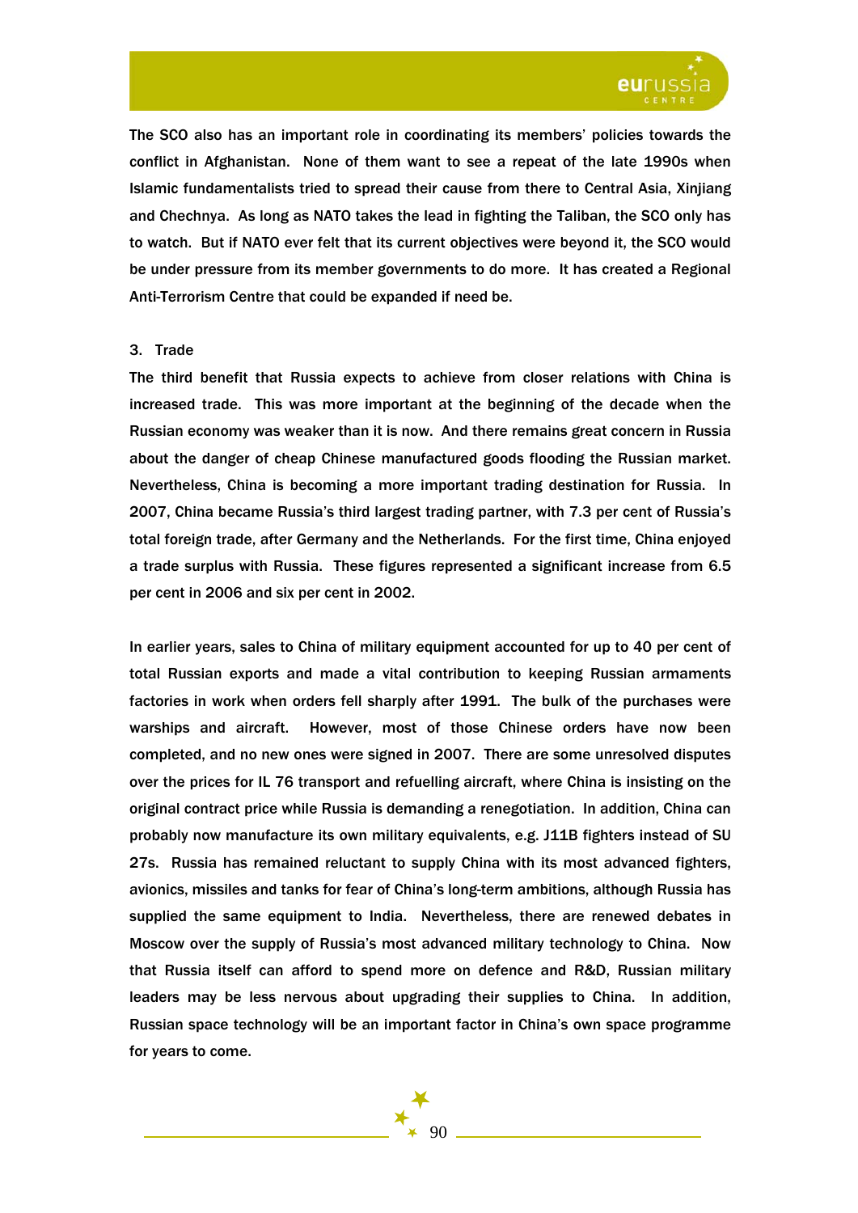The SCO also has an important role in coordinating its members' policies towards the conflict in Afghanistan. None of them want to see a repeat of the late 1990s when Islamic fundamentalists tried to spread their cause from there to Central Asia, Xinjiang and Chechnya. As long as NATO takes the lead in fighting the Taliban, the SCO only has to watch. But if NATO ever felt that its current objectives were beyond it, the SCO would be under pressure from its member governments to do more. It has created a Regional Anti-Terrorism Centre that could be expanded if need be.

3. Trade

The third benefit that Russia expects to achieve from closer relations with China is increased trade. This was more important at the beginning of the decade when the Russian economy was weaker than it is now. And there remains great concern in Russia about the danger of cheap Chinese manufactured goods flooding the Russian market. Nevertheless, China is becoming a more important trading destination for Russia. In 2007, China became Russia's third largest trading partner, with 7.3 per cent of Russia's total foreign trade, after Germany and the Netherlands. For the first time, China enjoyed a trade surplus with Russia. These figures represented a significant increase from 6.5 per cent in 2006 and six per cent in 2002.

In earlier years, sales to China of military equipment accounted for up to 40 per cent of total Russian exports and made a vital contribution to keeping Russian armaments factories in work when orders fell sharply after 1991. The bulk of the purchases were warships and aircraft. However, most of those Chinese orders have now been completed, and no new ones were signed in 2007. There are some unresolved disputes over the prices for IL 76 transport and refuelling aircraft, where China is insisting on the original contract price while Russia is demanding a renegotiation. In addition, China can probably now manufacture its own military equivalents, e.g. J11B fighters instead of SU 27s. Russia has remained reluctant to supply China with its most advanced fighters, avionics, missiles and tanks for fear of China's long-term ambitions, although Russia has supplied the same equipment to India. Nevertheless, there are renewed debates in Moscow over the supply of Russia's most advanced military technology to China. Now that Russia itself can afford to spend more on defence and R&D, Russian military leaders may be less nervous about upgrading their supplies to China. In addition, Russian space technology will be an important factor in China's own space programme for years to come.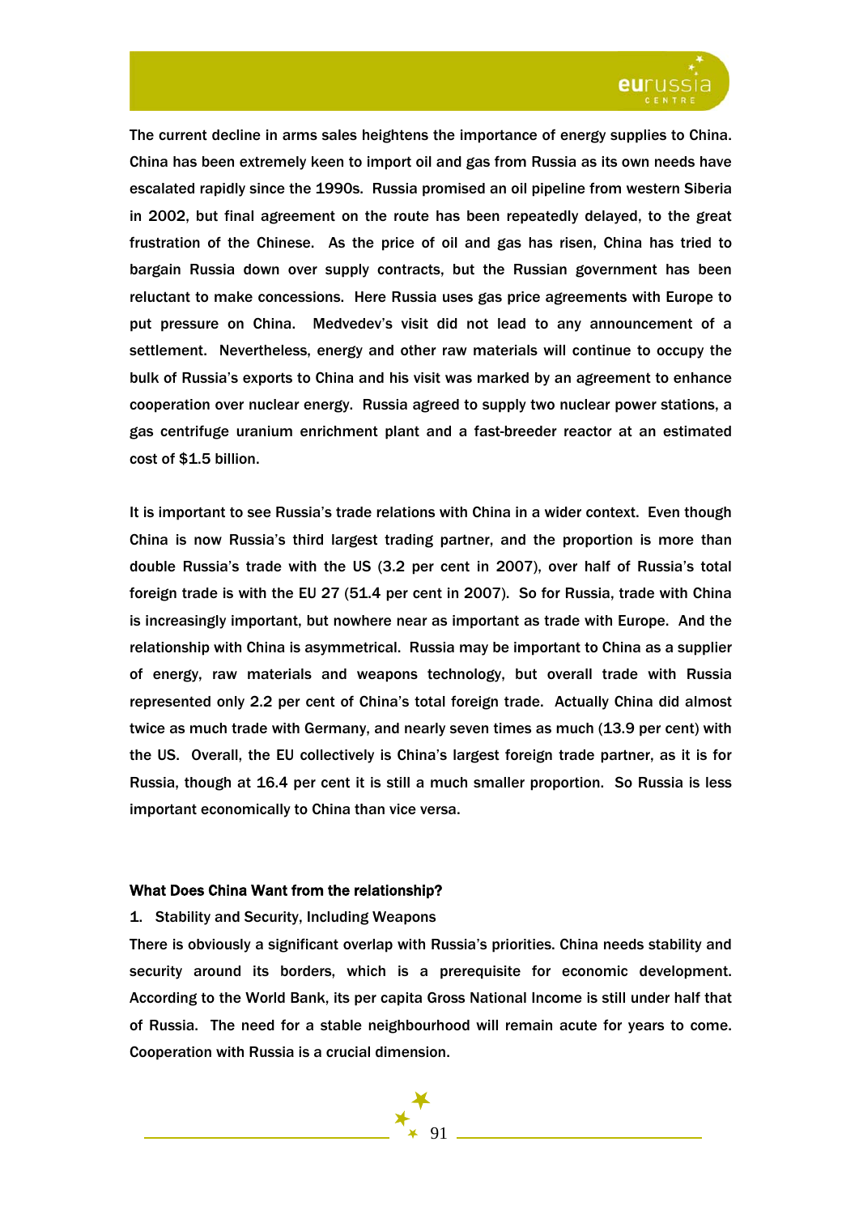The current decline in arms sales heightens the importance of energy supplies to China. China has been extremely keen to import oil and gas from Russia as its own needs have escalated rapidly since the 1990s. Russia promised an oil pipeline from western Siberia in 2002, but final agreement on the route has been repeatedly delayed, to the great frustration of the Chinese. As the price of oil and gas has risen, China has tried to bargain Russia down over supply contracts, but the Russian government has been reluctant to make concessions. Here Russia uses gas price agreements with Europe to put pressure on China. Medvedev's visit did not lead to any announcement of a settlement. Nevertheless, energy and other raw materials will continue to occupy the bulk of Russia's exports to China and his visit was marked by an agreement to enhance cooperation over nuclear energy. Russia agreed to supply two nuclear power stations, a gas centrifuge uranium enrichment plant and a fast-breeder reactor at an estimated cost of $1.5 billion.

It is important to see Russia's trade relations with China in a wider context. Even though China is now Russia's third largest trading partner, and the proportion is more than double Russia's trade with the US (3.2 per cent in 2007), over half of Russia's total foreign trade is with the EU 27 (51.4 per cent in 2007). So for Russia, trade with China is increasingly important, but nowhere near as important as trade with Europe. And the relationship with China is asymmetrical. Russia may be important to China as a supplier of energy, raw materials and weapons technology, but overall trade with Russia represented only 2.2 per cent of China's total foreign trade. Actually China did almost twice as much trade with Germany, and nearly seven times as much (13.9 per cent) with the US. Overall, the EU collectively is China's largest foreign trade partner, as it is for Russia, though at 16.4 per cent it is still a much smaller proportion. So Russia is less important economically to China than vice versa.

### What Does China Want from the relationship?

1. Stability and Security, Including Weapons

There is obviously a significant overlap with Russia's priorities. China needs stability and security around its borders, which is a prerequisite for economic development. According to the World Bank, its per capita Gross National Income is still under half that of Russia. The need for a stable neighbourhood will remain acute for years to come. Cooperation with Russia is a crucial dimension.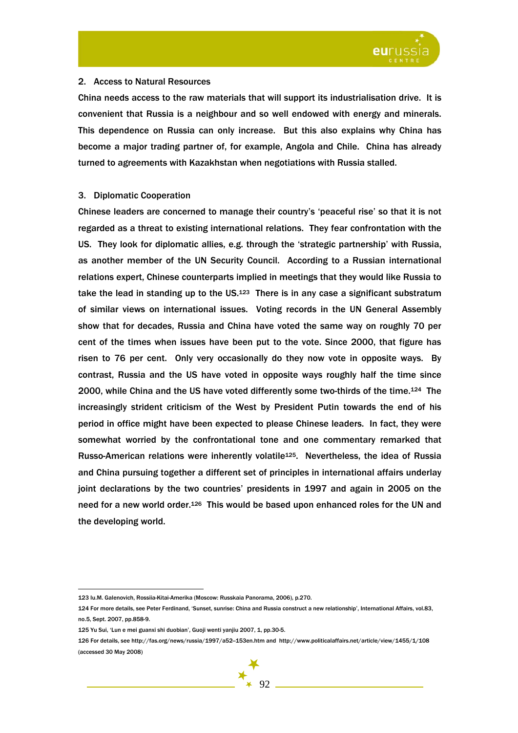2. Access to Natural Resources

China needs access to the raw materials that will support its industrialisation drive. It is convenient that Russia is a neighbour and so well endowed with energy and minerals. This dependence on Russia can only increase. But this also explains why China has become a major trading partner of, for example, Angola and Chile. China has already turned to agreements with Kazakhstan when negotiations with Russia stalled.

3. Diplomatic Cooperation

Chinese leaders are concerned to manage their country's 'peaceful rise' so that it is not regarded as a threat to existing international relations. They fear confrontation with the US. They look for diplomatic allies, e.g. through the 'strategic partnership' with Russia, as another member of the UN Security Council. According to a Russian international relations expert, Chinese counterparts implied in meetings that they would like Russia to take the lead in standing up to the US.[123] There is in any case a significant substratum of similar views on international issues. Voting records in the UN General Assembly show that for decades, Russia and China have voted the same way on roughly 70 per cent of the times when issues have been put to the vote. Since 2000, that figure has risen to 76 per cent. Only very occasionally do they now vote in opposite ways. By contrast, Russia and the US have voted in opposite ways roughly half the time since 2000, while China and the US have voted differently some two-thirds of the time.[124] The increasingly strident criticism of the West by President Putin towards the end of his period in office might have been expected to please Chinese leaders. In fact, they were somewhat worried by the confrontational tone and one commentary remarked that Russo-American relations were inherently volatile[125]. Nevertheless, the idea of Russia and China pursuing together a different set of principles in international affairs underlay joint declarations by the two countries' presidents in 1997 and again in 2005 on the need for a new world order.[126] This would be based upon enhanced roles for the UN and the developing world.

---

123 Iu.M. Galenovich, Rossiia-Kitai-Amerika (Moscow: Russkaia Panorama, 2006), p.270.

124 For more details, see Peter Ferdinand, 'Sunset, sunrise: China and Russia construct a new relationship', International Affairs, vol.83, no.5, Sept. 2007, pp.858-9.

125 Yu Sui, 'Lun e mei guanxi shi duobian', Guoji wenti yanjiu 2007, 1, pp.30-5.

126 For details, see http://fas.org/news/russia/1997/a52–153en.htm and http://www.politicalaffairs.net/article/view/1455/1/108 (accessed 30 May 2008)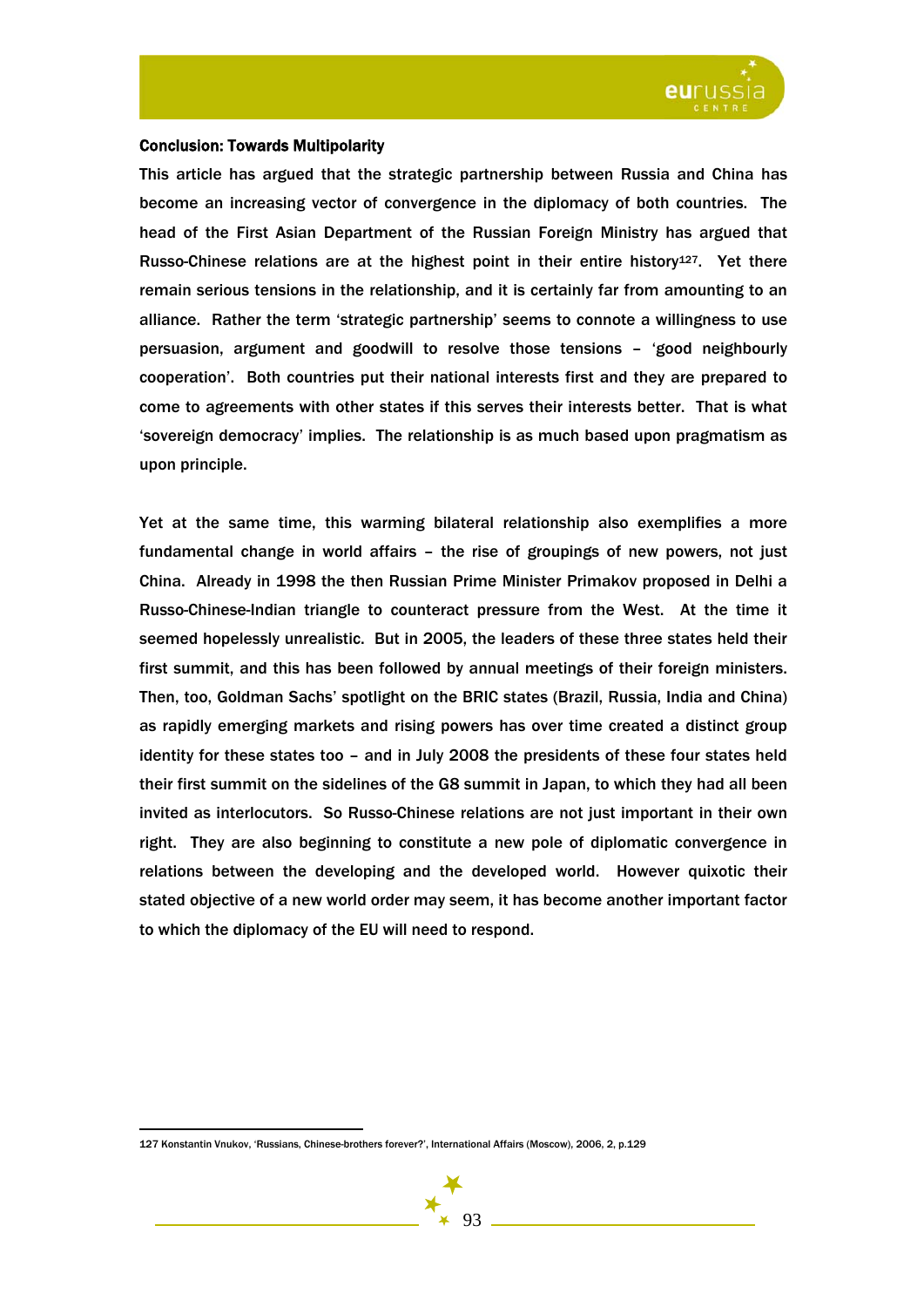## Conclusion: Towards Multipolarity

This article has argued that the strategic partnership between Russia and China has become an increasing vector of convergence in the diplomacy of both countries. The head of the First Asian Department of the Russian Foreign Ministry has argued that Russo-Chinese relations are at the highest point in their entire history[127]. Yet there remain serious tensions in the relationship, and it is certainly far from amounting to an alliance. Rather the term 'strategic partnership' seems to connote a willingness to use persuasion, argument and goodwill to resolve those tensions – 'good neighbourly cooperation'. Both countries put their national interests first and they are prepared to come to agreements with other states if this serves their interests better. That is what 'sovereign democracy' implies. The relationship is as much based upon pragmatism as upon principle.

Yet at the same time, this warming bilateral relationship also exemplifies a more fundamental change in world affairs – the rise of groupings of new powers, not just China. Already in 1998 the then Russian Prime Minister Primakov proposed in Delhi a Russo-Chinese-Indian triangle to counteract pressure from the West. At the time it seemed hopelessly unrealistic. But in 2005, the leaders of these three states held their first summit, and this has been followed by annual meetings of their foreign ministers. Then, too, Goldman Sachs' spotlight on the BRIC states (Brazil, Russia, India and China) as rapidly emerging markets and rising powers has over time created a distinct group identity for these states too – and in July 2008 the presidents of these four states held their first summit on the sidelines of the G8 summit in Japan, to which they had all been invited as interlocutors. So Russo-Chinese relations are not just important in their own right. They are also beginning to constitute a new pole of diplomatic convergence in relations between the developing and the developed world. However quixotic their stated objective of a new world order may seem, it has become another important factor to which the diplomacy of the EU will need to respond.

---

127 Konstantin Vnukov, 'Russians, Chinese-brothers forever?', International Affairs (Moscow), 2006, 2, p.129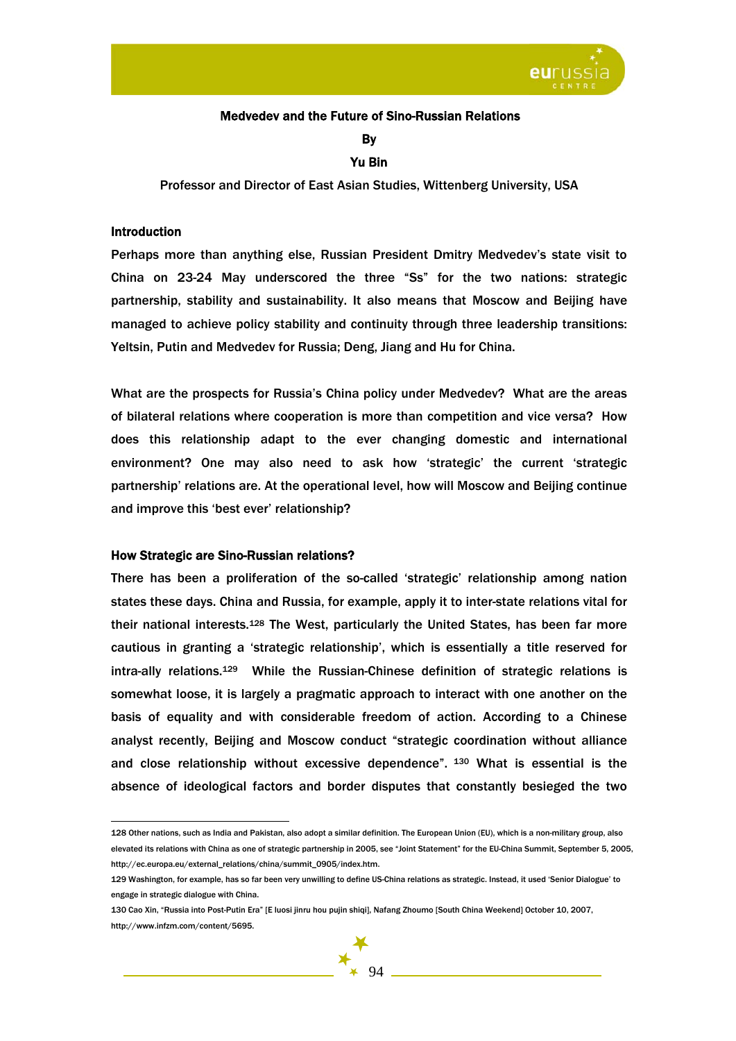**Medvedev and the Future of Sino-Russian Relations**

**By**

**Yu Bin**

Professor and Director of East Asian Studies, Wittenberg University, USA

## Introduction

Perhaps more than anything else, Russian President Dmitry Medvedev's state visit to China on 23-24 May underscored the three "Ss" for the two nations: strategic partnership, stability and sustainability. It also means that Moscow and Beijing have managed to achieve policy stability and continuity through three leadership transitions: Yeltsin, Putin and Medvedev for Russia; Deng, Jiang and Hu for China.

What are the prospects for Russia's China policy under Medvedev? What are the areas of bilateral relations where cooperation is more than competition and vice versa? How does this relationship adapt to the ever changing domestic and international environment? One may also need to ask how 'strategic' the current 'strategic partnership' relations are. At the operational level, how will Moscow and Beijing continue and improve this 'best ever' relationship?

## How Strategic are Sino-Russian relations?

There has been a proliferation of the so-called 'strategic' relationship among nation states these days. China and Russia, for example, apply it to inter-state relations vital for their national interests.[128] The West, particularly the United States, has been far more cautious in granting a 'strategic relationship', which is essentially a title reserved for intra-ally relations.[129] While the Russian-Chinese definition of strategic relations is somewhat loose, it is largely a pragmatic approach to interact with one another on the basis of equality and with considerable freedom of action. According to a Chinese analyst recently, Beijing and Moscow conduct "strategic coordination without alliance and close relationship without excessive dependence". [130] What is essential is the absence of ideological factors and border disputes that constantly besieged the two

---

128 Other nations, such as India and Pakistan, also adopt a similar definition. The European Union (EU), which is a non-military group, also elevated its relations with China as one of strategic partnership in 2005, see "Joint Statement" for the EU-China Summit, September 5, 2005, http://ec.europa.eu/external_relations/china/summit_0905/index.htm.

129 Washington, for example, has so far been very unwilling to define US-China relations as strategic. Instead, it used 'Senior Dialogue' to engage in strategic dialogue with China.

130 Cao Xin, "Russia into Post-Putin Era" [E luosi jinru hou pujin shiqi], Nafang Zhoumo [South China Weekend] October 10, 2007, http://www.infzm.com/content/5695.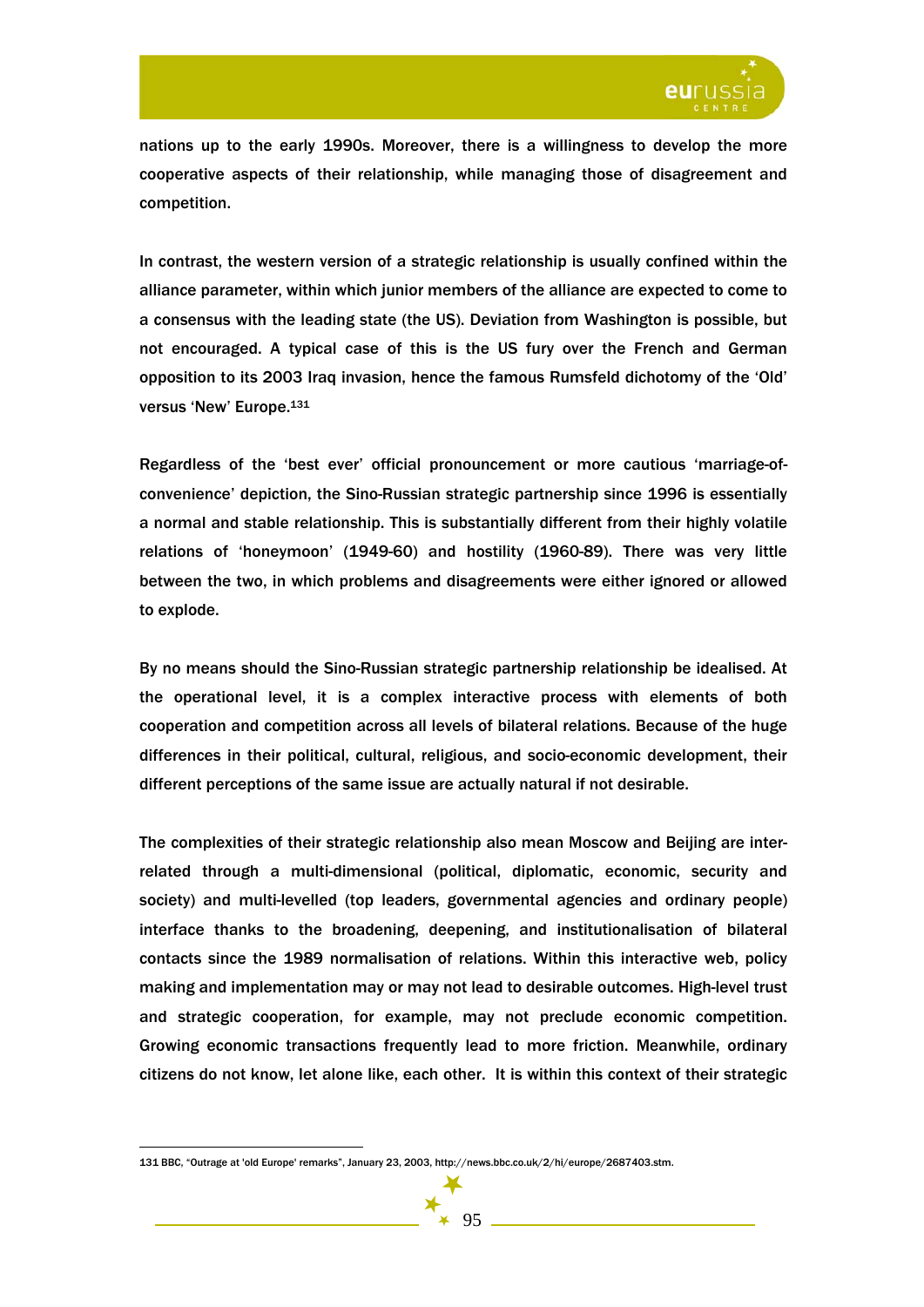nations up to the early 1990s. Moreover, there is a willingness to develop the more cooperative aspects of their relationship, while managing those of disagreement and competition.

In contrast, the western version of a strategic relationship is usually confined within the alliance parameter, within which junior members of the alliance are expected to come to a consensus with the leading state (the US). Deviation from Washington is possible, but not encouraged. A typical case of this is the US fury over the French and German opposition to its 2003 Iraq invasion, hence the famous Rumsfeld dichotomy of the 'Old' versus 'New' Europe.[131]

Regardless of the 'best ever' official pronouncement or more cautious 'marriage-of-convenience' depiction, the Sino-Russian strategic partnership since 1996 is essentially a normal and stable relationship. This is substantially different from their highly volatile relations of 'honeymoon' (1949-60) and hostility (1960-89). There was very little between the two, in which problems and disagreements were either ignored or allowed to explode.

By no means should the Sino-Russian strategic partnership relationship be idealised. At the operational level, it is a complex interactive process with elements of both cooperation and competition across all levels of bilateral relations. Because of the huge differences in their political, cultural, religious, and socio-economic development, their different perceptions of the same issue are actually natural if not desirable.

The complexities of their strategic relationship also mean Moscow and Beijing are inter-related through a multi-dimensional (political, diplomatic, economic, security and society) and multi-levelled (top leaders, governmental agencies and ordinary people) interface thanks to the broadening, deepening, and institutionalisation of bilateral contacts since the 1989 normalisation of relations. Within this interactive web, policy making and implementation may or may not lead to desirable outcomes. High-level trust and strategic cooperation, for example, may not preclude economic competition. Growing economic transactions frequently lead to more friction. Meanwhile, ordinary citizens do not know, let alone like, each other. It is within this context of their strategic

---

131 BBC, "Outrage at 'old Europe' remarks", January 23, 2003, http://news.bbc.co.uk/2/hi/europe/2687403.stm.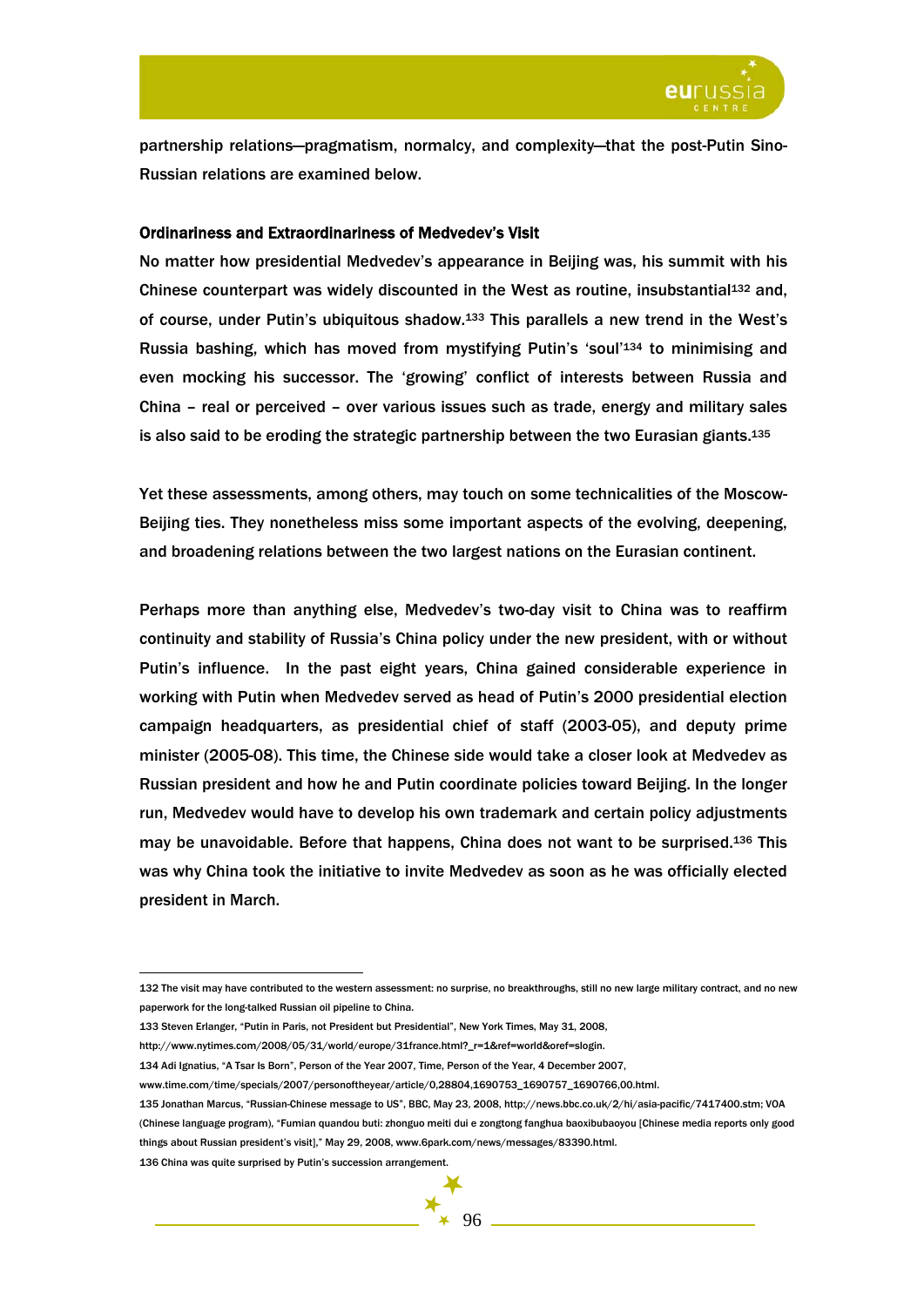partnership relations—pragmatism, normalcy, and complexity—that the post-Putin Sino-Russian relations are examined below.

### Ordinariness and Extraordinariness of Medvedev's Visit

No matter how presidential Medvedev's appearance in Beijing was, his summit with his Chinese counterpart was widely discounted in the West as routine, insubstantial[132] and, of course, under Putin's ubiquitous shadow.[133] This parallels a new trend in the West's Russia bashing, which has moved from mystifying Putin's 'soul'[134] to minimising and even mocking his successor. The 'growing' conflict of interests between Russia and China – real or perceived – over various issues such as trade, energy and military sales is also said to be eroding the strategic partnership between the two Eurasian giants.[135]

Yet these assessments, among others, may touch on some technicalities of the Moscow-Beijing ties. They nonetheless miss some important aspects of the evolving, deepening, and broadening relations between the two largest nations on the Eurasian continent.

Perhaps more than anything else, Medvedev's two-day visit to China was to reaffirm continuity and stability of Russia's China policy under the new president, with or without Putin's influence. In the past eight years, China gained considerable experience in working with Putin when Medvedev served as head of Putin's 2000 presidential election campaign headquarters, as presidential chief of staff (2003-05), and deputy prime minister (2005-08). This time, the Chinese side would take a closer look at Medvedev as Russian president and how he and Putin coordinate policies toward Beijing. In the longer run, Medvedev would have to develop his own trademark and certain policy adjustments may be unavoidable. Before that happens, China does not want to be surprised.[136] This was why China took the initiative to invite Medvedev as soon as he was officially elected president in March.

---

132 The visit may have contributed to the western assessment: no surprise, no breakthroughs, still no new large military contract, and no new paperwork for the long-talked Russian oil pipeline to China.

133 Steven Erlanger, "Putin in Paris, not President but Presidential", New York Times, May 31, 2008, http://www.nytimes.com/2008/05/31/world/europe/31france.html?_r=1&ref=world&oref=slogin.

134 Adi Ignatius, "A Tsar Is Born", Person of the Year 2007, Time, Person of the Year, 4 December 2007, www.time.com/time/specials/2007/personoftheyear/article/0,28804,1690753_1690757_1690766,00.html.

135 Jonathan Marcus, "Russian-Chinese message to US", BBC, May 23, 2008, http://news.bbc.co.uk/2/hi/asia-pacific/7417400.stm; VOA (Chinese language program), "Fumian quandou buti: zhonguo meiti dui e zongtong fanghua baoxibubaoyou [Chinese media reports only good things about Russian president's visit]," May 29, 2008, www.6park.com/news/messages/83390.html.

136 China was quite surprised by Putin's succession arrangement.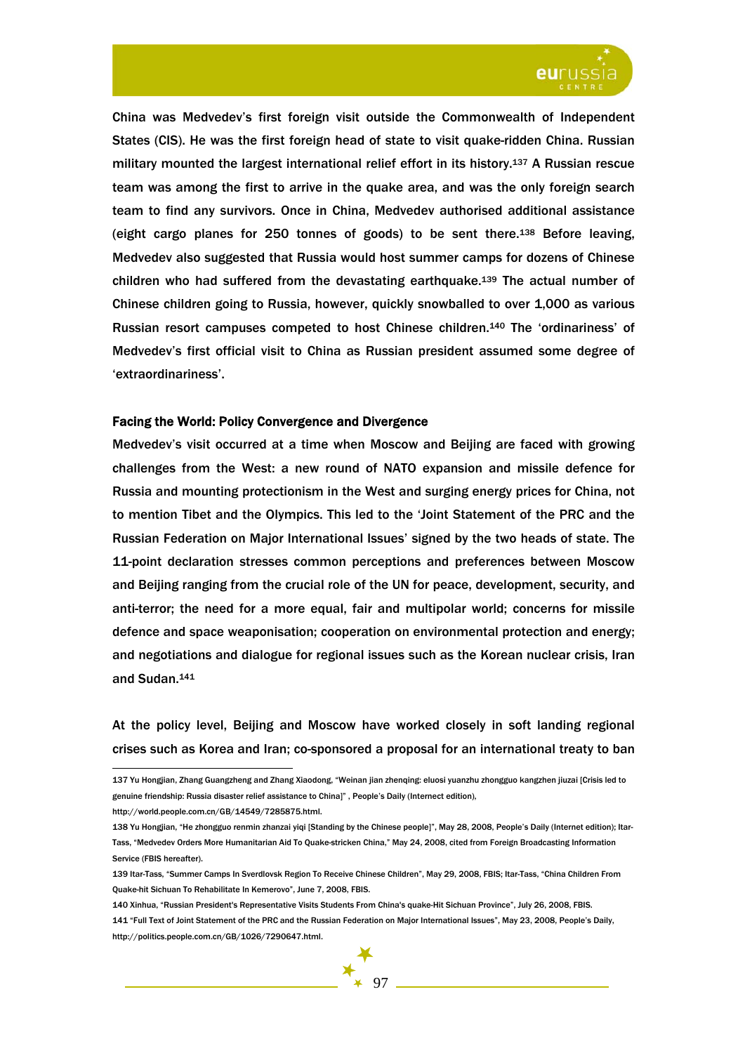China was Medvedev's first foreign visit outside the Commonwealth of Independent States (CIS). He was the first foreign head of state to visit quake-ridden China. Russian military mounted the largest international relief effort in its history.[137] A Russian rescue team was among the first to arrive in the quake area, and was the only foreign search team to find any survivors. Once in China, Medvedev authorised additional assistance (eight cargo planes for 250 tonnes of goods) to be sent there.[138] Before leaving, Medvedev also suggested that Russia would host summer camps for dozens of Chinese children who had suffered from the devastating earthquake.[139] The actual number of Chinese children going to Russia, however, quickly snowballed to over 1,000 as various Russian resort campuses competed to host Chinese children.[140] The 'ordinariness' of Medvedev's first official visit to China as Russian president assumed some degree of 'extraordinariness'.

### Facing the World: Policy Convergence and Divergence

Medvedev's visit occurred at a time when Moscow and Beijing are faced with growing challenges from the West: a new round of NATO expansion and missile defence for Russia and mounting protectionism in the West and surging energy prices for China, not to mention Tibet and the Olympics. This led to the 'Joint Statement of the PRC and the Russian Federation on Major International Issues' signed by the two heads of state. The 11-point declaration stresses common perceptions and preferences between Moscow and Beijing ranging from the crucial role of the UN for peace, development, security, and anti-terror; the need for a more equal, fair and multipolar world; concerns for missile defence and space weaponisation; cooperation on environmental protection and energy; and negotiations and dialogue for regional issues such as the Korean nuclear crisis, Iran and Sudan.[141]

At the policy level, Beijing and Moscow have worked closely in soft landing regional crises such as Korea and Iran; co-sponsored a proposal for an international treaty to ban

---

137 Yu Hongjian, Zhang Guangzheng and Zhang Xiaodong, "Weinan jian zhenqing: eluosi yuanzhu zhongguo kangzhen jiuzai [Crisis led to genuine friendship: Russia disaster relief assistance to China]" , People's Daily (Internect edition), http://world.people.com.cn/GB/14549/7285875.html.

138 Yu Hongjian, "He zhongguo renmin zhanzai yiqi [Standing by the Chinese people]", May 28, 2008, People's Daily (Internet edition); Itar-Tass, "Medvedev Orders More Humanitarian Aid To Quake-stricken China," May 24, 2008, cited from Foreign Broadcasting Information Service (FBIS hereafter).

139 Itar-Tass, "Summer Camps In Sverdlovsk Region To Receive Chinese Children", May 29, 2008, FBIS; Itar-Tass, "China Children From Quake-hit Sichuan To Rehabilitate In Kemerovo", June 7, 2008, FBIS.

140 Xinhua, "Russian President's Representative Visits Students From China's quake-Hit Sichuan Province", July 26, 2008, FBIS.

141 "Full Text of Joint Statement of the PRC and the Russian Federation on Major International Issues", May 23, 2008, People's Daily, http://politics.people.com.cn/GB/1026/7290647.html.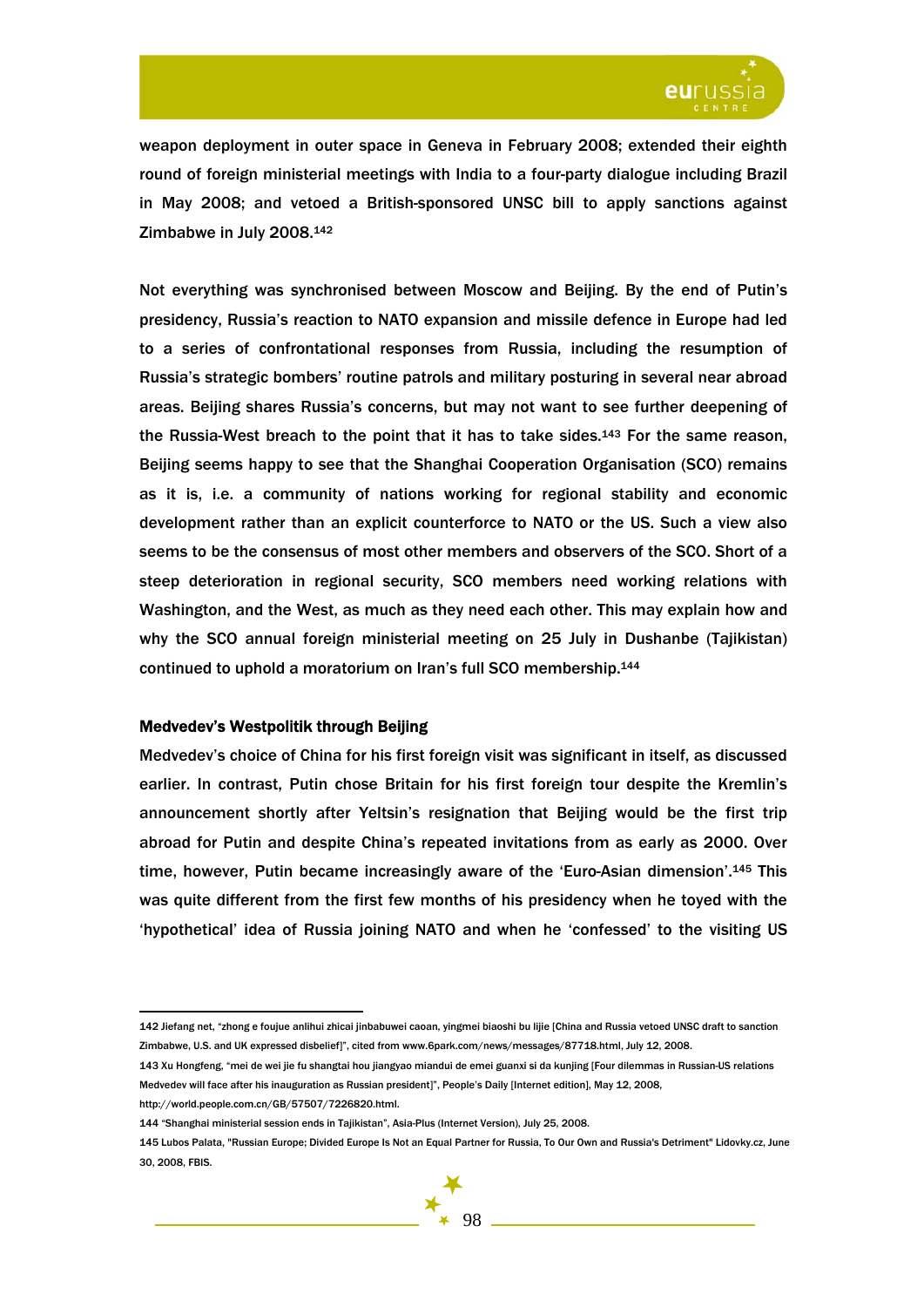weapon deployment in outer space in Geneva in February 2008; extended their eighth round of foreign ministerial meetings with India to a four-party dialogue including Brazil in May 2008; and vetoed a British-sponsored UNSC bill to apply sanctions against Zimbabwe in July 2008.[142]

Not everything was synchronised between Moscow and Beijing. By the end of Putin's presidency, Russia's reaction to NATO expansion and missile defence in Europe had led to a series of confrontational responses from Russia, including the resumption of Russia's strategic bombers' routine patrols and military posturing in several near abroad areas. Beijing shares Russia's concerns, but may not want to see further deepening of the Russia-West breach to the point that it has to take sides.[143] For the same reason, Beijing seems happy to see that the Shanghai Cooperation Organisation (SCO) remains as it is, i.e. a community of nations working for regional stability and economic development rather than an explicit counterforce to NATO or the US. Such a view also seems to be the consensus of most other members and observers of the SCO. Short of a steep deterioration in regional security, SCO members need working relations with Washington, and the West, as much as they need each other. This may explain how and why the SCO annual foreign ministerial meeting on 25 July in Dushanbe (Tajikistan) continued to uphold a moratorium on Iran's full SCO membership.[144]

### Medvedev's Westpolitik through Beijing

Medvedev's choice of China for his first foreign visit was significant in itself, as discussed earlier. In contrast, Putin chose Britain for his first foreign tour despite the Kremlin's announcement shortly after Yeltsin's resignation that Beijing would be the first trip abroad for Putin and despite China's repeated invitations from as early as 2000. Over time, however, Putin became increasingly aware of the 'Euro-Asian dimension'.[145] This was quite different from the first few months of his presidency when he toyed with the 'hypothetical' idea of Russia joining NATO and when he 'confessed' to the visiting US

---

142 Jiefang net, "zhong e foujue anlihui zhicai jinbabuwei caoan, yingmei biaoshi bu lijie [China and Russia vetoed UNSC draft to sanction Zimbabwe, U.S. and UK expressed disbelief]", cited from www.6park.com/news/messages/87718.html, July 12, 2008.

143 Xu Hongfeng, "mei de wei jie fu shangtai hou jiangyao miandui de emei guanxi si da kunjing [Four dilemmas in Russian-US relations Medvedev will face after his inauguration as Russian president]", People's Daily [Internet edition], May 12, 2008, http://world.people.com.cn/GB/57507/7226820.html.

144 "Shanghai ministerial session ends in Tajikistan", Asia-Plus (Internet Version), July 25, 2008.

145 Lubos Palata, "Russian Europe; Divided Europe Is Not an Equal Partner for Russia, To Our Own and Russia's Detriment" Lidovky.cz, June 30, 2008, FBIS.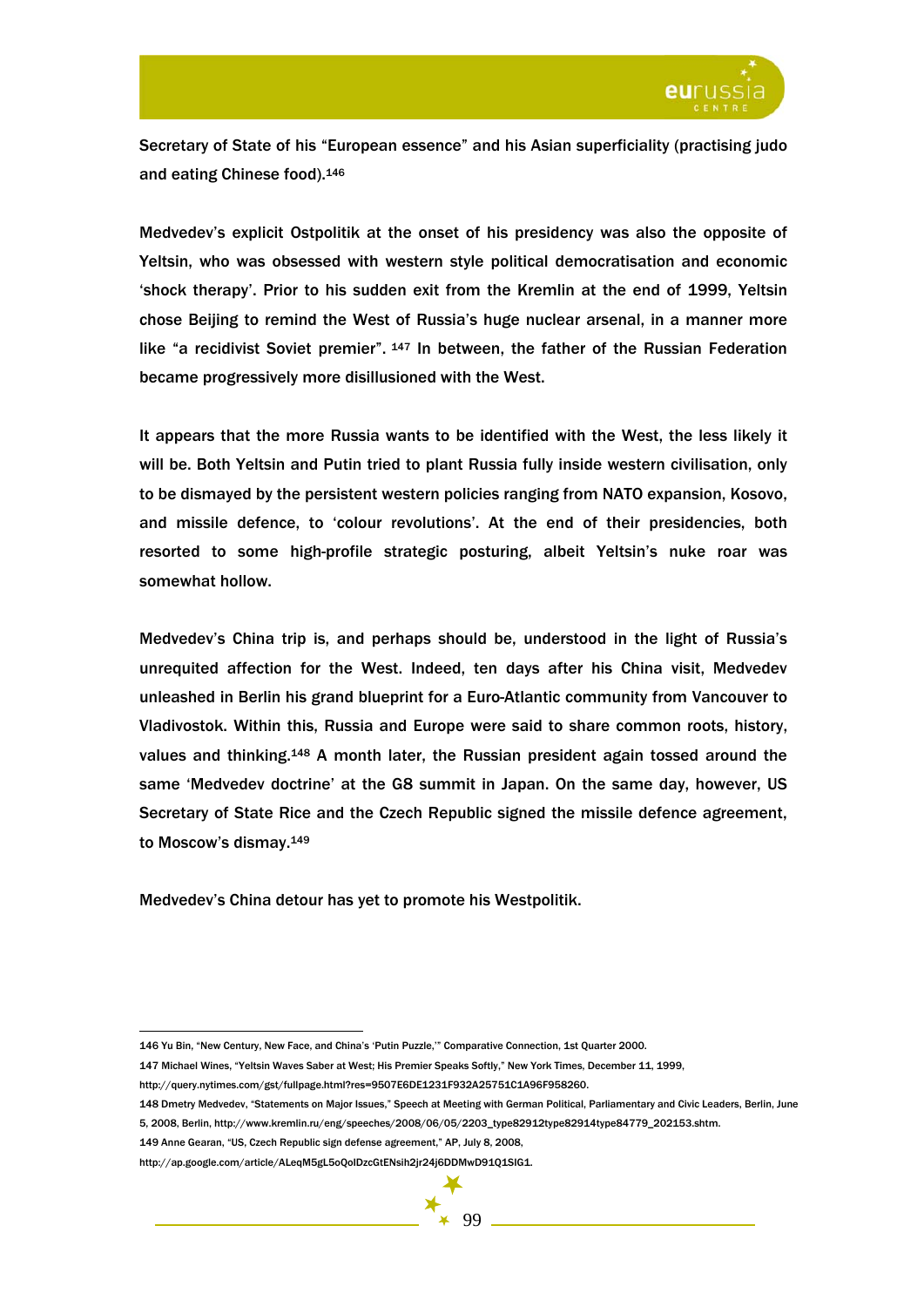Secretary of State of his “European essence” and his Asian superficiality (practising judo and eating Chinese food).[146]

Medvedev’s explicit Ostpolitik at the onset of his presidency was also the opposite of Yeltsin, who was obsessed with western style political democratisation and economic ‘shock therapy’. Prior to his sudden exit from the Kremlin at the end of 1999, Yeltsin chose Beijing to remind the West of Russia’s huge nuclear arsenal, in a manner more like “a recidivist Soviet premier”. [147] In between, the father of the Russian Federation became progressively more disillusioned with the West.

It appears that the more Russia wants to be identified with the West, the less likely it will be. Both Yeltsin and Putin tried to plant Russia fully inside western civilisation, only to be dismayed by the persistent western policies ranging from NATO expansion, Kosovo, and missile defence, to ‘colour revolutions’. At the end of their presidencies, both resorted to some high-profile strategic posturing, albeit Yeltsin’s nuke roar was somewhat hollow.

Medvedev’s China trip is, and perhaps should be, understood in the light of Russia’s unrequited affection for the West. Indeed, ten days after his China visit, Medvedev unleashed in Berlin his grand blueprint for a Euro-Atlantic community from Vancouver to Vladivostok. Within this, Russia and Europe were said to share common roots, history, values and thinking.[148] A month later, the Russian president again tossed around the same ‘Medvedev doctrine’ at the G8 summit in Japan. On the same day, however, US Secretary of State Rice and the Czech Republic signed the missile defence agreement, to Moscow’s dismay.[149]

Medvedev’s China detour has yet to promote his Westpolitik.

---

146 Yu Bin, “New Century, New Face, and China’s ‘Putin Puzzle,’” Comparative Connection, 1st Quarter 2000.

147 Michael Wines, “Yeltsin Waves Saber at West; His Premier Speaks Softly,” New York Times, December 11, 1999, http://query.nytimes.com/gst/fullpage.html?res=9507E6DE1231F932A25751C1A96F958260.

148 Dmetry Medvedev, “Statements on Major Issues,” Speech at Meeting with German Political, Parliamentary and Civic Leaders, Berlin, June 5, 2008, Berlin, http://www.kremlin.ru/eng/speeches/2008/06/05/2203_type82912type82914type84779_202153.shtm.

149 Anne Gearan, “US, Czech Republic sign defense agreement,” AP, July 8, 2008, http://ap.google.com/article/ALeqM5gL5oQoIDzcGtENsih2jr24j6DDMwD91Q1SIG1.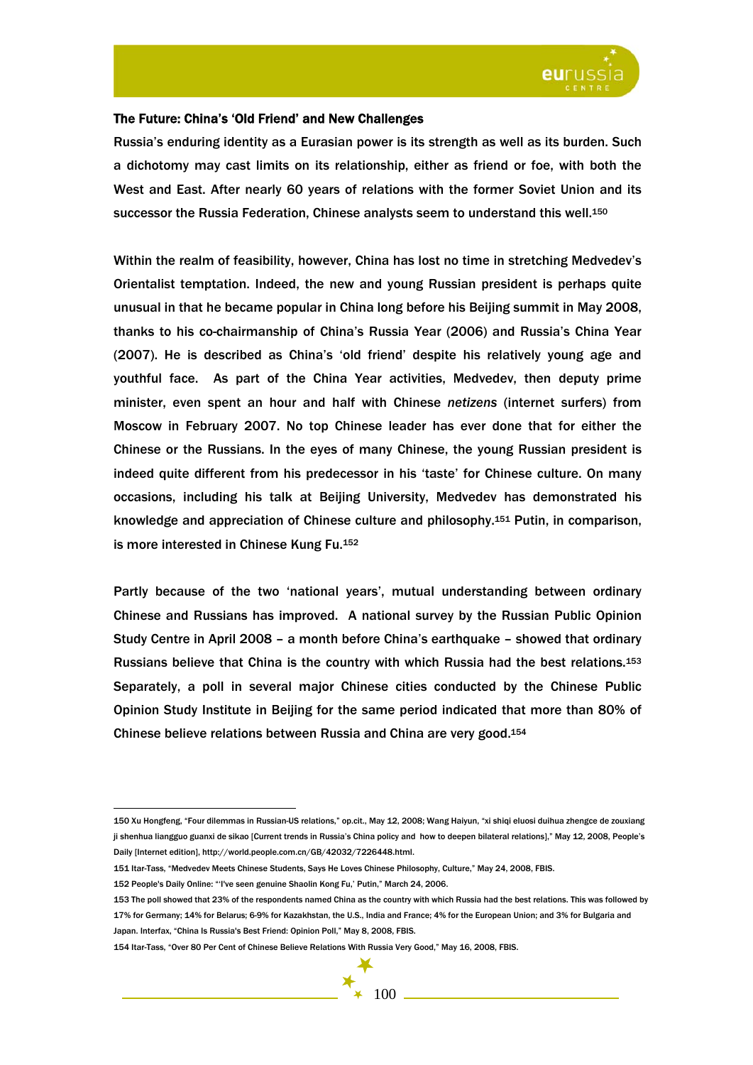### The Future: China's 'Old Friend' and New Challenges

Russia's enduring identity as a Eurasian power is its strength as well as its burden. Such a dichotomy may cast limits on its relationship, either as friend or foe, with both the West and East. After nearly 60 years of relations with the former Soviet Union and its successor the Russia Federation, Chinese analysts seem to understand this well.[150]

Within the realm of feasibility, however, China has lost no time in stretching Medvedev's Orientalist temptation. Indeed, the new and young Russian president is perhaps quite unusual in that he became popular in China long before his Beijing summit in May 2008, thanks to his co-chairmanship of China's Russia Year (2006) and Russia's China Year (2007). He is described as China's 'old friend' despite his relatively young age and youthful face. As part of the China Year activities, Medvedev, then deputy prime minister, even spent an hour and half with Chinese *netizens* (internet surfers) from Moscow in February 2007. No top Chinese leader has ever done that for either the Chinese or the Russians. In the eyes of many Chinese, the young Russian president is indeed quite different from his predecessor in his 'taste' for Chinese culture. On many occasions, including his talk at Beijing University, Medvedev has demonstrated his knowledge and appreciation of Chinese culture and philosophy.[151] Putin, in comparison, is more interested in Chinese Kung Fu.[152]

Partly because of the two 'national years', mutual understanding between ordinary Chinese and Russians has improved. A national survey by the Russian Public Opinion Study Centre in April 2008 – a month before China's earthquake – showed that ordinary Russians believe that China is the country with which Russia had the best relations.[153] Separately, a poll in several major Chinese cities conducted by the Chinese Public Opinion Study Institute in Beijing for the same period indicated that more than 80% of Chinese believe relations between Russia and China are very good.[154]

---

150 Xu Hongfeng, "Four dilemmas in Russian-US relations," op.cit., May 12, 2008; Wang Haiyun, "xi shiqi eluosi duihua zhengce de zouxiang ji shenhua liangguo guanxi de sikao [Current trends in Russia's China policy and how to deepen bilateral relations]," May 12, 2008, People's Daily [Internet edition], http://world.people.com.cn/GB/42032/7226448.html.

151 Itar-Tass, "Medvedev Meets Chinese Students, Says He Loves Chinese Philosophy, Culture," May 24, 2008, FBIS.

152 People's Daily Online: "'I've seen genuine Shaolin Kong Fu,' Putin," March 24, 2006.

153 The poll showed that 23% of the respondents named China as the country with which Russia had the best relations. This was followed by 17% for Germany; 14% for Belarus; 6-9% for Kazakhstan, the U.S., India and France; 4% for the European Union; and 3% for Bulgaria and Japan. Interfax, "China Is Russia's Best Friend: Opinion Poll," May 8, 2008, FBIS.

154 Itar-Tass, "Over 80 Per Cent of Chinese Believe Relations With Russia Very Good," May 16, 2008, FBIS.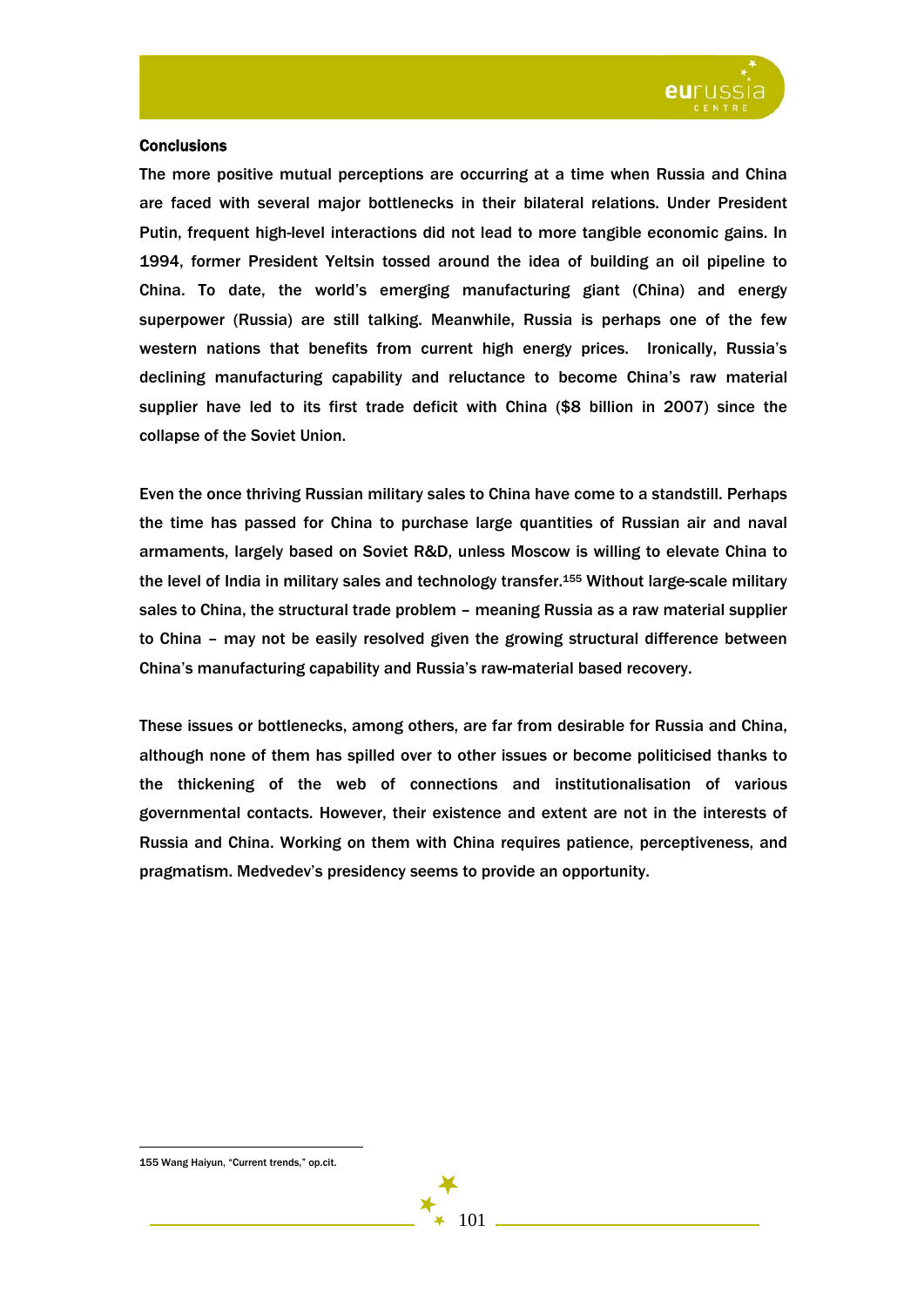**Conclusions**

The more positive mutual perceptions are occurring at a time when Russia and China are faced with several major bottlenecks in their bilateral relations. Under President Putin, frequent high-level interactions did not lead to more tangible economic gains. In 1994, former President Yeltsin tossed around the idea of building an oil pipeline to China. To date, the world's emerging manufacturing giant (China) and energy superpower (Russia) are still talking. Meanwhile, Russia is perhaps one of the few western nations that benefits from current high energy prices. Ironically, Russia's declining manufacturing capability and reluctance to become China's raw material supplier have led to its first trade deficit with China ($8 billion in 2007) since the collapse of the Soviet Union.

Even the once thriving Russian military sales to China have come to a standstill. Perhaps the time has passed for China to purchase large quantities of Russian air and naval armaments, largely based on Soviet R&D, unless Moscow is willing to elevate China to the level of India in military sales and technology transfer.[155] Without large-scale military sales to China, the structural trade problem – meaning Russia as a raw material supplier to China – may not be easily resolved given the growing structural difference between China's manufacturing capability and Russia's raw-material based recovery.

These issues or bottlenecks, among others, are far from desirable for Russia and China, although none of them has spilled over to other issues or become politicised thanks to the thickening of the web of connections and institutionalisation of various governmental contacts. However, their existence and extent are not in the interests of Russia and China. Working on them with China requires patience, perceptiveness, and pragmatism. Medvedev's presidency seems to provide an opportunity.

155 Wang Haiyun, "Current trends," op.cit.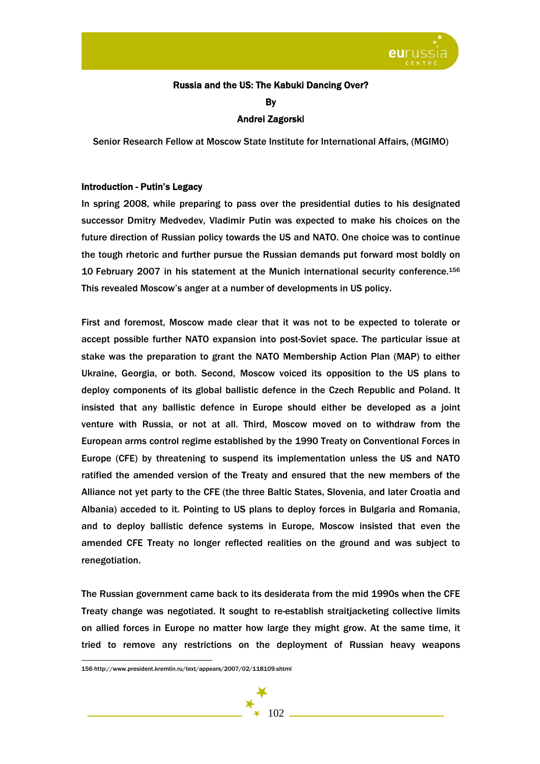## Russia and the US: The Kabuki Dancing Over?

**By**

**Andrei Zagorski**

Senior Research Fellow at Moscow State Institute for International Affairs, (MGIMO)

### Introduction - Putin's Legacy

In spring 2008, while preparing to pass over the presidential duties to his designated successor Dmitry Medvedev, Vladimir Putin was expected to make his choices on the future direction of Russian policy towards the US and NATO. One choice was to continue the tough rhetoric and further pursue the Russian demands put forward most boldly on 10 February 2007 in his statement at the Munich international security conference.[156] This revealed Moscow's anger at a number of developments in US policy.

First and foremost, Moscow made clear that it was not to be expected to tolerate or accept possible further NATO expansion into post-Soviet space. The particular issue at stake was the preparation to grant the NATO Membership Action Plan (MAP) to either Ukraine, Georgia, or both. Second, Moscow voiced its opposition to the US plans to deploy components of its global ballistic defence in the Czech Republic and Poland. It insisted that any ballistic defence in Europe should either be developed as a joint venture with Russia, or not at all. Third, Moscow moved on to withdraw from the European arms control regime established by the 1990 Treaty on Conventional Forces in Europe (CFE) by threatening to suspend its implementation unless the US and NATO ratified the amended version of the Treaty and ensured that the new members of the Alliance not yet party to the CFE (the three Baltic States, Slovenia, and later Croatia and Albania) acceded to it. Pointing to US plans to deploy forces in Bulgaria and Romania, and to deploy ballistic defence systems in Europe, Moscow insisted that even the amended CFE Treaty no longer reflected realities on the ground and was subject to renegotiation.

The Russian government came back to its desiderata from the mid 1990s when the CFE Treaty change was negotiated. It sought to re-establish straitjacketing collective limits on allied forces in Europe no matter how large they might grow. At the same time, it tried to remove any restrictions on the deployment of Russian heavy weapons

156 http://www.president.kremlin.ru/text/appears/2007/02/118109.shtml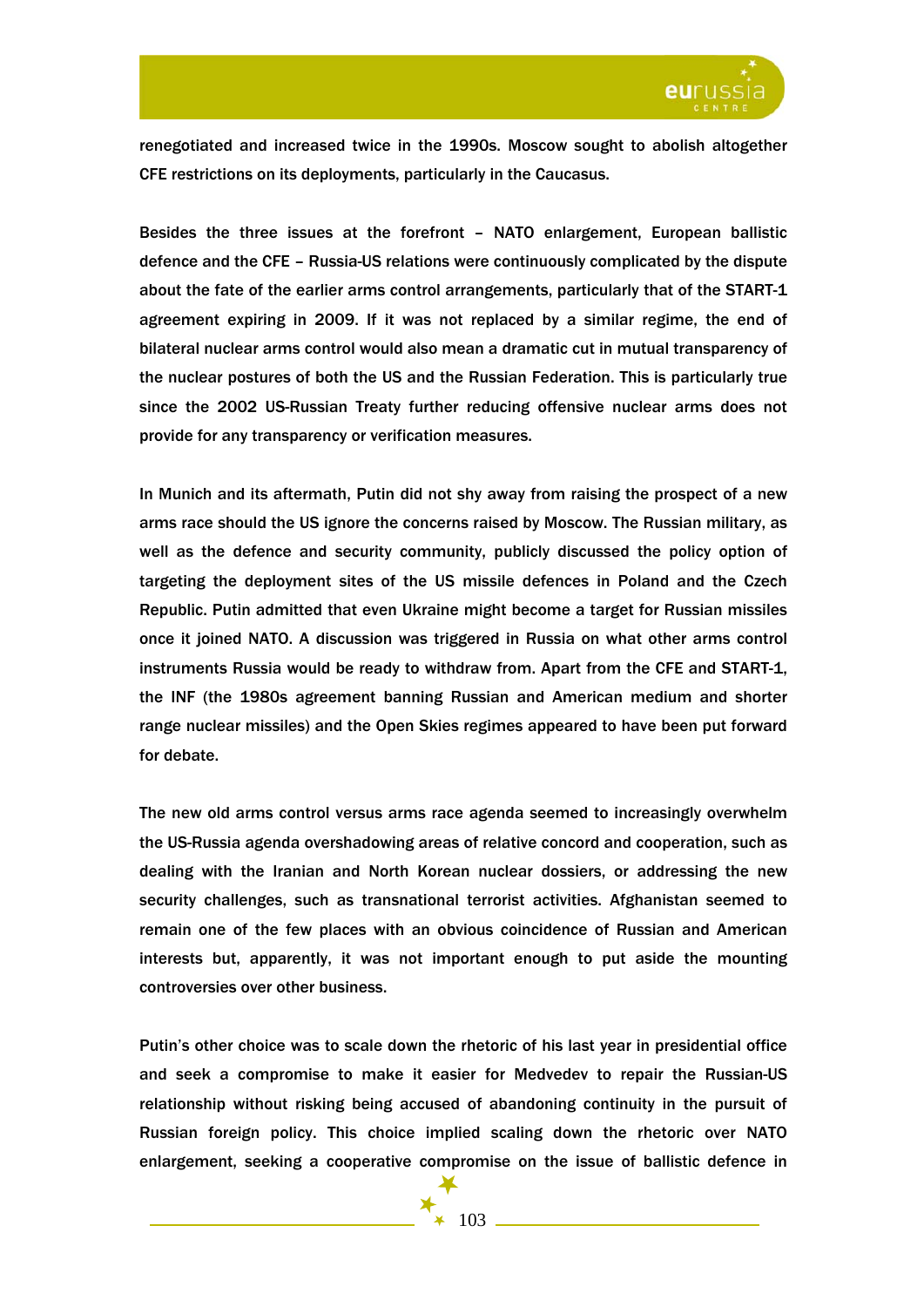renegotiated and increased twice in the 1990s. Moscow sought to abolish altogether CFE restrictions on its deployments, particularly in the Caucasus.

Besides the three issues at the forefront – NATO enlargement, European ballistic defence and the CFE – Russia-US relations were continuously complicated by the dispute about the fate of the earlier arms control arrangements, particularly that of the START-1 agreement expiring in 2009. If it was not replaced by a similar regime, the end of bilateral nuclear arms control would also mean a dramatic cut in mutual transparency of the nuclear postures of both the US and the Russian Federation. This is particularly true since the 2002 US-Russian Treaty further reducing offensive nuclear arms does not provide for any transparency or verification measures.

In Munich and its aftermath, Putin did not shy away from raising the prospect of a new arms race should the US ignore the concerns raised by Moscow. The Russian military, as well as the defence and security community, publicly discussed the policy option of targeting the deployment sites of the US missile defences in Poland and the Czech Republic. Putin admitted that even Ukraine might become a target for Russian missiles once it joined NATO. A discussion was triggered in Russia on what other arms control instruments Russia would be ready to withdraw from. Apart from the CFE and START-1, the INF (the 1980s agreement banning Russian and American medium and shorter range nuclear missiles) and the Open Skies regimes appeared to have been put forward for debate.

The new old arms control versus arms race agenda seemed to increasingly overwhelm the US-Russia agenda overshadowing areas of relative concord and cooperation, such as dealing with the Iranian and North Korean nuclear dossiers, or addressing the new security challenges, such as transnational terrorist activities. Afghanistan seemed to remain one of the few places with an obvious coincidence of Russian and American interests but, apparently, it was not important enough to put aside the mounting controversies over other business.

Putin's other choice was to scale down the rhetoric of his last year in presidential office and seek a compromise to make it easier for Medvedev to repair the Russian-US relationship without risking being accused of abandoning continuity in the pursuit of Russian foreign policy. This choice implied scaling down the rhetoric over NATO enlargement, seeking a cooperative compromise on the issue of ballistic defence in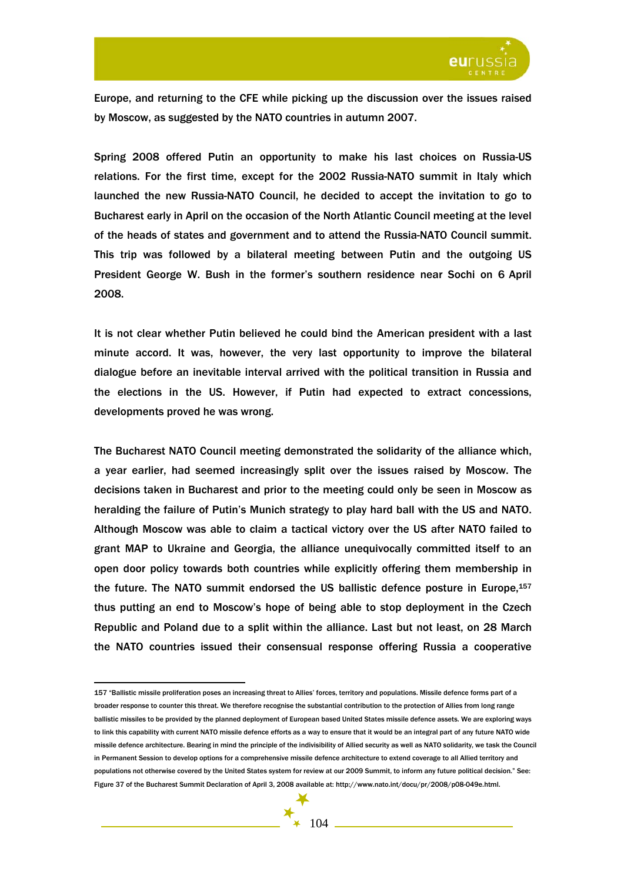Europe, and returning to the CFE while picking up the discussion over the issues raised by Moscow, as suggested by the NATO countries in autumn 2007.

Spring 2008 offered Putin an opportunity to make his last choices on Russia-US relations. For the first time, except for the 2002 Russia-NATO summit in Italy which launched the new Russia-NATO Council, he decided to accept the invitation to go to Bucharest early in April on the occasion of the North Atlantic Council meeting at the level of the heads of states and government and to attend the Russia-NATO Council summit. This trip was followed by a bilateral meeting between Putin and the outgoing US President George W. Bush in the former's southern residence near Sochi on 6 April 2008.

It is not clear whether Putin believed he could bind the American president with a last minute accord. It was, however, the very last opportunity to improve the bilateral dialogue before an inevitable interval arrived with the political transition in Russia and the elections in the US. However, if Putin had expected to extract concessions, developments proved he was wrong.

The Bucharest NATO Council meeting demonstrated the solidarity of the alliance which, a year earlier, had seemed increasingly split over the issues raised by Moscow. The decisions taken in Bucharest and prior to the meeting could only be seen in Moscow as heralding the failure of Putin's Munich strategy to play hard ball with the US and NATO. Although Moscow was able to claim a tactical victory over the US after NATO failed to grant MAP to Ukraine and Georgia, the alliance unequivocally committed itself to an open door policy towards both countries while explicitly offering them membership in the future. The NATO summit endorsed the US ballistic defence posture in Europe,[157] thus putting an end to Moscow's hope of being able to stop deployment in the Czech Republic and Poland due to a split within the alliance. Last but not least, on 28 March the NATO countries issued their consensual response offering Russia a cooperative

---

157 "Ballistic missile proliferation poses an increasing threat to Allies' forces, territory and populations. Missile defence forms part of a broader response to counter this threat. We therefore recognise the substantial contribution to the protection of Allies from long range ballistic missiles to be provided by the planned deployment of European based United States missile defence assets. We are exploring ways to link this capability with current NATO missile defence efforts as a way to ensure that it would be an integral part of any future NATO wide missile defence architecture. Bearing in mind the principle of the indivisibility of Allied security as well as NATO solidarity, we task the Council in Permanent Session to develop options for a comprehensive missile defence architecture to extend coverage to all Allied territory and populations not otherwise covered by the United States system for review at our 2009 Summit, to inform any future political decision." See: Figure 37 of the Bucharest Summit Declaration of April 3, 2008 available at: http://www.nato.int/docu/pr/2008/p08-049e.html.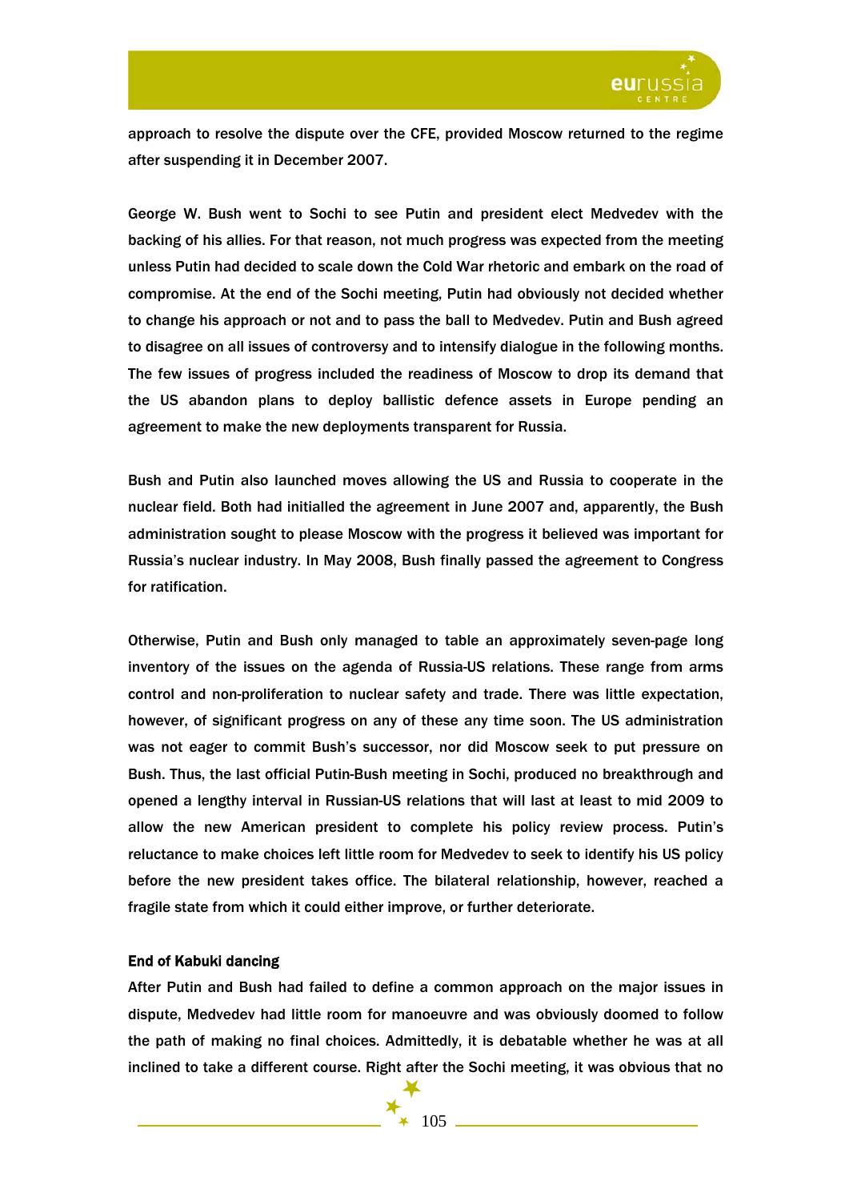approach to resolve the dispute over the CFE, provided Moscow returned to the regime after suspending it in December 2007.

George W. Bush went to Sochi to see Putin and president elect Medvedev with the backing of his allies. For that reason, not much progress was expected from the meeting unless Putin had decided to scale down the Cold War rhetoric and embark on the road of compromise. At the end of the Sochi meeting, Putin had obviously not decided whether to change his approach or not and to pass the ball to Medvedev. Putin and Bush agreed to disagree on all issues of controversy and to intensify dialogue in the following months. The few issues of progress included the readiness of Moscow to drop its demand that the US abandon plans to deploy ballistic defence assets in Europe pending an agreement to make the new deployments transparent for Russia.

Bush and Putin also launched moves allowing the US and Russia to cooperate in the nuclear field. Both had initialled the agreement in June 2007 and, apparently, the Bush administration sought to please Moscow with the progress it believed was important for Russia's nuclear industry. In May 2008, Bush finally passed the agreement to Congress for ratification.

Otherwise, Putin and Bush only managed to table an approximately seven-page long inventory of the issues on the agenda of Russia-US relations. These range from arms control and non-proliferation to nuclear safety and trade. There was little expectation, however, of significant progress on any of these any time soon. The US administration was not eager to commit Bush's successor, nor did Moscow seek to put pressure on Bush. Thus, the last official Putin-Bush meeting in Sochi, produced no breakthrough and opened a lengthy interval in Russian-US relations that will last at least to mid 2009 to allow the new American president to complete his policy review process. Putin's reluctance to make choices left little room for Medvedev to seek to identify his US policy before the new president takes office. The bilateral relationship, however, reached a fragile state from which it could either improve, or further deteriorate.

**End of Kabuki dancing**

After Putin and Bush had failed to define a common approach on the major issues in dispute, Medvedev had little room for manoeuvre and was obviously doomed to follow the path of making no final choices. Admittedly, it is debatable whether he was at all inclined to take a different course. Right after the Sochi meeting, it was obvious that no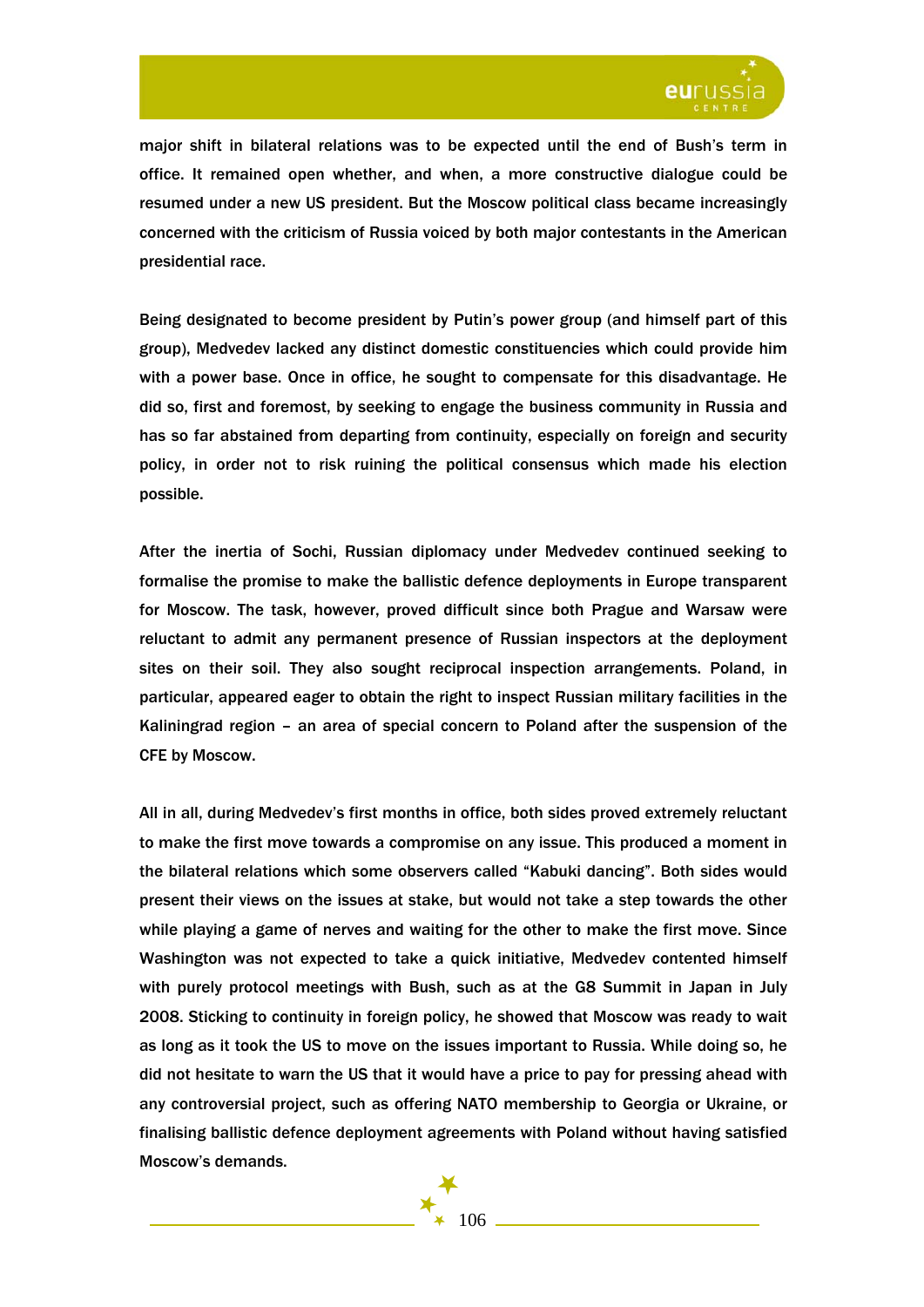major shift in bilateral relations was to be expected until the end of Bush's term in office. It remained open whether, and when, a more constructive dialogue could be resumed under a new US president. But the Moscow political class became increasingly concerned with the criticism of Russia voiced by both major contestants in the American presidential race.

Being designated to become president by Putin's power group (and himself part of this group), Medvedev lacked any distinct domestic constituencies which could provide him with a power base. Once in office, he sought to compensate for this disadvantage. He did so, first and foremost, by seeking to engage the business community in Russia and has so far abstained from departing from continuity, especially on foreign and security policy, in order not to risk ruining the political consensus which made his election possible.

After the inertia of Sochi, Russian diplomacy under Medvedev continued seeking to formalise the promise to make the ballistic defence deployments in Europe transparent for Moscow. The task, however, proved difficult since both Prague and Warsaw were reluctant to admit any permanent presence of Russian inspectors at the deployment sites on their soil. They also sought reciprocal inspection arrangements. Poland, in particular, appeared eager to obtain the right to inspect Russian military facilities in the Kaliningrad region – an area of special concern to Poland after the suspension of the CFE by Moscow.

All in all, during Medvedev's first months in office, both sides proved extremely reluctant to make the first move towards a compromise on any issue. This produced a moment in the bilateral relations which some observers called "Kabuki dancing". Both sides would present their views on the issues at stake, but would not take a step towards the other while playing a game of nerves and waiting for the other to make the first move. Since Washington was not expected to take a quick initiative, Medvedev contented himself with purely protocol meetings with Bush, such as at the G8 Summit in Japan in July 2008. Sticking to continuity in foreign policy, he showed that Moscow was ready to wait as long as it took the US to move on the issues important to Russia. While doing so, he did not hesitate to warn the US that it would have a price to pay for pressing ahead with any controversial project, such as offering NATO membership to Georgia or Ukraine, or finalising ballistic defence deployment agreements with Poland without having satisfied Moscow's demands.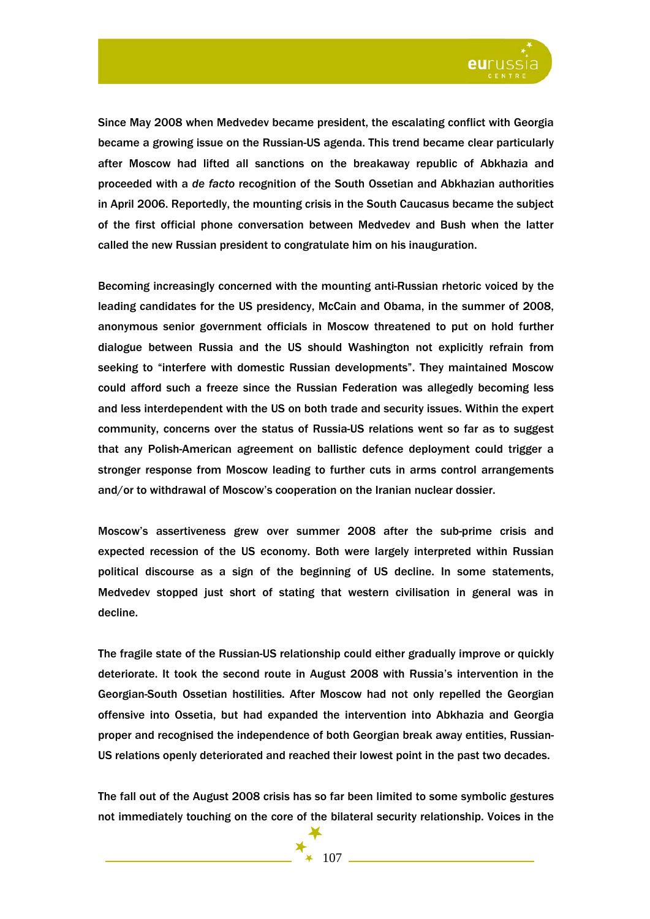Since May 2008 when Medvedev became president, the escalating conflict with Georgia became a growing issue on the Russian-US agenda. This trend became clear particularly after Moscow had lifted all sanctions on the breakaway republic of Abkhazia and proceeded with a *de facto* recognition of the South Ossetian and Abkhazian authorities in April 2006. Reportedly, the mounting crisis in the South Caucasus became the subject of the first official phone conversation between Medvedev and Bush when the latter called the new Russian president to congratulate him on his inauguration.

Becoming increasingly concerned with the mounting anti-Russian rhetoric voiced by the leading candidates for the US presidency, McCain and Obama, in the summer of 2008, anonymous senior government officials in Moscow threatened to put on hold further dialogue between Russia and the US should Washington not explicitly refrain from seeking to "interfere with domestic Russian developments". They maintained Moscow could afford such a freeze since the Russian Federation was allegedly becoming less and less interdependent with the US on both trade and security issues. Within the expert community, concerns over the status of Russia-US relations went so far as to suggest that any Polish-American agreement on ballistic defence deployment could trigger a stronger response from Moscow leading to further cuts in arms control arrangements and/or to withdrawal of Moscow's cooperation on the Iranian nuclear dossier.

Moscow's assertiveness grew over summer 2008 after the sub-prime crisis and expected recession of the US economy. Both were largely interpreted within Russian political discourse as a sign of the beginning of US decline. In some statements, Medvedev stopped just short of stating that western civilisation in general was in decline.

The fragile state of the Russian-US relationship could either gradually improve or quickly deteriorate. It took the second route in August 2008 with Russia's intervention in the Georgian-South Ossetian hostilities. After Moscow had not only repelled the Georgian offensive into Ossetia, but had expanded the intervention into Abkhazia and Georgia proper and recognised the independence of both Georgian break away entities, Russian-US relations openly deteriorated and reached their lowest point in the past two decades.

The fall out of the August 2008 crisis has so far been limited to some symbolic gestures not immediately touching on the core of the bilateral security relationship. Voices in the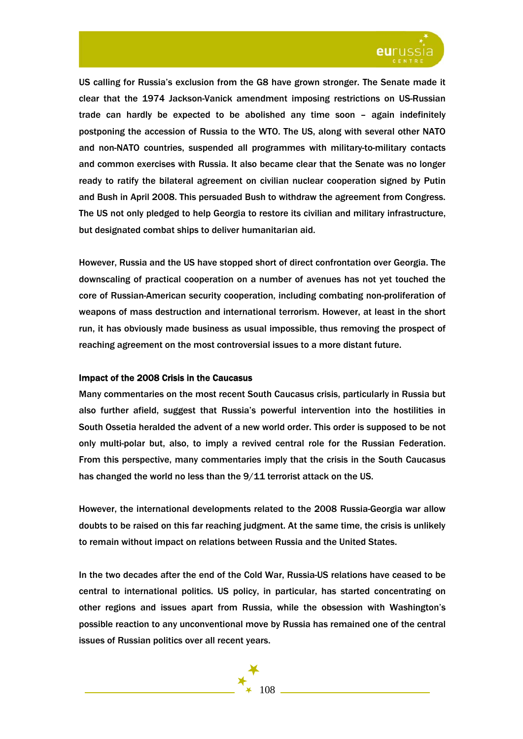US calling for Russia's exclusion from the G8 have grown stronger. The Senate made it clear that the 1974 Jackson-Vanick amendment imposing restrictions on US-Russian trade can hardly be expected to be abolished any time soon – again indefinitely postponing the accession of Russia to the WTO. The US, along with several other NATO and non-NATO countries, suspended all programmes with military-to-military contacts and common exercises with Russia. It also became clear that the Senate was no longer ready to ratify the bilateral agreement on civilian nuclear cooperation signed by Putin and Bush in April 2008. This persuaded Bush to withdraw the agreement from Congress. The US not only pledged to help Georgia to restore its civilian and military infrastructure, but designated combat ships to deliver humanitarian aid.

However, Russia and the US have stopped short of direct confrontation over Georgia. The downscaling of practical cooperation on a number of avenues has not yet touched the core of Russian-American security cooperation, including combating non-proliferation of weapons of mass destruction and international terrorism. However, at least in the short run, it has obviously made business as usual impossible, thus removing the prospect of reaching agreement on the most controversial issues to a more distant future.

**Impact of the 2008 Crisis in the Caucasus**

Many commentaries on the most recent South Caucasus crisis, particularly in Russia but also further afield, suggest that Russia's powerful intervention into the hostilities in South Ossetia heralded the advent of a new world order. This order is supposed to be not only multi-polar but, also, to imply a revived central role for the Russian Federation. From this perspective, many commentaries imply that the crisis in the South Caucasus has changed the world no less than the 9/11 terrorist attack on the US.

However, the international developments related to the 2008 Russia-Georgia war allow doubts to be raised on this far reaching judgment. At the same time, the crisis is unlikely to remain without impact on relations between Russia and the United States.

In the two decades after the end of the Cold War, Russia-US relations have ceased to be central to international politics. US policy, in particular, has started concentrating on other regions and issues apart from Russia, while the obsession with Washington's possible reaction to any unconventional move by Russia has remained one of the central issues of Russian politics over all recent years.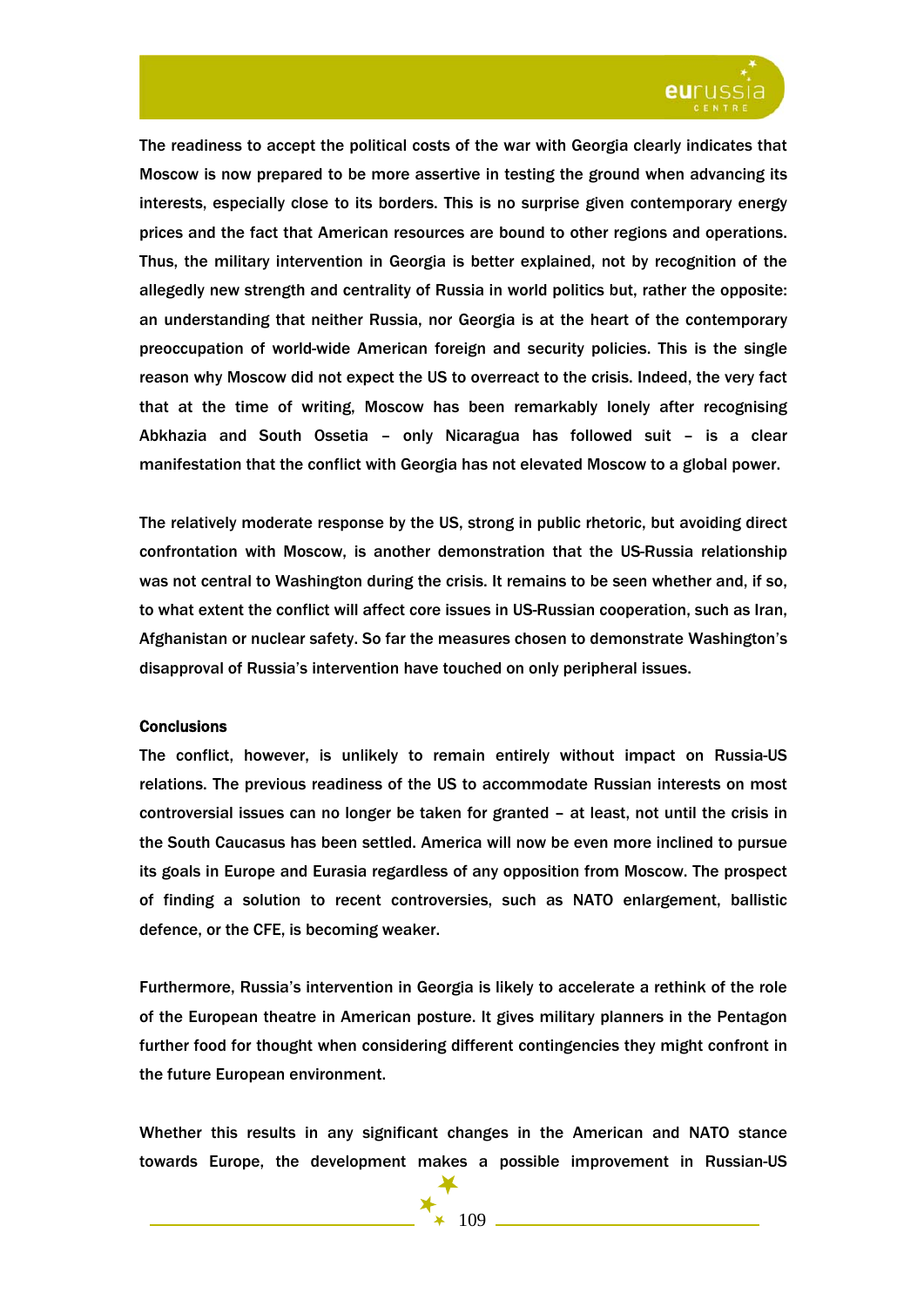The readiness to accept the political costs of the war with Georgia clearly indicates that Moscow is now prepared to be more assertive in testing the ground when advancing its interests, especially close to its borders. This is no surprise given contemporary energy prices and the fact that American resources are bound to other regions and operations. Thus, the military intervention in Georgia is better explained, not by recognition of the allegedly new strength and centrality of Russia in world politics but, rather the opposite: an understanding that neither Russia, nor Georgia is at the heart of the contemporary preoccupation of world-wide American foreign and security policies. This is the single reason why Moscow did not expect the US to overreact to the crisis. Indeed, the very fact that at the time of writing, Moscow has been remarkably lonely after recognising Abkhazia and South Ossetia – only Nicaragua has followed suit – is a clear manifestation that the conflict with Georgia has not elevated Moscow to a global power.

The relatively moderate response by the US, strong in public rhetoric, but avoiding direct confrontation with Moscow, is another demonstration that the US-Russia relationship was not central to Washington during the crisis. It remains to be seen whether and, if so, to what extent the conflict will affect core issues in US-Russian cooperation, such as Iran, Afghanistan or nuclear safety. So far the measures chosen to demonstrate Washington's disapproval of Russia's intervention have touched on only peripheral issues.

**Conclusions**

The conflict, however, is unlikely to remain entirely without impact on Russia-US relations. The previous readiness of the US to accommodate Russian interests on most controversial issues can no longer be taken for granted – at least, not until the crisis in the South Caucasus has been settled. America will now be even more inclined to pursue its goals in Europe and Eurasia regardless of any opposition from Moscow. The prospect of finding a solution to recent controversies, such as NATO enlargement, ballistic defence, or the CFE, is becoming weaker.

Furthermore, Russia's intervention in Georgia is likely to accelerate a rethink of the role of the European theatre in American posture. It gives military planners in the Pentagon further food for thought when considering different contingencies they might confront in the future European environment.

Whether this results in any significant changes in the American and NATO stance towards Europe, the development makes a possible improvement in Russian-US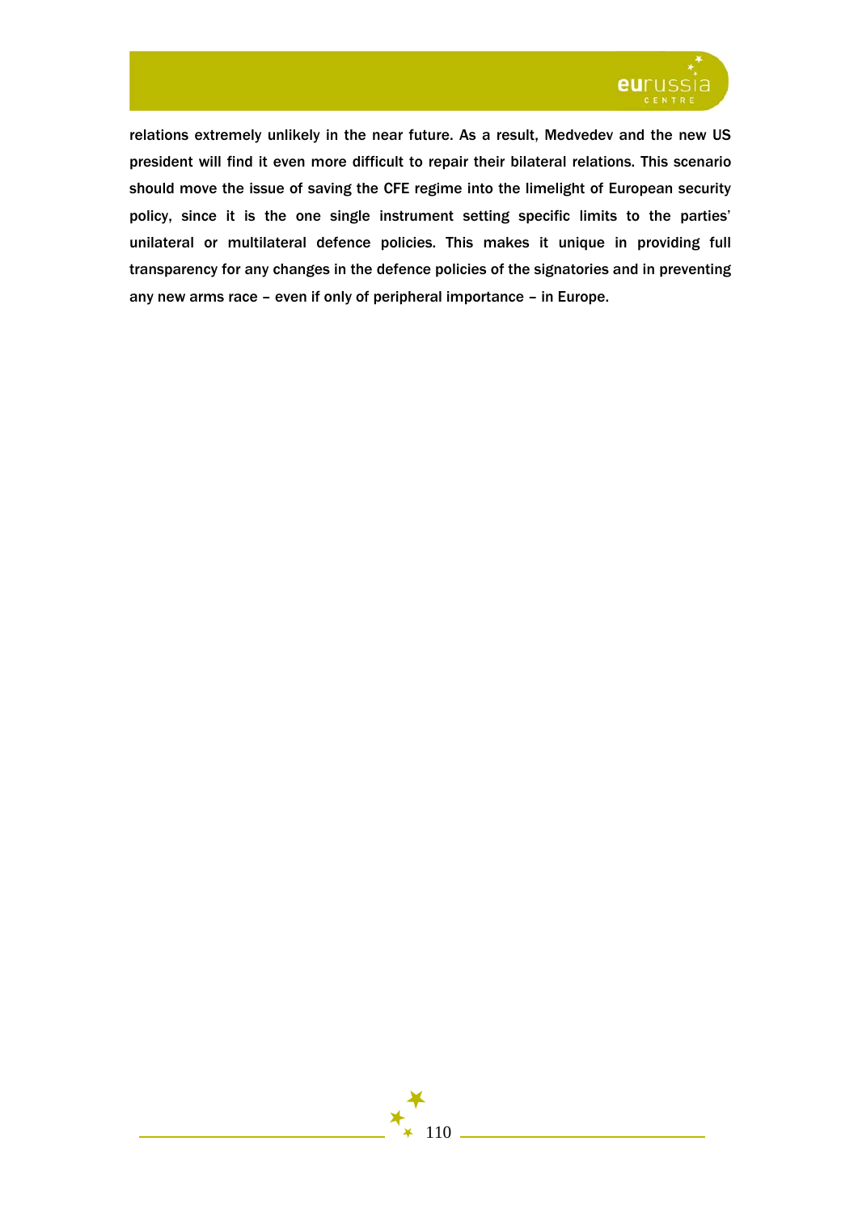relations extremely unlikely in the near future. As a result, Medvedev and the new US president will find it even more difficult to repair their bilateral relations. This scenario should move the issue of saving the CFE regime into the limelight of European security policy, since it is the one single instrument setting specific limits to the parties' unilateral or multilateral defence policies. This makes it unique in providing full transparency for any changes in the defence policies of the signatories and in preventing any new arms race – even if only of peripheral importance – in Europe.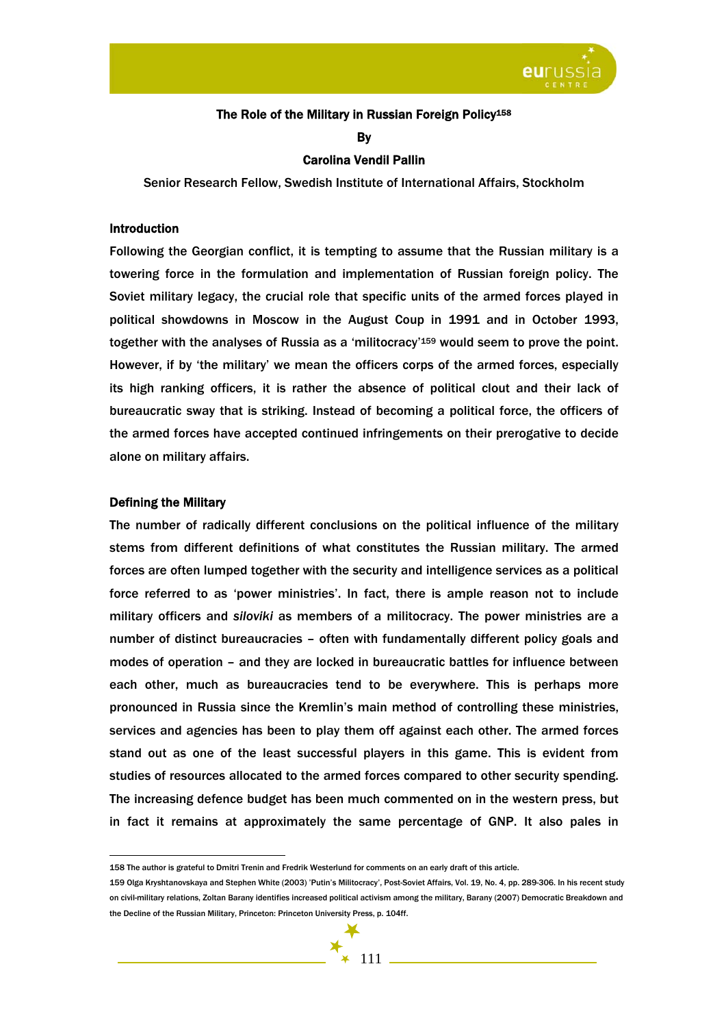**The Role of the Military in Russian Foreign Policy**[158]

**By**

**Carolina Vendil Pallin**

Senior Research Fellow, Swedish Institute of International Affairs, Stockholm

## Introduction

Following the Georgian conflict, it is tempting to assume that the Russian military is a towering force in the formulation and implementation of Russian foreign policy. The Soviet military legacy, the crucial role that specific units of the armed forces played in political showdowns in Moscow in the August Coup in 1991 and in October 1993, together with the analyses of Russia as a 'militocracy'[159] would seem to prove the point. However, if by 'the military' we mean the officers corps of the armed forces, especially its high ranking officers, it is rather the absence of political clout and their lack of bureaucratic sway that is striking. Instead of becoming a political force, the officers of the armed forces have accepted continued infringements on their prerogative to decide alone on military affairs.

## Defining the Military

The number of radically different conclusions on the political influence of the military stems from different definitions of what constitutes the Russian military. The armed forces are often lumped together with the security and intelligence services as a political force referred to as 'power ministries'. In fact, there is ample reason not to include military officers and *siloviki* as members of a militocracy. The power ministries are a number of distinct bureaucracies – often with fundamentally different policy goals and modes of operation – and they are locked in bureaucratic battles for influence between each other, much as bureaucracies tend to be everywhere. This is perhaps more pronounced in Russia since the Kremlin's main method of controlling these ministries, services and agencies has been to play them off against each other. The armed forces stand out as one of the least successful players in this game. This is evident from studies of resources allocated to the armed forces compared to other security spending. The increasing defence budget has been much commented on in the western press, but in fact it remains at approximately the same percentage of GNP. It also pales in

---

158 The author is grateful to Dmitri Trenin and Fredrik Westerlund for comments on an early draft of this article.

159 Olga Kryshtanovskaya and Stephen White (2003) 'Putin's Militocracy', Post-Soviet Affairs, Vol. 19, No. 4, pp. 289-306. In his recent study on civil-military relations, Zoltan Barany identifies increased political activism among the military, Barany (2007) Democratic Breakdown and the Decline of the Russian Military, Princeton: Princeton University Press, p. 104ff.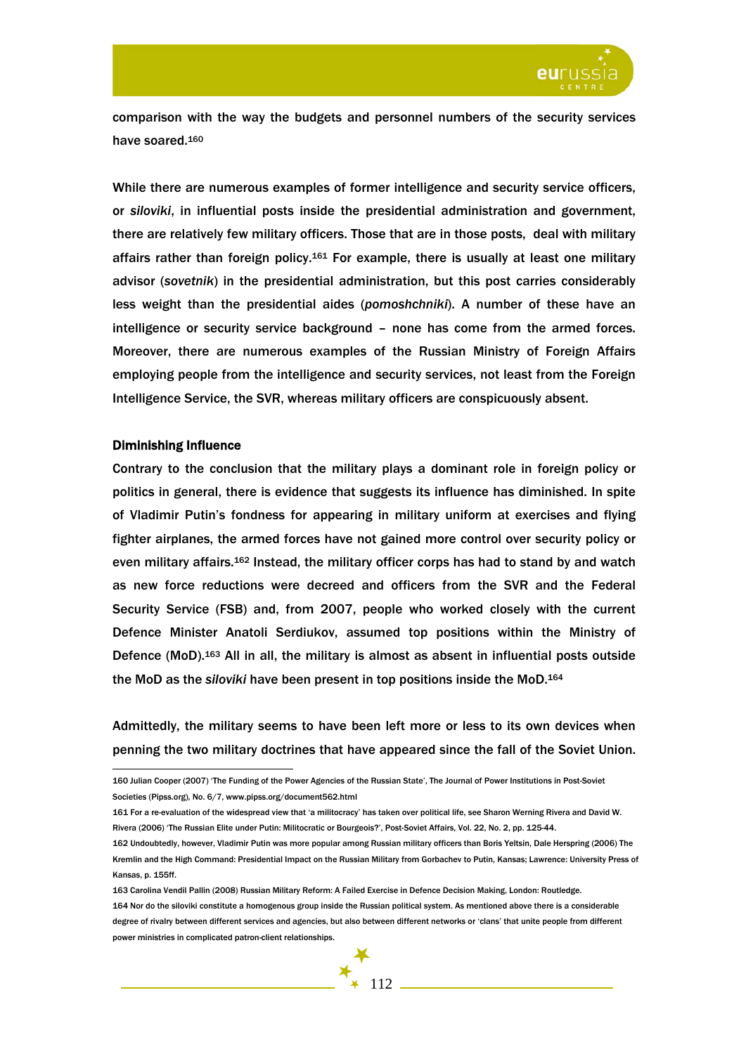comparison with the way the budgets and personnel numbers of the security services have soared.[160]

While there are numerous examples of former intelligence and security service officers, or *siloviki*, in influential posts inside the presidential administration and government, there are relatively few military officers. Those that are in those posts, deal with military affairs rather than foreign policy.[161] For example, there is usually at least one military advisor (*sovetnik*) in the presidential administration, but this post carries considerably less weight than the presidential aides (*pomoshchniki*). A number of these have an intelligence or security service background – none has come from the armed forces. Moreover, there are numerous examples of the Russian Ministry of Foreign Affairs employing people from the intelligence and security services, not least from the Foreign Intelligence Service, the SVR, whereas military officers are conspicuously absent.

**Diminishing Influence**

Contrary to the conclusion that the military plays a dominant role in foreign policy or politics in general, there is evidence that suggests its influence has diminished. In spite of Vladimir Putin's fondness for appearing in military uniform at exercises and flying fighter airplanes, the armed forces have not gained more control over security policy or even military affairs.[162] Instead, the military officer corps has had to stand by and watch as new force reductions were decreed and officers from the SVR and the Federal Security Service (FSB) and, from 2007, people who worked closely with the current Defence Minister Anatoli Serdiukov, assumed top positions within the Ministry of Defence (MoD).[163] All in all, the military is almost as absent in influential posts outside the MoD as the *siloviki* have been present in top positions inside the MoD.[164]

Admittedly, the military seems to have been left more or less to its own devices when penning the two military doctrines that have appeared since the fall of the Soviet Union.

---

160 Julian Cooper (2007) 'The Funding of the Power Agencies of the Russian State', The Journal of Power Institutions in Post-Soviet Societies (Pipss.org), No. 6/7, www.pipss.org/document562.html

161 For a re-evaluation of the widespread view that 'a militocracy' has taken over political life, see Sharon Werning Rivera and David W. Rivera (2006) 'The Russian Elite under Putin: Militocratic or Bourgeois?', Post-Soviet Affairs, Vol. 22, No. 2, pp. 125-44.

162 Undoubtedly, however, Vladimir Putin was more popular among Russian military officers than Boris Yeltsin, Dale Herspring (2006) The Kremlin and the High Command: Presidential Impact on the Russian Military from Gorbachev to Putin, Kansas; Lawrence: University Press of Kansas, p. 155ff.

163 Carolina Vendil Pallin (2008) Russian Military Reform: A Failed Exercise in Defence Decision Making, London: Routledge.

164 Nor do the siloviki constitute a homogenous group inside the Russian political system. As mentioned above there is a considerable degree of rivalry between different services and agencies, but also between different networks or 'clans' that unite people from different power ministries in complicated patron-client relationships.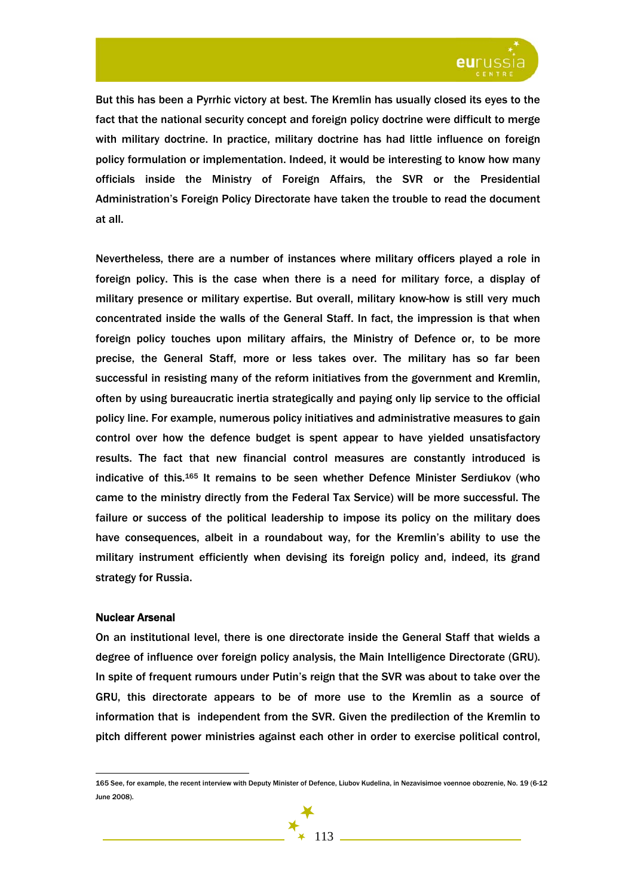But this has been a Pyrrhic victory at best. The Kremlin has usually closed its eyes to the fact that the national security concept and foreign policy doctrine were difficult to merge with military doctrine. In practice, military doctrine has had little influence on foreign policy formulation or implementation. Indeed, it would be interesting to know how many officials inside the Ministry of Foreign Affairs, the SVR or the Presidential Administration's Foreign Policy Directorate have taken the trouble to read the document at all.

Nevertheless, there are a number of instances where military officers played a role in foreign policy. This is the case when there is a need for military force, a display of military presence or military expertise. But overall, military know-how is still very much concentrated inside the walls of the General Staff. In fact, the impression is that when foreign policy touches upon military affairs, the Ministry of Defence or, to be more precise, the General Staff, more or less takes over. The military has so far been successful in resisting many of the reform initiatives from the government and Kremlin, often by using bureaucratic inertia strategically and paying only lip service to the official policy line. For example, numerous policy initiatives and administrative measures to gain control over how the defence budget is spent appear to have yielded unsatisfactory results. The fact that new financial control measures are constantly introduced is indicative of this.[165] It remains to be seen whether Defence Minister Serdiukov (who came to the ministry directly from the Federal Tax Service) will be more successful. The failure or success of the political leadership to impose its policy on the military does have consequences, albeit in a roundabout way, for the Kremlin's ability to use the military instrument efficiently when devising its foreign policy and, indeed, its grand strategy for Russia.

#### Nuclear Arsenal

On an institutional level, there is one directorate inside the General Staff that wields a degree of influence over foreign policy analysis, the Main Intelligence Directorate (GRU). In spite of frequent rumours under Putin's reign that the SVR was about to take over the GRU, this directorate appears to be of more use to the Kremlin as a source of information that is independent from the SVR. Given the predilection of the Kremlin to pitch different power ministries against each other in order to exercise political control,

---

165 See, for example, the recent interview with Deputy Minister of Defence, Liubov Kudelina, in Nezavisimoe voennoe obozrenie, No. 19 (6-12 June 2008).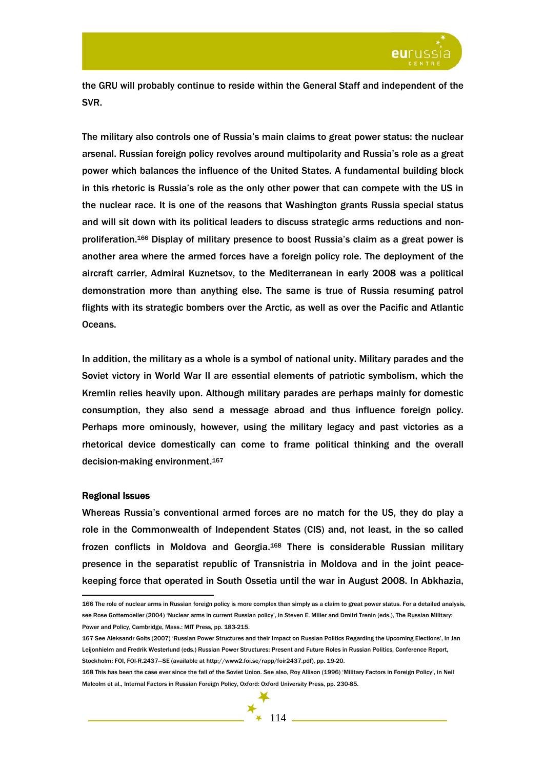the GRU will probably continue to reside within the General Staff and independent of the SVR.

The military also controls one of Russia's main claims to great power status: the nuclear arsenal. Russian foreign policy revolves around multipolarity and Russia's role as a great power which balances the influence of the United States. A fundamental building block in this rhetoric is Russia's role as the only other power that can compete with the US in the nuclear race. It is one of the reasons that Washington grants Russia special status and will sit down with its political leaders to discuss strategic arms reductions and non-proliferation.[166] Display of military presence to boost Russia's claim as a great power is another area where the armed forces have a foreign policy role. The deployment of the aircraft carrier, Admiral Kuznetsov, to the Mediterranean in early 2008 was a political demonstration more than anything else. The same is true of Russia resuming patrol flights with its strategic bombers over the Arctic, as well as over the Pacific and Atlantic Oceans.

In addition, the military as a whole is a symbol of national unity. Military parades and the Soviet victory in World War II are essential elements of patriotic symbolism, which the Kremlin relies heavily upon. Although military parades are perhaps mainly for domestic consumption, they also send a message abroad and thus influence foreign policy. Perhaps more ominously, however, using the military legacy and past victories as a rhetorical device domestically can come to frame political thinking and the overall decision-making environment.[167]

**Regional Issues**

Whereas Russia's conventional armed forces are no match for the US, they do play a role in the Commonwealth of Independent States (CIS) and, not least, in the so called frozen conflicts in Moldova and Georgia.[168] There is considerable Russian military presence in the separatist republic of Transnistria in Moldova and in the joint peace-keeping force that operated in South Ossetia until the war in August 2008. In Abkhazia,

---

166 The role of nuclear arms in Russian foreign policy is more complex than simply as a claim to great power status. For a detailed analysis, see Rose Gottemoeller (2004) 'Nuclear arms in current Russian policy', in Steven E. Miller and Dmitri Trenin (eds.), The Russian Military: Power and Policy, Cambridge, Mass.: MIT Press, pp. 183-215.

167 See Aleksandr Golts (2007) 'Russian Power Structures and their Impact on Russian Politics Regarding the Upcoming Elections', in Jan Leijonhielm and Fredrik Westerlund (eds.) Russian Power Structures: Present and Future Roles in Russian Politics, Conference Report, Stockholm: FOI, FOI-R.2437—SE (available at http://www2.foi.se/rapp/foir2437.pdf), pp. 19-20.

168 This has been the case ever since the fall of the Soviet Union. See also, Roy Allison (1996) 'Military Factors in Foreign Policy', in Neil Malcolm et al., Internal Factors in Russian Foreign Policy, Oxford: Oxford University Press, pp. 230-85.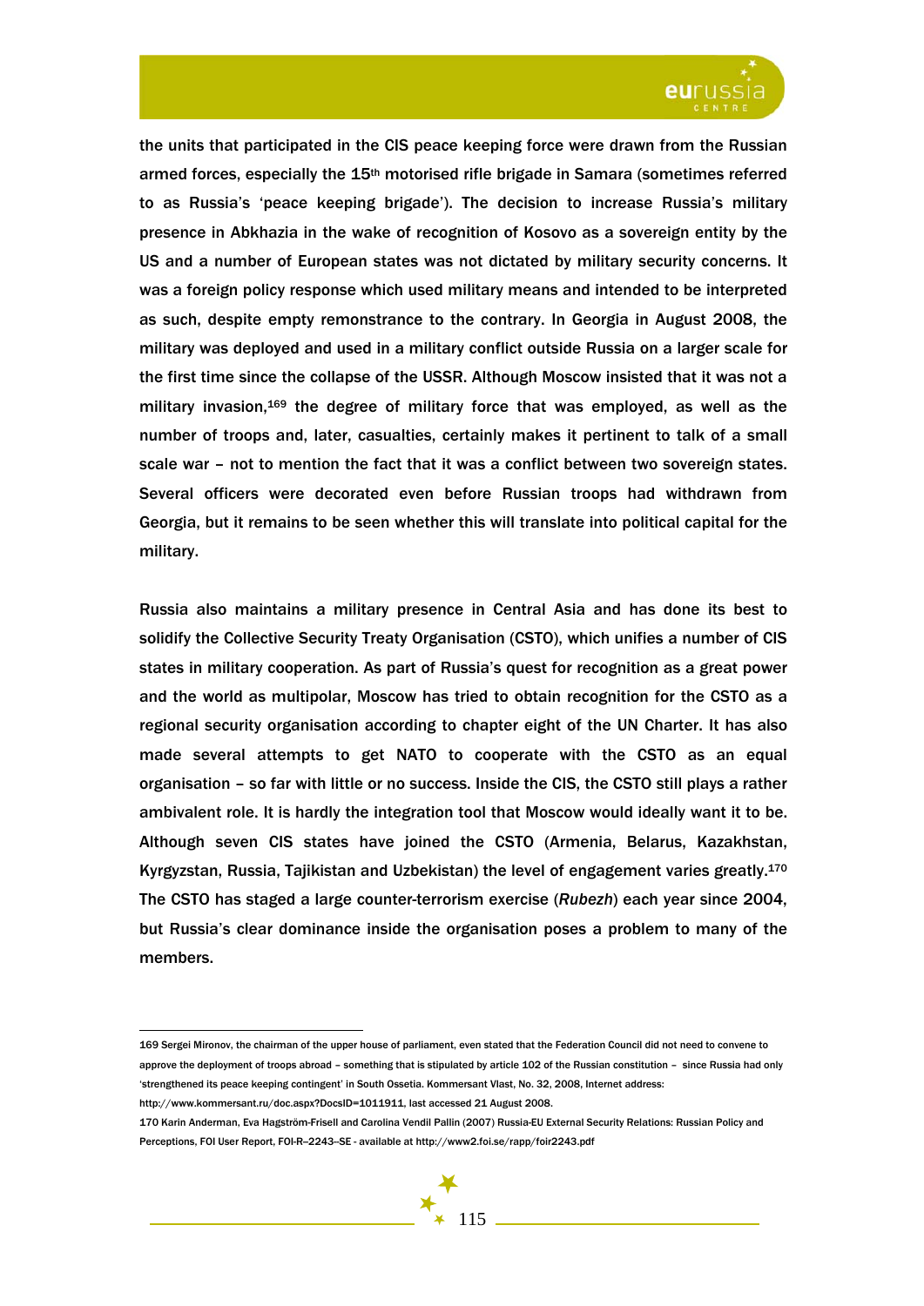the units that participated in the CIS peace keeping force were drawn from the Russian armed forces, especially the 15th motorised rifle brigade in Samara (sometimes referred to as Russia's 'peace keeping brigade'). The decision to increase Russia's military presence in Abkhazia in the wake of recognition of Kosovo as a sovereign entity by the US and a number of European states was not dictated by military security concerns. It was a foreign policy response which used military means and intended to be interpreted as such, despite empty remonstrance to the contrary. In Georgia in August 2008, the military was deployed and used in a military conflict outside Russia on a larger scale for the first time since the collapse of the USSR. Although Moscow insisted that it was not a military invasion,[169] the degree of military force that was employed, as well as the number of troops and, later, casualties, certainly makes it pertinent to talk of a small scale war – not to mention the fact that it was a conflict between two sovereign states. Several officers were decorated even before Russian troops had withdrawn from Georgia, but it remains to be seen whether this will translate into political capital for the military.

Russia also maintains a military presence in Central Asia and has done its best to solidify the Collective Security Treaty Organisation (CSTO), which unifies a number of CIS states in military cooperation. As part of Russia's quest for recognition as a great power and the world as multipolar, Moscow has tried to obtain recognition for the CSTO as a regional security organisation according to chapter eight of the UN Charter. It has also made several attempts to get NATO to cooperate with the CSTO as an equal organisation – so far with little or no success. Inside the CIS, the CSTO still plays a rather ambivalent role. It is hardly the integration tool that Moscow would ideally want it to be. Although seven CIS states have joined the CSTO (Armenia, Belarus, Kazakhstan, Kyrgyzstan, Russia, Tajikistan and Uzbekistan) the level of engagement varies greatly.[170] The CSTO has staged a large counter-terrorism exercise (*Rubezh*) each year since 2004, but Russia's clear dominance inside the organisation poses a problem to many of the members.

---

169 Sergei Mironov, the chairman of the upper house of parliament, even stated that the Federation Council did not need to convene to approve the deployment of troops abroad – something that is stipulated by article 102 of the Russian constitution – since Russia had only 'strengthened its peace keeping contingent' in South Ossetia. Kommersant Vlast, No. 32, 2008, Internet address: http://www.kommersant.ru/doc.aspx?DocsID=1011911, last accessed 21 August 2008.

170 Karin Anderman, Eva Hagström-Frisell and Carolina Vendil Pallin (2007) Russia-EU External Security Relations: Russian Policy and Perceptions, FOI User Report, FOI-R--2243--SE - available at http://www2.foi.se/rapp/foir2243.pdf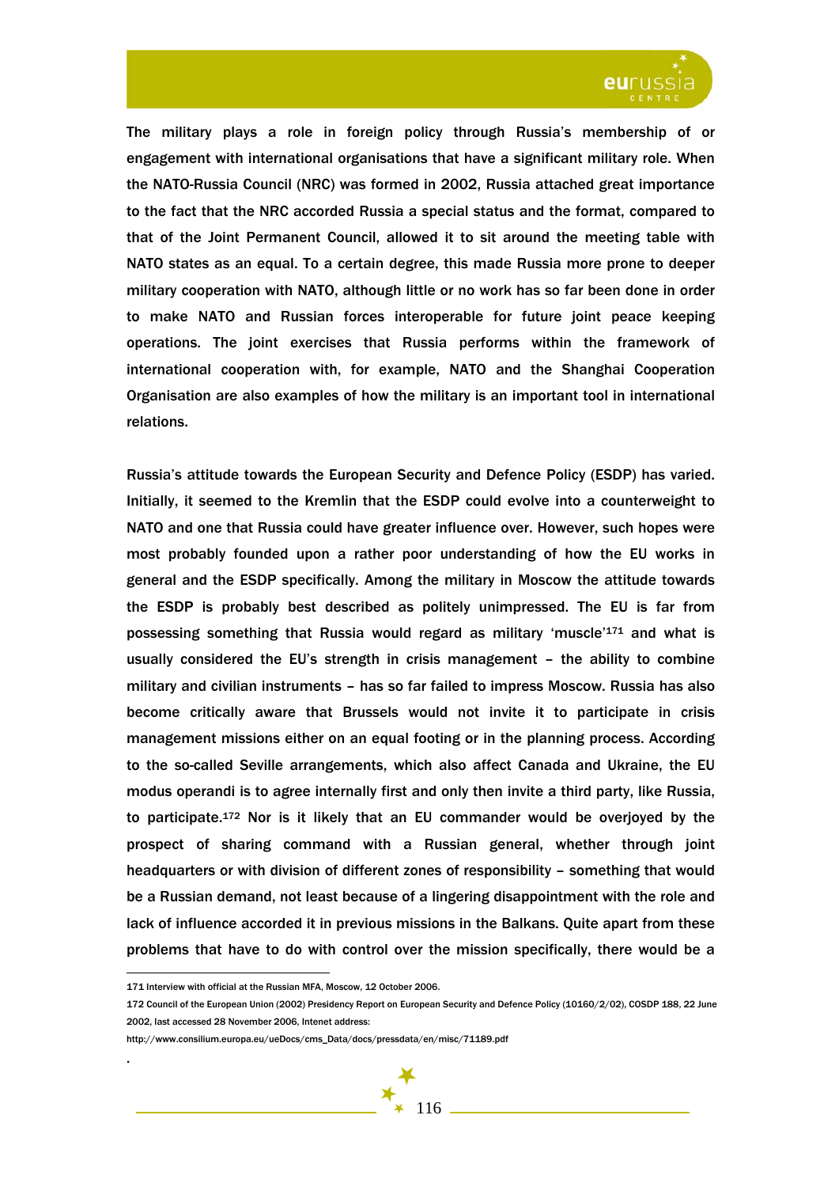The military plays a role in foreign policy through Russia's membership of or engagement with international organisations that have a significant military role. When the NATO-Russia Council (NRC) was formed in 2002, Russia attached great importance to the fact that the NRC accorded Russia a special status and the format, compared to that of the Joint Permanent Council, allowed it to sit around the meeting table with NATO states as an equal. To a certain degree, this made Russia more prone to deeper military cooperation with NATO, although little or no work has so far been done in order to make NATO and Russian forces interoperable for future joint peace keeping operations. The joint exercises that Russia performs within the framework of international cooperation with, for example, NATO and the Shanghai Cooperation Organisation are also examples of how the military is an important tool in international relations.

Russia's attitude towards the European Security and Defence Policy (ESDP) has varied. Initially, it seemed to the Kremlin that the ESDP could evolve into a counterweight to NATO and one that Russia could have greater influence over. However, such hopes were most probably founded upon a rather poor understanding of how the EU works in general and the ESDP specifically. Among the military in Moscow the attitude towards the ESDP is probably best described as politely unimpressed. The EU is far from possessing something that Russia would regard as military 'muscle'[171] and what is usually considered the EU's strength in crisis management – the ability to combine military and civilian instruments – has so far failed to impress Moscow. Russia has also become critically aware that Brussels would not invite it to participate in crisis management missions either on an equal footing or in the planning process. According to the so-called Seville arrangements, which also affect Canada and Ukraine, the EU modus operandi is to agree internally first and only then invite a third party, like Russia, to participate.[172] Nor is it likely that an EU commander would be overjoyed by the prospect of sharing command with a Russian general, whether through joint headquarters or with division of different zones of responsibility – something that would be a Russian demand, not least because of a lingering disappointment with the role and lack of influence accorded it in previous missions in the Balkans. Quite apart from these problems that have to do with control over the mission specifically, there would be a

---

171 Interview with official at the Russian MFA, Moscow, 12 October 2006.

172 Council of the European Union (2002) Presidency Report on European Security and Defence Policy (10160/2/02), COSDP 188, 22 June 2002, last accessed 28 November 2006, Intenet address:

http://www.consilium.europa.eu/ueDocs/cms_Data/docs/pressdata/en/misc/71189.pdf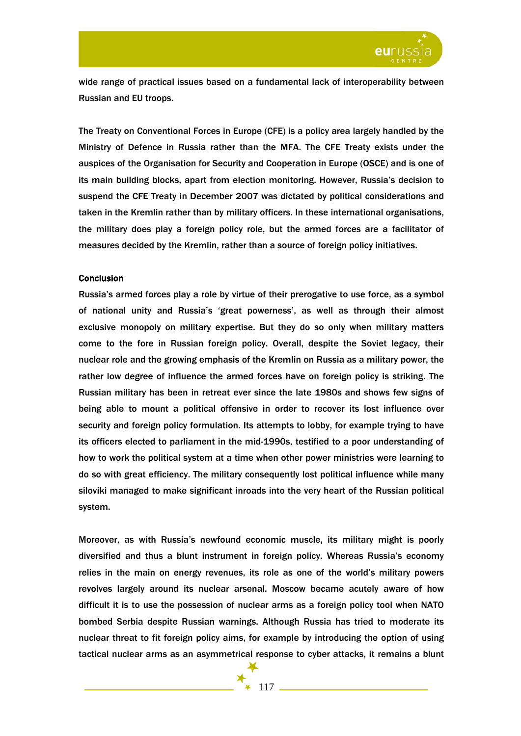wide range of practical issues based on a fundamental lack of interoperability between Russian and EU troops.

The Treaty on Conventional Forces in Europe (CFE) is a policy area largely handled by the Ministry of Defence in Russia rather than the MFA. The CFE Treaty exists under the auspices of the Organisation for Security and Cooperation in Europe (OSCE) and is one of its main building blocks, apart from election monitoring. However, Russia's decision to suspend the CFE Treaty in December 2007 was dictated by political considerations and taken in the Kremlin rather than by military officers. In these international organisations, the military does play a foreign policy role, but the armed forces are a facilitator of measures decided by the Kremlin, rather than a source of foreign policy initiatives.

## Conclusion

Russia's armed forces play a role by virtue of their prerogative to use force, as a symbol of national unity and Russia's 'great powerness', as well as through their almost exclusive monopoly on military expertise. But they do so only when military matters come to the fore in Russian foreign policy. Overall, despite the Soviet legacy, their nuclear role and the growing emphasis of the Kremlin on Russia as a military power, the rather low degree of influence the armed forces have on foreign policy is striking. The Russian military has been in retreat ever since the late 1980s and shows few signs of being able to mount a political offensive in order to recover its lost influence over security and foreign policy formulation. Its attempts to lobby, for example trying to have its officers elected to parliament in the mid-1990s, testified to a poor understanding of how to work the political system at a time when other power ministries were learning to do so with great efficiency. The military consequently lost political influence while many siloviki managed to make significant inroads into the very heart of the Russian political system.

Moreover, as with Russia's newfound economic muscle, its military might is poorly diversified and thus a blunt instrument in foreign policy. Whereas Russia's economy relies in the main on energy revenues, its role as one of the world's military powers revolves largely around its nuclear arsenal. Moscow became acutely aware of how difficult it is to use the possession of nuclear arms as a foreign policy tool when NATO bombed Serbia despite Russian warnings. Although Russia has tried to moderate its nuclear threat to fit foreign policy aims, for example by introducing the option of using tactical nuclear arms as an asymmetrical response to cyber attacks, it remains a blunt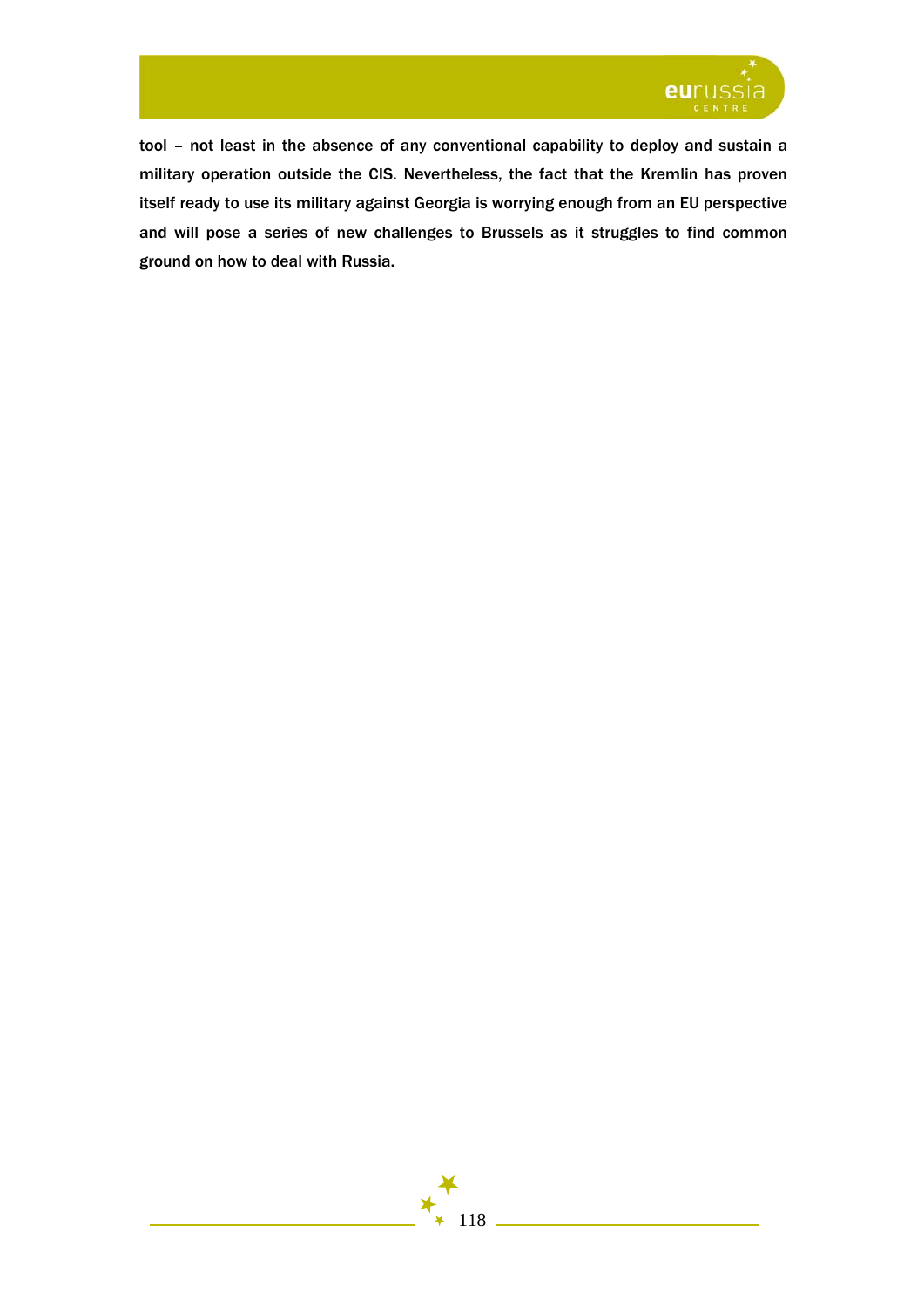tool – not least in the absence of any conventional capability to deploy and sustain a military operation outside the CIS. Nevertheless, the fact that the Kremlin has proven itself ready to use its military against Georgia is worrying enough from an EU perspective and will pose a series of new challenges to Brussels as it struggles to find common ground on how to deal with Russia.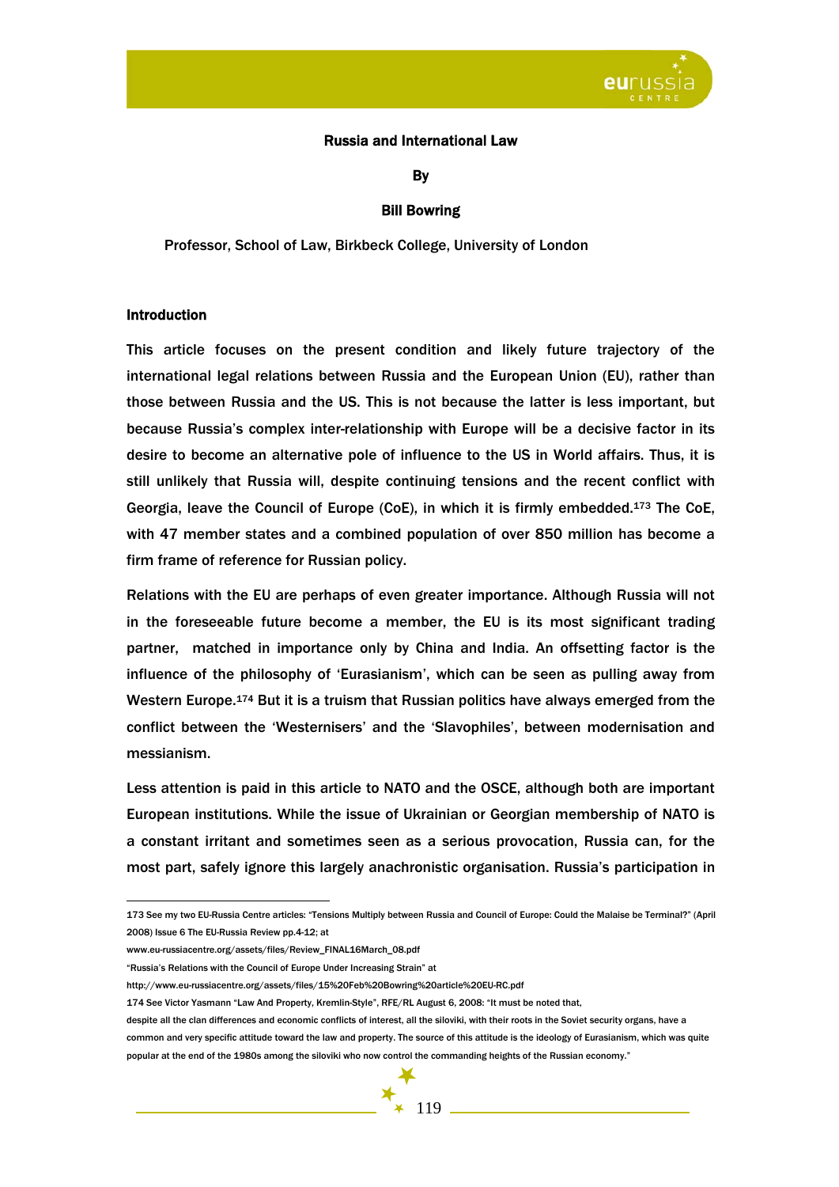**Russia and International Law**

**By**

**Bill Bowring**

Professor, School of Law, Birkbeck College, University of London

## Introduction

This article focuses on the present condition and likely future trajectory of the international legal relations between Russia and the European Union (EU), rather than those between Russia and the US. This is not because the latter is less important, but because Russia's complex inter-relationship with Europe will be a decisive factor in its desire to become an alternative pole of influence to the US in World affairs. Thus, it is still unlikely that Russia will, despite continuing tensions and the recent conflict with Georgia, leave the Council of Europe (CoE), in which it is firmly embedded.[173] The CoE, with 47 member states and a combined population of over 850 million has become a firm frame of reference for Russian policy.

Relations with the EU are perhaps of even greater importance. Although Russia will not in the foreseeable future become a member, the EU is its most significant trading partner, matched in importance only by China and India. An offsetting factor is the influence of the philosophy of 'Eurasianism', which can be seen as pulling away from Western Europe.[174] But it is a truism that Russian politics have always emerged from the conflict between the 'Westernisers' and the 'Slavophiles', between modernisation and messianism.

Less attention is paid in this article to NATO and the OSCE, although both are important European institutions. While the issue of Ukrainian or Georgian membership of NATO is a constant irritant and sometimes seen as a serious provocation, Russia can, for the most part, safely ignore this largely anachronistic organisation. Russia's participation in

---

173 See my two EU-Russia Centre articles: "Tensions Multiply between Russia and Council of Europe: Could the Malaise be Terminal?" (April 2008) Issue 6 The EU-Russia Review pp.4-12; at

www.eu-russiacentre.org/assets/files/Review_FINAL16March_08.pdf

"Russia's Relations with the Council of Europe Under Increasing Strain" at

http://www.eu-russiacentre.org/assets/files/15%20Feb%20Bowring%20article%20EU-RC.pdf

174 See Victor Yasmann "Law And Property, Kremlin-Style", RFE/RL August 6, 2008: "It must be noted that, despite all the clan differences and economic conflicts of interest, all the siloviki, with their roots in the Soviet security organs, have a common and very specific attitude toward the law and property. The source of this attitude is the ideology of Eurasianism, which was quite popular at the end of the 1980s among the siloviki who now control the commanding heights of the Russian economy."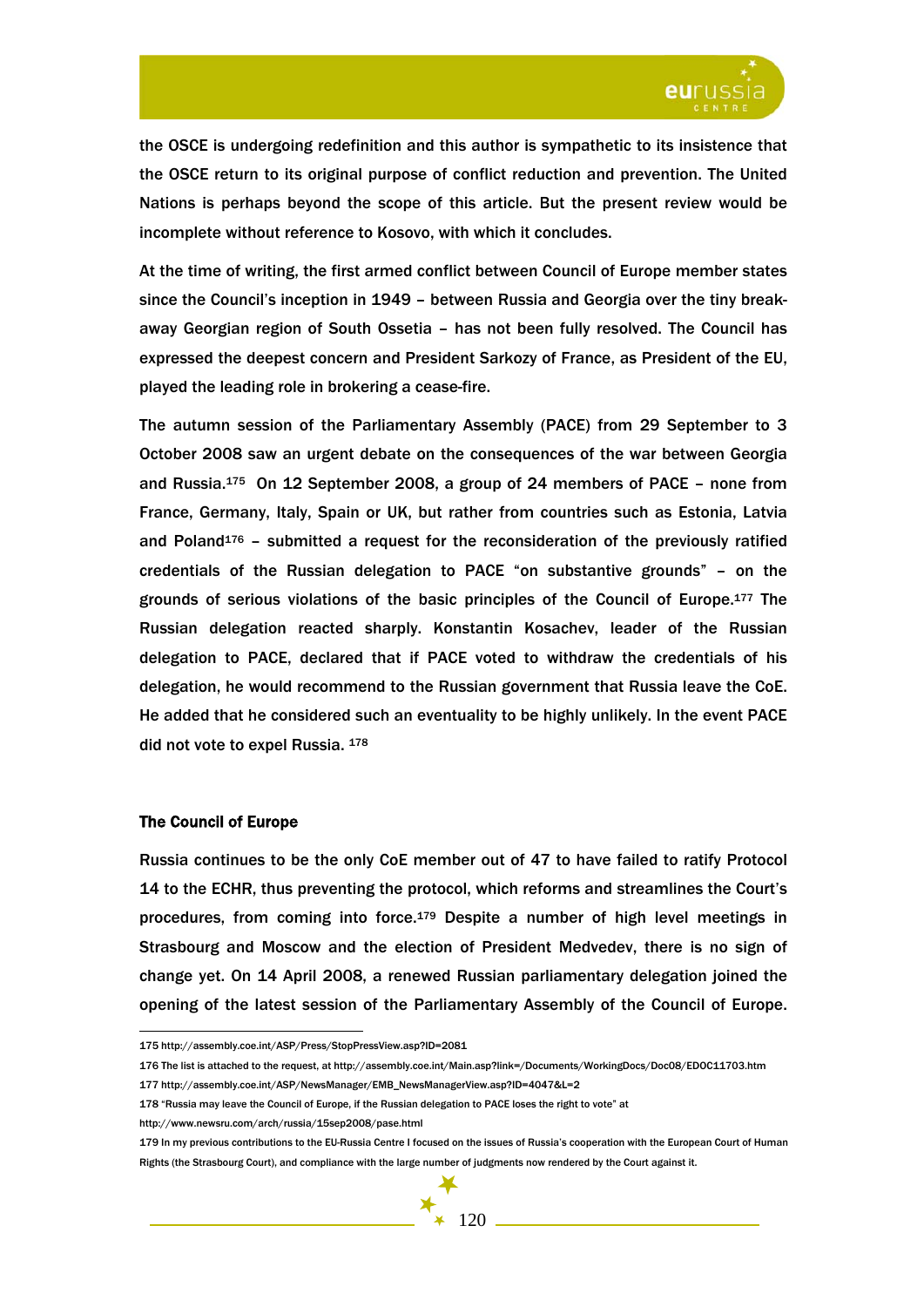the OSCE is undergoing redefinition and this author is sympathetic to its insistence that the OSCE return to its original purpose of conflict reduction and prevention. The United Nations is perhaps beyond the scope of this article. But the present review would be incomplete without reference to Kosovo, with which it concludes.

At the time of writing, the first armed conflict between Council of Europe member states since the Council's inception in 1949 – between Russia and Georgia over the tiny break-away Georgian region of South Ossetia – has not been fully resolved. The Council has expressed the deepest concern and President Sarkozy of France, as President of the EU, played the leading role in brokering a cease-fire.

The autumn session of the Parliamentary Assembly (PACE) from 29 September to 3 October 2008 saw an urgent debate on the consequences of the war between Georgia and Russia.[175] On 12 September 2008, a group of 24 members of PACE – none from France, Germany, Italy, Spain or UK, but rather from countries such as Estonia, Latvia and Poland[176] – submitted a request for the reconsideration of the previously ratified credentials of the Russian delegation to PACE "on substantive grounds" – on the grounds of serious violations of the basic principles of the Council of Europe.[177] The Russian delegation reacted sharply. Konstantin Kosachev, leader of the Russian delegation to PACE, declared that if PACE voted to withdraw the credentials of his delegation, he would recommend to the Russian government that Russia leave the CoE. He added that he considered such an eventuality to be highly unlikely. In the event PACE did not vote to expel Russia. [178]

## The Council of Europe

Russia continues to be the only CoE member out of 47 to have failed to ratify Protocol 14 to the ECHR, thus preventing the protocol, which reforms and streamlines the Court's procedures, from coming into force.[179] Despite a number of high level meetings in Strasbourg and Moscow and the election of President Medvedev, there is no sign of change yet. On 14 April 2008, a renewed Russian parliamentary delegation joined the opening of the latest session of the Parliamentary Assembly of the Council of Europe.

---

175 http://assembly.coe.int/ASP/Press/StopPressView.asp?ID=2081

176 The list is attached to the request, at http://assembly.coe.int/Main.asp?link=/Documents/WorkingDocs/Doc08/EDOC11703.htm

177 http://assembly.coe.int/ASP/NewsManager/EMB_NewsManagerView.asp?ID=4047&L=2

178 "Russia may leave the Council of Europe, if the Russian delegation to PACE loses the right to vote" at http://www.newsru.com/arch/russia/15sep2008/pase.html

179 In my previous contributions to the EU-Russia Centre I focused on the issues of Russia's cooperation with the European Court of Human Rights (the Strasbourg Court), and compliance with the large number of judgments now rendered by the Court against it.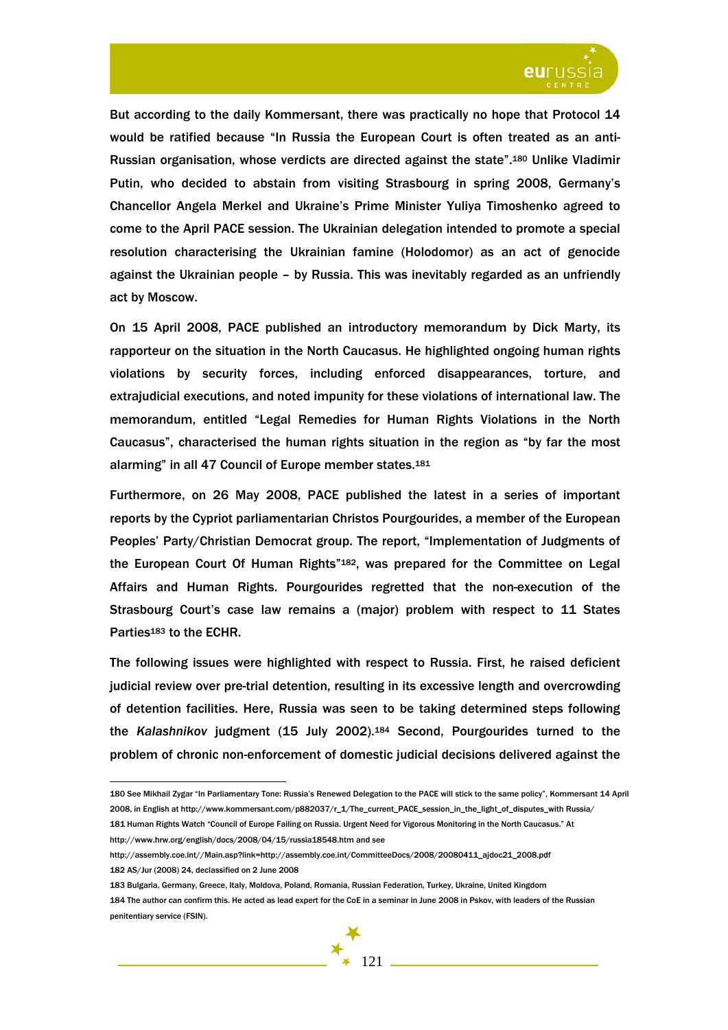But according to the daily Kommersant, there was practically no hope that Protocol 14 would be ratified because "In Russia the European Court is often treated as an anti-Russian organisation, whose verdicts are directed against the state".[180] Unlike Vladimir Putin, who decided to abstain from visiting Strasbourg in spring 2008, Germany's Chancellor Angela Merkel and Ukraine's Prime Minister Yuliya Timoshenko agreed to come to the April PACE session. The Ukrainian delegation intended to promote a special resolution characterising the Ukrainian famine (Holodomor) as an act of genocide against the Ukrainian people – by Russia. This was inevitably regarded as an unfriendly act by Moscow.

On 15 April 2008, PACE published an introductory memorandum by Dick Marty, its rapporteur on the situation in the North Caucasus. He highlighted ongoing human rights violations by security forces, including enforced disappearances, torture, and extrajudicial executions, and noted impunity for these violations of international law. The memorandum, entitled "Legal Remedies for Human Rights Violations in the North Caucasus", characterised the human rights situation in the region as "by far the most alarming" in all 47 Council of Europe member states.[181]

Furthermore, on 26 May 2008, PACE published the latest in a series of important reports by the Cypriot parliamentarian Christos Pourgourides, a member of the European Peoples' Party/Christian Democrat group. The report, "Implementation of Judgments of the European Court Of Human Rights"[182], was prepared for the Committee on Legal Affairs and Human Rights. Pourgourides regretted that the non-execution of the Strasbourg Court's case law remains a (major) problem with respect to 11 States Parties[183] to the ECHR.

The following issues were highlighted with respect to Russia. First, he raised deficient judicial review over pre-trial detention, resulting in its excessive length and overcrowding of detention facilities. Here, Russia was seen to be taking determined steps following the *Kalashnikov* judgment (15 July 2002).[184] Second, Pourgourides turned to the problem of chronic non-enforcement of domestic judicial decisions delivered against the

---

180 See Mikhail Zygar "In Parliamentary Tone: Russia's Renewed Delegation to the PACE will stick to the same policy", Kommersant 14 April 2008, in English at http://www.kommersant.com/p882037/r_1/The_current_PACE_session_in_the_light_of_disputes_with Russia/

181 Human Rights Watch "Council of Europe Failing on Russia. Urgent Need for Vigorous Monitoring in the North Caucasus." At http://www.hrw.org/english/docs/2008/04/15/russia18548.htm and see http://assembly.coe.int//Main.asp?link=http://assembly.coe.int/CommitteeDocs/2008/20080411_ajdoc21_2008.pdf

182 AS/Jur (2008) 24, declassified on 2 June 2008

183 Bulgaria, Germany, Greece, Italy, Moldova, Poland, Romania, Russian Federation, Turkey, Ukraine, United Kingdom

184 The author can confirm this. He acted as lead expert for the CoE in a seminar in June 2008 in Pskov, with leaders of the Russian penitentiary service (FSIN).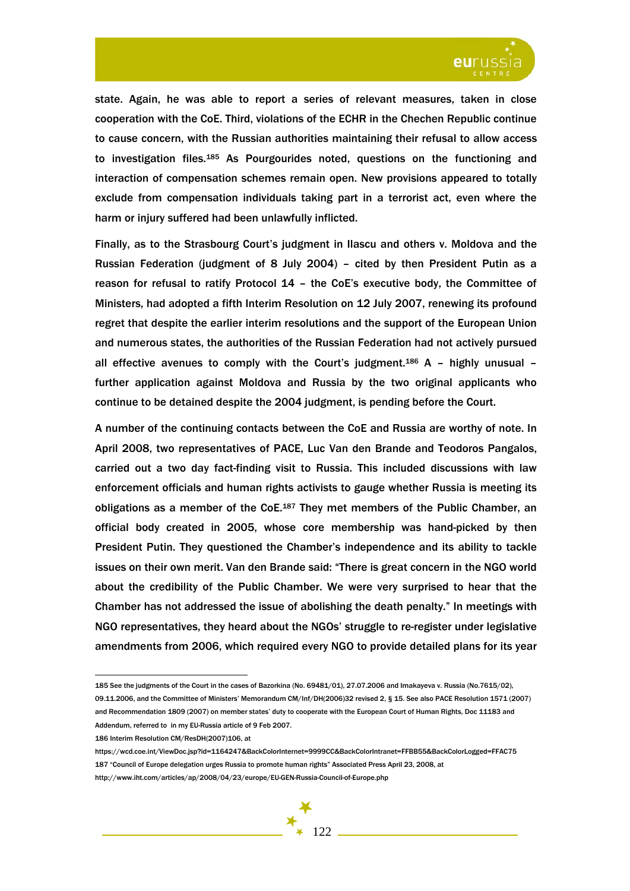state. Again, he was able to report a series of relevant measures, taken in close cooperation with the CoE. Third, violations of the ECHR in the Chechen Republic continue to cause concern, with the Russian authorities maintaining their refusal to allow access to investigation files.[185] As Pourgourides noted, questions on the functioning and interaction of compensation schemes remain open. New provisions appeared to totally exclude from compensation individuals taking part in a terrorist act, even where the harm or injury suffered had been unlawfully inflicted.

Finally, as to the Strasbourg Court's judgment in Ilascu and others v. Moldova and the Russian Federation (judgment of 8 July 2004) – cited by then President Putin as a reason for refusal to ratify Protocol 14 – the CoE's executive body, the Committee of Ministers, had adopted a fifth Interim Resolution on 12 July 2007, renewing its profound regret that despite the earlier interim resolutions and the support of the European Union and numerous states, the authorities of the Russian Federation had not actively pursued all effective avenues to comply with the Court's judgment.[186] A – highly unusual – further application against Moldova and Russia by the two original applicants who continue to be detained despite the 2004 judgment, is pending before the Court.

A number of the continuing contacts between the CoE and Russia are worthy of note. In April 2008, two representatives of PACE, Luc Van den Brande and Teodoros Pangalos, carried out a two day fact-finding visit to Russia. This included discussions with law enforcement officials and human rights activists to gauge whether Russia is meeting its obligations as a member of the CoE.[187] They met members of the Public Chamber, an official body created in 2005, whose core membership was hand-picked by then President Putin. They questioned the Chamber's independence and its ability to tackle issues on their own merit. Van den Brande said: "There is great concern in the NGO world about the credibility of the Public Chamber. We were very surprised to hear that the Chamber has not addressed the issue of abolishing the death penalty." In meetings with NGO representatives, they heard about the NGOs' struggle to re-register under legislative amendments from 2006, which required every NGO to provide detailed plans for its year

---

185 See the judgments of the Court in the cases of Bazorkina (No. 69481/01), 27.07.2006 and Imakayeva v. Russia (No.7615/02), 09.11.2006, and the Committee of Ministers' Memorandum CM/Inf/DH(2006)32 revised 2, § 15. See also PACE Resolution 1571 (2007) and Recommendation 1809 (2007) on member states' duty to cooperate with the European Court of Human Rights, Doc 11183 and Addendum, referred to in my EU-Russia article of 9 Feb 2007.

186 Interim Resolution CM/ResDH(2007)106, at https://wcd.coe.int/ViewDoc.jsp?id=1164247&BackColorInternet=9999CC&BackColorIntranet=FFBB55&BackColorLogged=FFAC75

187 "Council of Europe delegation urges Russia to promote human rights" Associated Press April 23, 2008, at http://www.iht.com/articles/ap/2008/04/23/europe/EU-GEN-Russia-Council-of-Europe.php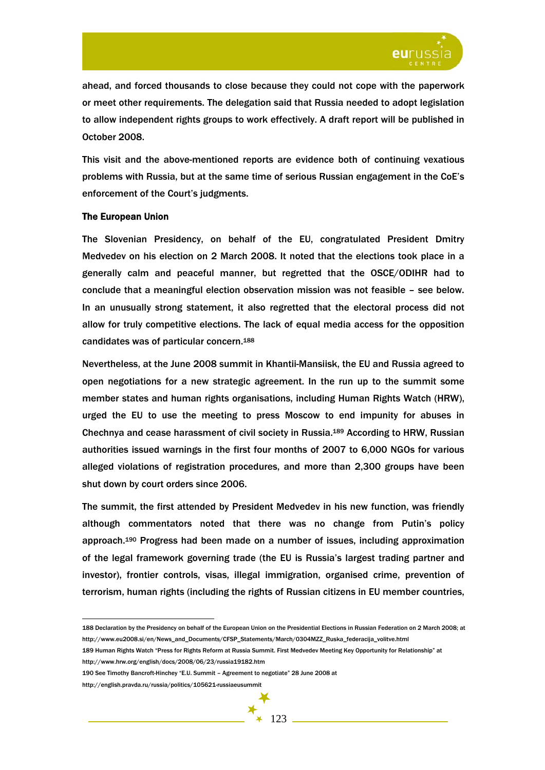ahead, and forced thousands to close because they could not cope with the paperwork or meet other requirements. The delegation said that Russia needed to adopt legislation to allow independent rights groups to work effectively. A draft report will be published in October 2008.

This visit and the above-mentioned reports are evidence both of continuing vexatious problems with Russia, but at the same time of serious Russian engagement in the CoE's enforcement of the Court's judgments.

**The European Union**

The Slovenian Presidency, on behalf of the EU, congratulated President Dmitry Medvedev on his election on 2 March 2008. It noted that the elections took place in a generally calm and peaceful manner, but regretted that the OSCE/ODIHR had to conclude that a meaningful election observation mission was not feasible – see below. In an unusually strong statement, it also regretted that the electoral process did not allow for truly competitive elections. The lack of equal media access for the opposition candidates was of particular concern.[188]

Nevertheless, at the June 2008 summit in Khantii-Mansiisk, the EU and Russia agreed to open negotiations for a new strategic agreement. In the run up to the summit some member states and human rights organisations, including Human Rights Watch (HRW), urged the EU to use the meeting to press Moscow to end impunity for abuses in Chechnya and cease harassment of civil society in Russia.[189] According to HRW, Russian authorities issued warnings in the first four months of 2007 to 6,000 NGOs for various alleged violations of registration procedures, and more than 2,300 groups have been shut down by court orders since 2006.

The summit, the first attended by President Medvedev in his new function, was friendly although commentators noted that there was no change from Putin's policy approach.[190] Progress had been made on a number of issues, including approximation of the legal framework governing trade (the EU is Russia's largest trading partner and investor), frontier controls, visas, illegal immigration, organised crime, prevention of terrorism, human rights (including the rights of Russian citizens in EU member countries,

---

188 Declaration by the Presidency on behalf of the European Union on the Presidential Elections in Russian Federation on 2 March 2008; at http://www.eu2008.si/en/News_and_Documents/CFSP_Statements/March/0304MZZ_Ruska_federacija_volitve.html

189 Human Rights Watch "Press for Rights Reform at Russia Summit. First Medvedev Meeting Key Opportunity for Relationship" at http://www.hrw.org/english/docs/2008/06/23/russia19182.htm

190 See Timothy Bancroft-Hinchey "E.U. Summit – Agreement to negotiate" 28 June 2008 at http://english.pravda.ru/russia/politics/105621-russiaeusummit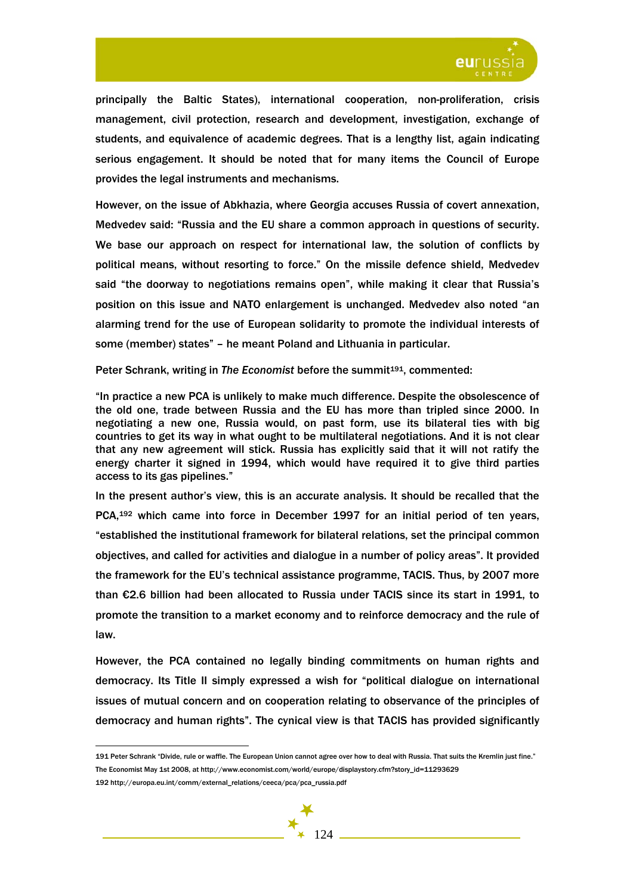principally the Baltic States), international cooperation, non-proliferation, crisis management, civil protection, research and development, investigation, exchange of students, and equivalence of academic degrees. That is a lengthy list, again indicating serious engagement. It should be noted that for many items the Council of Europe provides the legal instruments and mechanisms.

However, on the issue of Abkhazia, where Georgia accuses Russia of covert annexation, Medvedev said: "Russia and the EU share a common approach in questions of security. We base our approach on respect for international law, the solution of conflicts by political means, without resorting to force." On the missile defence shield, Medvedev said "the doorway to negotiations remains open", while making it clear that Russia's position on this issue and NATO enlargement is unchanged. Medvedev also noted "an alarming trend for the use of European solidarity to promote the individual interests of some (member) states" – he meant Poland and Lithuania in particular.

Peter Schrank, writing in *The Economist* before the summit[191], commented:

"In practice a new PCA is unlikely to make much difference. Despite the obsolescence of the old one, trade between Russia and the EU has more than tripled since 2000. In negotiating a new one, Russia would, on past form, use its bilateral ties with big countries to get its way in what ought to be multilateral negotiations. And it is not clear that any new agreement will stick. Russia has explicitly said that it will not ratify the energy charter it signed in 1994, which would have required it to give third parties access to its gas pipelines."

In the present author's view, this is an accurate analysis. It should be recalled that the PCA,[192] which came into force in December 1997 for an initial period of ten years, "established the institutional framework for bilateral relations, set the principal common objectives, and called for activities and dialogue in a number of policy areas". It provided the framework for the EU's technical assistance programme, TACIS. Thus, by 2007 more than €2.6 billion had been allocated to Russia under TACIS since its start in 1991, to promote the transition to a market economy and to reinforce democracy and the rule of law.

However, the PCA contained no legally binding commitments on human rights and democracy. Its Title II simply expressed a wish for "political dialogue on international issues of mutual concern and on cooperation relating to observance of the principles of democracy and human rights". The cynical view is that TACIS has provided significantly

---

191 Peter Schrank "Divide, rule or waffle. The European Union cannot agree over how to deal with Russia. That suits the Kremlin just fine." The Economist May 1st 2008, at http://www.economist.com/world/europe/displaystory.cfm?story_id=11293629

192 http://europa.eu.int/comm/external_relations/ceeca/pca/pca_russia.pdf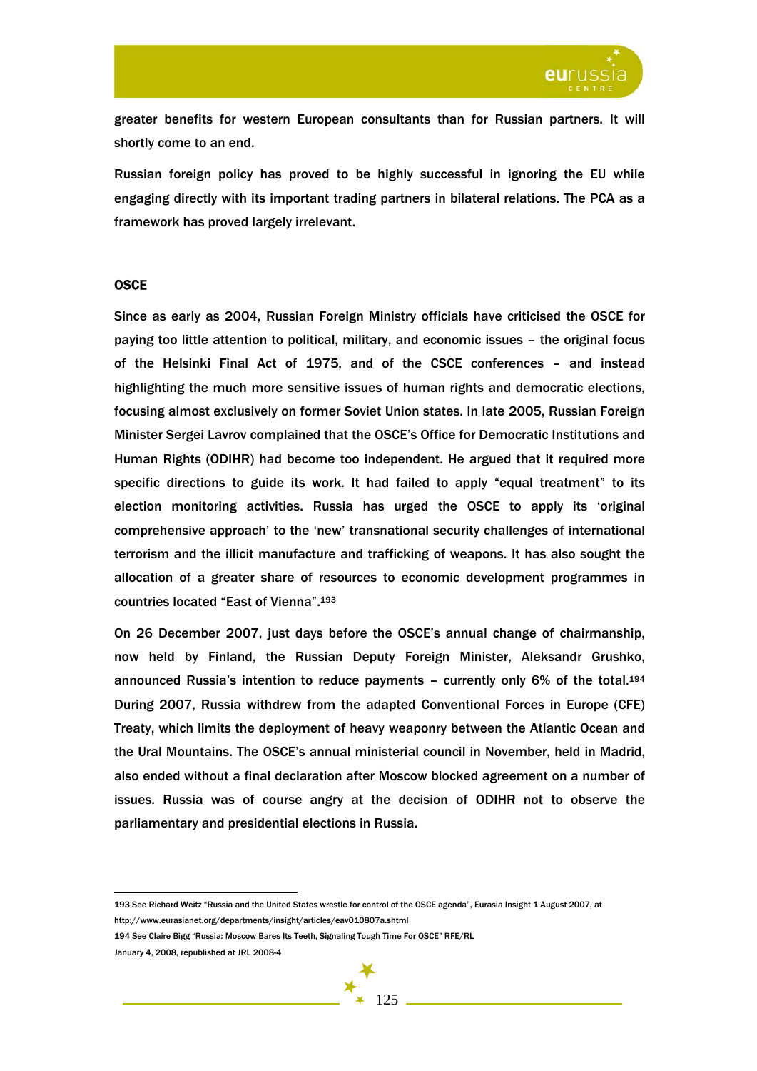greater benefits for western European consultants than for Russian partners. It will shortly come to an end.

Russian foreign policy has proved to be highly successful in ignoring the EU while engaging directly with its important trading partners in bilateral relations. The PCA as a framework has proved largely irrelevant.

## OSCE

Since as early as 2004, Russian Foreign Ministry officials have criticised the OSCE for paying too little attention to political, military, and economic issues – the original focus of the Helsinki Final Act of 1975, and of the CSCE conferences – and instead highlighting the much more sensitive issues of human rights and democratic elections, focusing almost exclusively on former Soviet Union states. In late 2005, Russian Foreign Minister Sergei Lavrov complained that the OSCE's Office for Democratic Institutions and Human Rights (ODIHR) had become too independent. He argued that it required more specific directions to guide its work. It had failed to apply "equal treatment" to its election monitoring activities. Russia has urged the OSCE to apply its 'original comprehensive approach' to the 'new' transnational security challenges of international terrorism and the illicit manufacture and trafficking of weapons. It has also sought the allocation of a greater share of resources to economic development programmes in countries located "East of Vienna".[193]

On 26 December 2007, just days before the OSCE's annual change of chairmanship, now held by Finland, the Russian Deputy Foreign Minister, Aleksandr Grushko, announced Russia's intention to reduce payments – currently only 6% of the total.[194] During 2007, Russia withdrew from the adapted Conventional Forces in Europe (CFE) Treaty, which limits the deployment of heavy weaponry between the Atlantic Ocean and the Ural Mountains. The OSCE's annual ministerial council in November, held in Madrid, also ended without a final declaration after Moscow blocked agreement on a number of issues. Russia was of course angry at the decision of ODIHR not to observe the parliamentary and presidential elections in Russia.

---

193 See Richard Weitz "Russia and the United States wrestle for control of the OSCE agenda", Eurasia Insight 1 August 2007, at http://www.eurasianet.org/departments/insight/articles/eav010807a.shtml

194 See Claire Bigg "Russia: Moscow Bares Its Teeth, Signaling Tough Time For OSCE" RFE/RL January 4, 2008, republished at JRL 2008-4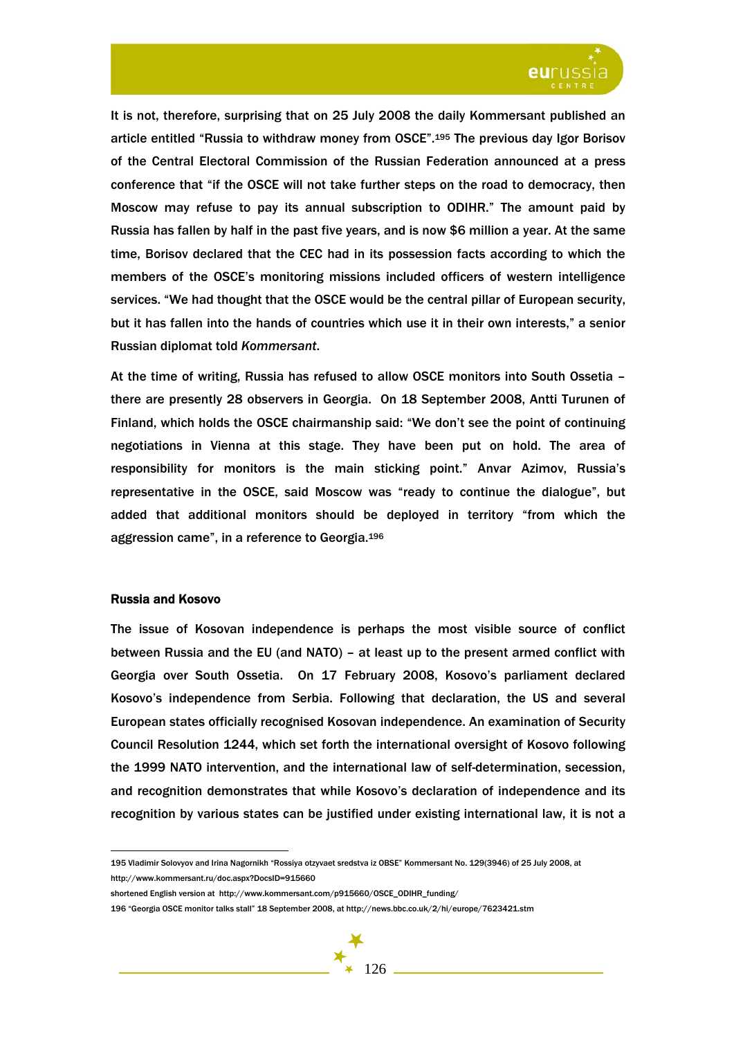It is not, therefore, surprising that on 25 July 2008 the daily Kommersant published an article entitled "Russia to withdraw money from OSCE".[195] The previous day Igor Borisov of the Central Electoral Commission of the Russian Federation announced at a press conference that "if the OSCE will not take further steps on the road to democracy, then Moscow may refuse to pay its annual subscription to ODIHR." The amount paid by Russia has fallen by half in the past five years, and is now $6 million a year. At the same time, Borisov declared that the CEC had in its possession facts according to which the members of the OSCE's monitoring missions included officers of western intelligence services. "We had thought that the OSCE would be the central pillar of European security, but it has fallen into the hands of countries which use it in their own interests," a senior Russian diplomat told *Kommersant*.

At the time of writing, Russia has refused to allow OSCE monitors into South Ossetia – there are presently 28 observers in Georgia. On 18 September 2008, Antti Turunen of Finland, which holds the OSCE chairmanship said: "We don't see the point of continuing negotiations in Vienna at this stage. They have been put on hold. The area of responsibility for monitors is the main sticking point." Anvar Azimov, Russia's representative in the OSCE, said Moscow was "ready to continue the dialogue", but added that additional monitors should be deployed in territory "from which the aggression came", in a reference to Georgia.[196]

**Russia and Kosovo**

The issue of Kosovan independence is perhaps the most visible source of conflict between Russia and the EU (and NATO) – at least up to the present armed conflict with Georgia over South Ossetia. On 17 February 2008, Kosovo's parliament declared Kosovo's independence from Serbia. Following that declaration, the US and several European states officially recognised Kosovan independence. An examination of Security Council Resolution 1244, which set forth the international oversight of Kosovo following the 1999 NATO intervention, and the international law of self-determination, secession, and recognition demonstrates that while Kosovo's declaration of independence and its recognition by various states can be justified under existing international law, it is not a

---

195 Vladimir Solovyov and Irina Nagornikh "Rossiya otzyvaet sredstva iz OBSE" Kommersant No. 129(3946) of 25 July 2008, at http://www.kommersant.ru/doc.aspx?DocsID=915660
shortened English version at http://www.kommersant.com/p915660/OSCE_ODIHR_funding/

196 "Georgia OSCE monitor talks stall" 18 September 2008, at http://news.bbc.co.uk/2/hi/europe/7623421.stm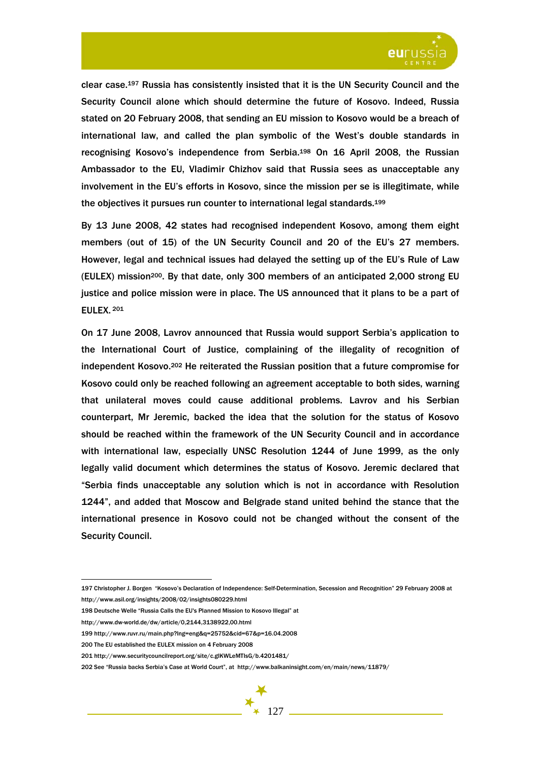clear case.[197] Russia has consistently insisted that it is the UN Security Council and the Security Council alone which should determine the future of Kosovo. Indeed, Russia stated on 20 February 2008, that sending an EU mission to Kosovo would be a breach of international law, and called the plan symbolic of the West's double standards in recognising Kosovo's independence from Serbia.[198] On 16 April 2008, the Russian Ambassador to the EU, Vladimir Chizhov said that Russia sees as unacceptable any involvement in the EU's efforts in Kosovo, since the mission per se is illegitimate, while the objectives it pursues run counter to international legal standards.[199]

By 13 June 2008, 42 states had recognised independent Kosovo, among them eight members (out of 15) of the UN Security Council and 20 of the EU's 27 members. However, legal and technical issues had delayed the setting up of the EU's Rule of Law (EULEX) mission[200]. By that date, only 300 members of an anticipated 2,000 strong EU justice and police mission were in place. The US announced that it plans to be a part of EULEX. [201]

On 17 June 2008, Lavrov announced that Russia would support Serbia's application to the International Court of Justice, complaining of the illegality of recognition of independent Kosovo.[202] He reiterated the Russian position that a future compromise for Kosovo could only be reached following an agreement acceptable to both sides, warning that unilateral moves could cause additional problems. Lavrov and his Serbian counterpart, Mr Jeremic, backed the idea that the solution for the status of Kosovo should be reached within the framework of the UN Security Council and in accordance with international law, especially UNSC Resolution 1244 of June 1999, as the only legally valid document which determines the status of Kosovo. Jeremic declared that "Serbia finds unacceptable any solution which is not in accordance with Resolution 1244", and added that Moscow and Belgrade stand united behind the stance that the international presence in Kosovo could not be changed without the consent of the Security Council.

---

197 Christopher J. Borgen "Kosovo's Declaration of Independence: Self-Determination, Secession and Recognition" 29 February 2008 at http://www.asil.org/insights/2008/02/insights080229.html

198 Deutsche Welle "Russia Calls the EU's Planned Mission to Kosovo Illegal" at http://www.dw-world.de/dw/article/0,2144,3138922,00.html

199 http://www.ruvr.ru/main.php?lng=eng&q=25752&cid=67&p=16.04.2008

200 The EU established the EULEX mission on 4 February 2008

201 http://www.securitycouncilreport.org/site/c.glKWLeMTIsG/b.4201481/

202 See "Russia backs Serbia's Case at World Court", at http://www.balkaninsight.com/en/main/news/11879/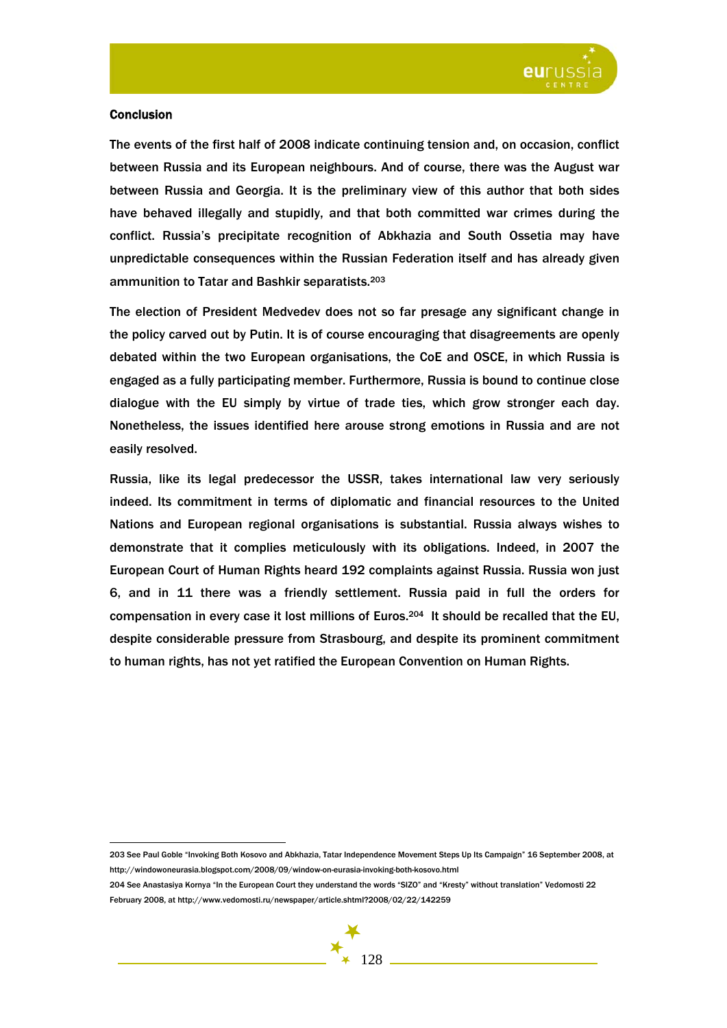## Conclusion

The events of the first half of 2008 indicate continuing tension and, on occasion, conflict between Russia and its European neighbours. And of course, there was the August war between Russia and Georgia. It is the preliminary view of this author that both sides have behaved illegally and stupidly, and that both committed war crimes during the conflict. Russia's precipitate recognition of Abkhazia and South Ossetia may have unpredictable consequences within the Russian Federation itself and has already given ammunition to Tatar and Bashkir separatists.[203]

The election of President Medvedev does not so far presage any significant change in the policy carved out by Putin. It is of course encouraging that disagreements are openly debated within the two European organisations, the CoE and OSCE, in which Russia is engaged as a fully participating member. Furthermore, Russia is bound to continue close dialogue with the EU simply by virtue of trade ties, which grow stronger each day. Nonetheless, the issues identified here arouse strong emotions in Russia and are not easily resolved.

Russia, like its legal predecessor the USSR, takes international law very seriously indeed. Its commitment in terms of diplomatic and financial resources to the United Nations and European regional organisations is substantial. Russia always wishes to demonstrate that it complies meticulously with its obligations. Indeed, in 2007 the European Court of Human Rights heard 192 complaints against Russia. Russia won just 6, and in 11 there was a friendly settlement. Russia paid in full the orders for compensation in every case it lost millions of Euros.[204] It should be recalled that the EU, despite considerable pressure from Strasbourg, and despite its prominent commitment to human rights, has not yet ratified the European Convention on Human Rights.

---

203 See Paul Goble "Invoking Both Kosovo and Abkhazia, Tatar Independence Movement Steps Up Its Campaign" 16 September 2008, at http://windowoneurasia.blogspot.com/2008/09/window-on-eurasia-invoking-both-kosovo.html

204 See Anastasiya Kornya "In the European Court they understand the words "SIZO" and "Kresty" without translation" Vedomosti 22 February 2008, at http://www.vedomosti.ru/newspaper/article.shtml?2008/02/22/142259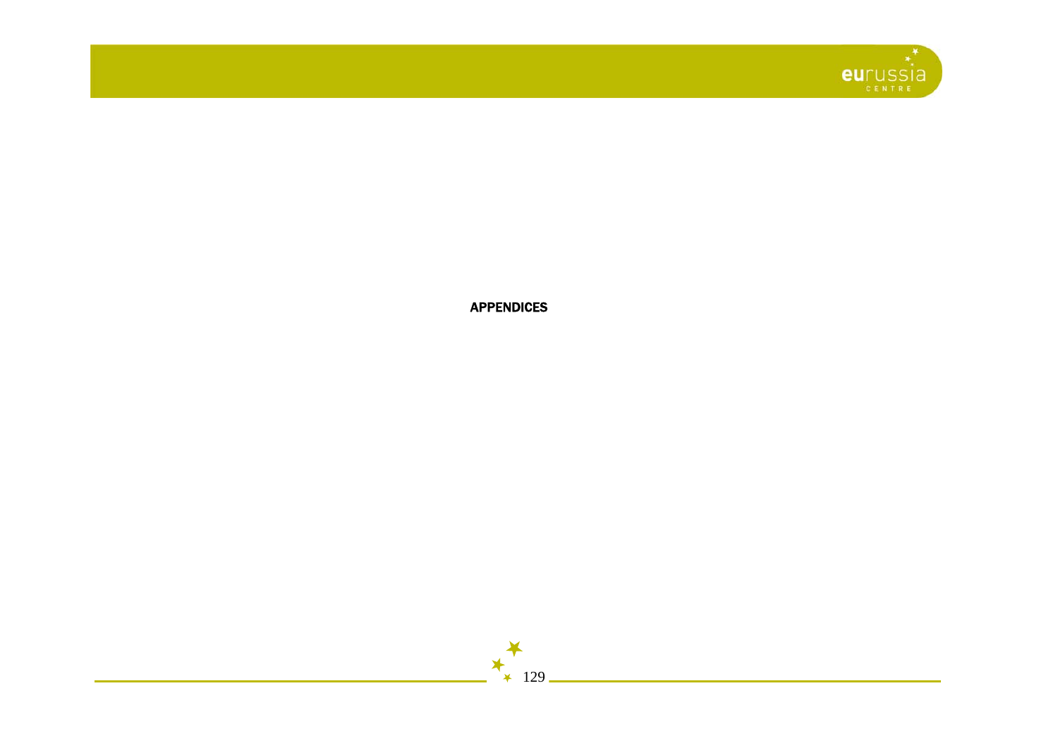# APPENDICES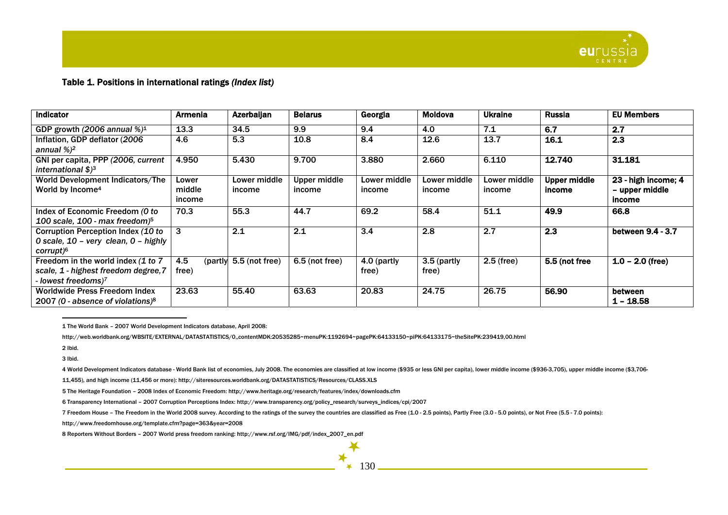**Table 1. Positions in international ratings *(Index list)***

| Indicator | Armenia | Azerbaijan | Belarus | Georgia | Moldova | Ukraine | Russia | EU Members |
|---|---|---|---|---|---|---|---|---|
| GDP growth *(2006 annual %)*[1] | 13.3 | 34.5 | 9.9 | 9.4 | 4.0 | 7.1 | **6.7** | **2.7** |
| Inflation, GDP deflator (*2006 annual %)*[2] | 4.6 | 5.3 | 10.8 | 8.4 | 12.6 | 13.7 | **16.1** | **2.3** |
| GNI per capita, PPP *(2006, current international $)*[3] | 4.950 | 5.430 | 9.700 | 3.880 | 2.660 | 6.110 | **12.740** | **31.181** |
| World Development Indicators/The World by Income[4] | Lower middle income | Lower middle income | Upper middle income | Lower middle income | Lower middle income | Lower middle income | **Upper middle income** | **23 - high income; 4 – upper middle income** |
| Index of Economic Freedom *(0 to 100 scale, 100 - max freedom)*[5] | 70.3 | 55.3 | 44.7 | 69.2 | 58.4 | 51.1 | **49.9** | **66.8** |
| Corruption Perception Index *(10 to 0 scale, 10 – very clean, 0 – highly corrupt)*[6] | 3 | 2.1 | 2.1 | 3.4 | 2.8 | 2.7 | **2.3** | **between 9.4 - 3.7** |
| Freedom in the world index *(1 to 7 scale, 1 - highest freedom degree, 7 - lowest freedoms)*[7] | 4.5 (partly free) | 5.5 (not free) | 6.5 (not free) | 4.0 (partly free) | 3.5 (partly free) | 2.5 (free) | **5.5 (not free** | **1.0 – 2.0 (free)** |
| Worldwide Press Freedom Index 2007 *(0 - absence of violations)*[8] | 23.63 | 55.40 | 63.63 | 20.83 | 24.75 | 26.75 | **56.90** | **between 1 – 18.58** |

---

1 The World Bank – 2007 World Development Indicators database, April 2008: http://web.worldbank.org/WBSITE/EXTERNAL/DATASTATISTICS/0,,contentMDK:20535285~menuPK:1192694~pagePK:64133150~piPK:64133175~theSitePK:239419,00.html

2 Ibid.

3 Ibid.

4 World Development Indicators database - World Bank list of economies, July 2008. The economies are classified at low income ($935 or less GNI per capita), lower middle income ($936-3,705), upper middle income ($3,706-11,455), and high income (11,456 or more): http://siteresources.worldbank.org/DATASTATISTICS/Resources/CLASS.XLS

5 The Heritage Foundation – 2008 Index of Economic Freedom: http://www.heritage.org/research/features/index/downloads.cfm

6 Transparency International – 2007 Corruption Perceptions Index: http://www.transparency.org/policy_research/surveys_indices/cpi/2007

7 Freedom House – The Freedom in the World 2008 survey. According to the ratings of the survey the countries are classified as Free (1.0 - 2.5 points), Partly Free (3.0 - 5.0 points), or Not Free (5.5 - 7.0 points): http://www.freedomhouse.org/template.cfm?page=363&year=2008

8 Reporters Without Borders – 2007 World press freedom ranking: http://www.rsf.org/IMG/pdf/index_2007_en.pdf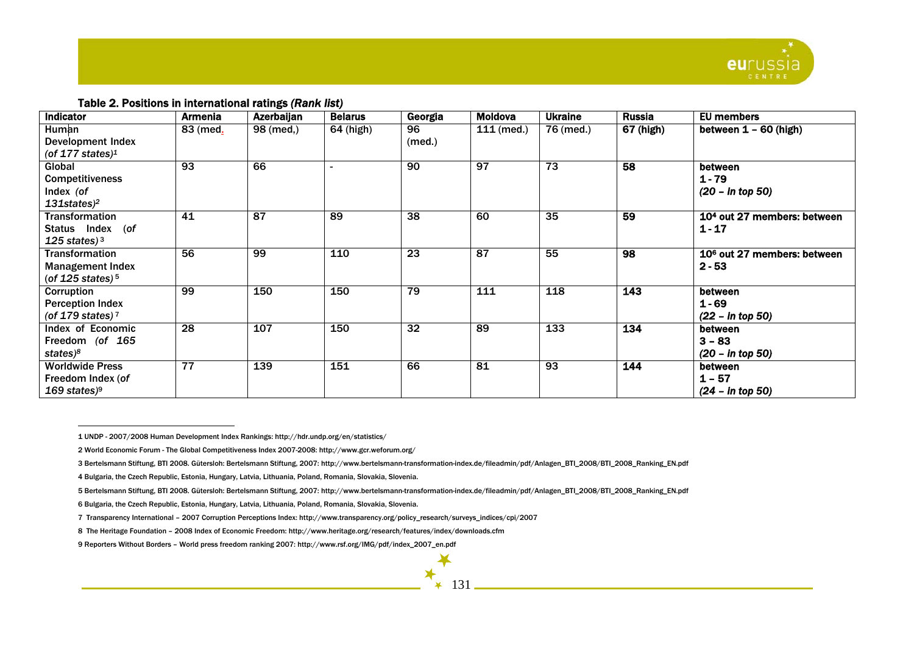**Table 2. Positions in international ratings** ***(Rank list)***

| Indicator | Armenia | Azerbaijan | Belarus | Georgia | Moldova | Ukraine | Russia | EU members |
|---|---|---|---|---|---|---|---|---|
| Human Development Index *(of 177 states)*[1] | 83 (med. | 98 (med,) | 64 (high) | 96 (med.) | 111 (med.) | 76 (med.) | **67 (high)** | **between 1 – 60 (high)** |
| Global Competitiveness Index *(of 131states)*[2] | 93 | 66 | - | 90 | 97 | 73 | **58** | **between 1 - 79** ***(20 – in top 50)*** |
| Transformation Status Index *(of 125 states)*[3] | 41 | 87 | 89 | 38 | 60 | 35 | **59** | **10[4] out 27 members: between 1 - 17** |
| Transformation Management Index (*of 125 states*)[5] | 56 | 99 | 110 | 23 | 87 | 55 | **98** | **10[6] out 27 members: between 2 - 53** |
| Corruption Perception Index *(of 179 states)*[7] | 99 | 150 | 150 | 79 | 111 | 118 | **143** | **between 1 - 69** ***(22 – in top 50)*** |
| Index of Economic Freedom *(of 165 states)*[8] | 28 | 107 | 150 | 32 | 89 | 133 | **134** | **between 3 – 83** ***(20 – in top 50)*** |
| Worldwide Press Freedom Index (*of 169 states*)[9] | 77 | 139 | 151 | 66 | 81 | 93 | **144** | **between 1 – 57** ***(24 – in top 50)*** |

1 UNDP - 2007/2008 Human Development Index Rankings: http://hdr.undp.org/en/statistics/

2 World Economic Forum - The Global Competitiveness Index 2007-2008: http://www.gcr.weforum.org/

3 Bertelsmann Stiftung, BTI 2008. Gütersloh: Bertelsmann Stiftung, 2007: http://www.bertelsmann-transformation-index.de/fileadmin/pdf/Anlagen_BTI_2008/BTI_2008_Ranking_EN.pdf

4 Bulgaria, the Czech Republic, Estonia, Hungary, Latvia, Lithuania, Poland, Romania, Slovakia, Slovenia.

5 Bertelsmann Stiftung, BTI 2008. Gütersloh: Bertelsmann Stiftung, 2007: http://www.bertelsmann-transformation-index.de/fileadmin/pdf/Anlagen_BTI_2008/BTI_2008_Ranking_EN.pdf

6 Bulgaria, the Czech Republic, Estonia, Hungary, Latvia, Lithuania, Poland, Romania, Slovakia, Slovenia.

7 Transparency International – 2007 Corruption Perceptions Index: http://www.transparency.org/policy_research/surveys_indices/cpi/2007

8 The Heritage Foundation – 2008 Index of Economic Freedom: http://www.heritage.org/research/features/index/downloads.cfm

9 Reporters Without Borders – World press freedom ranking 2007: http://www.rsf.org/IMG/pdf/index_2007_en.pdf